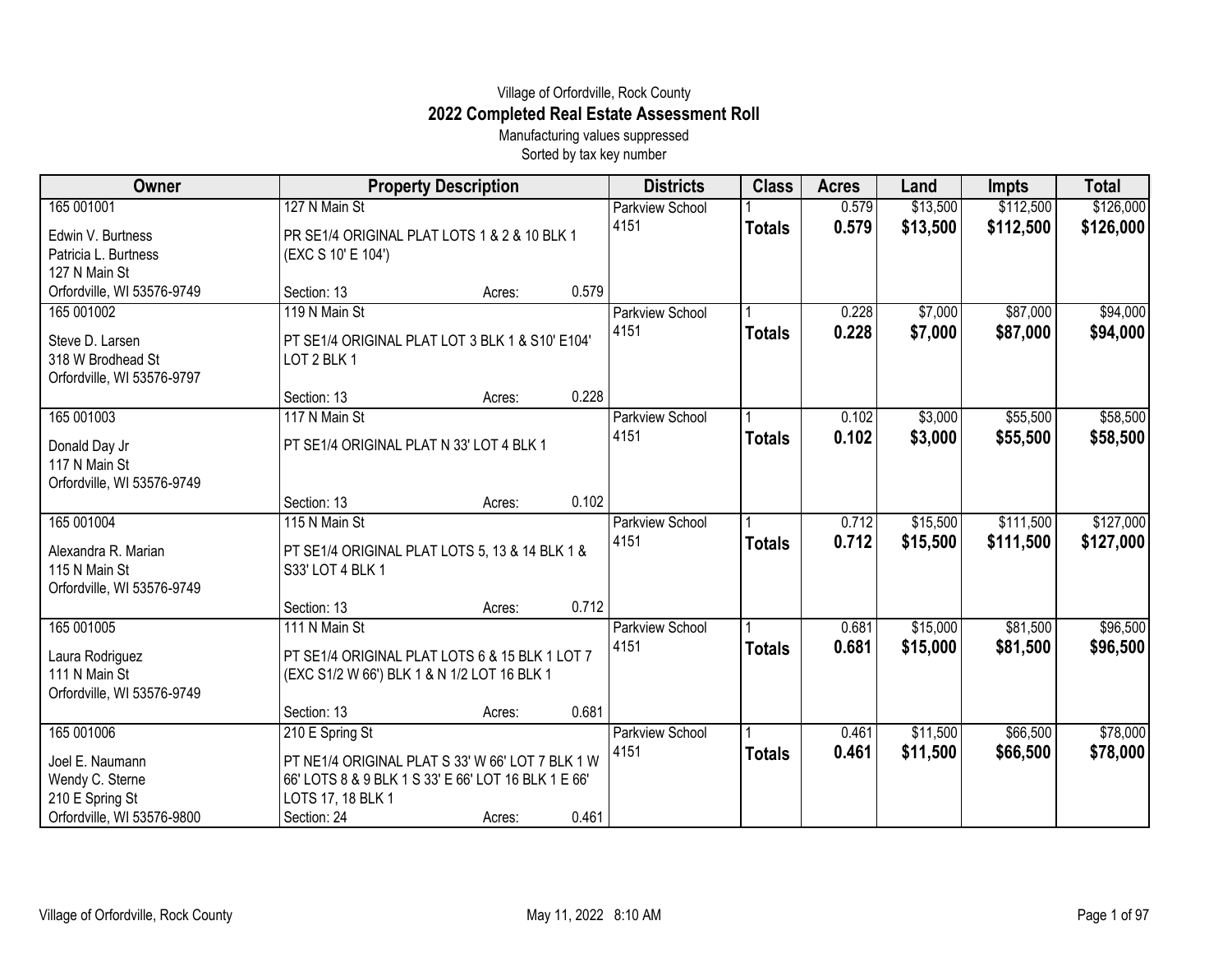Village of Orfordville, Rock County

# 2022 Completed Real Estate Assessment Roll

Manufacturing values suppressed

Sorted by tax key number

| Owner | Property Description | Districts | Class | Acres | Land | Impts | Total |
|---|---|---|---|---|---|---|---|
| 165 001001<br>Edwin V. Burtness<br>Patricia L. Burtness<br>127 N Main St<br>Orfordville, WI 53576-9749 | 127 N Main St<br>PR SE1/4 ORIGINAL PLAT LOTS 1 & 2 & 10 BLK 1 (EXC S 10' E 104')<br>Section: 13 Acres: 0.579 | Parkview School 4151 | 1<br>**Totals** | 0.579<br>**0.579** | $13,500<br>**$13,500** | $112,500<br>**$112,500** | $126,000<br>**$126,000** |
| 165 001002<br>Steve D. Larsen<br>318 W Brodhead St<br>Orfordville, WI 53576-9797 | 119 N Main St<br>PT SE1/4 ORIGINAL PLAT LOT 3 BLK 1 & S10' E104' LOT 2 BLK 1<br>Section: 13 Acres: 0.228 | Parkview School 4151 | 1<br>**Totals** | 0.228<br>**0.228** | $7,000<br>**$7,000** | $87,000<br>**$87,000** | $94,000<br>**$94,000** |
| 165 001003<br>Donald Day Jr<br>117 N Main St<br>Orfordville, WI 53576-9749 | 117 N Main St<br>PT SE1/4 ORIGINAL PLAT N 33' LOT 4 BLK 1<br>Section: 13 Acres: 0.102 | Parkview School 4151 | 1<br>**Totals** | 0.102<br>**0.102** | $3,000<br>**$3,000** | $55,500<br>**$55,500** | $58,500<br>**$58,500** |
| 165 001004<br>Alexandra R. Marian<br>115 N Main St<br>Orfordville, WI 53576-9749 | 115 N Main St<br>PT SE1/4 ORIGINAL PLAT LOTS 5, 13 & 14 BLK 1 & S33' LOT 4 BLK 1<br>Section: 13 Acres: 0.712 | Parkview School 4151 | 1<br>**Totals** | 0.712<br>**0.712** | $15,500<br>**$15,500** | $111,500<br>**$111,500** | $127,000<br>**$127,000** |
| 165 001005<br>Laura Rodriguez<br>111 N Main St<br>Orfordville, WI 53576-9749 | 111 N Main St<br>PT SE1/4 ORIGINAL PLAT LOTS 6 & 15 BLK 1 LOT 7 (EXC S1/2 W 66') BLK 1 & N 1/2 LOT 16 BLK 1<br>Section: 13 Acres: 0.681 | Parkview School 4151 | 1<br>**Totals** | 0.681<br>**0.681** | $15,000<br>**$15,000** | $81,500<br>**$81,500** | $96,500<br>**$96,500** |
| 165 001006<br>Joel E. Naumann<br>Wendy C. Sterne<br>210 E Spring St<br>Orfordville, WI 53576-9800 | 210 E Spring St<br>PT NE1/4 ORIGINAL PLAT S 33' W 66' LOT 7 BLK 1 W 66' LOTS 8 & 9 BLK 1 S 33' E 66' LOT 16 BLK 1 E 66' LOTS 17, 18 BLK 1<br>Section: 24 Acres: 0.461 | Parkview School 4151 | 1<br>**Totals** | 0.461<br>**0.461** | $11,500<br>**$11,500** | $66,500<br>**$66,500** | $78,000<br>**$78,000** |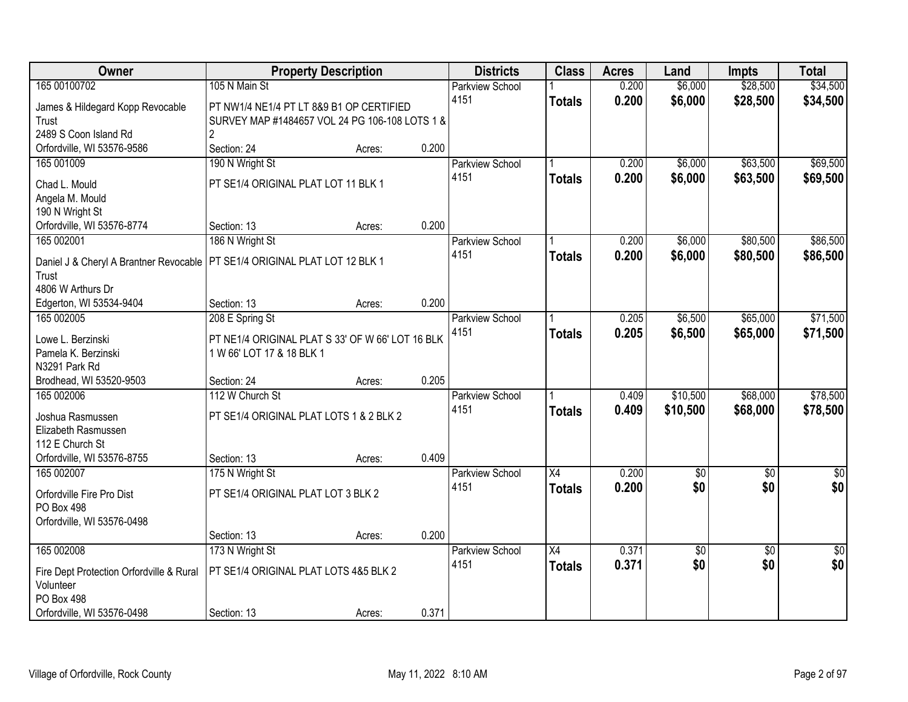| Owner | Property Description | Districts | Class | Acres | Land | Impts | Total |
|---|---|---|---|---|---|---|---|
| 165 00100702<br>James & Hildegard Kopp Revocable Trust<br>2489 S Coon Island Rd<br>Orfordville, WI 53576-9586 | 105 N Main St<br>PT NW1/4 NE1/4 PT LT 8&9 B1 OP CERTIFIED SURVEY MAP #1484657 VOL 24 PG 106-108 LOTS 1 & 2<br>Section: 24 Acres: 0.200 | Parkview School 4151 | 1<br>**Totals** | 0.200<br>**0.200** | $6,000<br>**$6,000** | $28,500<br>**$28,500** | $34,500<br>**$34,500** |
| 165 001009<br>Chad L. Mould<br>Angela M. Mould<br>190 N Wright St<br>Orfordville, WI 53576-8774 | 190 N Wright St<br>PT SE1/4 ORIGINAL PLAT LOT 11 BLK 1<br>Section: 13 Acres: 0.200 | Parkview School 4151 | 1<br>**Totals** | 0.200<br>**0.200** | $6,000<br>**$6,000** | $63,500<br>**$63,500** | $69,500<br>**$69,500** |
| 165 002001<br>Daniel J & Cheryl A Brantner Revocable Trust<br>4806 W Arthurs Dr<br>Edgerton, WI 53534-9404 | 186 N Wright St<br>PT SE1/4 ORIGINAL PLAT LOT 12 BLK 1<br>Section: 13 Acres: 0.200 | Parkview School 4151 | 1<br>**Totals** | 0.200<br>**0.200** | $6,000<br>**$6,000** | $80,500<br>**$80,500** | $86,500<br>**$86,500** |
| 165 002005<br>Lowe L. Berzinski<br>Pamela K. Berzinski<br>N3291 Park Rd<br>Brodhead, WI 53520-9503 | 208 E Spring St<br>PT NE1/4 ORIGINAL PLAT S 33' OF W 66' LOT 16 BLK 1 W 66' LOT 17 & 18 BLK 1<br>Section: 24 Acres: 0.205 | Parkview School 4151 | 1<br>**Totals** | 0.205<br>**0.205** | $6,500<br>**$6,500** | $65,000<br>**$65,000** | $71,500<br>**$71,500** |
| 165 002006<br>Joshua Rasmussen<br>Elizabeth Rasmussen<br>112 E Church St<br>Orfordville, WI 53576-8755 | 112 W Church St<br>PT SE1/4 ORIGINAL PLAT LOTS 1 & 2 BLK 2<br>Section: 13 Acres: 0.409 | Parkview School 4151 | 1<br>**Totals** | 0.409<br>**0.409** | $10,500<br>**$10,500** | $68,000<br>**$68,000** | $78,500<br>**$78,500** |
| 165 002007<br>Orfordville Fire Pro Dist<br>PO Box 498<br>Orfordville, WI 53576-0498 | 175 N Wright St<br>PT SE1/4 ORIGINAL PLAT LOT 3 BLK 2<br>Section: 13 Acres: 0.200 | Parkview School 4151 | X4<br>**Totals** | 0.200<br>**0.200** | $0<br>**$0** | $0<br>**$0** | $0<br>**$0** |
| 165 002008<br>Fire Dept Protection Orfordville & Rural Volunteer<br>PO Box 498<br>Orfordville, WI 53576-0498 | 173 N Wright St<br>PT SE1/4 ORIGINAL PLAT LOTS 4&5 BLK 2<br>Section: 13 Acres: 0.371 | Parkview School 4151 | X4<br>**Totals** | 0.371<br>**0.371** | $0<br>**$0** | $0<br>**$0** | $0<br>**$0** |

Village of Orfordville, Rock County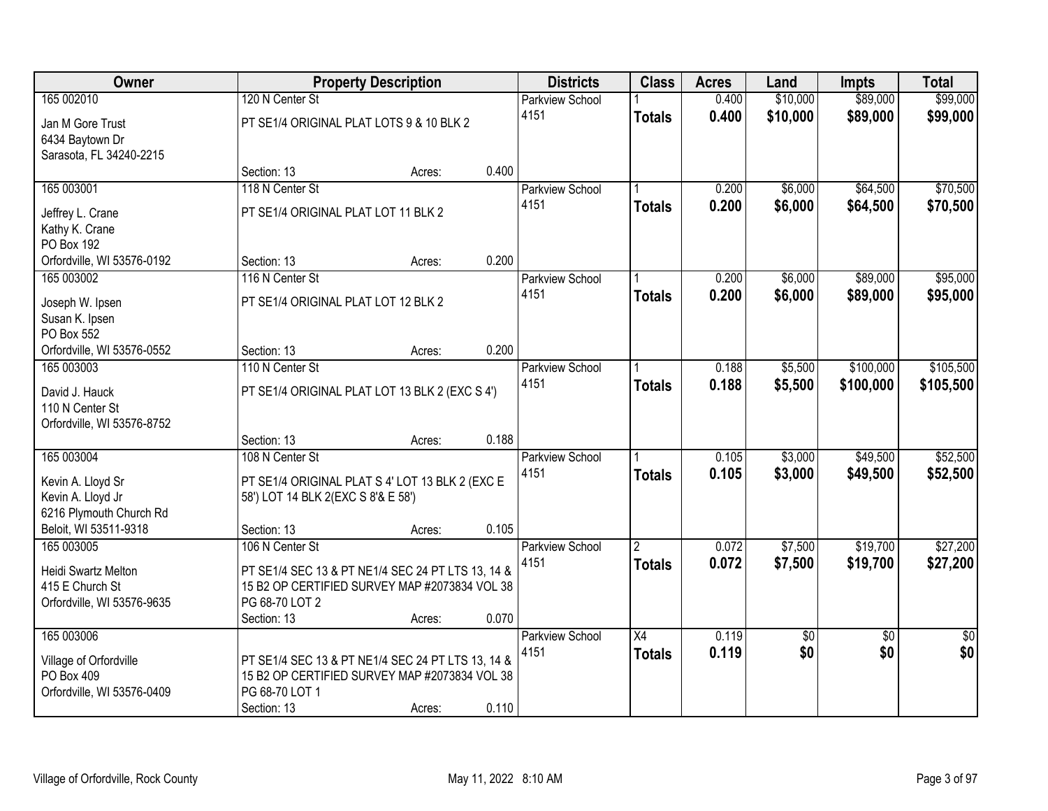| Owner | Property Description | Districts | Class | Acres | Land | Impts | Total |
|---|---|---|---|---|---|---|---|
| 165 002010<br>Jan M Gore Trust<br>6434 Baytown Dr<br>Sarasota, FL 34240-2215 | 120 N Center St<br>PT SE1/4 ORIGINAL PLAT LOTS 9 & 10 BLK 2<br>Section: 13 Acres: 0.400 | Parkview School 4151 | 1<br>**Totals** | 0.400<br>**0.400** | $10,000<br>**$10,000** | $89,000<br>**$89,000** | $99,000<br>**$99,000** |
| 165 003001<br>Jeffrey L. Crane<br>Kathy K. Crane<br>PO Box 192<br>Orfordville, WI 53576-0192 | 118 N Center St<br>PT SE1/4 ORIGINAL PLAT LOT 11 BLK 2<br>Section: 13 Acres: 0.200 | Parkview School 4151 | 1<br>**Totals** | 0.200<br>**0.200** | $6,000<br>**$6,000** | $64,500<br>**$64,500** | $70,500<br>**$70,500** |
| 165 003002<br>Joseph W. Ipsen<br>Susan K. Ipsen<br>PO Box 552<br>Orfordville, WI 53576-0552 | 116 N Center St<br>PT SE1/4 ORIGINAL PLAT LOT 12 BLK 2<br>Section: 13 Acres: 0.200 | Parkview School 4151 | 1<br>**Totals** | 0.200<br>**0.200** | $6,000<br>**$6,000** | $89,000<br>**$89,000** | $95,000<br>**$95,000** |
| 165 003003<br>David J. Hauck<br>110 N Center St<br>Orfordville, WI 53576-8752 | 110 N Center St<br>PT SE1/4 ORIGINAL PLAT LOT 13 BLK 2 (EXC S 4')<br>Section: 13 Acres: 0.188 | Parkview School 4151 | 1<br>**Totals** | 0.188<br>**0.188** | $5,500<br>**$5,500** | $100,000<br>**$100,000** | $105,500<br>**$105,500** |
| 165 003004<br>Kevin A. Lloyd Sr<br>Kevin A. Lloyd Jr<br>6216 Plymouth Church Rd<br>Beloit, WI 53511-9318 | 108 N Center St<br>PT SE1/4 ORIGINAL PLAT S 4' LOT 13 BLK 2 (EXC E 58') LOT 14 BLK 2(EXC S 8'& E 58')<br>Section: 13 Acres: 0.105 | Parkview School 4151 | 1<br>**Totals** | 0.105<br>**0.105** | $3,000<br>**$3,000** | $49,500<br>**$49,500** | $52,500<br>**$52,500** |
| 165 003005<br>Heidi Swartz Melton<br>415 E Church St<br>Orfordville, WI 53576-9635 | 106 N Center St<br>PT SE1/4 SEC 13 & PT NE1/4 SEC 24 PT LTS 13, 14 & 15 B2 OP CERTIFIED SURVEY MAP #2073834 VOL 38 PG 68-70 LOT 2<br>Section: 13 Acres: 0.070 | Parkview School 4151 | 2<br>**Totals** | 0.072<br>**0.072** | $7,500<br>**$7,500** | $19,700<br>**$19,700** | $27,200<br>**$27,200** |
| 165 003006<br>Village of Orfordville<br>PO Box 409<br>Orfordville, WI 53576-0409 | PT SE1/4 SEC 13 & PT NE1/4 SEC 24 PT LTS 13, 14 & 15 B2 OP CERTIFIED SURVEY MAP #2073834 VOL 38 PG 68-70 LOT 1<br>Section: 13 Acres: 0.110 | Parkview School 4151 | X4<br>**Totals** | 0.119<br>**0.119** | $0<br>**$0** | $0<br>**$0** | $0<br>**$0** |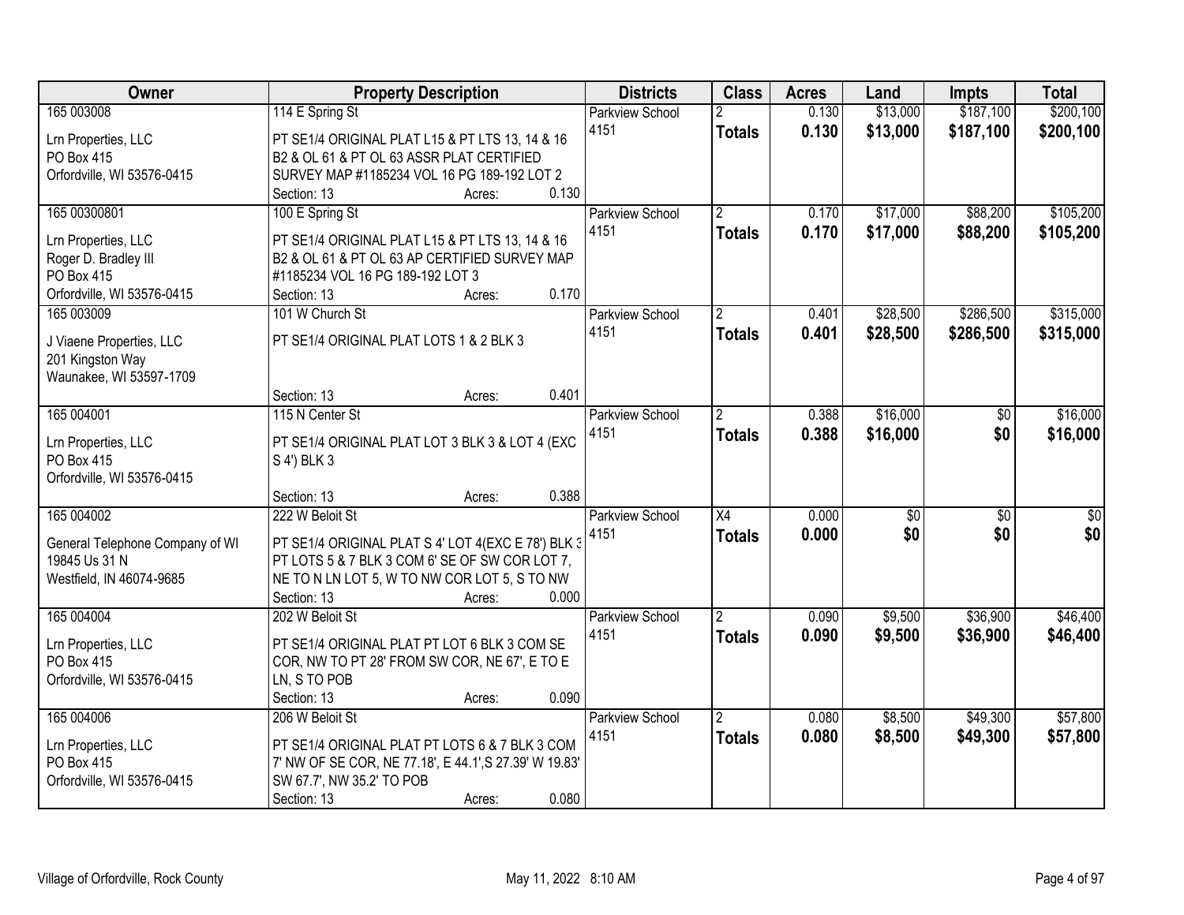| Owner | Property Description | Districts | Class | Acres | Land | Impts | Total |
|---|---|---|---|---|---|---|---|
| 165 003008<br>Lrn Properties, LLC<br>PO Box 415<br>Orfordville, WI 53576-0415 | 114 E Spring St<br>PT SE1/4 ORIGINAL PLAT L15 & PT LTS 13, 14 & 16 B2 & OL 61 & PT OL 63 ASSR PLAT CERTIFIED SURVEY MAP #1185234 VOL 16 PG 189-192 LOT 2<br>Section: 13 Acres: 0.130 | Parkview School 4151 | 2<br>**Totals** | 0.130<br>**0.130** | $13,000<br>**$13,000** | $187,100<br>**$187,100** | $200,100<br>**$200,100** |
| 165 00300801<br>Lrn Properties, LLC<br>Roger D. Bradley III<br>PO Box 415<br>Orfordville, WI 53576-0415 | 100 E Spring St<br>PT SE1/4 ORIGINAL PLAT L15 & PT LTS 13, 14 & 16 B2 & OL 61 & PT OL 63 AP CERTIFIED SURVEY MAP #1185234 VOL 16 PG 189-192 LOT 3<br>Section: 13 Acres: 0.170 | Parkview School 4151 | 2<br>**Totals** | 0.170<br>**0.170** | $17,000<br>**$17,000** | $88,200<br>**$88,200** | $105,200<br>**$105,200** |
| 165 003009<br>J Viaene Properties, LLC<br>201 Kingston Way<br>Waunakee, WI 53597-1709 | 101 W Church St<br>PT SE1/4 ORIGINAL PLAT LOTS 1 & 2 BLK 3<br>Section: 13 Acres: 0.401 | Parkview School 4151 | 2<br>**Totals** | 0.401<br>**0.401** | $28,500<br>**$28,500** | $286,500<br>**$286,500** | $315,000<br>**$315,000** |
| 165 004001<br>Lrn Properties, LLC<br>PO Box 415<br>Orfordville, WI 53576-0415 | 115 N Center St<br>PT SE1/4 ORIGINAL PLAT LOT 3 BLK 3 & LOT 4 (EXC S 4') BLK 3<br>Section: 13 Acres: 0.388 | Parkview School 4151 | 2<br>**Totals** | 0.388<br>**0.388** | $16,000<br>**$16,000** | $0<br>**$0** | $16,000<br>**$16,000** |
| 165 004002<br>General Telephone Company of WI<br>19845 Us 31 N<br>Westfield, IN 46074-9685 | 222 W Beloit St<br>PT SE1/4 ORIGINAL PLAT S 4' LOT 4(EXC E 78') BLK 3 PT LOTS 5 & 7 BLK 3 COM 6' SE OF SW COR LOT 7, NE TO N LN LOT 5, W TO NW COR LOT 5, S TO NW<br>Section: 13 Acres: 0.000 | Parkview School 4151 | X4<br>**Totals** | 0.000<br>**0.000** | $0<br>**$0** | $0<br>**$0** | $0<br>**$0** |
| 165 004004<br>Lrn Properties, LLC<br>PO Box 415<br>Orfordville, WI 53576-0415 | 202 W Beloit St<br>PT SE1/4 ORIGINAL PLAT PT LOT 6 BLK 3 COM SE COR, NW TO PT 28' FROM SW COR, NE 67', E TO E LN, S TO POB<br>Section: 13 Acres: 0.090 | Parkview School 4151 | 2<br>**Totals** | 0.090<br>**0.090** | $9,500<br>**$9,500** | $36,900<br>**$36,900** | $46,400<br>**$46,400** |
| 165 004006<br>Lrn Properties, LLC<br>PO Box 415<br>Orfordville, WI 53576-0415 | 206 W Beloit St<br>PT SE1/4 ORIGINAL PLAT PT LOTS 6 & 7 BLK 3 COM 7' NW OF SE COR, NE 77.18', E 44.1',S 27.39' W 19.83' SW 67.7', NW 35.2' TO POB<br>Section: 13 Acres: 0.080 | Parkview School 4151 | 2<br>**Totals** | 0.080<br>**0.080** | $8,500<br>**$8,500** | $49,300<br>**$49,300** | $57,800<br>**$57,800** |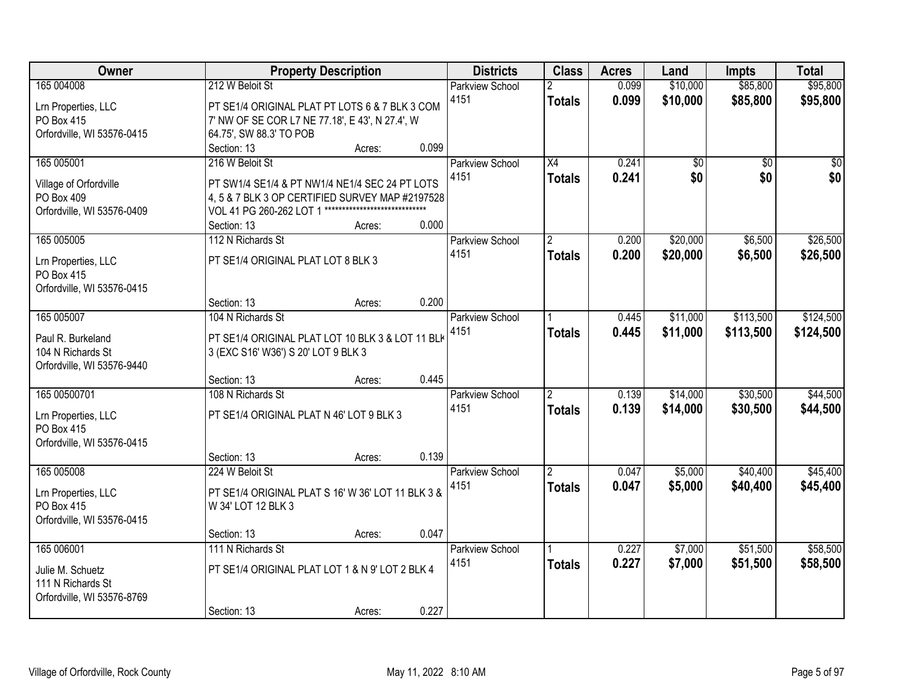| Owner | Property Description | Districts | Class | Acres | Land | Impts | Total |
|---|---|---|---|---|---|---|---|
| 165 004008<br>Lrn Properties, LLC<br>PO Box 415<br>Orfordville, WI 53576-0415 | 212 W Beloit St<br>PT SE1/4 ORIGINAL PLAT PT LOTS 6 & 7 BLK 3 COM 7' NW OF SE COR L7 NE 77.18', E 43', N 27.4', W 64.75', SW 88.3' TO POB<br>Section: 13 Acres: 0.099 | Parkview School 4151 | 2<br>**Totals** | 0.099<br>**0.099** | $10,000<br>**$10,000** | $85,800<br>**$85,800** | $95,800<br>**$95,800** |
| 165 005001<br>Village of Orfordville<br>PO Box 409<br>Orfordville, WI 53576-0409 | 216 W Beloit St<br>PT SW1/4 SE1/4 & PT NW1/4 NE1/4 SEC 24 PT LOTS 4, 5 & 7 BLK 3 OP CERTIFIED SURVEY MAP #2197528 VOL 41 PG 260-262 LOT 1 ******************************<br>Section: 13 Acres: 0.000 | Parkview School 4151 | X4<br>**Totals** | 0.241<br>**0.241** | $0<br>**$0** | $0<br>**$0** | $0<br>**$0** |
| 165 005005<br>Lrn Properties, LLC<br>PO Box 415<br>Orfordville, WI 53576-0415 | 112 N Richards St<br>PT SE1/4 ORIGINAL PLAT LOT 8 BLK 3<br>Section: 13 Acres: 0.200 | Parkview School 4151 | 2<br>**Totals** | 0.200<br>**0.200** | $20,000<br>**$20,000** | $6,500<br>**$6,500** | $26,500<br>**$26,500** |
| 165 005007<br>Paul R. Burkeland<br>104 N Richards St<br>Orfordville, WI 53576-9440 | 104 N Richards St<br>PT SE1/4 ORIGINAL PLAT LOT 10 BLK 3 & LOT 11 BLK 3 (EXC S16' W36') S 20' LOT 9 BLK 3<br>Section: 13 Acres: 0.445 | Parkview School 4151 | 1<br>**Totals** | 0.445<br>**0.445** | $11,000<br>**$11,000** | $113,500<br>**$113,500** | $124,500<br>**$124,500** |
| 165 00500701<br>Lrn Properties, LLC<br>PO Box 415<br>Orfordville, WI 53576-0415 | 108 N Richards St<br>PT SE1/4 ORIGINAL PLAT N 46' LOT 9 BLK 3<br>Section: 13 Acres: 0.139 | Parkview School 4151 | 2<br>**Totals** | 0.139<br>**0.139** | $14,000<br>**$14,000** | $30,500<br>**$30,500** | $44,500<br>**$44,500** |
| 165 005008<br>Lrn Properties, LLC<br>PO Box 415<br>Orfordville, WI 53576-0415 | 224 W Beloit St<br>PT SE1/4 ORIGINAL PLAT S 16' W 36' LOT 11 BLK 3 & W 34' LOT 12 BLK 3<br>Section: 13 Acres: 0.047 | Parkview School 4151 | 2<br>**Totals** | 0.047<br>**0.047** | $5,000<br>**$5,000** | $40,400<br>**$40,400** | $45,400<br>**$45,400** |
| 165 006001<br>Julie M. Schuetz<br>111 N Richards St<br>Orfordville, WI 53576-8769 | 111 N Richards St<br>PT SE1/4 ORIGINAL PLAT LOT 1 & N 9' LOT 2 BLK 4<br>Section: 13 Acres: 0.227 | Parkview School 4151 | 1<br>**Totals** | 0.227<br>**0.227** | $7,000<br>**$7,000** | $51,500<br>**$51,500** | $58,500<br>**$58,500** |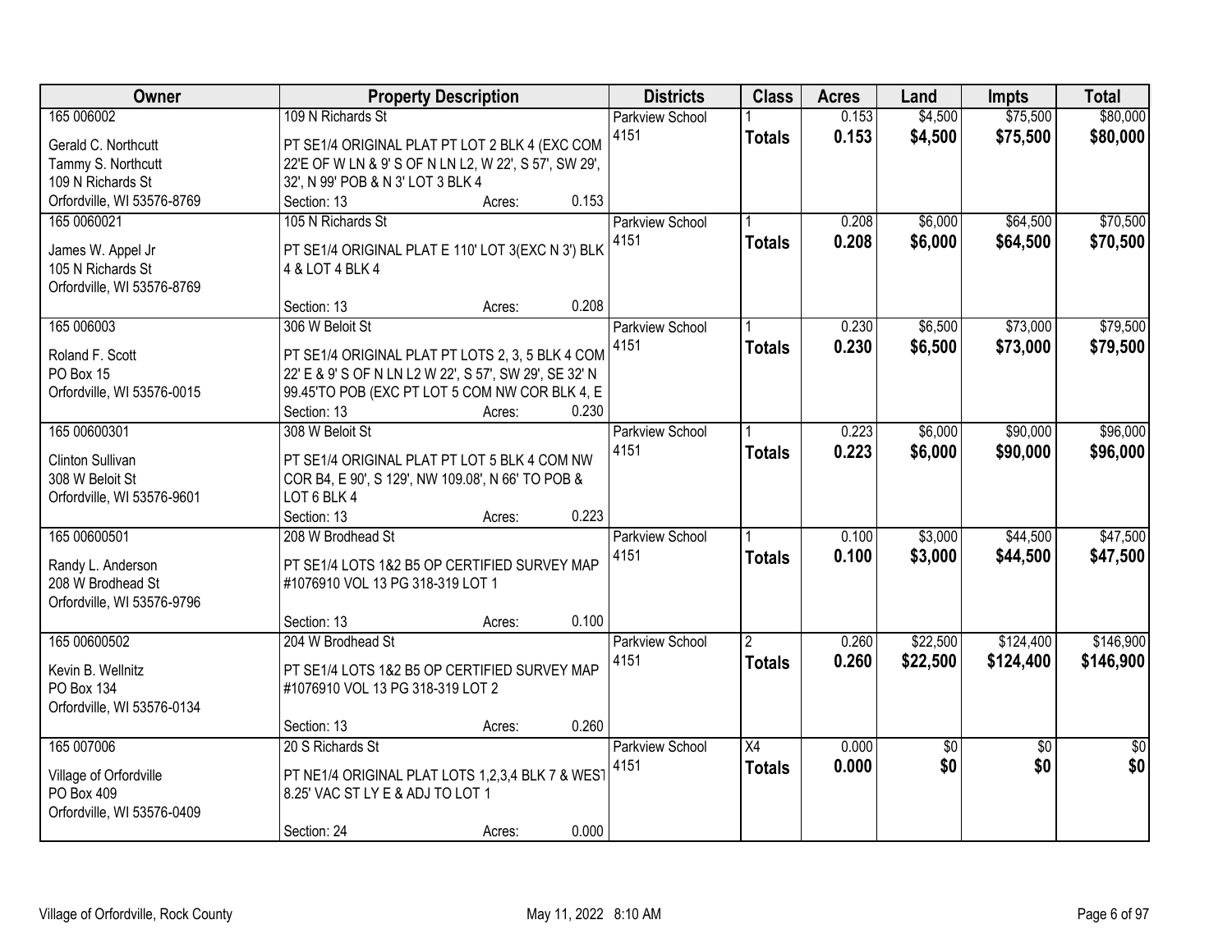| Owner | Property Description | | | Districts | Class | Acres | Land | Impts | Total |
|---|---|---|---|---|---|---|---|---|---|
| 165 006002<br>Gerald C. Northcutt<br>Tammy S. Northcutt<br>109 N Richards St<br>Orfordville, WI 53576-8769 | 109 N Richards St<br>PT SE1/4 ORIGINAL PLAT PT LOT 2 BLK 4 (EXC COM 22'E OF W LN & 9' S OF N LN L2, W 22', S 57', SW 29', 32', N 99' POB & N 3' LOT 3 BLK 4<br>Section: 13 | Acres: | 0.153 | Parkview School 4151 | 1<br>**Totals** | 0.153<br>**0.153** | $4,500<br>**$4,500** | $75,500<br>**$75,500** | $80,000<br>**$80,000** |
| 165 0060021<br>James W. Appel Jr<br>105 N Richards St<br>Orfordville, WI 53576-8769 | 105 N Richards St<br>PT SE1/4 ORIGINAL PLAT E 110' LOT 3(EXC N 3') BLK 4 & LOT 4 BLK 4<br>Section: 13 | Acres: | 0.208 | Parkview School 4151 | 1<br>**Totals** | 0.208<br>**0.208** | $6,000<br>**$6,000** | $64,500<br>**$64,500** | $70,500<br>**$70,500** |
| 165 006003<br>Roland F. Scott<br>PO Box 15<br>Orfordville, WI 53576-0015 | 306 W Beloit St<br>PT SE1/4 ORIGINAL PLAT PT LOTS 2, 3, 5 BLK 4 COM 22' E & 9' S OF N LN L2 W 22', S 57', SW 29', SE 32' N 99.45'TO POB (EXC PT LOT 5 COM NW COR BLK 4, E<br>Section: 13 | Acres: | 0.230 | Parkview School 4151 | 1<br>**Totals** | 0.230<br>**0.230** | $6,500<br>**$6,500** | $73,000<br>**$73,000** | $79,500<br>**$79,500** |
| 165 00600301<br>Clinton Sullivan<br>308 W Beloit St<br>Orfordville, WI 53576-9601 | 308 W Beloit St<br>PT SE1/4 ORIGINAL PLAT PT LOT 5 BLK 4 COM NW COR B4, E 90', S 129', NW 109.08', N 66' TO POB & LOT 6 BLK 4<br>Section: 13 | Acres: | 0.223 | Parkview School 4151 | 1<br>**Totals** | 0.223<br>**0.223** | $6,000<br>**$6,000** | $90,000<br>**$90,000** | $96,000<br>**$96,000** |
| 165 00600501<br>Randy L. Anderson<br>208 W Brodhead St<br>Orfordville, WI 53576-9796 | 208 W Brodhead St<br>PT SE1/4 LOTS 1&2 B5 OP CERTIFIED SURVEY MAP #1076910 VOL 13 PG 318-319 LOT 1<br>Section: 13 | Acres: | 0.100 | Parkview School 4151 | 1<br>**Totals** | 0.100<br>**0.100** | $3,000<br>**$3,000** | $44,500<br>**$44,500** | $47,500<br>**$47,500** |
| 165 00600502<br>Kevin B. Wellnitz<br>PO Box 134<br>Orfordville, WI 53576-0134 | 204 W Brodhead St<br>PT SE1/4 LOTS 1&2 B5 OP CERTIFIED SURVEY MAP #1076910 VOL 13 PG 318-319 LOT 2<br>Section: 13 | Acres: | 0.260 | Parkview School 4151 | 2<br>**Totals** | 0.260<br>**0.260** | $22,500<br>**$22,500** | $124,400<br>**$124,400** | $146,900<br>**$146,900** |
| 165 007006<br>Village of Orfordville<br>PO Box 409<br>Orfordville, WI 53576-0409 | 20 S Richards St<br>PT NE1/4 ORIGINAL PLAT LOTS 1,2,3,4 BLK 7 & WEST 8.25' VAC ST LY E & ADJ TO LOT 1<br>Section: 24 | Acres: | 0.000 | Parkview School 4151 | X4<br>**Totals** | 0.000<br>**0.000** | $0<br>**$0** | $0<br>**$0** | $0<br>**$0** |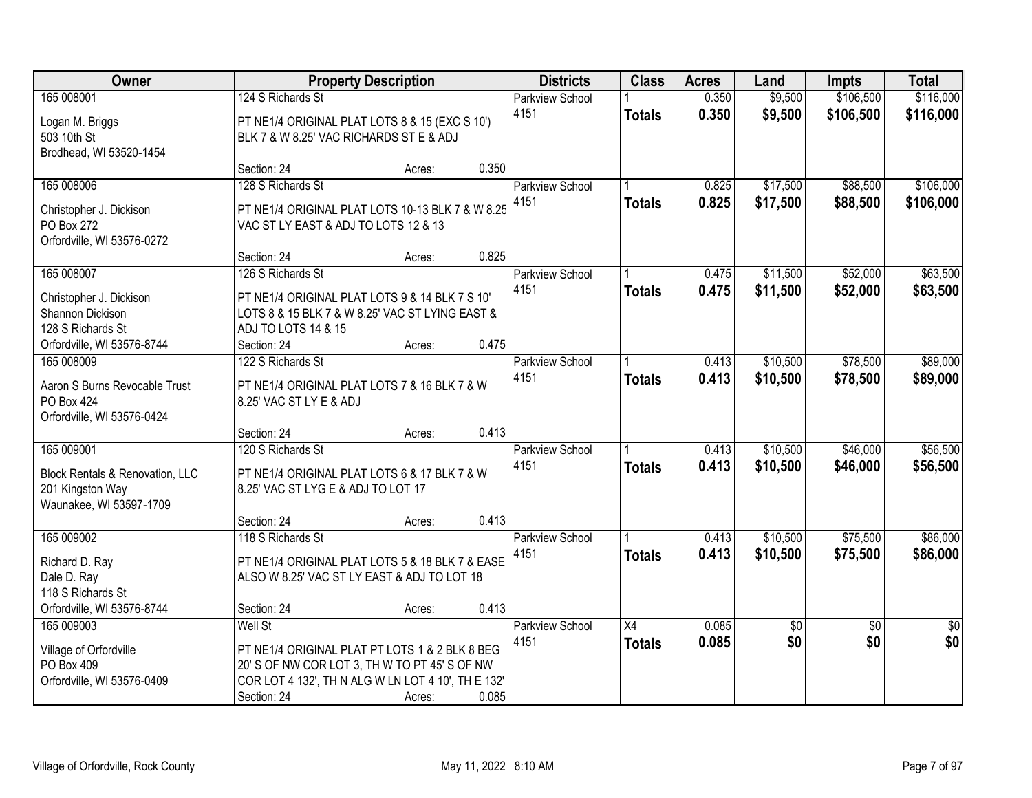| Owner | Property Description | Districts | Class | Acres | Land | Impts | Total |
|---|---|---|---|---|---|---|---|
| 165 008001<br>Logan M. Briggs<br>503 10th St<br>Brodhead, WI 53520-1454 | 124 S Richards St<br>PT NE1/4 ORIGINAL PLAT LOTS 8 & 15 (EXC S 10') BLK 7 & W 8.25' VAC RICHARDS ST E & ADJ<br>Section: 24 Acres: 0.350 | Parkview School 4151 | 1<br>**Totals** | 0.350<br>**0.350** | $9,500<br>**$9,500** | $106,500<br>**$106,500** | $116,000<br>**$116,000** |
| 165 008006<br>Christopher J. Dickison<br>PO Box 272<br>Orfordville, WI 53576-0272 | 128 S Richards St<br>PT NE1/4 ORIGINAL PLAT LOTS 10-13 BLK 7 & W 8.25 VAC ST LY EAST & ADJ TO LOTS 12 & 13<br>Section: 24 Acres: 0.825 | Parkview School 4151 | 1<br>**Totals** | 0.825<br>**0.825** | $17,500<br>**$17,500** | $88,500<br>**$88,500** | $106,000<br>**$106,000** |
| 165 008007<br>Christopher J. Dickison<br>Shannon Dickison<br>128 S Richards St<br>Orfordville, WI 53576-8744 | 126 S Richards St<br>PT NE1/4 ORIGINAL PLAT LOTS 9 & 14 BLK 7 S 10' LOTS 8 & 15 BLK 7 & W 8.25' VAC ST LYING EAST & ADJ TO LOTS 14 & 15<br>Section: 24 Acres: 0.475 | Parkview School 4151 | 1<br>**Totals** | 0.475<br>**0.475** | $11,500<br>**$11,500** | $52,000<br>**$52,000** | $63,500<br>**$63,500** |
| 165 008009<br>Aaron S Burns Revocable Trust<br>PO Box 424<br>Orfordville, WI 53576-0424 | 122 S Richards St<br>PT NE1/4 ORIGINAL PLAT LOTS 7 & 16 BLK 7 & W 8.25' VAC ST LY E & ADJ<br>Section: 24 Acres: 0.413 | Parkview School 4151 | 1<br>**Totals** | 0.413<br>**0.413** | $10,500<br>**$10,500** | $78,500<br>**$78,500** | $89,000<br>**$89,000** |
| 165 009001<br>Block Rentals & Renovation, LLC<br>201 Kingston Way<br>Waunakee, WI 53597-1709 | 120 S Richards St<br>PT NE1/4 ORIGINAL PLAT LOTS 6 & 17 BLK 7 & W 8.25' VAC ST LYG E & ADJ TO LOT 17<br>Section: 24 Acres: 0.413 | Parkview School 4151 | 1<br>**Totals** | 0.413<br>**0.413** | $10,500<br>**$10,500** | $46,000<br>**$46,000** | $56,500<br>**$56,500** |
| 165 009002<br>Richard D. Ray<br>Dale D. Ray<br>118 S Richards St<br>Orfordville, WI 53576-8744 | 118 S Richards St<br>PT NE1/4 ORIGINAL PLAT LOTS 5 & 18 BLK 7 & EASE ALSO W 8.25' VAC ST LY EAST & ADJ TO LOT 18<br>Section: 24 Acres: 0.413 | Parkview School 4151 | 1<br>**Totals** | 0.413<br>**0.413** | $10,500<br>**$10,500** | $75,500<br>**$75,500** | $86,000<br>**$86,000** |
| 165 009003<br>Village of Orfordville<br>PO Box 409<br>Orfordville, WI 53576-0409 | Well St<br>PT NE1/4 ORIGINAL PLAT PT LOTS 1 & 2 BLK 8 BEG 20' S OF NW COR LOT 3, TH W TO PT 45' S OF NW COR LOT 4 132', TH N ALG W LN LOT 4 10', TH E 132'<br>Section: 24 Acres: 0.085 | Parkview School 4151 | X4<br>**Totals** | 0.085<br>**0.085** | $0<br>**$0** | $0<br>**$0** | $0<br>**$0** |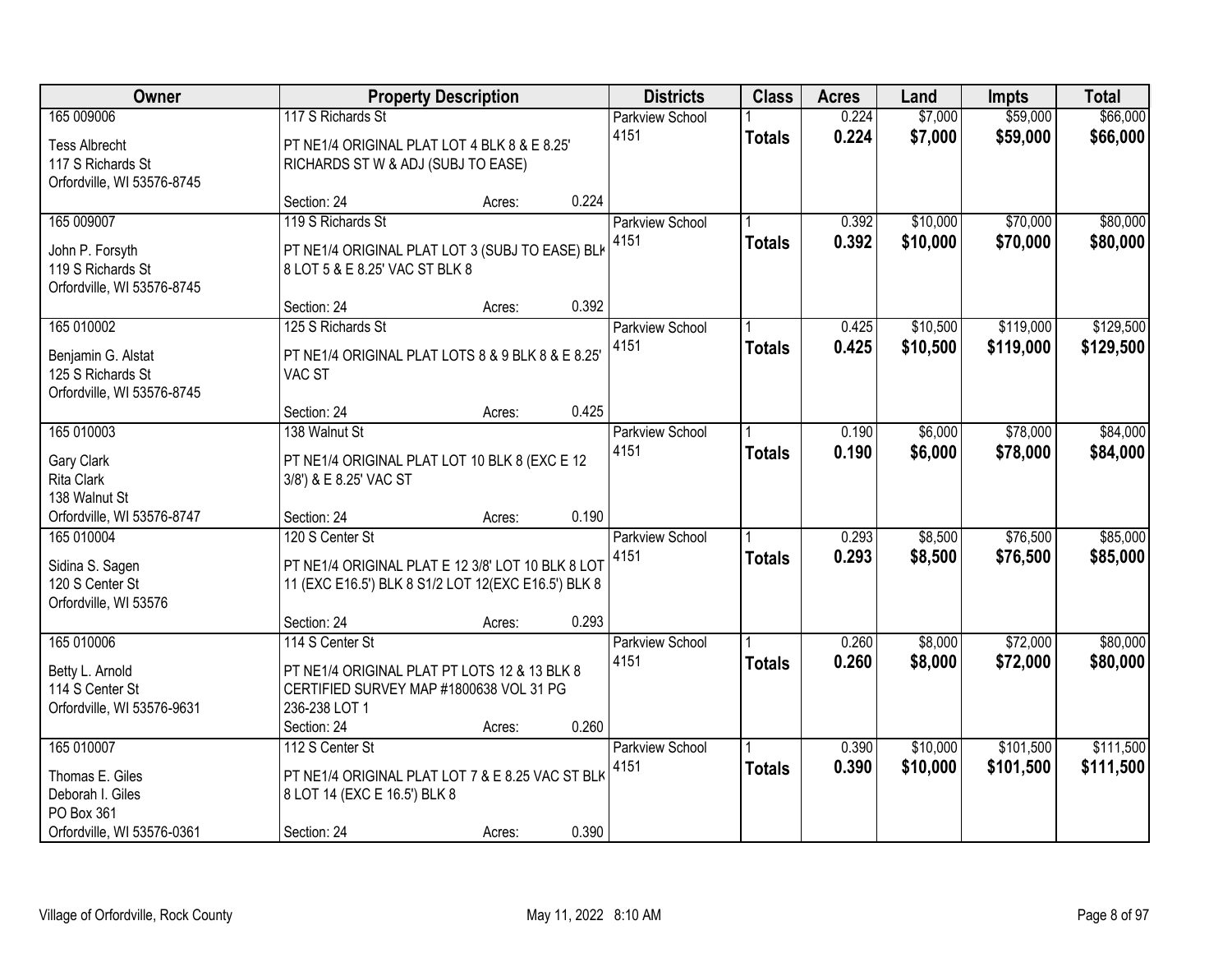| Owner | Property Description | Districts | Class | Acres | Land | Impts | Total |
|---|---|---|---|---|---|---|---|
| 165 009006<br>Tess Albrecht<br>117 S Richards St<br>Orfordville, WI 53576-8745 | 117 S Richards St<br>PT NE1/4 ORIGINAL PLAT LOT 4 BLK 8 & E 8.25' RICHARDS ST W & ADJ (SUBJ TO EASE)<br>Section: 24 Acres: 0.224 | Parkview School 4151 | 1<br>**Totals** | 0.224<br>**0.224** | $7,000<br>**$7,000** | $59,000<br>**$59,000** | $66,000<br>**$66,000** |
| 165 009007<br>John P. Forsyth<br>119 S Richards St<br>Orfordville, WI 53576-8745 | 119 S Richards St<br>PT NE1/4 ORIGINAL PLAT LOT 3 (SUBJ TO EASE) BLK 8 LOT 5 & E 8.25' VAC ST BLK 8<br>Section: 24 Acres: 0.392 | Parkview School 4151 | 1<br>**Totals** | 0.392<br>**0.392** | $10,000<br>**$10,000** | $70,000<br>**$70,000** | $80,000<br>**$80,000** |
| 165 010002<br>Benjamin G. Alstat<br>125 S Richards St<br>Orfordville, WI 53576-8745 | 125 S Richards St<br>PT NE1/4 ORIGINAL PLAT LOTS 8 & 9 BLK 8 & E 8.25' VAC ST<br>Section: 24 Acres: 0.425 | Parkview School 4151 | 1<br>**Totals** | 0.425<br>**0.425** | $10,500<br>**$10,500** | $119,000<br>**$119,000** | $129,500<br>**$129,500** |
| 165 010003<br>Gary Clark<br>Rita Clark<br>138 Walnut St<br>Orfordville, WI 53576-8747 | 138 Walnut St<br>PT NE1/4 ORIGINAL PLAT LOT 10 BLK 8 (EXC E 12 3/8') & E 8.25' VAC ST<br>Section: 24 Acres: 0.190 | Parkview School 4151 | 1<br>**Totals** | 0.190<br>**0.190** | $6,000<br>**$6,000** | $78,000<br>**$78,000** | $84,000<br>**$84,000** |
| 165 010004<br>Sidina S. Sagen<br>120 S Center St<br>Orfordville, WI 53576 | 120 S Center St<br>PT NE1/4 ORIGINAL PLAT E 12 3/8' LOT 10 BLK 8 LOT 11 (EXC E16.5') BLK 8 S1/2 LOT 12(EXC E16.5') BLK 8<br>Section: 24 Acres: 0.293 | Parkview School 4151 | 1<br>**Totals** | 0.293<br>**0.293** | $8,500<br>**$8,500** | $76,500<br>**$76,500** | $85,000<br>**$85,000** |
| 165 010006<br>Betty L. Arnold<br>114 S Center St<br>Orfordville, WI 53576-9631 | 114 S Center St<br>PT NE1/4 ORIGINAL PLAT PT LOTS 12 & 13 BLK 8 CERTIFIED SURVEY MAP #1800638 VOL 31 PG 236-238 LOT 1<br>Section: 24 Acres: 0.260 | Parkview School 4151 | 1<br>**Totals** | 0.260<br>**0.260** | $8,000<br>**$8,000** | $72,000<br>**$72,000** | $80,000<br>**$80,000** |
| 165 010007<br>Thomas E. Giles<br>Deborah I. Giles<br>PO Box 361<br>Orfordville, WI 53576-0361 | 112 S Center St<br>PT NE1/4 ORIGINAL PLAT LOT 7 & E 8.25 VAC ST BLK 8 LOT 14 (EXC E 16.5') BLK 8<br>Section: 24 Acres: 0.390 | Parkview School 4151 | 1<br>**Totals** | 0.390<br>**0.390** | $10,000<br>**$10,000** | $101,500<br>**$101,500** | $111,500<br>**$111,500** |

Village of Orfordville, Rock County May 11, 2022 8:10 AM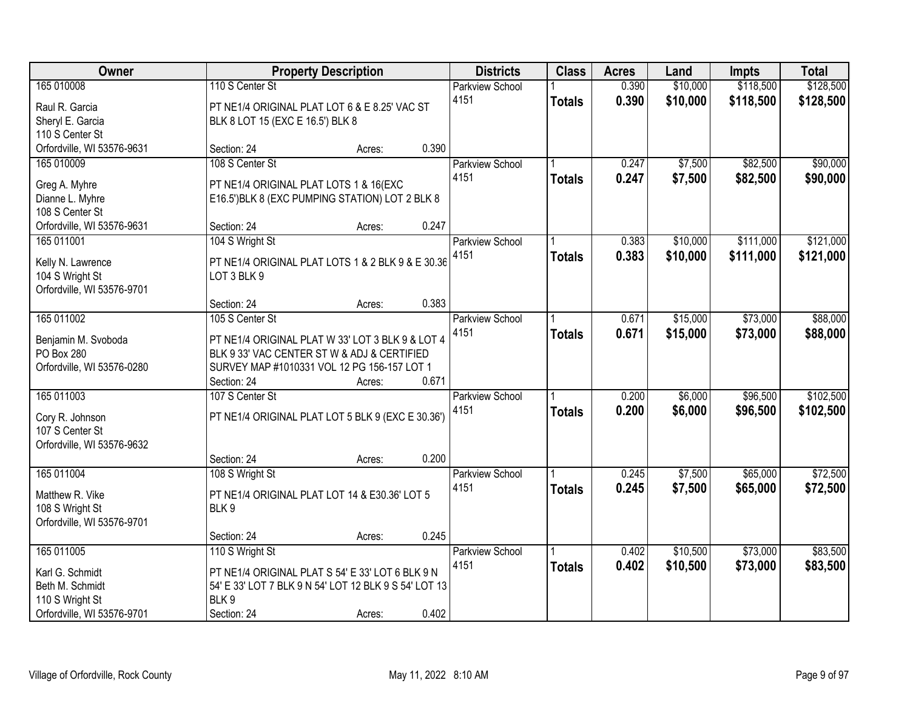| Owner | Property Description | | | Districts | Class | Acres | Land | Impts | Total |
|---|---|---|---|---|---|---|---|---|---|
| 165 010008 | 110 S Center St | | | Parkview School | 1 | 0.390 | $10,000 | $118,500 | $128,500 |
| Raul R. Garcia<br>Sheryl E. Garcia<br>110 S Center St<br>Orfordville, WI 53576-9631 | PT NE1/4 ORIGINAL PLAT LOT 6 & E 8.25' VAC ST BLK 8 LOT 15 (EXC E 16.5') BLK 8 | | | 4151 | **Totals** | **0.390** | **$10,000** | **$118,500** | **$128,500** |
| | Section: 24 | Acres: | 0.390 | | | | | | |
| 165 010009 | 108 S Center St | | | Parkview School | 1 | 0.247 | $7,500 | $82,500 | $90,000 |
| Greg A. Myhre<br>Dianne L. Myhre<br>108 S Center St<br>Orfordville, WI 53576-9631 | PT NE1/4 ORIGINAL PLAT LOTS 1 & 16(EXC E16.5')BLK 8 (EXC PUMPING STATION) LOT 2 BLK 8 | | | 4151 | **Totals** | **0.247** | **$7,500** | **$82,500** | **$90,000** |
| | Section: 24 | Acres: | 0.247 | | | | | | |
| 165 011001 | 104 S Wright St | | | Parkview School | 1 | 0.383 | $10,000 | $111,000 | $121,000 |
| Kelly N. Lawrence<br>104 S Wright St<br>Orfordville, WI 53576-9701 | PT NE1/4 ORIGINAL PLAT LOTS 1 & 2 BLK 9 & E 30.36 LOT 3 BLK 9 | | | 4151 | **Totals** | **0.383** | **$10,000** | **$111,000** | **$121,000** |
| | Section: 24 | Acres: | 0.383 | | | | | | |
| 165 011002 | 105 S Center St | | | Parkview School | 1 | 0.671 | $15,000 | $73,000 | $88,000 |
| Benjamin M. Svoboda<br>PO Box 280<br>Orfordville, WI 53576-0280 | PT NE1/4 ORIGINAL PLAT W 33' LOT 3 BLK 9 & LOT 4 BLK 9 33' VAC CENTER ST W & ADJ & CERTIFIED SURVEY MAP #1010331 VOL 12 PG 156-157 LOT 1 | | | 4151 | **Totals** | **0.671** | **$15,000** | **$73,000** | **$88,000** |
| | Section: 24 | Acres: | 0.671 | | | | | | |
| 165 011003 | 107 S Center St | | | Parkview School | 1 | 0.200 | $6,000 | $96,500 | $102,500 |
| Cory R. Johnson<br>107 S Center St<br>Orfordville, WI 53576-9632 | PT NE1/4 ORIGINAL PLAT LOT 5 BLK 9 (EXC E 30.36') | | | 4151 | **Totals** | **0.200** | **$6,000** | **$96,500** | **$102,500** |
| | Section: 24 | Acres: | 0.200 | | | | | | |
| 165 011004 | 108 S Wright St | | | Parkview School | 1 | 0.245 | $7,500 | $65,000 | $72,500 |
| Matthew R. Vike<br>108 S Wright St<br>Orfordville, WI 53576-9701 | PT NE1/4 ORIGINAL PLAT LOT 14 & E30.36' LOT 5 BLK 9 | | | 4151 | **Totals** | **0.245** | **$7,500** | **$65,000** | **$72,500** |
| | Section: 24 | Acres: | 0.245 | | | | | | |
| 165 011005 | 110 S Wright St | | | Parkview School | 1 | 0.402 | $10,500 | $73,000 | $83,500 |
| Karl G. Schmidt<br>Beth M. Schmidt<br>110 S Wright St<br>Orfordville, WI 53576-9701 | PT NE1/4 ORIGINAL PLAT S 54' E 33' LOT 6 BLK 9 N 54' E 33' LOT 7 BLK 9 N 54' LOT 12 BLK 9 S 54' LOT 13 BLK 9 | | | 4151 | **Totals** | **0.402** | **$10,500** | **$73,000** | **$83,500** |
| | Section: 24 | Acres: | 0.402 | | | | | | |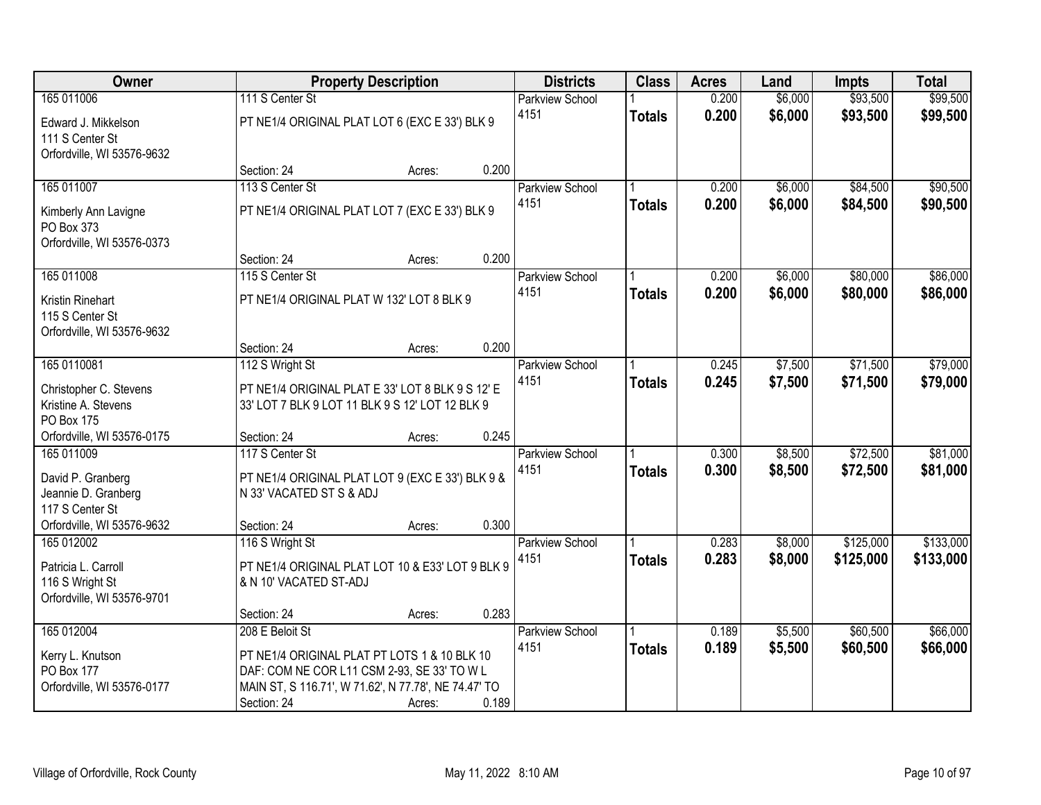| Owner | Property Description | Districts | Class | Acres | Land | Impts | Total |
|---|---|---|---|---|---|---|---|
| 165 011006<br>Edward J. Mikkelson<br>111 S Center St<br>Orfordville, WI 53576-9632 | 111 S Center St<br>PT NE1/4 ORIGINAL PLAT LOT 6 (EXC E 33') BLK 9<br>Section: 24 Acres: 0.200 | Parkview School 4151 | 1<br>**Totals** | 0.200<br>**0.200** | $6,000<br>**$6,000** | $93,500<br>**$93,500** | $99,500<br>**$99,500** |
| 165 011007<br>Kimberly Ann Lavigne<br>PO Box 373<br>Orfordville, WI 53576-0373 | 113 S Center St<br>PT NE1/4 ORIGINAL PLAT LOT 7 (EXC E 33') BLK 9<br>Section: 24 Acres: 0.200 | Parkview School 4151 | 1<br>**Totals** | 0.200<br>**0.200** | $6,000<br>**$6,000** | $84,500<br>**$84,500** | $90,500<br>**$90,500** |
| 165 011008<br>Kristin Rinehart<br>115 S Center St<br>Orfordville, WI 53576-9632 | 115 S Center St<br>PT NE1/4 ORIGINAL PLAT W 132' LOT 8 BLK 9<br>Section: 24 Acres: 0.200 | Parkview School 4151 | 1<br>**Totals** | 0.200<br>**0.200** | $6,000<br>**$6,000** | $80,000<br>**$80,000** | $86,000<br>**$86,000** |
| 165 0110081<br>Christopher C. Stevens<br>Kristine A. Stevens<br>PO Box 175<br>Orfordville, WI 53576-0175 | 112 S Wright St<br>PT NE1/4 ORIGINAL PLAT E 33' LOT 8 BLK 9 S 12' E 33' LOT 7 BLK 9 LOT 11 BLK 9 S 12' LOT 12 BLK 9<br>Section: 24 Acres: 0.245 | Parkview School 4151 | 1<br>**Totals** | 0.245<br>**0.245** | $7,500<br>**$7,500** | $71,500<br>**$71,500** | $79,000<br>**$79,000** |
| 165 011009<br>David P. Granberg<br>Jeannie D. Granberg<br>117 S Center St<br>Orfordville, WI 53576-9632 | 117 S Center St<br>PT NE1/4 ORIGINAL PLAT LOT 9 (EXC E 33') BLK 9 & N 33' VACATED ST S & ADJ<br>Section: 24 Acres: 0.300 | Parkview School 4151 | 1<br>**Totals** | 0.300<br>**0.300** | $8,500<br>**$8,500** | $72,500<br>**$72,500** | $81,000<br>**$81,000** |
| 165 012002<br>Patricia L. Carroll<br>116 S Wright St<br>Orfordville, WI 53576-9701 | 116 S Wright St<br>PT NE1/4 ORIGINAL PLAT LOT 10 & E33' LOT 9 BLK 9 & N 10' VACATED ST-ADJ<br>Section: 24 Acres: 0.283 | Parkview School 4151 | 1<br>**Totals** | 0.283<br>**0.283** | $8,000<br>**$8,000** | $125,000<br>**$125,000** | $133,000<br>**$133,000** |
| 165 012004<br>Kerry L. Knutson<br>PO Box 177<br>Orfordville, WI 53576-0177 | 208 E Beloit St<br>PT NE1/4 ORIGINAL PLAT PT LOTS 1 & 10 BLK 10 DAF: COM NE COR L11 CSM 2-93, SE 33' TO W L MAIN ST, S 116.71', W 71.62', N 77.78', NE 74.47' TO<br>Section: 24 Acres: 0.189 | Parkview School 4151 | 1<br>**Totals** | 0.189<br>**0.189** | $5,500<br>**$5,500** | $60,500<br>**$60,500** | $66,000<br>**$66,000** |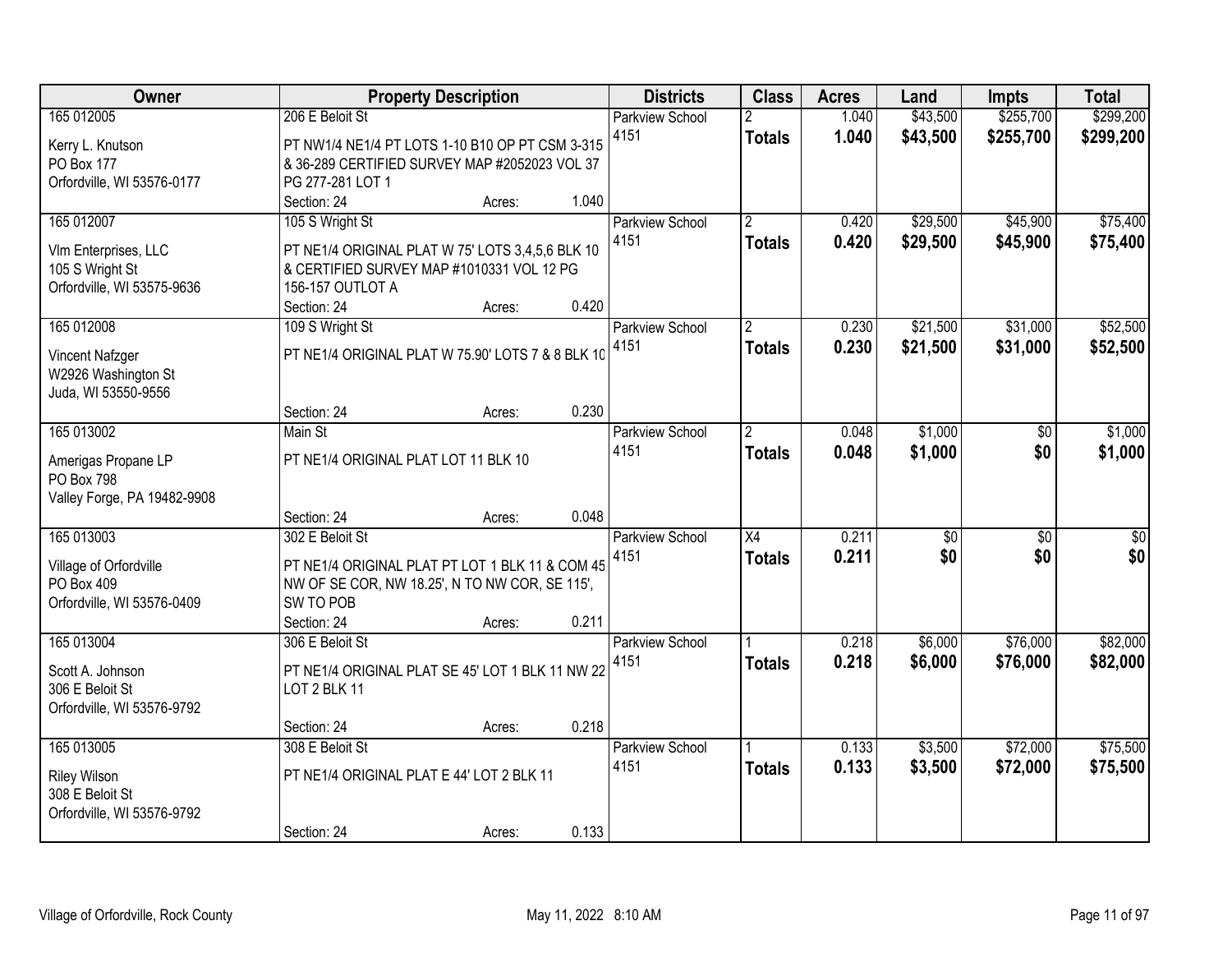| Owner | Property Description | Districts | Class | Acres | Land | Impts | Total |
|---|---|---|---|---|---|---|---|
| 165 012005<br>Kerry L. Knutson<br>PO Box 177<br>Orfordville, WI 53576-0177 | 206 E Beloit St<br>PT NW1/4 NE1/4 PT LOTS 1-10 B10 OP PT CSM 3-315 & 36-289 CERTIFIED SURVEY MAP #2052023 VOL 37 PG 277-281 LOT 1<br>Section: 24 Acres: 1.040 | Parkview School 4151 | 2<br>**Totals** | 1.040<br>**1.040** | $43,500<br>**$43,500** | $255,700<br>**$255,700** | $299,200<br>**$299,200** |
| 165 012007<br>Vlm Enterprises, LLC<br>105 S Wright St<br>Orfordville, WI 53575-9636 | 105 S Wright St<br>PT NE1/4 ORIGINAL PLAT W 75' LOTS 3,4,5,6 BLK 10 & CERTIFIED SURVEY MAP #1010331 VOL 12 PG 156-157 OUTLOT A<br>Section: 24 Acres: 0.420 | Parkview School 4151 | 2<br>**Totals** | 0.420<br>**0.420** | $29,500<br>**$29,500** | $45,900<br>**$45,900** | $75,400<br>**$75,400** |
| 165 012008<br>Vincent Nafzger<br>W2926 Washington St<br>Juda, WI 53550-9556 | 109 S Wright St<br>PT NE1/4 ORIGINAL PLAT W 75.90' LOTS 7 & 8 BLK 10<br>Section: 24 Acres: 0.230 | Parkview School 4151 | 2<br>**Totals** | 0.230<br>**0.230** | $21,500<br>**$21,500** | $31,000<br>**$31,000** | $52,500<br>**$52,500** |
| 165 013002<br>Amerigas Propane LP<br>PO Box 798<br>Valley Forge, PA 19482-9908 | Main St<br>PT NE1/4 ORIGINAL PLAT LOT 11 BLK 10<br>Section: 24 Acres: 0.048 | Parkview School 4151 | 2<br>**Totals** | 0.048<br>**0.048** | $1,000<br>**$1,000** | $0<br>**$0** | $1,000<br>**$1,000** |
| 165 013003<br>Village of Orfordville<br>PO Box 409<br>Orfordville, WI 53576-0409 | 302 E Beloit St<br>PT NE1/4 ORIGINAL PLAT PT LOT 1 BLK 11 & COM 45 NW OF SE COR, NW 18.25', N TO NW COR, SE 115', SW TO POB<br>Section: 24 Acres: 0.211 | Parkview School 4151 | X4<br>**Totals** | 0.211<br>**0.211** | $0<br>**$0** | $0<br>**$0** | $0<br>**$0** |
| 165 013004<br>Scott A. Johnson<br>306 E Beloit St<br>Orfordville, WI 53576-9792 | 306 E Beloit St<br>PT NE1/4 ORIGINAL PLAT SE 45' LOT 1 BLK 11 NW 22 LOT 2 BLK 11<br>Section: 24 Acres: 0.218 | Parkview School 4151 | 1<br>**Totals** | 0.218<br>**0.218** | $6,000<br>**$6,000** | $76,000<br>**$76,000** | $82,000<br>**$82,000** |
| 165 013005<br>Riley Wilson<br>308 E Beloit St<br>Orfordville, WI 53576-9792 | 308 E Beloit St<br>PT NE1/4 ORIGINAL PLAT E 44' LOT 2 BLK 11<br>Section: 24 Acres: 0.133 | Parkview School 4151 | 1<br>**Totals** | 0.133<br>**0.133** | $3,500<br>**$3,500** | $72,000<br>**$72,000** | $75,500<br>**$75,500** |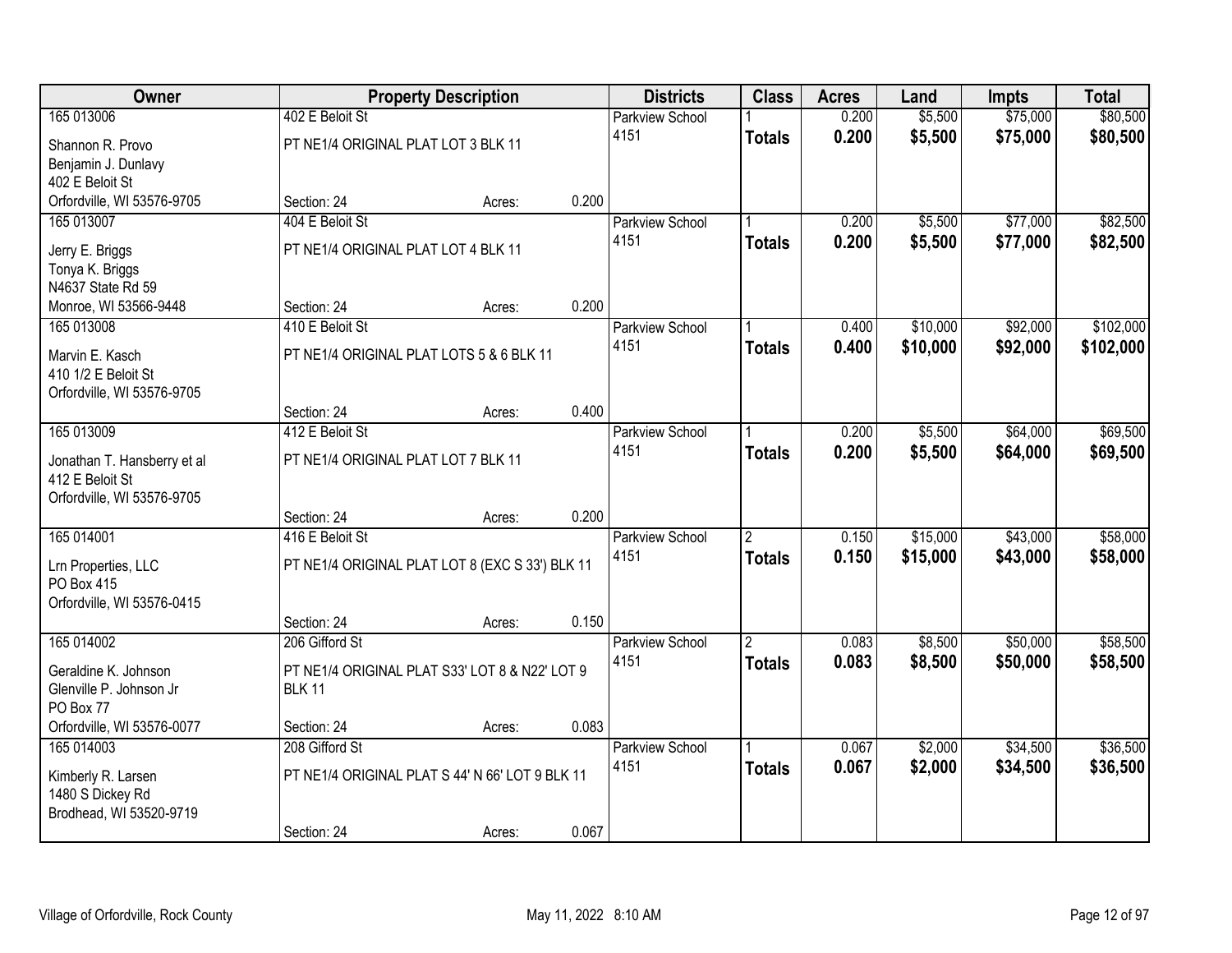| Owner | Property Description | | | Districts | Class | Acres | Land | Impts | Total |
|---|---|---|---|---|---|---|---|---|---|
| 165 013006 | 402 E Beloit St | | | Parkview School | 1 | 0.200 | $5,500 | $75,000 | $80,500 |
| Shannon R. Provo<br>Benjamin J. Dunlavy<br>402 E Beloit St<br>Orfordville, WI 53576-9705 | PT NE1/4 ORIGINAL PLAT LOT 3 BLK 11 | | | 4151 | **Totals** | **0.200** | **$5,500** | **$75,000** | **$80,500** |
| | Section: 24 | Acres: | 0.200 | | | | | | |
| 165 013007 | 404 E Beloit St | | | Parkview School | 1 | 0.200 | $5,500 | $77,000 | $82,500 |
| Jerry E. Briggs<br>Tonya K. Briggs<br>N4637 State Rd 59<br>Monroe, WI 53566-9448 | PT NE1/4 ORIGINAL PLAT LOT 4 BLK 11 | | | 4151 | **Totals** | **0.200** | **$5,500** | **$77,000** | **$82,500** |
| | Section: 24 | Acres: | 0.200 | | | | | | |
| 165 013008 | 410 E Beloit St | | | Parkview School | 1 | 0.400 | $10,000 | $92,000 | $102,000 |
| Marvin E. Kasch<br>410 1/2 E Beloit St<br>Orfordville, WI 53576-9705 | PT NE1/4 ORIGINAL PLAT LOTS 5 & 6 BLK 11 | | | 4151 | **Totals** | **0.400** | **$10,000** | **$92,000** | **$102,000** |
| | Section: 24 | Acres: | 0.400 | | | | | | |
| 165 013009 | 412 E Beloit St | | | Parkview School | 1 | 0.200 | $5,500 | $64,000 | $69,500 |
| Jonathan T. Hansberry et al<br>412 E Beloit St<br>Orfordville, WI 53576-9705 | PT NE1/4 ORIGINAL PLAT LOT 7 BLK 11 | | | 4151 | **Totals** | **0.200** | **$5,500** | **$64,000** | **$69,500** |
| | Section: 24 | Acres: | 0.200 | | | | | | |
| 165 014001 | 416 E Beloit St | | | Parkview School | 2 | 0.150 | $15,000 | $43,000 | $58,000 |
| Lrn Properties, LLC<br>PO Box 415<br>Orfordville, WI 53576-0415 | PT NE1/4 ORIGINAL PLAT LOT 8 (EXC S 33') BLK 11 | | | 4151 | **Totals** | **0.150** | **$15,000** | **$43,000** | **$58,000** |
| | Section: 24 | Acres: | 0.150 | | | | | | |
| 165 014002 | 206 Gifford St | | | Parkview School | 2 | 0.083 | $8,500 | $50,000 | $58,500 |
| Geraldine K. Johnson<br>Glenville P. Johnson Jr<br>PO Box 77<br>Orfordville, WI 53576-0077 | PT NE1/4 ORIGINAL PLAT S33' LOT 8 & N22' LOT 9 BLK 11 | | | 4151 | **Totals** | **0.083** | **$8,500** | **$50,000** | **$58,500** |
| | Section: 24 | Acres: | 0.083 | | | | | | |
| 165 014003 | 208 Gifford St | | | Parkview School | 1 | 0.067 | $2,000 | $34,500 | $36,500 |
| Kimberly R. Larsen<br>1480 S Dickey Rd<br>Brodhead, WI 53520-9719 | PT NE1/4 ORIGINAL PLAT S 44' N 66' LOT 9 BLK 11 | | | 4151 | **Totals** | **0.067** | **$2,000** | **$34,500** | **$36,500** |
| | Section: 24 | Acres: | 0.067 | | | | | | |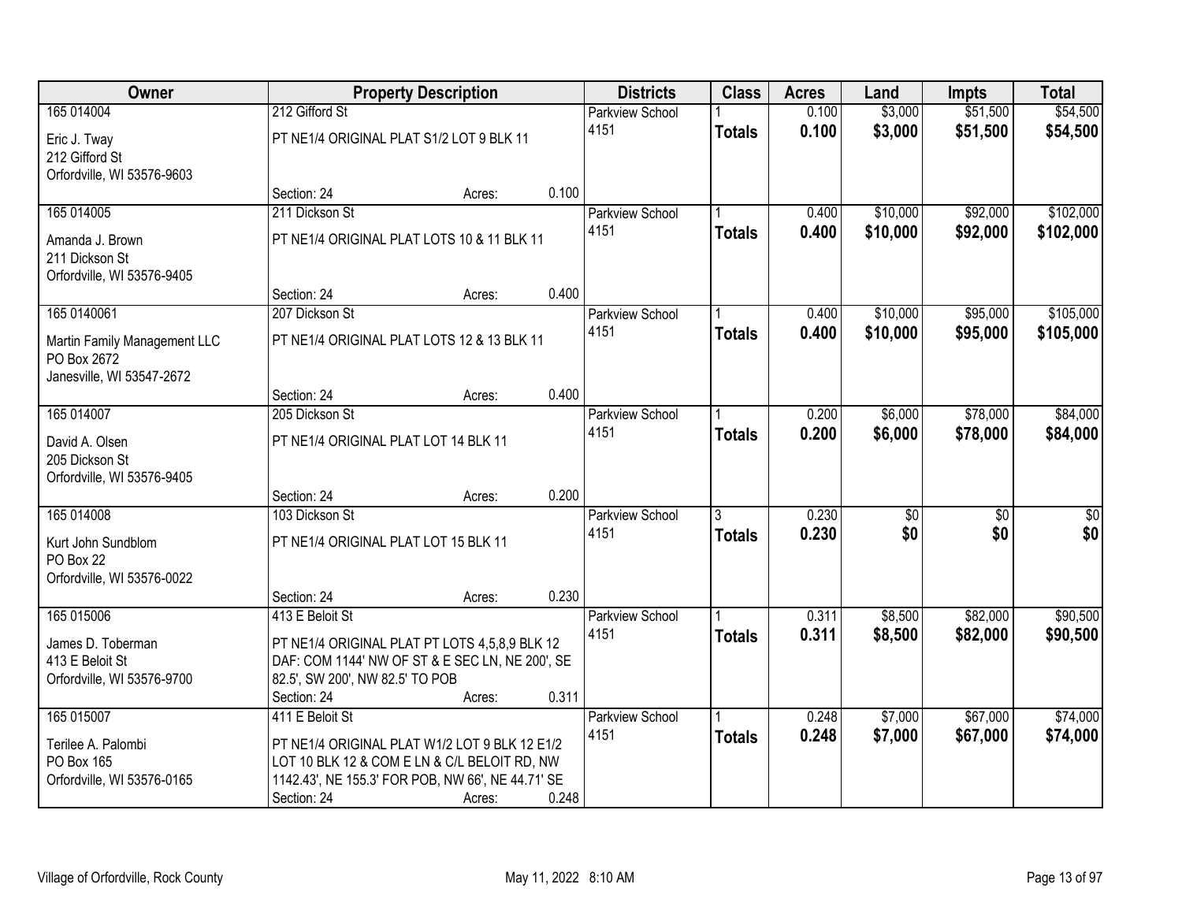| Owner | Property Description | | | Districts | Class | Acres | Land | Impts | Total |
|---|---|---|---|---|---|---|---|---|---|
| 165 014004 | 212 Gifford St | | | Parkview School | 1 | 0.100 | $3,000 | $51,500 | $54,500 |
| Eric J. Tway<br>212 Gifford St<br>Orfordville, WI 53576-9603 | PT NE1/4 ORIGINAL PLAT S1/2 LOT 9 BLK 11 | | | 4151 | **Totals** | **0.100** | **$3,000** | **$51,500** | **$54,500** |
| | Section: 24 | Acres: | 0.100 | | | | | | |
| 165 014005 | 211 Dickson St | | | Parkview School | 1 | 0.400 | $10,000 | $92,000 | $102,000 |
| Amanda J. Brown<br>211 Dickson St<br>Orfordville, WI 53576-9405 | PT NE1/4 ORIGINAL PLAT LOTS 10 & 11 BLK 11 | | | 4151 | **Totals** | **0.400** | **$10,000** | **$92,000** | **$102,000** |
| | Section: 24 | Acres: | 0.400 | | | | | | |
| 165 0140061 | 207 Dickson St | | | Parkview School | 1 | 0.400 | $10,000 | $95,000 | $105,000 |
| Martin Family Management LLC<br>PO Box 2672<br>Janesville, WI 53547-2672 | PT NE1/4 ORIGINAL PLAT LOTS 12 & 13 BLK 11 | | | 4151 | **Totals** | **0.400** | **$10,000** | **$95,000** | **$105,000** |
| | Section: 24 | Acres: | 0.400 | | | | | | |
| 165 014007 | 205 Dickson St | | | Parkview School | 1 | 0.200 | $6,000 | $78,000 | $84,000 |
| David A. Olsen<br>205 Dickson St<br>Orfordville, WI 53576-9405 | PT NE1/4 ORIGINAL PLAT LOT 14 BLK 11 | | | 4151 | **Totals** | **0.200** | **$6,000** | **$78,000** | **$84,000** |
| | Section: 24 | Acres: | 0.200 | | | | | | |
| 165 014008 | 103 Dickson St | | | Parkview School | 3 | 0.230 | $0 | $0 | $0 |
| Kurt John Sundblom<br>PO Box 22<br>Orfordville, WI 53576-0022 | PT NE1/4 ORIGINAL PLAT LOT 15 BLK 11 | | | 4151 | **Totals** | **0.230** | **$0** | **$0** | **$0** |
| | Section: 24 | Acres: | 0.230 | | | | | | |
| 165 015006 | 413 E Beloit St | | | Parkview School | 1 | 0.311 | $8,500 | $82,000 | $90,500 |
| James D. Toberman<br>413 E Beloit St<br>Orfordville, WI 53576-9700 | PT NE1/4 ORIGINAL PLAT PT LOTS 4,5,8,9 BLK 12 DAF: COM 1144' NW OF ST & E SEC LN, NE 200', SE 82.5', SW 200', NW 82.5' TO POB | | | 4151 | **Totals** | **0.311** | **$8,500** | **$82,000** | **$90,500** |
| | Section: 24 | Acres: | 0.311 | | | | | | |
| 165 015007 | 411 E Beloit St | | | Parkview School | 1 | 0.248 | $7,000 | $67,000 | $74,000 |
| Terilee A. Palombi<br>PO Box 165<br>Orfordville, WI 53576-0165 | PT NE1/4 ORIGINAL PLAT W1/2 LOT 9 BLK 12 E1/2 LOT 10 BLK 12 & COM E LN & C/L BELOIT RD, NW 1142.43', NE 155.3' FOR POB, NW 66', NE 44.71' SE | | | 4151 | **Totals** | **0.248** | **$7,000** | **$67,000** | **$74,000** |
| | Section: 24 | Acres: | 0.248 | | | | | | |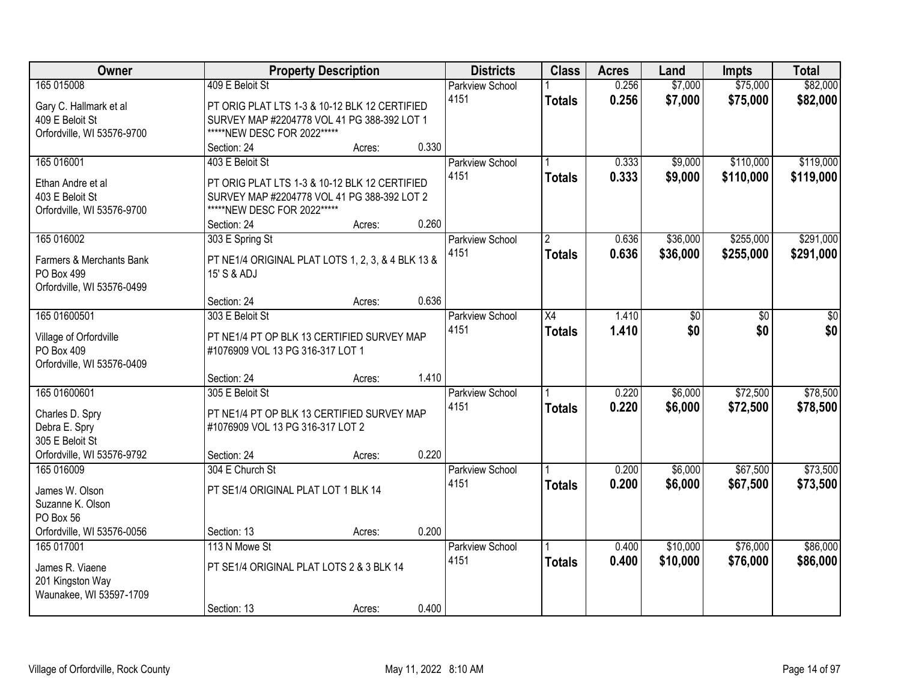| Owner | Property Description | Districts | Class | Acres | Land | Impts | Total |
|---|---|---|---|---|---|---|---|
| 165 015008<br>Gary C. Hallmark et al<br>409 E Beloit St<br>Orfordville, WI 53576-9700 | 409 E Beloit St<br>PT ORIG PLAT LTS 1-3 & 10-12 BLK 12 CERTIFIED SURVEY MAP #2204778 VOL 41 PG 388-392 LOT 1 *****NEW DESC FOR 2022*****<br>Section: 24 Acres: 0.330 | Parkview School 4151 | 1<br>**Totals** | 0.256<br>**0.256** | $7,000<br>**$7,000** | $75,000<br>**$75,000** | $82,000<br>**$82,000** |
| 165 016001<br>Ethan Andre et al<br>403 E Beloit St<br>Orfordville, WI 53576-9700 | 403 E Beloit St<br>PT ORIG PLAT LTS 1-3 & 10-12 BLK 12 CERTIFIED SURVEY MAP #2204778 VOL 41 PG 388-392 LOT 2 *****NEW DESC FOR 2022*****<br>Section: 24 Acres: 0.260 | Parkview School 4151 | 1<br>**Totals** | 0.333<br>**0.333** | $9,000<br>**$9,000** | $110,000<br>**$110,000** | $119,000<br>**$119,000** |
| 165 016002<br>Farmers & Merchants Bank<br>PO Box 499<br>Orfordville, WI 53576-0499 | 303 E Spring St<br>PT NE1/4 ORIGINAL PLAT LOTS 1, 2, 3, & 4 BLK 13 & 15' S & ADJ<br>Section: 24 Acres: 0.636 | Parkview School 4151 | 2<br>**Totals** | 0.636<br>**0.636** | $36,000<br>**$36,000** | $255,000<br>**$255,000** | $291,000<br>**$291,000** |
| 165 01600501<br>Village of Orfordville<br>PO Box 409<br>Orfordville, WI 53576-0409 | 303 E Beloit St<br>PT NE1/4 PT OP BLK 13 CERTIFIED SURVEY MAP #1076909 VOL 13 PG 316-317 LOT 1<br>Section: 24 Acres: 1.410 | Parkview School 4151 | X4<br>**Totals** | 1.410<br>**1.410** | $0<br>**$0** | $0<br>**$0** | $0<br>**$0** |
| 165 01600601<br>Charles D. Spry<br>Debra E. Spry<br>305 E Beloit St<br>Orfordville, WI 53576-9792 | 305 E Beloit St<br>PT NE1/4 PT OP BLK 13 CERTIFIED SURVEY MAP #1076909 VOL 13 PG 316-317 LOT 2<br>Section: 24 Acres: 0.220 | Parkview School 4151 | 1<br>**Totals** | 0.220<br>**0.220** | $6,000<br>**$6,000** | $72,500<br>**$72,500** | $78,500<br>**$78,500** |
| 165 016009<br>James W. Olson<br>Suzanne K. Olson<br>PO Box 56<br>Orfordville, WI 53576-0056 | 304 E Church St<br>PT SE1/4 ORIGINAL PLAT LOT 1 BLK 14<br>Section: 13 Acres: 0.200 | Parkview School 4151 | 1<br>**Totals** | 0.200<br>**0.200** | $6,000<br>**$6,000** | $67,500<br>**$67,500** | $73,500<br>**$73,500** |
| 165 017001<br>James R. Viaene<br>201 Kingston Way<br>Waunakee, WI 53597-1709 | 113 N Mowe St<br>PT SE1/4 ORIGINAL PLAT LOTS 2 & 3 BLK 14<br>Section: 13 Acres: 0.400 | Parkview School 4151 | 1<br>**Totals** | 0.400<br>**0.400** | $10,000<br>**$10,000** | $76,000<br>**$76,000** | $86,000<br>**$86,000** |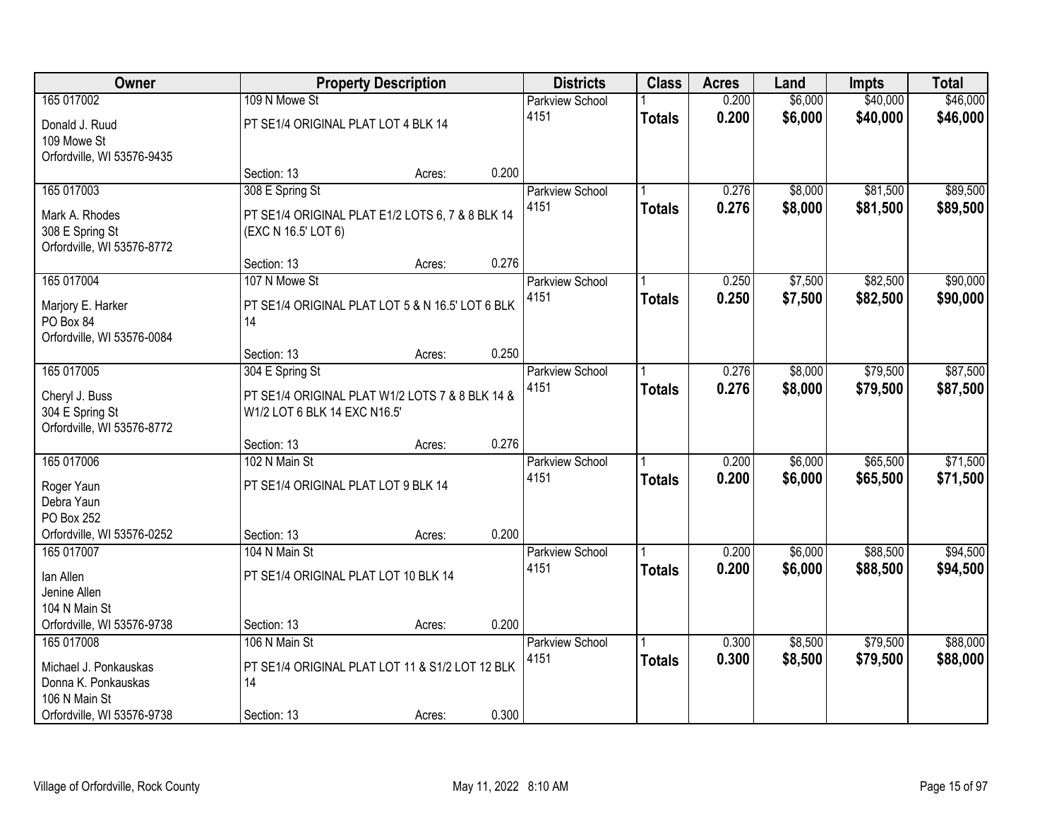| Owner | Property Description | | | Districts | Class | Acres | Land | Impts | Total |
|---|---|---|---|---|---|---|---|---|---|
| 165 017002 | 109 N Mowe St | | | Parkview School | 1 | 0.200 | $6,000 | $40,000 | $46,000 |
| Donald J. Ruud<br>109 Mowe St<br>Orfordville, WI 53576-9435 | PT SE1/4 ORIGINAL PLAT LOT 4 BLK 14 | | | 4151 | **Totals** | **0.200** | **$6,000** | **$40,000** | **$46,000** |
| | Section: 13 | Acres: | 0.200 | | | | | | |
| 165 017003 | 308 E Spring St | | | Parkview School | 1 | 0.276 | $8,000 | $81,500 | $89,500 |
| Mark A. Rhodes<br>308 E Spring St<br>Orfordville, WI 53576-8772 | PT SE1/4 ORIGINAL PLAT E1/2 LOTS 6, 7 & 8 BLK 14 (EXC N 16.5' LOT 6) | | | 4151 | **Totals** | **0.276** | **$8,000** | **$81,500** | **$89,500** |
| | Section: 13 | Acres: | 0.276 | | | | | | |
| 165 017004 | 107 N Mowe St | | | Parkview School | 1 | 0.250 | $7,500 | $82,500 | $90,000 |
| Marjory E. Harker<br>PO Box 84<br>Orfordville, WI 53576-0084 | PT SE1/4 ORIGINAL PLAT LOT 5 & N 16.5' LOT 6 BLK 14 | | | 4151 | **Totals** | **0.250** | **$7,500** | **$82,500** | **$90,000** |
| | Section: 13 | Acres: | 0.250 | | | | | | |
| 165 017005 | 304 E Spring St | | | Parkview School | 1 | 0.276 | $8,000 | $79,500 | $87,500 |
| Cheryl J. Buss<br>304 E Spring St<br>Orfordville, WI 53576-8772 | PT SE1/4 ORIGINAL PLAT W1/2 LOTS 7 & 8 BLK 14 & W1/2 LOT 6 BLK 14 EXC N16.5' | | | 4151 | **Totals** | **0.276** | **$8,000** | **$79,500** | **$87,500** |
| | Section: 13 | Acres: | 0.276 | | | | | | |
| 165 017006 | 102 N Main St | | | Parkview School | 1 | 0.200 | $6,000 | $65,500 | $71,500 |
| Roger Yaun<br>Debra Yaun<br>PO Box 252<br>Orfordville, WI 53576-0252 | PT SE1/4 ORIGINAL PLAT LOT 9 BLK 14 | | | 4151 | **Totals** | **0.200** | **$6,000** | **$65,500** | **$71,500** |
| | Section: 13 | Acres: | 0.200 | | | | | | |
| 165 017007 | 104 N Main St | | | Parkview School | 1 | 0.200 | $6,000 | $88,500 | $94,500 |
| Ian Allen<br>Jenine Allen<br>104 N Main St<br>Orfordville, WI 53576-9738 | PT SE1/4 ORIGINAL PLAT LOT 10 BLK 14 | | | 4151 | **Totals** | **0.200** | **$6,000** | **$88,500** | **$94,500** |
| | Section: 13 | Acres: | 0.200 | | | | | | |
| 165 017008 | 106 N Main St | | | Parkview School | 1 | 0.300 | $8,500 | $79,500 | $88,000 |
| Michael J. Ponkauskas<br>Donna K. Ponkauskas<br>106 N Main St<br>Orfordville, WI 53576-9738 | PT SE1/4 ORIGINAL PLAT LOT 11 & S1/2 LOT 12 BLK 14 | | | 4151 | **Totals** | **0.300** | **$8,500** | **$79,500** | **$88,000** |
| | Section: 13 | Acres: | 0.300 | | | | | | |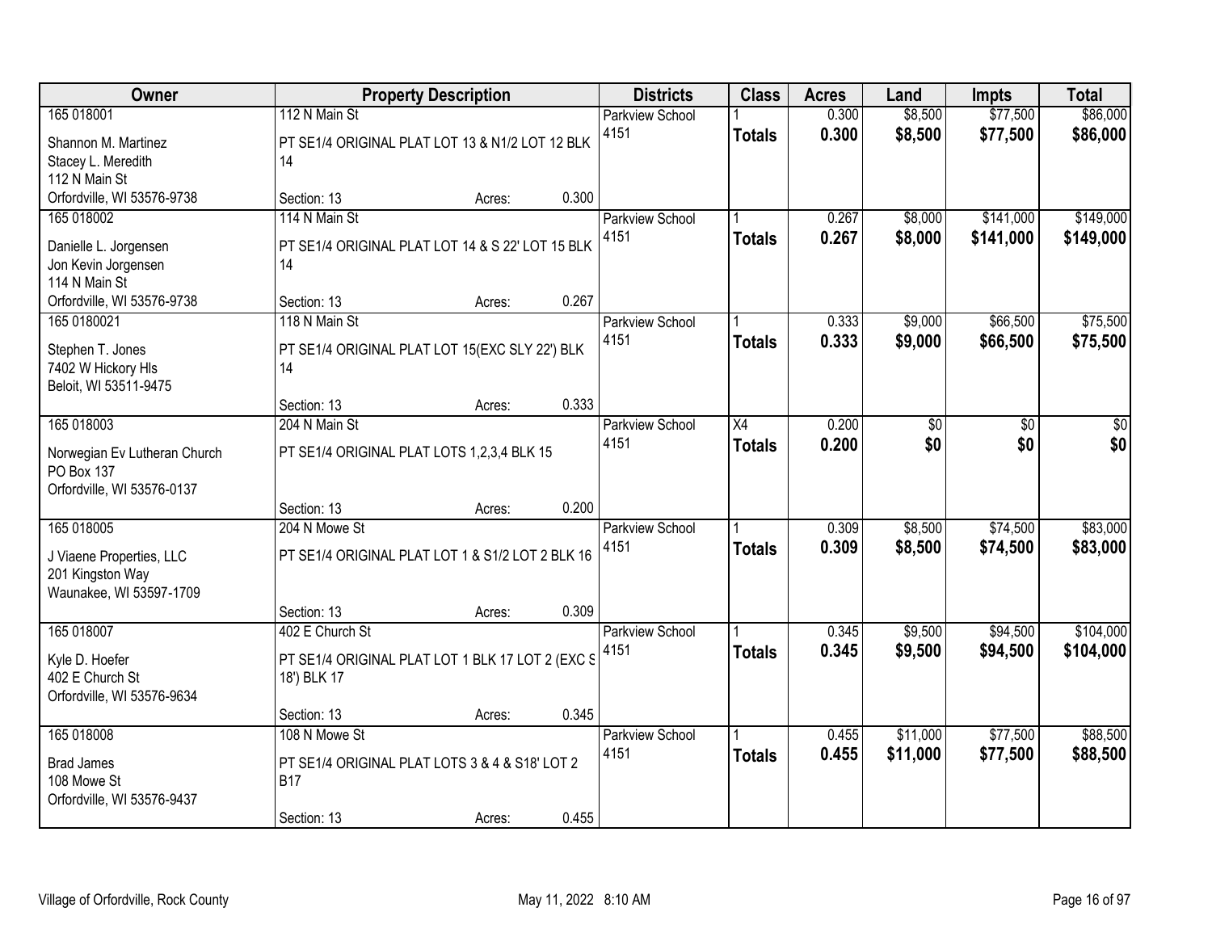| Owner | Property Description | Districts | Class | Acres | Land | Impts | Total |
|---|---|---|---|---|---|---|---|
| 165 018001<br>Shannon M. Martinez<br>Stacey L. Meredith<br>112 N Main St<br>Orfordville, WI 53576-9738 | 112 N Main St<br>PT SE1/4 ORIGINAL PLAT LOT 13 & N1/2 LOT 12 BLK 14<br>Section: 13 Acres: 0.300 | Parkview School 4151 | 1<br>**Totals** | 0.300<br>**0.300** | $8,500<br>**$8,500** | $77,500<br>**$77,500** | $86,000<br>**$86,000** |
| 165 018002<br>Danielle L. Jorgensen<br>Jon Kevin Jorgensen<br>114 N Main St<br>Orfordville, WI 53576-9738 | 114 N Main St<br>PT SE1/4 ORIGINAL PLAT LOT 14 & S 22' LOT 15 BLK 14<br>Section: 13 Acres: 0.267 | Parkview School 4151 | 1<br>**Totals** | 0.267<br>**0.267** | $8,000<br>**$8,000** | $141,000<br>**$141,000** | $149,000<br>**$149,000** |
| 165 0180021<br>Stephen T. Jones<br>7402 W Hickory Hls<br>Beloit, WI 53511-9475 | 118 N Main St<br>PT SE1/4 ORIGINAL PLAT LOT 15(EXC SLY 22') BLK 14<br>Section: 13 Acres: 0.333 | Parkview School 4151 | 1<br>**Totals** | 0.333<br>**0.333** | $9,000<br>**$9,000** | $66,500<br>**$66,500** | $75,500<br>**$75,500** |
| 165 018003<br>Norwegian Ev Lutheran Church<br>PO Box 137<br>Orfordville, WI 53576-0137 | 204 N Main St<br>PT SE1/4 ORIGINAL PLAT LOTS 1,2,3,4 BLK 15<br>Section: 13 Acres: 0.200 | Parkview School 4151 | X4<br>**Totals** | 0.200<br>**0.200** | $0<br>**$0** | $0<br>**$0** | $0<br>**$0** |
| 165 018005<br>J Viaene Properties, LLC<br>201 Kingston Way<br>Waunakee, WI 53597-1709 | 204 N Mowe St<br>PT SE1/4 ORIGINAL PLAT LOT 1 & S1/2 LOT 2 BLK 16<br>Section: 13 Acres: 0.309 | Parkview School 4151 | 1<br>**Totals** | 0.309<br>**0.309** | $8,500<br>**$8,500** | $74,500<br>**$74,500** | $83,000<br>**$83,000** |
| 165 018007<br>Kyle D. Hoefer<br>402 E Church St<br>Orfordville, WI 53576-9634 | 402 E Church St<br>PT SE1/4 ORIGINAL PLAT LOT 1 BLK 17 LOT 2 (EXC S 18') BLK 17<br>Section: 13 Acres: 0.345 | Parkview School 4151 | 1<br>**Totals** | 0.345<br>**0.345** | $9,500<br>**$9,500** | $94,500<br>**$94,500** | $104,000<br>**$104,000** |
| 165 018008<br>Brad James<br>108 Mowe St<br>Orfordville, WI 53576-9437 | 108 N Mowe St<br>PT SE1/4 ORIGINAL PLAT LOTS 3 & 4 & S18' LOT 2 B17<br>Section: 13 Acres: 0.455 | Parkview School 4151 | 1<br>**Totals** | 0.455<br>**0.455** | $11,000<br>**$11,000** | $77,500<br>**$77,500** | $88,500<br>**$88,500** |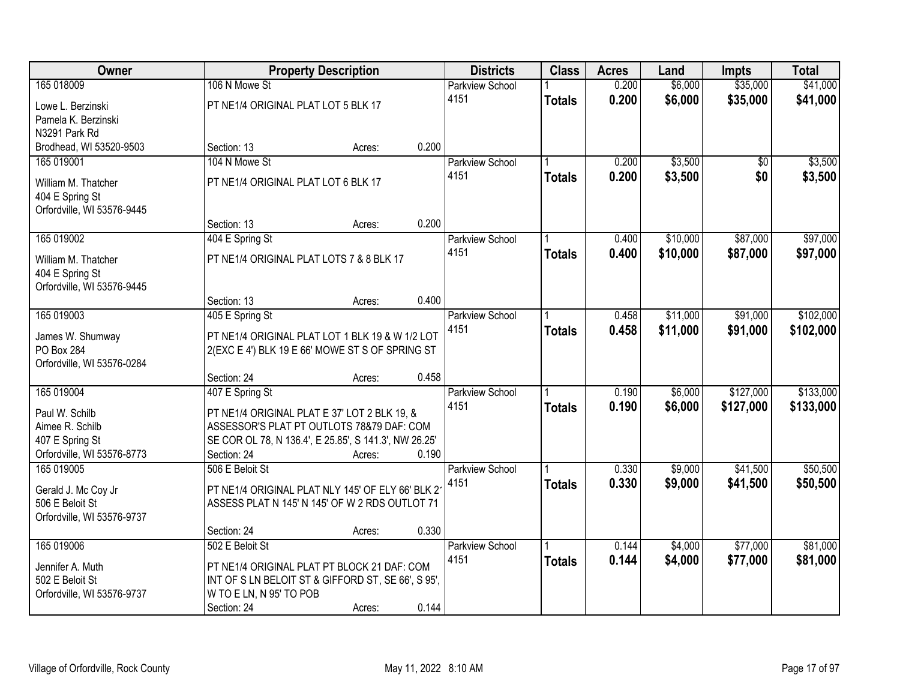| Owner | Property Description | | | Districts | Class | Acres | Land | Impts | Total |
|---|---|---|---|---|---|---|---|---|---|
| 165 018009<br>Lowe L. Berzinski<br>Pamela K. Berzinski<br>N3291 Park Rd<br>Brodhead, WI 53520-9503 | 106 N Mowe St<br>PT NE1/4 ORIGINAL PLAT LOT 5 BLK 17<br>Section: 13 | Acres: | 0.200 | Parkview School 4151 | 1<br>**Totals** | 0.200<br>**0.200** | $6,000<br>**$6,000** | $35,000<br>**$35,000** | $41,000<br>**$41,000** |
| 165 019001<br>William M. Thatcher<br>404 E Spring St<br>Orfordville, WI 53576-9445 | 104 N Mowe St<br>PT NE1/4 ORIGINAL PLAT LOT 6 BLK 17<br>Section: 13 | Acres: | 0.200 | Parkview School 4151 | 1<br>**Totals** | 0.200<br>**0.200** | $3,500<br>**$3,500** | $0<br>**$0** | $3,500<br>**$3,500** |
| 165 019002<br>William M. Thatcher<br>404 E Spring St<br>Orfordville, WI 53576-9445 | 404 E Spring St<br>PT NE1/4 ORIGINAL PLAT LOTS 7 & 8 BLK 17<br>Section: 13 | Acres: | 0.400 | Parkview School 4151 | 1<br>**Totals** | 0.400<br>**0.400** | $10,000<br>**$10,000** | $87,000<br>**$87,000** | $97,000<br>**$97,000** |
| 165 019003<br>James W. Shumway<br>PO Box 284<br>Orfordville, WI 53576-0284 | 405 E Spring St<br>PT NE1/4 ORIGINAL PLAT LOT 1 BLK 19 & W 1/2 LOT 2(EXC E 4') BLK 19 E 66' MOWE ST S OF SPRING ST<br>Section: 24 | Acres: | 0.458 | Parkview School 4151 | 1<br>**Totals** | 0.458<br>**0.458** | $11,000<br>**$11,000** | $91,000<br>**$91,000** | $102,000<br>**$102,000** |
| 165 019004<br>Paul W. Schilb<br>Aimee R. Schilb<br>407 E Spring St<br>Orfordville, WI 53576-8773 | 407 E Spring St<br>PT NE1/4 ORIGINAL PLAT E 37' LOT 2 BLK 19, & ASSESSOR'S PLAT PT OUTLOTS 78&79 DAF: COM SE COR OL 78, N 136.4', E 25.85', S 141.3', NW 26.25'<br>Section: 24 | Acres: | 0.190 | Parkview School 4151 | 1<br>**Totals** | 0.190<br>**0.190** | $6,000<br>**$6,000** | $127,000<br>**$127,000** | $133,000<br>**$133,000** |
| 165 019005<br>Gerald J. Mc Coy Jr<br>506 E Beloit St<br>Orfordville, WI 53576-9737 | 506 E Beloit St<br>PT NE1/4 ORIGINAL PLAT NLY 145' OF ELY 66' BLK 2' ASSESS PLAT N 145' N 145' OF W 2 RDS OUTLOT 71<br>Section: 24 | Acres: | 0.330 | Parkview School 4151 | 1<br>**Totals** | 0.330<br>**0.330** | $9,000<br>**$9,000** | $41,500<br>**$41,500** | $50,500<br>**$50,500** |
| 165 019006<br>Jennifer A. Muth<br>502 E Beloit St<br>Orfordville, WI 53576-9737 | 502 E Beloit St<br>PT NE1/4 ORIGINAL PLAT PT BLOCK 21 DAF: COM INT OF S LN BELOIT ST & GIFFORD ST, SE 66', S 95', W TO E LN, N 95' TO POB<br>Section: 24 | Acres: | 0.144 | Parkview School 4151 | 1<br>**Totals** | 0.144<br>**0.144** | $4,000<br>**$4,000** | $77,000<br>**$77,000** | $81,000<br>**$81,000** |

Village of Orfordville, Rock County | May 11, 2022 8:10 AM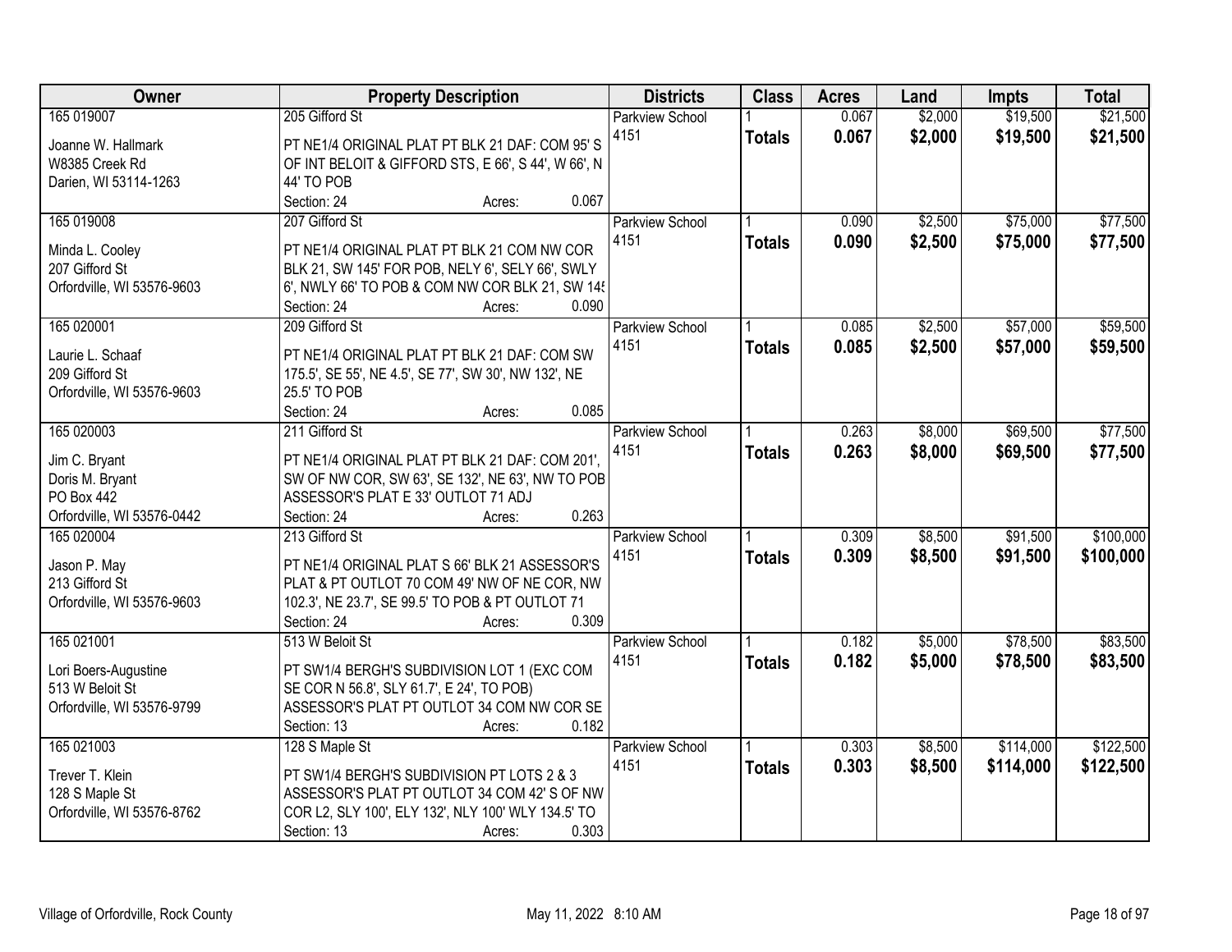| Owner | Property Description | Districts | Class | Acres | Land | Impts | Total |
|---|---|---|---|---|---|---|---|
| 165 019007<br><br>Joanne W. Hallmark<br>W8385 Creek Rd<br>Darien, WI 53114-1263 | 205 Gifford St<br><br>PT NE1/4 ORIGINAL PLAT PT BLK 21 DAF: COM 95' S OF INT BELOIT & GIFFORD STS, E 66', S 44', W 66', N 44' TO POB<br>Section: 24 Acres: 0.067 | Parkview School 4151 | 1<br>**Totals** | 0.067<br>**0.067** | $2,000<br>**$2,000** | $19,500<br>**$19,500** | $21,500<br>**$21,500** |
| 165 019008<br><br>Minda L. Cooley<br>207 Gifford St<br>Orfordville, WI 53576-9603 | 207 Gifford St<br><br>PT NE1/4 ORIGINAL PLAT PT BLK 21 COM NW COR BLK 21, SW 145' FOR POB, NELY 6', SELY 66', SWLY 6', NWLY 66' TO POB & COM NW COR BLK 21, SW 145<br>Section: 24 Acres: 0.090 | Parkview School 4151 | 1<br>**Totals** | 0.090<br>**0.090** | $2,500<br>**$2,500** | $75,000<br>**$75,000** | $77,500<br>**$77,500** |
| 165 020001<br><br>Laurie L. Schaaf<br>209 Gifford St<br>Orfordville, WI 53576-9603 | 209 Gifford St<br><br>PT NE1/4 ORIGINAL PLAT PT BLK 21 DAF: COM SW 175.5', SE 55', NE 4.5', SE 77', SW 30', NW 132', NE 25.5' TO POB<br>Section: 24 Acres: 0.085 | Parkview School 4151 | 1<br>**Totals** | 0.085<br>**0.085** | $2,500<br>**$2,500** | $57,000<br>**$57,000** | $59,500<br>**$59,500** |
| 165 020003<br><br>Jim C. Bryant<br>Doris M. Bryant<br>PO Box 442<br>Orfordville, WI 53576-0442 | 211 Gifford St<br><br>PT NE1/4 ORIGINAL PLAT PT BLK 21 DAF: COM 201', SW OF NW COR, SW 63', SE 132', NE 63', NW TO POB ASSESSOR'S PLAT E 33' OUTLOT 71 ADJ<br>Section: 24 Acres: 0.263 | Parkview School 4151 | 1<br>**Totals** | 0.263<br>**0.263** | $8,000<br>**$8,000** | $69,500<br>**$69,500** | $77,500<br>**$77,500** |
| 165 020004<br><br>Jason P. May<br>213 Gifford St<br>Orfordville, WI 53576-9603 | 213 Gifford St<br><br>PT NE1/4 ORIGINAL PLAT S 66' BLK 21 ASSESSOR'S PLAT & PT OUTLOT 70 COM 49' NW OF NE COR, NW 102.3', NE 23.7', SE 99.5' TO POB & PT OUTLOT 71<br>Section: 24 Acres: 0.309 | Parkview School 4151 | 1<br>**Totals** | 0.309<br>**0.309** | $8,500<br>**$8,500** | $91,500<br>**$91,500** | $100,000<br>**$100,000** |
| 165 021001<br><br>Lori Boers-Augustine<br>513 W Beloit St<br>Orfordville, WI 53576-9799 | 513 W Beloit St<br><br>PT SW1/4 BERGH'S SUBDIVISION LOT 1 (EXC COM SE COR N 56.8', SLY 61.7', E 24', TO POB) ASSESSOR'S PLAT PT OUTLOT 34 COM NW COR SE<br>Section: 13 Acres: 0.182 | Parkview School 4151 | 1<br>**Totals** | 0.182<br>**0.182** | $5,000<br>**$5,000** | $78,500<br>**$78,500** | $83,500<br>**$83,500** |
| 165 021003<br><br>Trever T. Klein<br>128 S Maple St<br>Orfordville, WI 53576-8762 | 128 S Maple St<br><br>PT SW1/4 BERGH'S SUBDIVISION PT LOTS 2 & 3 ASSESSOR'S PLAT PT OUTLOT 34 COM 42' S OF NW COR L2, SLY 100', ELY 132', NLY 100' WLY 134.5' TO<br>Section: 13 Acres: 0.303 | Parkview School 4151 | 1<br>**Totals** | 0.303<br>**0.303** | $8,500<br>**$8,500** | $114,000<br>**$114,000** | $122,500<br>**$122,500** |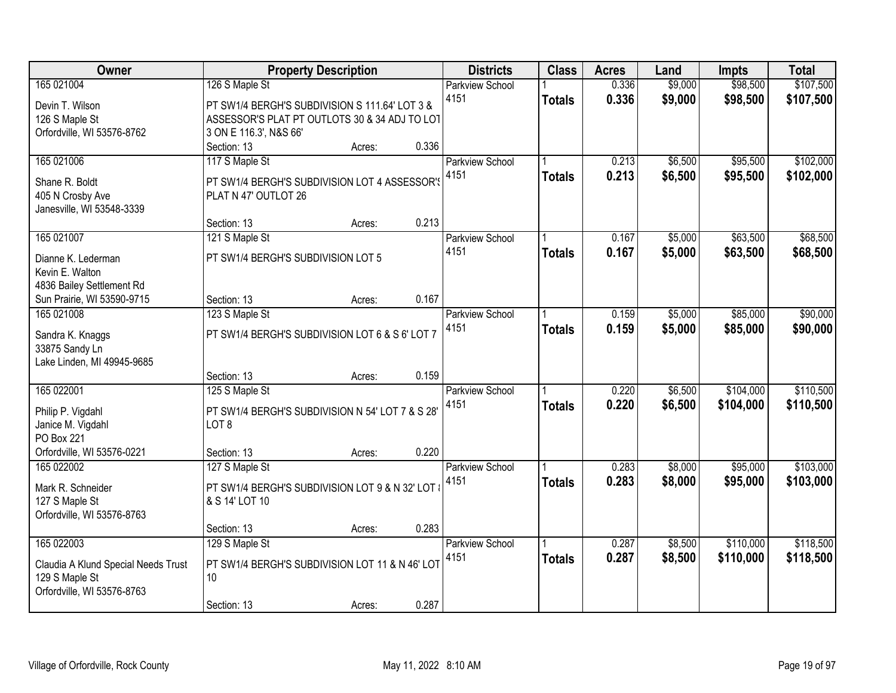| Owner | Property Description | Districts | Class | Acres | Land | Impts | Total |
|---|---|---|---|---|---|---|---|
| 165 021004<br>Devin T. Wilson<br>126 S Maple St<br>Orfordville, WI 53576-8762 | 126 S Maple St<br>PT SW1/4 BERGH'S SUBDIVISION S 111.64' LOT 3 & ASSESSOR'S PLAT PT OUTLOTS 30 & 34 ADJ TO LOT 3 ON E 116.3', N&S 66'<br>Section: 13 Acres: 0.336 | Parkview School 4151 | 1<br>**Totals** | 0.336<br>**0.336** | $9,000<br>**$9,000** | $98,500<br>**$98,500** | $107,500<br>**$107,500** |
| 165 021006<br>Shane R. Boldt<br>405 N Crosby Ave<br>Janesville, WI 53548-3339 | 117 S Maple St<br>PT SW1/4 BERGH'S SUBDIVISION LOT 4 ASSESSOR'S PLAT N 47' OUTLOT 26<br>Section: 13 Acres: 0.213 | Parkview School 4151 | 1<br>**Totals** | 0.213<br>**0.213** | $6,500<br>**$6,500** | $95,500<br>**$95,500** | $102,000<br>**$102,000** |
| 165 021007<br>Dianne K. Lederman<br>Kevin E. Walton<br>4836 Bailey Settlement Rd<br>Sun Prairie, WI 53590-9715 | 121 S Maple St<br>PT SW1/4 BERGH'S SUBDIVISION LOT 5<br>Section: 13 Acres: 0.167 | Parkview School 4151 | 1<br>**Totals** | 0.167<br>**0.167** | $5,000<br>**$5,000** | $63,500<br>**$63,500** | $68,500<br>**$68,500** |
| 165 021008<br>Sandra K. Knaggs<br>33875 Sandy Ln<br>Lake Linden, MI 49945-9685 | 123 S Maple St<br>PT SW1/4 BERGH'S SUBDIVISION LOT 6 & S 6' LOT 7<br>Section: 13 Acres: 0.159 | Parkview School 4151 | 1<br>**Totals** | 0.159<br>**0.159** | $5,000<br>**$5,000** | $85,000<br>**$85,000** | $90,000<br>**$90,000** |
| 165 022001<br>Philip P. Vigdahl<br>Janice M. Vigdahl<br>PO Box 221<br>Orfordville, WI 53576-0221 | 125 S Maple St<br>PT SW1/4 BERGH'S SUBDIVISION N 54' LOT 7 & S 28' LOT 8<br>Section: 13 Acres: 0.220 | Parkview School 4151 | 1<br>**Totals** | 0.220<br>**0.220** | $6,500<br>**$6,500** | $104,000<br>**$104,000** | $110,500<br>**$110,500** |
| 165 022002<br>Mark R. Schneider<br>127 S Maple St<br>Orfordville, WI 53576-8763 | 127 S Maple St<br>PT SW1/4 BERGH'S SUBDIVISION LOT 9 & N 32' LOT 8 & S 14' LOT 10<br>Section: 13 Acres: 0.283 | Parkview School 4151 | 1<br>**Totals** | 0.283<br>**0.283** | $8,000<br>**$8,000** | $95,000<br>**$95,000** | $103,000<br>**$103,000** |
| 165 022003<br>Claudia A Klund Special Needs Trust<br>129 S Maple St<br>Orfordville, WI 53576-8763 | 129 S Maple St<br>PT SW1/4 BERGH'S SUBDIVISION LOT 11 & N 46' LOT 10<br>Section: 13 Acres: 0.287 | Parkview School 4151 | 1<br>**Totals** | 0.287<br>**0.287** | $8,500<br>**$8,500** | $110,000<br>**$110,000** | $118,500<br>**$118,500** |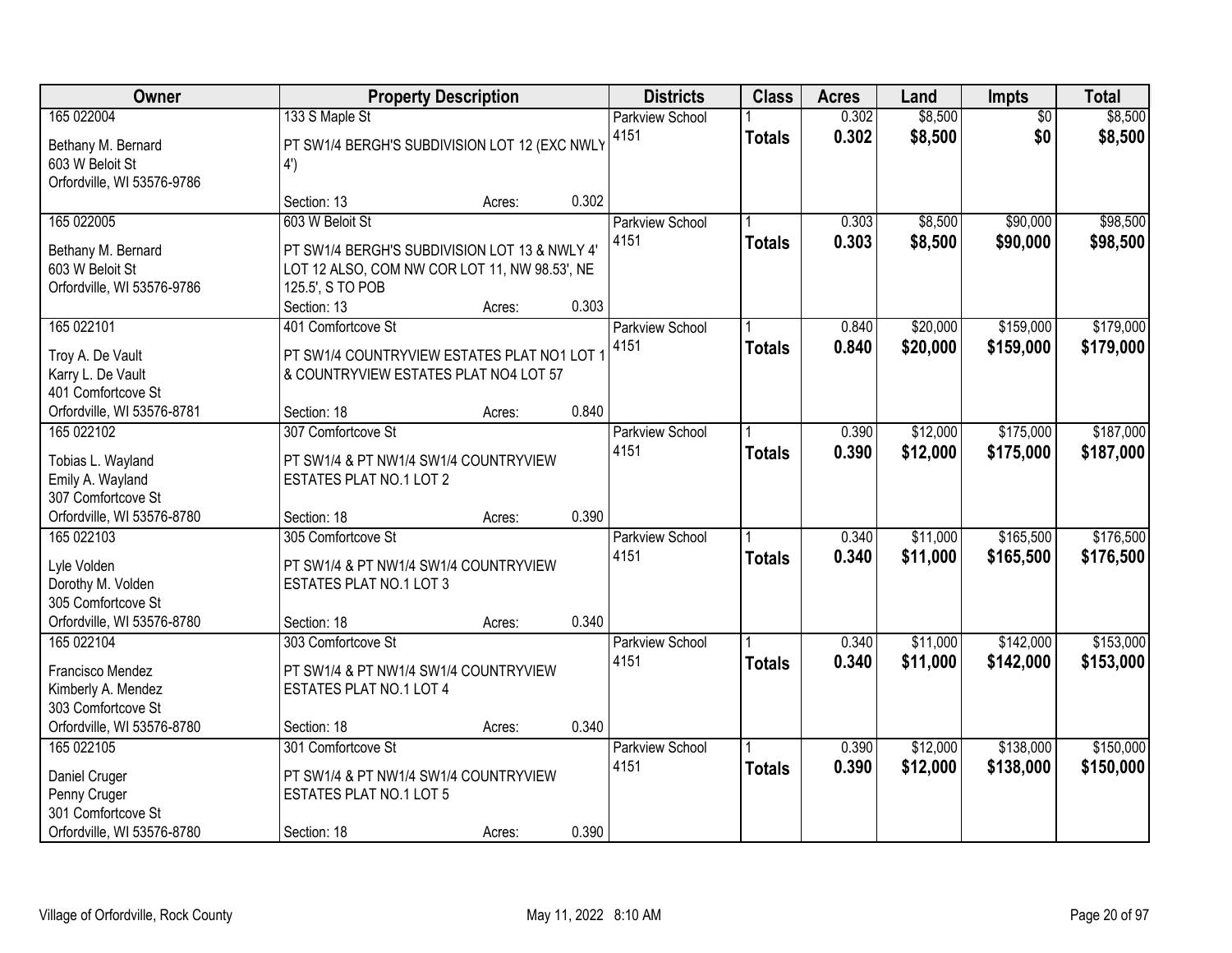| Owner | Property Description | | | Districts | Class | Acres | Land | Impts | Total |
|---|---|---|---|---|---|---|---|---|---|
| 165 022004<br>Bethany M. Bernard<br>603 W Beloit St<br>Orfordville, WI 53576-9786 | 133 S Maple St<br>PT SW1/4 BERGH'S SUBDIVISION LOT 12 (EXC NWLY 4')<br>Section: 13 | Acres: | 0.302 | Parkview School 4151 | 1<br>**Totals** | 0.302<br>**0.302** | $8,500<br>**$8,500** | $0<br>**$0** | $8,500<br>**$8,500** |
| 165 022005<br>Bethany M. Bernard<br>603 W Beloit St<br>Orfordville, WI 53576-9786 | 603 W Beloit St<br>PT SW1/4 BERGH'S SUBDIVISION LOT 13 & NWLY 4' LOT 12 ALSO, COM NW COR LOT 11, NW 98.53', NE 125.5', S TO POB<br>Section: 13 | Acres: | 0.303 | Parkview School 4151 | 1<br>**Totals** | 0.303<br>**0.303** | $8,500<br>**$8,500** | $90,000<br>**$90,000** | $98,500<br>**$98,500** |
| 165 022101<br>Troy A. De Vault<br>Karry L. De Vault<br>401 Comfortcove St<br>Orfordville, WI 53576-8781 | 401 Comfortcove St<br>PT SW1/4 COUNTRYVIEW ESTATES PLAT NO1 LOT 1 & COUNTRYVIEW ESTATES PLAT NO4 LOT 57<br>Section: 18 | Acres: | 0.840 | Parkview School 4151 | 1<br>**Totals** | 0.840<br>**0.840** | $20,000<br>**$20,000** | $159,000<br>**$159,000** | $179,000<br>**$179,000** |
| 165 022102<br>Tobias L. Wayland<br>Emily A. Wayland<br>307 Comfortcove St<br>Orfordville, WI 53576-8780 | 307 Comfortcove St<br>PT SW1/4 & PT NW1/4 SW1/4 COUNTRYVIEW ESTATES PLAT NO.1 LOT 2<br>Section: 18 | Acres: | 0.390 | Parkview School 4151 | 1<br>**Totals** | 0.390<br>**0.390** | $12,000<br>**$12,000** | $175,000<br>**$175,000** | $187,000<br>**$187,000** |
| 165 022103<br>Lyle Volden<br>Dorothy M. Volden<br>305 Comfortcove St<br>Orfordville, WI 53576-8780 | 305 Comfortcove St<br>PT SW1/4 & PT NW1/4 SW1/4 COUNTRYVIEW ESTATES PLAT NO.1 LOT 3<br>Section: 18 | Acres: | 0.340 | Parkview School 4151 | 1<br>**Totals** | 0.340<br>**0.340** | $11,000<br>**$11,000** | $165,500<br>**$165,500** | $176,500<br>**$176,500** |
| 165 022104<br>Francisco Mendez<br>Kimberly A. Mendez<br>303 Comfortcove St<br>Orfordville, WI 53576-8780 | 303 Comfortcove St<br>PT SW1/4 & PT NW1/4 SW1/4 COUNTRYVIEW ESTATES PLAT NO.1 LOT 4<br>Section: 18 | Acres: | 0.340 | Parkview School 4151 | 1<br>**Totals** | 0.340<br>**0.340** | $11,000<br>**$11,000** | $142,000<br>**$142,000** | $153,000<br>**$153,000** |
| 165 022105<br>Daniel Cruger<br>Penny Cruger<br>301 Comfortcove St<br>Orfordville, WI 53576-8780 | 301 Comfortcove St<br>PT SW1/4 & PT NW1/4 SW1/4 COUNTRYVIEW ESTATES PLAT NO.1 LOT 5<br>Section: 18 | Acres: | 0.390 | Parkview School 4151 | 1<br>**Totals** | 0.390<br>**0.390** | $12,000<br>**$12,000** | $138,000<br>**$138,000** | $150,000<br>**$150,000** |

Village of Orfordville, Rock County

May 11, 2022 8:10 AM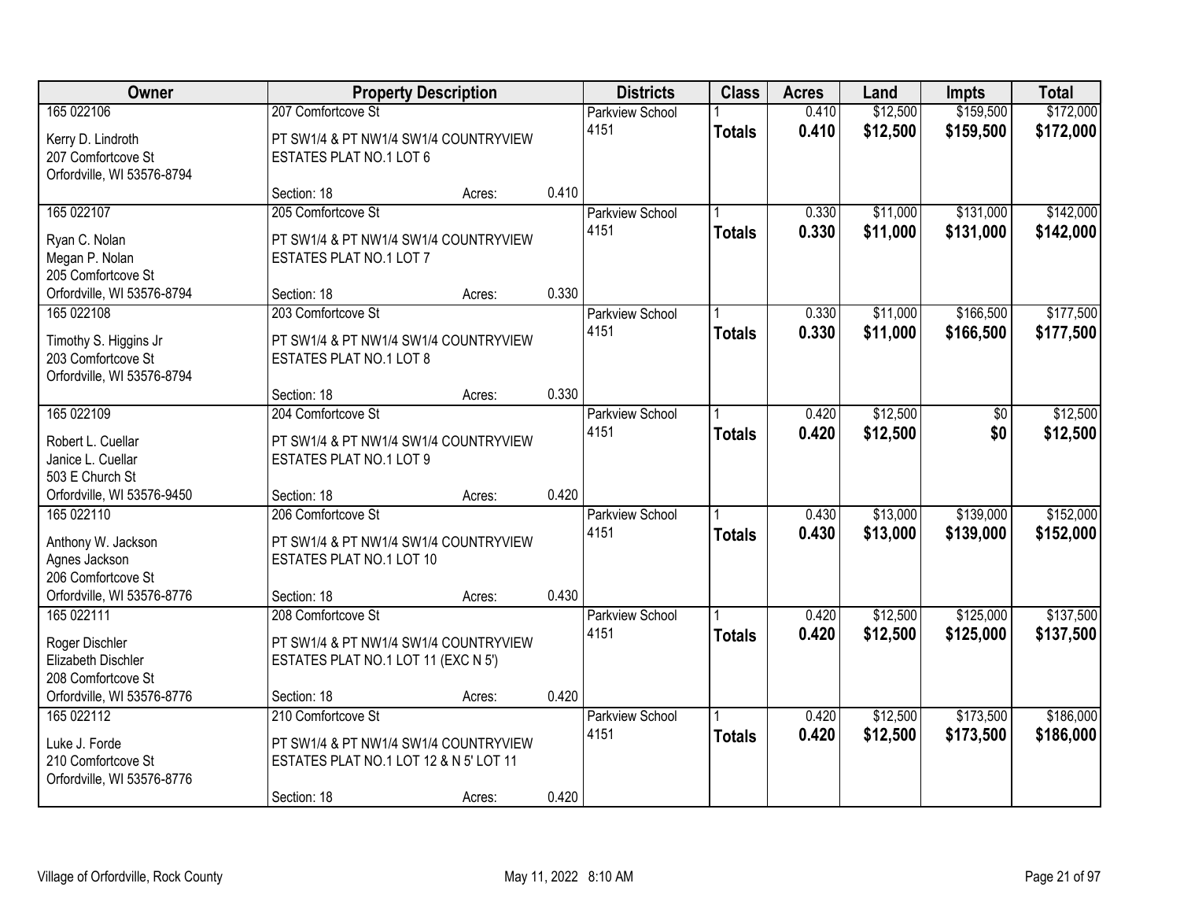| Owner | Property Description | | | Districts | Class | Acres | Land | Impts | Total |
|---|---|---|---|---|---|---|---|---|---|
| 165 022106 | 207 Comfortcove St | | | Parkview School | 1 | 0.410 | $12,500 | $159,500 | $172,000 |
| Kerry D. Lindroth<br>207 Comfortcove St<br>Orfordville, WI 53576-8794 | PT SW1/4 & PT NW1/4 SW1/4 COUNTRYVIEW ESTATES PLAT NO.1 LOT 6 | | | 4151 | **Totals** | **0.410** | **$12,500** | **$159,500** | **$172,000** |
| | Section: 18 | Acres: | 0.410 | | | | | | |
| 165 022107 | 205 Comfortcove St | | | Parkview School | 1 | 0.330 | $11,000 | $131,000 | $142,000 |
| Ryan C. Nolan<br>Megan P. Nolan<br>205 Comfortcove St<br>Orfordville, WI 53576-8794 | PT SW1/4 & PT NW1/4 SW1/4 COUNTRYVIEW ESTATES PLAT NO.1 LOT 7 | | | 4151 | **Totals** | **0.330** | **$11,000** | **$131,000** | **$142,000** |
| | Section: 18 | Acres: | 0.330 | | | | | | |
| 165 022108 | 203 Comfortcove St | | | Parkview School | 1 | 0.330 | $11,000 | $166,500 | $177,500 |
| Timothy S. Higgins Jr<br>203 Comfortcove St<br>Orfordville, WI 53576-8794 | PT SW1/4 & PT NW1/4 SW1/4 COUNTRYVIEW ESTATES PLAT NO.1 LOT 8 | | | 4151 | **Totals** | **0.330** | **$11,000** | **$166,500** | **$177,500** |
| | Section: 18 | Acres: | 0.330 | | | | | | |
| 165 022109 | 204 Comfortcove St | | | Parkview School | 1 | 0.420 | $12,500 | $0 | $12,500 |
| Robert L. Cuellar<br>Janice L. Cuellar<br>503 E Church St<br>Orfordville, WI 53576-9450 | PT SW1/4 & PT NW1/4 SW1/4 COUNTRYVIEW ESTATES PLAT NO.1 LOT 9 | | | 4151 | **Totals** | **0.420** | **$12,500** | **$0** | **$12,500** |
| | Section: 18 | Acres: | 0.420 | | | | | | |
| 165 022110 | 206 Comfortcove St | | | Parkview School | 1 | 0.430 | $13,000 | $139,000 | $152,000 |
| Anthony W. Jackson<br>Agnes Jackson<br>206 Comfortcove St<br>Orfordville, WI 53576-8776 | PT SW1/4 & PT NW1/4 SW1/4 COUNTRYVIEW ESTATES PLAT NO.1 LOT 10 | | | 4151 | **Totals** | **0.430** | **$13,000** | **$139,000** | **$152,000** |
| | Section: 18 | Acres: | 0.430 | | | | | | |
| 165 022111 | 208 Comfortcove St | | | Parkview School | 1 | 0.420 | $12,500 | $125,000 | $137,500 |
| Roger Dischler<br>Elizabeth Dischler<br>208 Comfortcove St<br>Orfordville, WI 53576-8776 | PT SW1/4 & PT NW1/4 SW1/4 COUNTRYVIEW ESTATES PLAT NO.1 LOT 11 (EXC N 5') | | | 4151 | **Totals** | **0.420** | **$12,500** | **$125,000** | **$137,500** |
| | Section: 18 | Acres: | 0.420 | | | | | | |
| 165 022112 | 210 Comfortcove St | | | Parkview School | 1 | 0.420 | $12,500 | $173,500 | $186,000 |
| Luke J. Forde<br>210 Comfortcove St<br>Orfordville, WI 53576-8776 | PT SW1/4 & PT NW1/4 SW1/4 COUNTRYVIEW ESTATES PLAT NO.1 LOT 12 & N 5' LOT 11 | | | 4151 | **Totals** | **0.420** | **$12,500** | **$173,500** | **$186,000** |
| | Section: 18 | Acres: | 0.420 | | | | | | |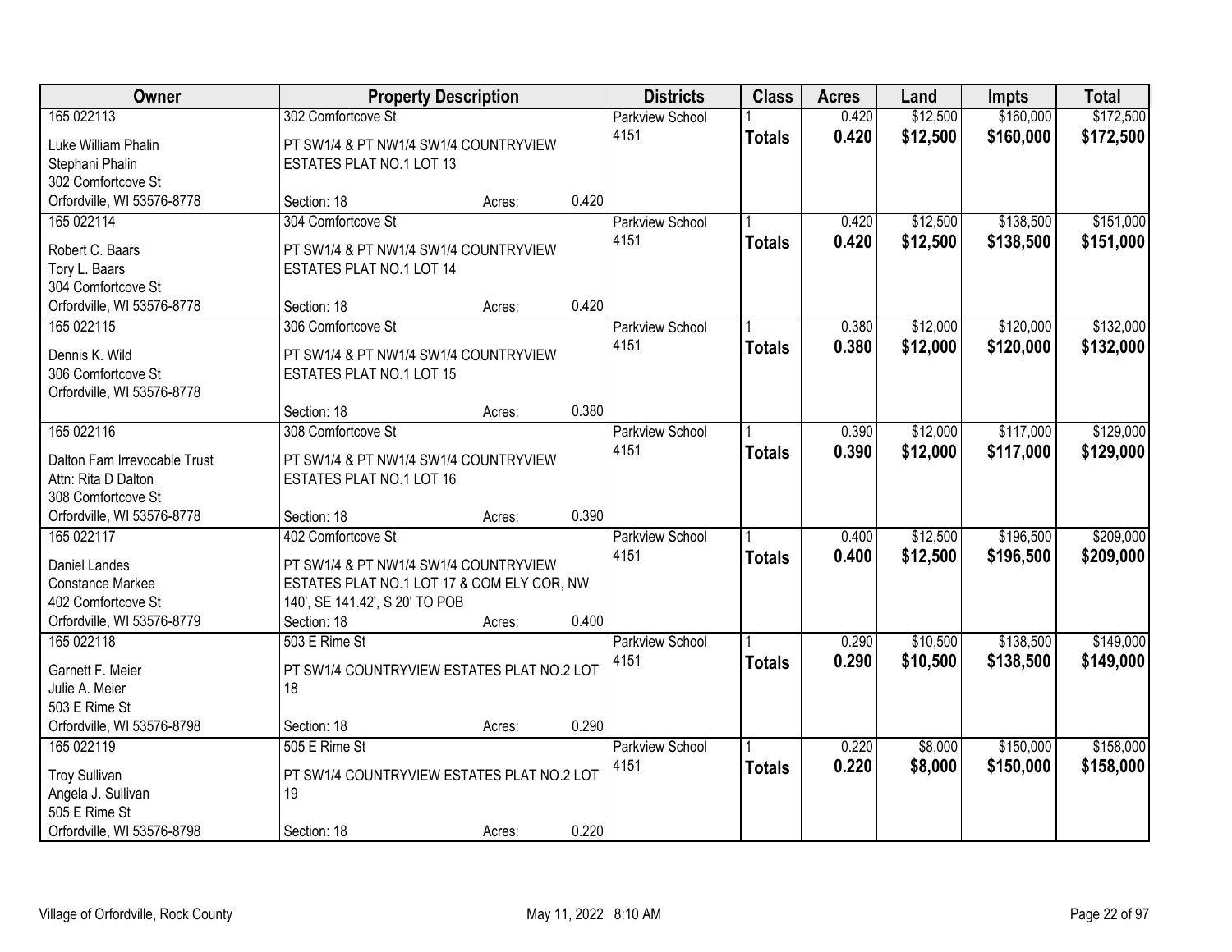| Owner | Property Description | | | Districts | Class | Acres | Land | Impts | Total |
|---|---|---|---|---|---|---|---|---|---|
| 165 022113 | 302 Comfortcove St | | | Parkview School | 1 | 0.420 | $12,500 | $160,000 | $172,500 |
| Luke William Phalin<br>Stephani Phalin<br>302 Comfortcove St<br>Orfordville, WI 53576-8778 | PT SW1/4 & PT NW1/4 SW1/4 COUNTRYVIEW ESTATES PLAT NO.1 LOT 13 | | | 4151 | **Totals** | **0.420** | **$12,500** | **$160,000** | **$172,500** |
| | Section: 18 | Acres: | 0.420 | | | | | | |
| 165 022114 | 304 Comfortcove St | | | Parkview School | 1 | 0.420 | $12,500 | $138,500 | $151,000 |
| Robert C. Baars<br>Tory L. Baars<br>304 Comfortcove St<br>Orfordville, WI 53576-8778 | PT SW1/4 & PT NW1/4 SW1/4 COUNTRYVIEW ESTATES PLAT NO.1 LOT 14 | | | 4151 | **Totals** | **0.420** | **$12,500** | **$138,500** | **$151,000** |
| | Section: 18 | Acres: | 0.420 | | | | | | |
| 165 022115 | 306 Comfortcove St | | | Parkview School | 1 | 0.380 | $12,000 | $120,000 | $132,000 |
| Dennis K. Wild<br>306 Comfortcove St<br>Orfordville, WI 53576-8778 | PT SW1/4 & PT NW1/4 SW1/4 COUNTRYVIEW ESTATES PLAT NO.1 LOT 15 | | | 4151 | **Totals** | **0.380** | **$12,000** | **$120,000** | **$132,000** |
| | Section: 18 | Acres: | 0.380 | | | | | | |
| 165 022116 | 308 Comfortcove St | | | Parkview School | 1 | 0.390 | $12,000 | $117,000 | $129,000 |
| Dalton Fam Irrevocable Trust<br>Attn: Rita D Dalton<br>308 Comfortcove St<br>Orfordville, WI 53576-8778 | PT SW1/4 & PT NW1/4 SW1/4 COUNTRYVIEW ESTATES PLAT NO.1 LOT 16 | | | 4151 | **Totals** | **0.390** | **$12,000** | **$117,000** | **$129,000** |
| | Section: 18 | Acres: | 0.390 | | | | | | |
| 165 022117 | 402 Comfortcove St | | | Parkview School | 1 | 0.400 | $12,500 | $196,500 | $209,000 |
| Daniel Landes<br>Constance Markee<br>402 Comfortcove St<br>Orfordville, WI 53576-8779 | PT SW1/4 & PT NW1/4 SW1/4 COUNTRYVIEW ESTATES PLAT NO.1 LOT 17 & COM ELY COR, NW 140', SE 141.42', S 20' TO POB | | | 4151 | **Totals** | **0.400** | **$12,500** | **$196,500** | **$209,000** |
| | Section: 18 | Acres: | 0.400 | | | | | | |
| 165 022118 | 503 E Rime St | | | Parkview School | 1 | 0.290 | $10,500 | $138,500 | $149,000 |
| Garnett F. Meier<br>Julie A. Meier<br>503 E Rime St<br>Orfordville, WI 53576-8798 | PT SW1/4 COUNTRYVIEW ESTATES PLAT NO.2 LOT 18 | | | 4151 | **Totals** | **0.290** | **$10,500** | **$138,500** | **$149,000** |
| | Section: 18 | Acres: | 0.290 | | | | | | |
| 165 022119 | 505 E Rime St | | | Parkview School | 1 | 0.220 | $8,000 | $150,000 | $158,000 |
| Troy Sullivan<br>Angela J. Sullivan<br>505 E Rime St<br>Orfordville, WI 53576-8798 | PT SW1/4 COUNTRYVIEW ESTATES PLAT NO.2 LOT 19 | | | 4151 | **Totals** | **0.220** | **$8,000** | **$150,000** | **$158,000** |
| | Section: 18 | Acres: | 0.220 | | | | | | |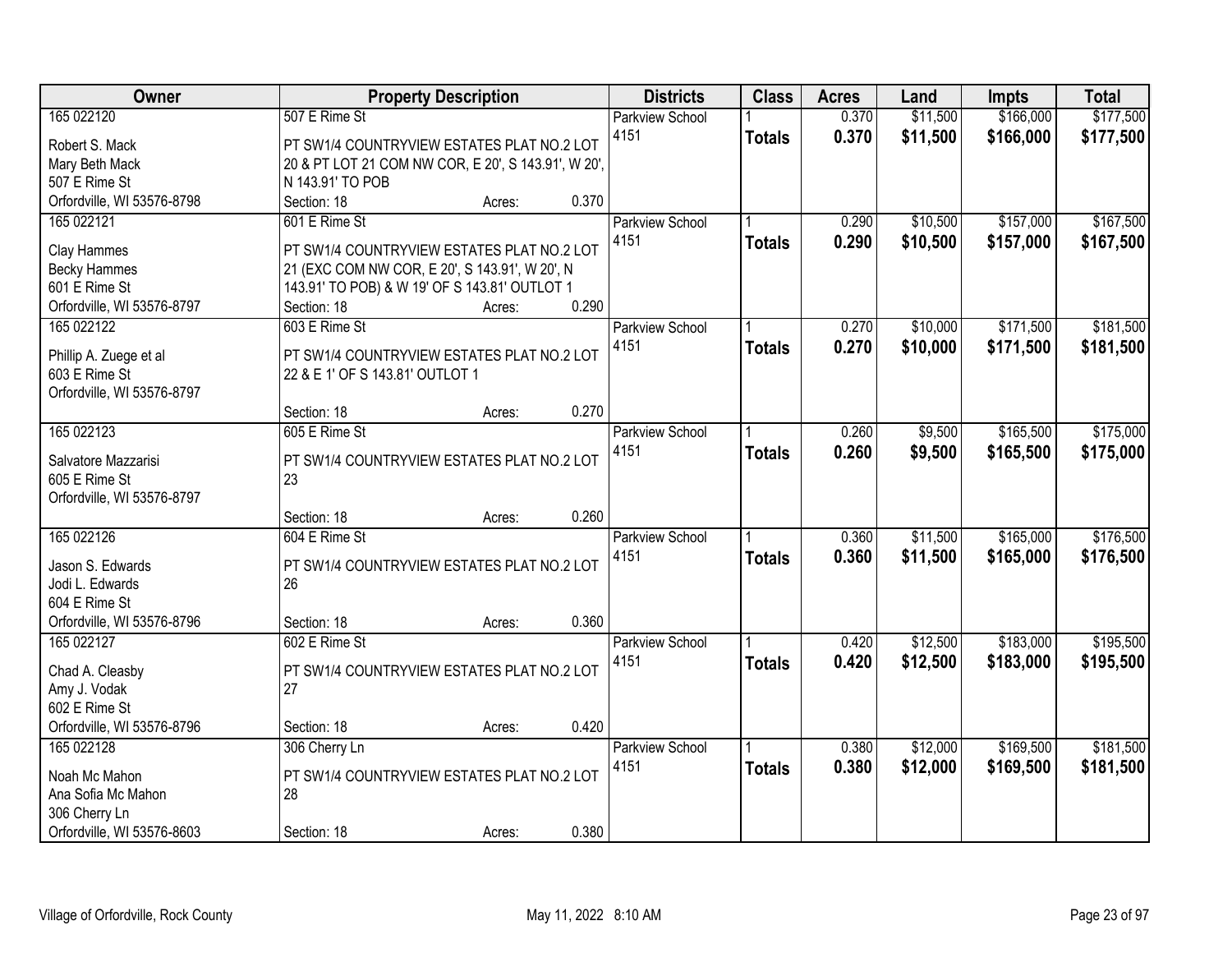| Owner | Property Description | Districts | Class | Acres | Land | Impts | Total |
|---|---|---|---|---|---|---|---|
| 165 022120<br>Robert S. Mack<br>Mary Beth Mack<br>507 E Rime St<br>Orfordville, WI 53576-8798 | 507 E Rime St<br>PT SW1/4 COUNTRYVIEW ESTATES PLAT NO.2 LOT 20 & PT LOT 21 COM NW COR, E 20', S 143.91', W 20', N 143.91' TO POB<br>Section: 18 Acres: 0.370 | Parkview School 4151 | 1<br>**Totals** | 0.370<br>**0.370** | $11,500<br>**$11,500** | $166,000<br>**$166,000** | $177,500<br>**$177,500** |
| 165 022121<br>Clay Hammes<br>Becky Hammes<br>601 E Rime St<br>Orfordville, WI 53576-8797 | 601 E Rime St<br>PT SW1/4 COUNTRYVIEW ESTATES PLAT NO.2 LOT 21 (EXC COM NW COR, E 20', S 143.91', W 20', N 143.91' TO POB) & W 19' OF S 143.81' OUTLOT 1<br>Section: 18 Acres: 0.290 | Parkview School 4151 | 1<br>**Totals** | 0.290<br>**0.290** | $10,500<br>**$10,500** | $157,000<br>**$157,000** | $167,500<br>**$167,500** |
| 165 022122<br>Phillip A. Zuege et al<br>603 E Rime St<br>Orfordville, WI 53576-8797 | 603 E Rime St<br>PT SW1/4 COUNTRYVIEW ESTATES PLAT NO.2 LOT 22 & E 1' OF S 143.81' OUTLOT 1<br>Section: 18 Acres: 0.270 | Parkview School 4151 | 1<br>**Totals** | 0.270<br>**0.270** | $10,000<br>**$10,000** | $171,500<br>**$171,500** | $181,500<br>**$181,500** |
| 165 022123<br>Salvatore Mazzarisi<br>605 E Rime St<br>Orfordville, WI 53576-8797 | 605 E Rime St<br>PT SW1/4 COUNTRYVIEW ESTATES PLAT NO.2 LOT 23<br>Section: 18 Acres: 0.260 | Parkview School 4151 | 1<br>**Totals** | 0.260<br>**0.260** | $9,500<br>**$9,500** | $165,500<br>**$165,500** | $175,000<br>**$175,000** |
| 165 022126<br>Jason S. Edwards<br>Jodi L. Edwards<br>604 E Rime St<br>Orfordville, WI 53576-8796 | 604 E Rime St<br>PT SW1/4 COUNTRYVIEW ESTATES PLAT NO.2 LOT 26<br>Section: 18 Acres: 0.360 | Parkview School 4151 | 1<br>**Totals** | 0.360<br>**0.360** | $11,500<br>**$11,500** | $165,000<br>**$165,000** | $176,500<br>**$176,500** |
| 165 022127<br>Chad A. Cleasby<br>Amy J. Vodak<br>602 E Rime St<br>Orfordville, WI 53576-8796 | 602 E Rime St<br>PT SW1/4 COUNTRYVIEW ESTATES PLAT NO.2 LOT 27<br>Section: 18 Acres: 0.420 | Parkview School 4151 | 1<br>**Totals** | 0.420<br>**0.420** | $12,500<br>**$12,500** | $183,000<br>**$183,000** | $195,500<br>**$195,500** |
| 165 022128<br>Noah Mc Mahon<br>Ana Sofia Mc Mahon<br>306 Cherry Ln<br>Orfordville, WI 53576-8603 | 306 Cherry Ln<br>PT SW1/4 COUNTRYVIEW ESTATES PLAT NO.2 LOT 28<br>Section: 18 Acres: 0.380 | Parkview School 4151 | 1<br>**Totals** | 0.380<br>**0.380** | $12,000<br>**$12,000** | $169,500<br>**$169,500** | $181,500<br>**$181,500** |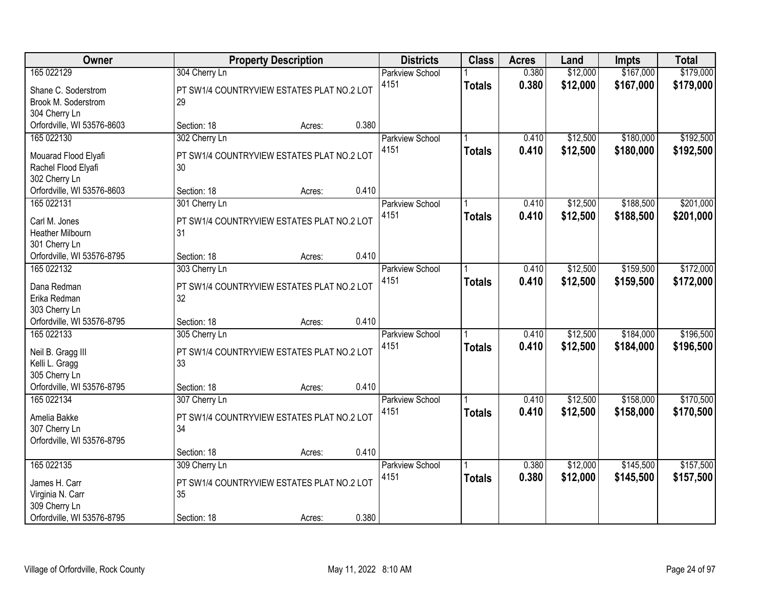| Owner | Property Description | | | Districts | Class | Acres | Land | Impts | Total |
|---|---|---|---|---|---|---|---|---|---|
| 165 022129 | 304 Cherry Ln | | | Parkview School | 1 | 0.380 | $12,000 | $167,000 | $179,000 |
| Shane C. Soderstrom<br>Brook M. Soderstrom<br>304 Cherry Ln<br>Orfordville, WI 53576-8603 | PT SW1/4 COUNTRYVIEW ESTATES PLAT NO.2 LOT 29 | | | 4151 | **Totals** | **0.380** | **$12,000** | **$167,000** | **$179,000** |
| | Section: 18 | Acres: | 0.380 | | | | | | |
| 165 022130 | 302 Cherry Ln | | | Parkview School | 1 | 0.410 | $12,500 | $180,000 | $192,500 |
| Mouarad Flood Elyafi<br>Rachel Flood Elyafi<br>302 Cherry Ln<br>Orfordville, WI 53576-8603 | PT SW1/4 COUNTRYVIEW ESTATES PLAT NO.2 LOT 30 | | | 4151 | **Totals** | **0.410** | **$12,500** | **$180,000** | **$192,500** |
| | Section: 18 | Acres: | 0.410 | | | | | | |
| 165 022131 | 301 Cherry Ln | | | Parkview School | 1 | 0.410 | $12,500 | $188,500 | $201,000 |
| Carl M. Jones<br>Heather Milbourn<br>301 Cherry Ln<br>Orfordville, WI 53576-8795 | PT SW1/4 COUNTRYVIEW ESTATES PLAT NO.2 LOT 31 | | | 4151 | **Totals** | **0.410** | **$12,500** | **$188,500** | **$201,000** |
| | Section: 18 | Acres: | 0.410 | | | | | | |
| 165 022132 | 303 Cherry Ln | | | Parkview School | 1 | 0.410 | $12,500 | $159,500 | $172,000 |
| Dana Redman<br>Erika Redman<br>303 Cherry Ln<br>Orfordville, WI 53576-8795 | PT SW1/4 COUNTRYVIEW ESTATES PLAT NO.2 LOT 32 | | | 4151 | **Totals** | **0.410** | **$12,500** | **$159,500** | **$172,000** |
| | Section: 18 | Acres: | 0.410 | | | | | | |
| 165 022133 | 305 Cherry Ln | | | Parkview School | 1 | 0.410 | $12,500 | $184,000 | $196,500 |
| Neil B. Gragg III<br>Kelli L. Gragg<br>305 Cherry Ln<br>Orfordville, WI 53576-8795 | PT SW1/4 COUNTRYVIEW ESTATES PLAT NO.2 LOT 33 | | | 4151 | **Totals** | **0.410** | **$12,500** | **$184,000** | **$196,500** |
| | Section: 18 | Acres: | 0.410 | | | | | | |
| 165 022134 | 307 Cherry Ln | | | Parkview School | 1 | 0.410 | $12,500 | $158,000 | $170,500 |
| Amelia Bakke<br>307 Cherry Ln<br>Orfordville, WI 53576-8795 | PT SW1/4 COUNTRYVIEW ESTATES PLAT NO.2 LOT 34 | | | 4151 | **Totals** | **0.410** | **$12,500** | **$158,000** | **$170,500** |
| | Section: 18 | Acres: | 0.410 | | | | | | |
| 165 022135 | 309 Cherry Ln | | | Parkview School | 1 | 0.380 | $12,000 | $145,500 | $157,500 |
| James H. Carr<br>Virginia N. Carr<br>309 Cherry Ln<br>Orfordville, WI 53576-8795 | PT SW1/4 COUNTRYVIEW ESTATES PLAT NO.2 LOT 35 | | | 4151 | **Totals** | **0.380** | **$12,000** | **$145,500** | **$157,500** |
| | Section: 18 | Acres: | 0.380 | | | | | | |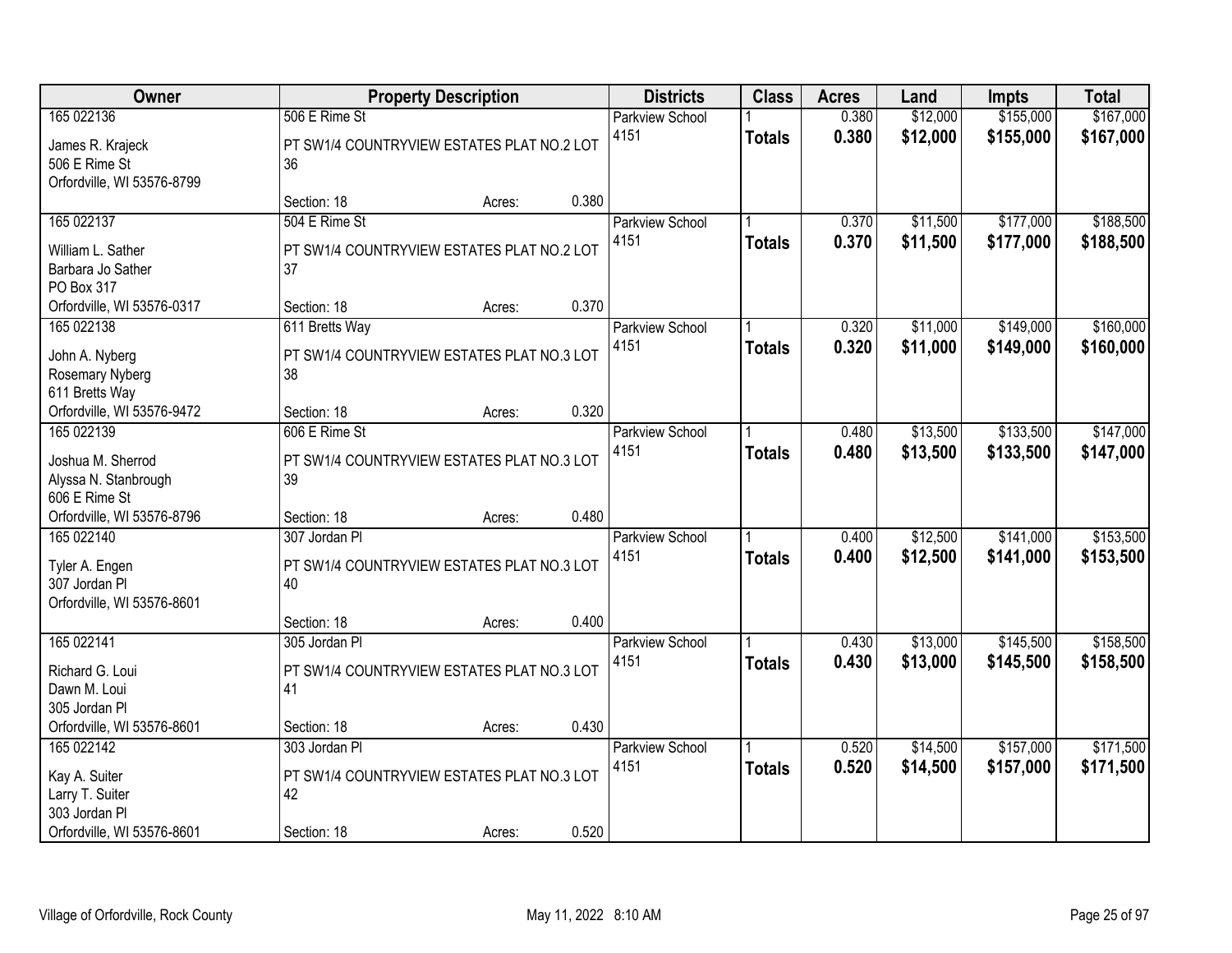| Owner | Property Description | | | Districts | Class | Acres | Land | Impts | Total |
|---|---|---|---|---|---|---|---|---|---|
| 165 022136 | 506 E Rime St | | | Parkview School | 1 | 0.380 | $12,000 | $155,000 | $167,000 |
| James R. Krajeck<br>506 E Rime St<br>Orfordville, WI 53576-8799 | PT SW1/4 COUNTRYVIEW ESTATES PLAT NO.2 LOT 36 | | | 4151 | **Totals** | **0.380** | **$12,000** | **$155,000** | **$167,000** |
| | Section: 18 | Acres: | 0.380 | | | | | | |
| 165 022137 | 504 E Rime St | | | Parkview School | 1 | 0.370 | $11,500 | $177,000 | $188,500 |
| William L. Sather<br>Barbara Jo Sather<br>PO Box 317<br>Orfordville, WI 53576-0317 | PT SW1/4 COUNTRYVIEW ESTATES PLAT NO.2 LOT 37 | | | 4151 | **Totals** | **0.370** | **$11,500** | **$177,000** | **$188,500** |
| | Section: 18 | Acres: | 0.370 | | | | | | |
| 165 022138 | 611 Bretts Way | | | Parkview School | 1 | 0.320 | $11,000 | $149,000 | $160,000 |
| John A. Nyberg<br>Rosemary Nyberg<br>611 Bretts Way<br>Orfordville, WI 53576-9472 | PT SW1/4 COUNTRYVIEW ESTATES PLAT NO.3 LOT 38 | | | 4151 | **Totals** | **0.320** | **$11,000** | **$149,000** | **$160,000** |
| | Section: 18 | Acres: | 0.320 | | | | | | |
| 165 022139 | 606 E Rime St | | | Parkview School | 1 | 0.480 | $13,500 | $133,500 | $147,000 |
| Joshua M. Sherrod<br>Alyssa N. Stanbrough<br>606 E Rime St<br>Orfordville, WI 53576-8796 | PT SW1/4 COUNTRYVIEW ESTATES PLAT NO.3 LOT 39 | | | 4151 | **Totals** | **0.480** | **$13,500** | **$133,500** | **$147,000** |
| | Section: 18 | Acres: | 0.480 | | | | | | |
| 165 022140 | 307 Jordan Pl | | | Parkview School | 1 | 0.400 | $12,500 | $141,000 | $153,500 |
| Tyler A. Engen<br>307 Jordan Pl<br>Orfordville, WI 53576-8601 | PT SW1/4 COUNTRYVIEW ESTATES PLAT NO.3 LOT 40 | | | 4151 | **Totals** | **0.400** | **$12,500** | **$141,000** | **$153,500** |
| | Section: 18 | Acres: | 0.400 | | | | | | |
| 165 022141 | 305 Jordan Pl | | | Parkview School | 1 | 0.430 | $13,000 | $145,500 | $158,500 |
| Richard G. Loui<br>Dawn M. Loui<br>305 Jordan Pl<br>Orfordville, WI 53576-8601 | PT SW1/4 COUNTRYVIEW ESTATES PLAT NO.3 LOT 41 | | | 4151 | **Totals** | **0.430** | **$13,000** | **$145,500** | **$158,500** |
| | Section: 18 | Acres: | 0.430 | | | | | | |
| 165 022142 | 303 Jordan Pl | | | Parkview School | 1 | 0.520 | $14,500 | $157,000 | $171,500 |
| Kay A. Suiter<br>Larry T. Suiter<br>303 Jordan Pl<br>Orfordville, WI 53576-8601 | PT SW1/4 COUNTRYVIEW ESTATES PLAT NO.3 LOT 42 | | | 4151 | **Totals** | **0.520** | **$14,500** | **$157,000** | **$171,500** |
| | Section: 18 | Acres: | 0.520 | | | | | | |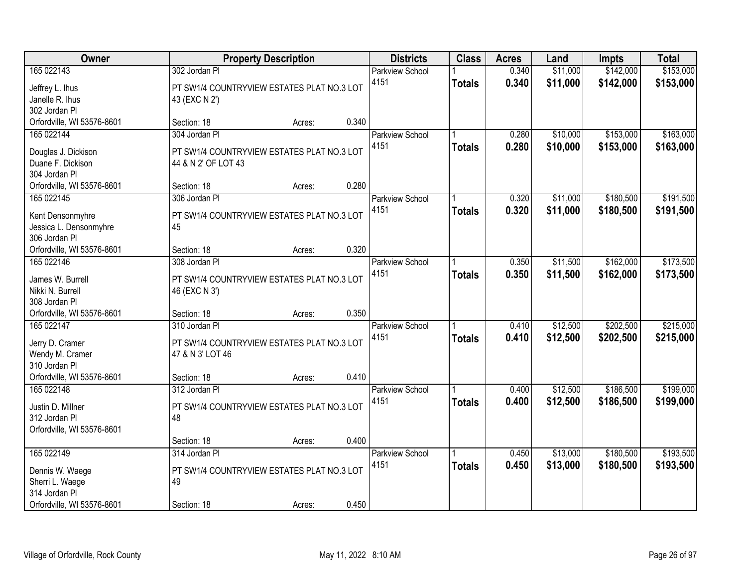| Owner | Property Description | Districts | Class | Acres | Land | Impts | Total |
|---|---|---|---|---|---|---|---|
| 165 022143<br>Jeffrey L. Ihus<br>Janelle R. Ihus<br>302 Jordan Pl<br>Orfordville, WI 53576-8601 | 302 Jordan Pl<br>PT SW1/4 COUNTRYVIEW ESTATES PLAT NO.3 LOT 43 (EXC N 2')<br>Section: 18 Acres: 0.340 | Parkview School 4151 | 1<br>**Totals** | 0.340<br>**0.340** | $11,000<br>**$11,000** | $142,000<br>**$142,000** | $153,000<br>**$153,000** |
| 165 022144<br>Douglas J. Dickison<br>Duane F. Dickison<br>304 Jordan Pl<br>Orfordville, WI 53576-8601 | 304 Jordan Pl<br>PT SW1/4 COUNTRYVIEW ESTATES PLAT NO.3 LOT 44 & N 2' OF LOT 43<br>Section: 18 Acres: 0.280 | Parkview School 4151 | 1<br>**Totals** | 0.280<br>**0.280** | $10,000<br>**$10,000** | $153,000<br>**$153,000** | $163,000<br>**$163,000** |
| 165 022145<br>Kent Densonmyhre<br>Jessica L. Densonmyhre<br>306 Jordan Pl<br>Orfordville, WI 53576-8601 | 306 Jordan Pl<br>PT SW1/4 COUNTRYVIEW ESTATES PLAT NO.3 LOT 45<br>Section: 18 Acres: 0.320 | Parkview School 4151 | 1<br>**Totals** | 0.320<br>**0.320** | $11,000<br>**$11,000** | $180,500<br>**$180,500** | $191,500<br>**$191,500** |
| 165 022146<br>James W. Burrell<br>Nikki N. Burrell<br>308 Jordan Pl<br>Orfordville, WI 53576-8601 | 308 Jordan Pl<br>PT SW1/4 COUNTRYVIEW ESTATES PLAT NO.3 LOT 46 (EXC N 3')<br>Section: 18 Acres: 0.350 | Parkview School 4151 | 1<br>**Totals** | 0.350<br>**0.350** | $11,500<br>**$11,500** | $162,000<br>**$162,000** | $173,500<br>**$173,500** |
| 165 022147<br>Jerry D. Cramer<br>Wendy M. Cramer<br>310 Jordan Pl<br>Orfordville, WI 53576-8601 | 310 Jordan Pl<br>PT SW1/4 COUNTRYVIEW ESTATES PLAT NO.3 LOT 47 & N 3' LOT 46<br>Section: 18 Acres: 0.410 | Parkview School 4151 | 1<br>**Totals** | 0.410<br>**0.410** | $12,500<br>**$12,500** | $202,500<br>**$202,500** | $215,000<br>**$215,000** |
| 165 022148<br>Justin D. Millner<br>312 Jordan Pl<br>Orfordville, WI 53576-8601 | 312 Jordan Pl<br>PT SW1/4 COUNTRYVIEW ESTATES PLAT NO.3 LOT 48<br>Section: 18 Acres: 0.400 | Parkview School 4151 | 1<br>**Totals** | 0.400<br>**0.400** | $12,500<br>**$12,500** | $186,500<br>**$186,500** | $199,000<br>**$199,000** |
| 165 022149<br>Dennis W. Waege<br>Sherri L. Waege<br>314 Jordan Pl<br>Orfordville, WI 53576-8601 | 314 Jordan Pl<br>PT SW1/4 COUNTRYVIEW ESTATES PLAT NO.3 LOT 49<br>Section: 18 Acres: 0.450 | Parkview School 4151 | 1<br>**Totals** | 0.450<br>**0.450** | $13,000<br>**$13,000** | $180,500<br>**$180,500** | $193,500<br>**$193,500** |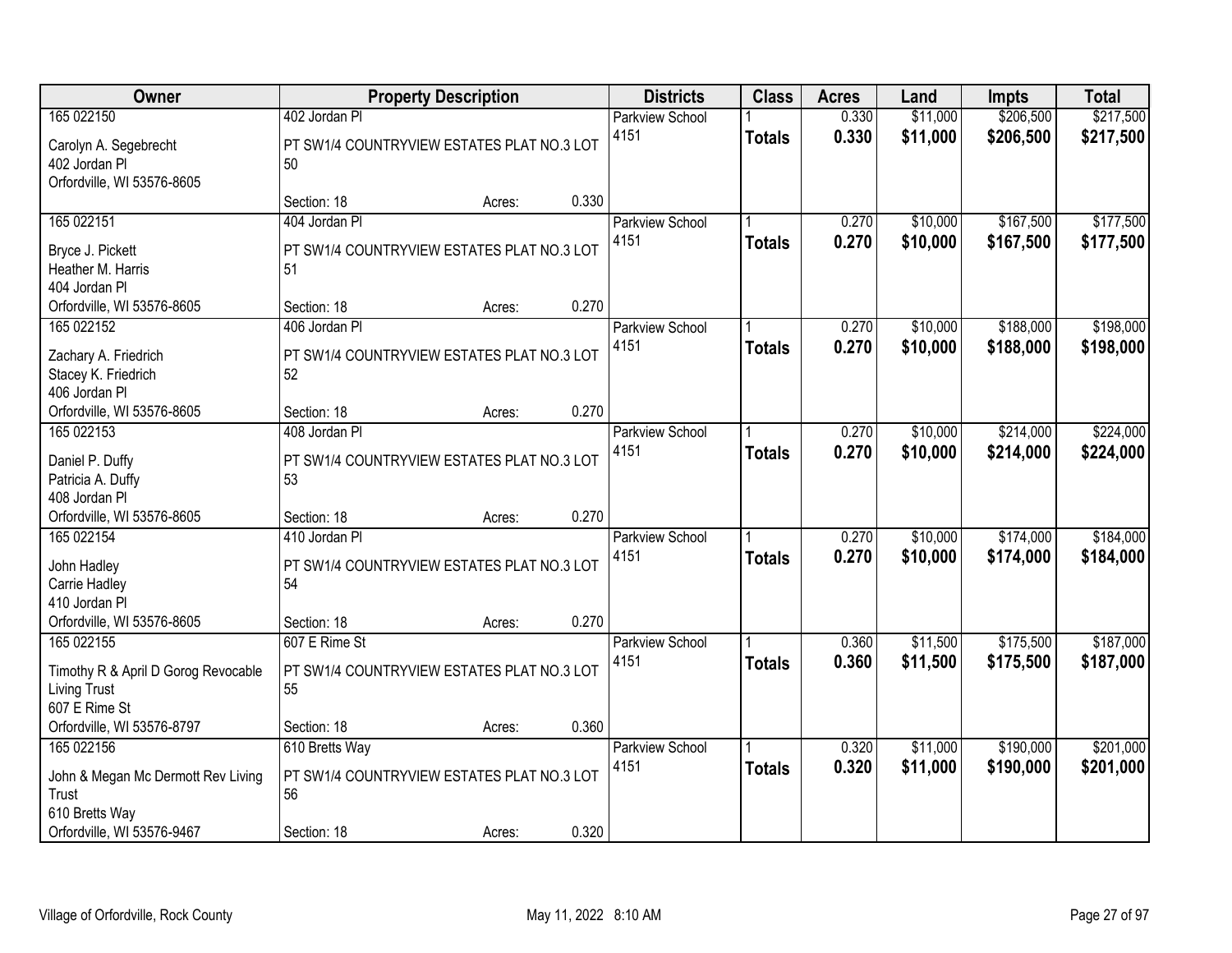| Owner | Property Description | Districts | Class | Acres | Land | Impts | Total |
|---|---|---|---|---|---|---|---|
| 165 022150<br>Carolyn A. Segebrecht<br>402 Jordan Pl<br>Orfordville, WI 53576-8605 | 402 Jordan Pl<br>PT SW1/4 COUNTRYVIEW ESTATES PLAT NO.3 LOT 50<br>Section: 18 Acres: 0.330 | Parkview School 4151 | 1<br>**Totals** | 0.330<br>**0.330** | $11,000<br>**$11,000** | $206,500<br>**$206,500** | $217,500<br>**$217,500** |
| 165 022151<br>Bryce J. Pickett<br>Heather M. Harris<br>404 Jordan Pl<br>Orfordville, WI 53576-8605 | 404 Jordan Pl<br>PT SW1/4 COUNTRYVIEW ESTATES PLAT NO.3 LOT 51<br>Section: 18 Acres: 0.270 | Parkview School 4151 | 1<br>**Totals** | 0.270<br>**0.270** | $10,000<br>**$10,000** | $167,500<br>**$167,500** | $177,500<br>**$177,500** |
| 165 022152<br>Zachary A. Friedrich<br>Stacey K. Friedrich<br>406 Jordan Pl<br>Orfordville, WI 53576-8605 | 406 Jordan Pl<br>PT SW1/4 COUNTRYVIEW ESTATES PLAT NO.3 LOT 52<br>Section: 18 Acres: 0.270 | Parkview School 4151 | 1<br>**Totals** | 0.270<br>**0.270** | $10,000<br>**$10,000** | $188,000<br>**$188,000** | $198,000<br>**$198,000** |
| 165 022153<br>Daniel P. Duffy<br>Patricia A. Duffy<br>408 Jordan Pl<br>Orfordville, WI 53576-8605 | 408 Jordan Pl<br>PT SW1/4 COUNTRYVIEW ESTATES PLAT NO.3 LOT 53<br>Section: 18 Acres: 0.270 | Parkview School 4151 | 1<br>**Totals** | 0.270<br>**0.270** | $10,000<br>**$10,000** | $214,000<br>**$214,000** | $224,000<br>**$224,000** |
| 165 022154<br>John Hadley<br>Carrie Hadley<br>410 Jordan Pl<br>Orfordville, WI 53576-8605 | 410 Jordan Pl<br>PT SW1/4 COUNTRYVIEW ESTATES PLAT NO.3 LOT 54<br>Section: 18 Acres: 0.270 | Parkview School 4151 | 1<br>**Totals** | 0.270<br>**0.270** | $10,000<br>**$10,000** | $174,000<br>**$174,000** | $184,000<br>**$184,000** |
| 165 022155<br>Timothy R & April D Gorog Revocable Living Trust<br>607 E Rime St<br>Orfordville, WI 53576-8797 | 607 E Rime St<br>PT SW1/4 COUNTRYVIEW ESTATES PLAT NO.3 LOT 55<br>Section: 18 Acres: 0.360 | Parkview School 4151 | 1<br>**Totals** | 0.360<br>**0.360** | $11,500<br>**$11,500** | $175,500<br>**$175,500** | $187,000<br>**$187,000** |
| 165 022156<br>John & Megan Mc Dermott Rev Living Trust<br>610 Bretts Way<br>Orfordville, WI 53576-9467 | 610 Bretts Way<br>PT SW1/4 COUNTRYVIEW ESTATES PLAT NO.3 LOT 56<br>Section: 18 Acres: 0.320 | Parkview School 4151 | 1<br>**Totals** | 0.320<br>**0.320** | $11,000<br>**$11,000** | $190,000<br>**$190,000** | $201,000<br>**$201,000** |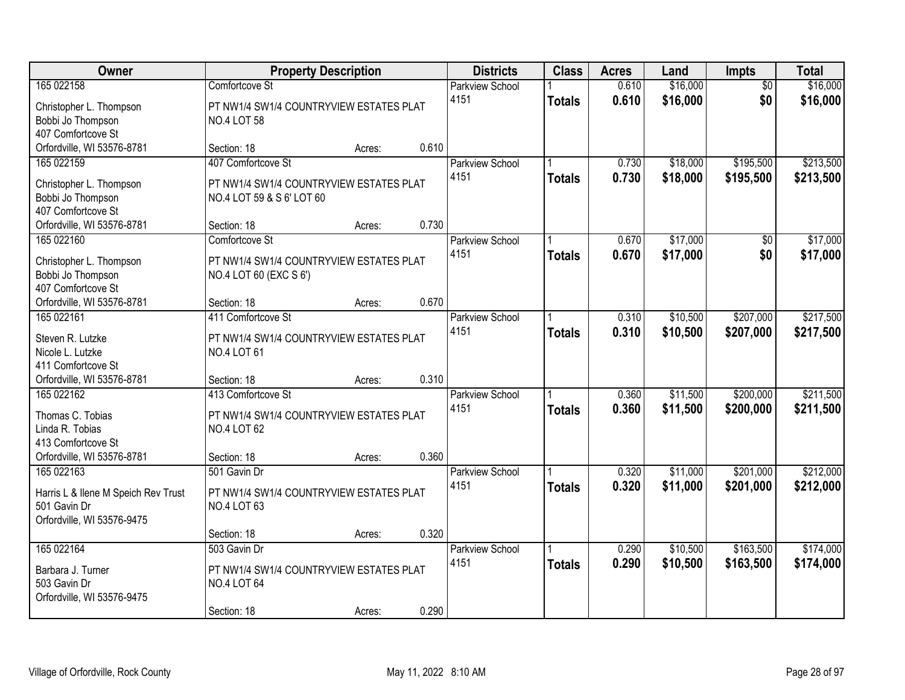| Owner | Property Description | Districts | Class | Acres | Land | Impts | Total |
|---|---|---|---|---|---|---|---|
| 165 022158<br>Christopher L. Thompson<br>Bobbi Jo Thompson<br>407 Comfortcove St<br>Orfordville, WI 53576-8781 | Comfortcove St<br>PT NW1/4 SW1/4 COUNTRYVIEW ESTATES PLAT NO.4 LOT 58<br>Section: 18 Acres: 0.610 | Parkview School 4151 | 1<br>**Totals** | 0.610<br>**0.610** | $16,000<br>**$16,000** | $0<br>**$0** | $16,000<br>**$16,000** |
| 165 022159<br>Christopher L. Thompson<br>Bobbi Jo Thompson<br>407 Comfortcove St<br>Orfordville, WI 53576-8781 | 407 Comfortcove St<br>PT NW1/4 SW1/4 COUNTRYVIEW ESTATES PLAT NO.4 LOT 59 & S 6' LOT 60<br>Section: 18 Acres: 0.730 | Parkview School 4151 | 1<br>**Totals** | 0.730<br>**0.730** | $18,000<br>**$18,000** | $195,500<br>**$195,500** | $213,500<br>**$213,500** |
| 165 022160<br>Christopher L. Thompson<br>Bobbi Jo Thompson<br>407 Comfortcove St<br>Orfordville, WI 53576-8781 | Comfortcove St<br>PT NW1/4 SW1/4 COUNTRYVIEW ESTATES PLAT NO.4 LOT 60 (EXC S 6')<br>Section: 18 Acres: 0.670 | Parkview School 4151 | 1<br>**Totals** | 0.670<br>**0.670** | $17,000<br>**$17,000** | $0<br>**$0** | $17,000<br>**$17,000** |
| 165 022161<br>Steven R. Lutzke<br>Nicole L. Lutzke<br>411 Comfortcove St<br>Orfordville, WI 53576-8781 | 411 Comfortcove St<br>PT NW1/4 SW1/4 COUNTRYVIEW ESTATES PLAT NO.4 LOT 61<br>Section: 18 Acres: 0.310 | Parkview School 4151 | 1<br>**Totals** | 0.310<br>**0.310** | $10,500<br>**$10,500** | $207,000<br>**$207,000** | $217,500<br>**$217,500** |
| 165 022162<br>Thomas C. Tobias<br>Linda R. Tobias<br>413 Comfortcove St<br>Orfordville, WI 53576-8781 | 413 Comfortcove St<br>PT NW1/4 SW1/4 COUNTRYVIEW ESTATES PLAT NO.4 LOT 62<br>Section: 18 Acres: 0.360 | Parkview School 4151 | 1<br>**Totals** | 0.360<br>**0.360** | $11,500<br>**$11,500** | $200,000<br>**$200,000** | $211,500<br>**$211,500** |
| 165 022163<br>Harris L & Ilene M Speich Rev Trust<br>501 Gavin Dr<br>Orfordville, WI 53576-9475 | 501 Gavin Dr<br>PT NW1/4 SW1/4 COUNTRYVIEW ESTATES PLAT NO.4 LOT 63<br>Section: 18 Acres: 0.320 | Parkview School 4151 | 1<br>**Totals** | 0.320<br>**0.320** | $11,000<br>**$11,000** | $201,000<br>**$201,000** | $212,000<br>**$212,000** |
| 165 022164<br>Barbara J. Turner<br>503 Gavin Dr<br>Orfordville, WI 53576-9475 | 503 Gavin Dr<br>PT NW1/4 SW1/4 COUNTRYVIEW ESTATES PLAT NO.4 LOT 64<br>Section: 18 Acres: 0.290 | Parkview School 4151 | 1<br>**Totals** | 0.290<br>**0.290** | $10,500<br>**$10,500** | $163,500<br>**$163,500** | $174,000<br>**$174,000** |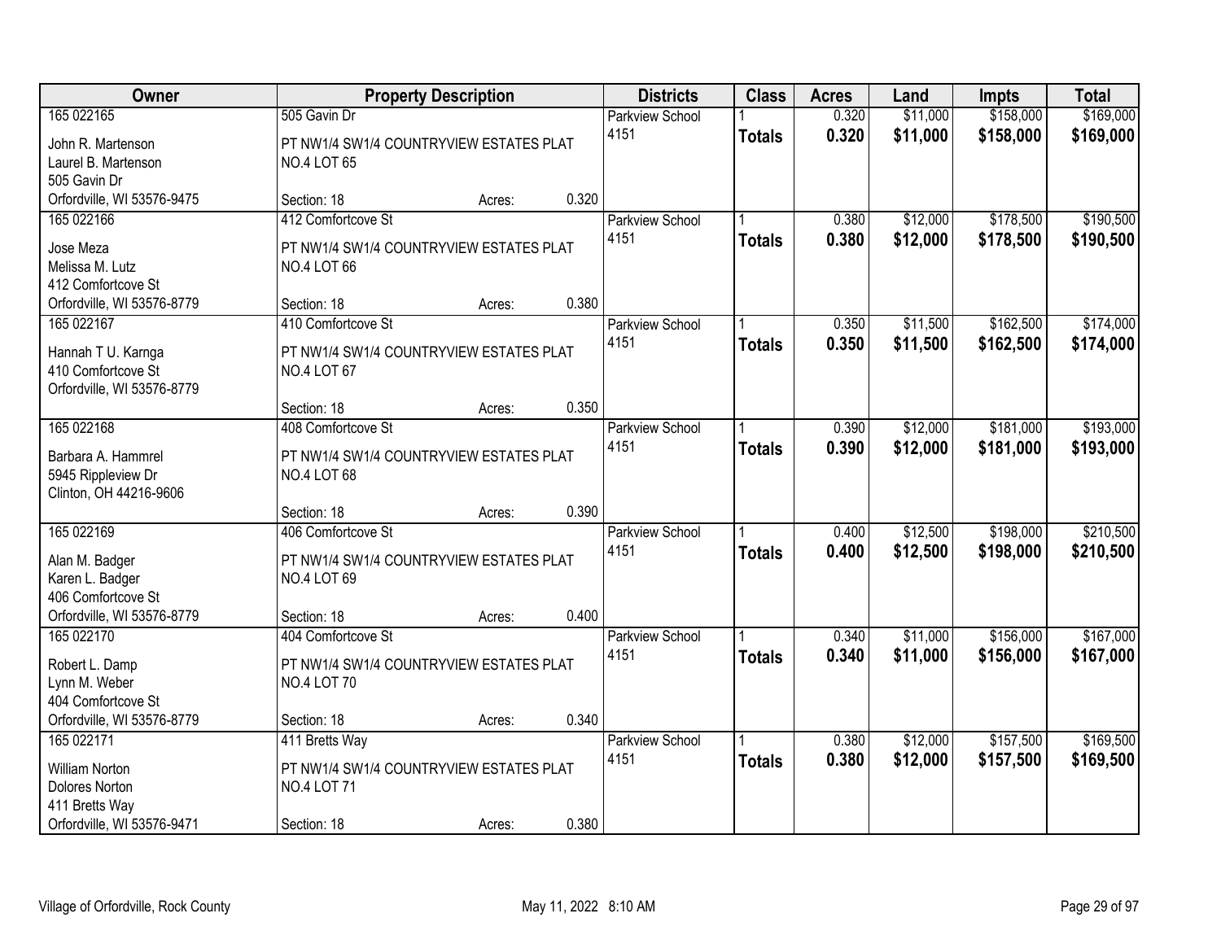| Owner | Property Description | Districts | Class | Acres | Land | Impts | Total |
|---|---|---|---|---|---|---|---|
| 165 022165<br>John R. Martenson<br>Laurel B. Martenson<br>505 Gavin Dr<br>Orfordville, WI 53576-9475 | 505 Gavin Dr<br>PT NW1/4 SW1/4 COUNTRYVIEW ESTATES PLAT NO.4 LOT 65<br>Section: 18 Acres: 0.320 | Parkview School 4151 | 1<br>**Totals** | 0.320<br>**0.320** | $11,000<br>**$11,000** | $158,000<br>**$158,000** | $169,000<br>**$169,000** |
| 165 022166<br>Jose Meza<br>Melissa M. Lutz<br>412 Comfortcove St<br>Orfordville, WI 53576-8779 | 412 Comfortcove St<br>PT NW1/4 SW1/4 COUNTRYVIEW ESTATES PLAT NO.4 LOT 66<br>Section: 18 Acres: 0.380 | Parkview School 4151 | 1<br>**Totals** | 0.380<br>**0.380** | $12,000<br>**$12,000** | $178,500<br>**$178,500** | $190,500<br>**$190,500** |
| 165 022167<br>Hannah T U. Karnga<br>410 Comfortcove St<br>Orfordville, WI 53576-8779 | 410 Comfortcove St<br>PT NW1/4 SW1/4 COUNTRYVIEW ESTATES PLAT NO.4 LOT 67<br>Section: 18 Acres: 0.350 | Parkview School 4151 | 1<br>**Totals** | 0.350<br>**0.350** | $11,500<br>**$11,500** | $162,500<br>**$162,500** | $174,000<br>**$174,000** |
| 165 022168<br>Barbara A. Hammrel<br>5945 Rippleview Dr<br>Clinton, OH 44216-9606 | 408 Comfortcove St<br>PT NW1/4 SW1/4 COUNTRYVIEW ESTATES PLAT NO.4 LOT 68<br>Section: 18 Acres: 0.390 | Parkview School 4151 | 1<br>**Totals** | 0.390<br>**0.390** | $12,000<br>**$12,000** | $181,000<br>**$181,000** | $193,000<br>**$193,000** |
| 165 022169<br>Alan M. Badger<br>Karen L. Badger<br>406 Comfortcove St<br>Orfordville, WI 53576-8779 | 406 Comfortcove St<br>PT NW1/4 SW1/4 COUNTRYVIEW ESTATES PLAT NO.4 LOT 69<br>Section: 18 Acres: 0.400 | Parkview School 4151 | 1<br>**Totals** | 0.400<br>**0.400** | $12,500<br>**$12,500** | $198,000<br>**$198,000** | $210,500<br>**$210,500** |
| 165 022170<br>Robert L. Damp<br>Lynn M. Weber<br>404 Comfortcove St<br>Orfordville, WI 53576-8779 | 404 Comfortcove St<br>PT NW1/4 SW1/4 COUNTRYVIEW ESTATES PLAT NO.4 LOT 70<br>Section: 18 Acres: 0.340 | Parkview School 4151 | 1<br>**Totals** | 0.340<br>**0.340** | $11,000<br>**$11,000** | $156,000<br>**$156,000** | $167,000<br>**$167,000** |
| 165 022171<br>William Norton<br>Dolores Norton<br>411 Bretts Way<br>Orfordville, WI 53576-9471 | 411 Bretts Way<br>PT NW1/4 SW1/4 COUNTRYVIEW ESTATES PLAT NO.4 LOT 71<br>Section: 18 Acres: 0.380 | Parkview School 4151 | 1<br>**Totals** | 0.380<br>**0.380** | $12,000<br>**$12,000** | $157,500<br>**$157,500** | $169,500<br>**$169,500** |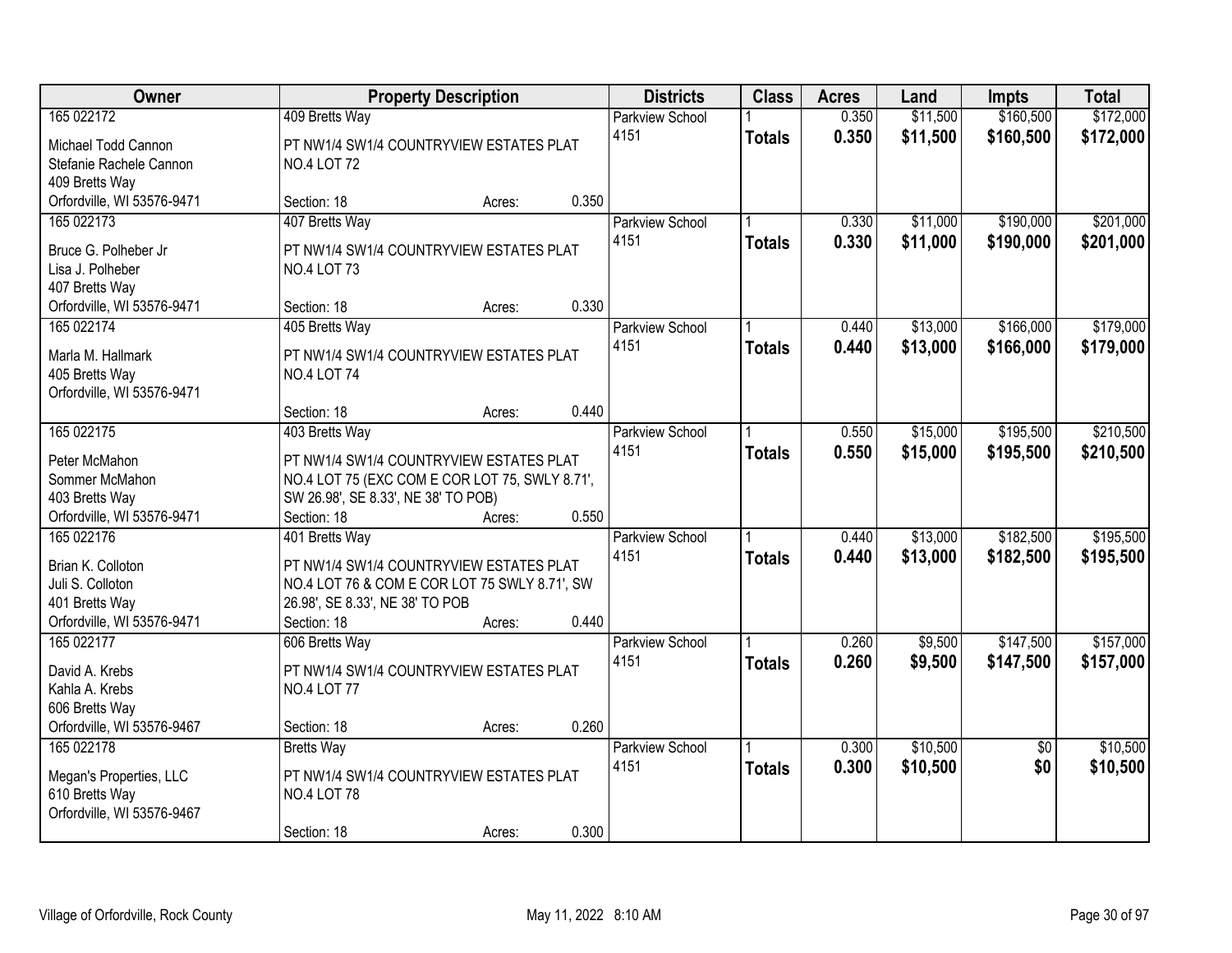| Owner | Property Description | Districts | Class | Acres | Land | Impts | Total |
|---|---|---|---|---|---|---|---|
| 165 022172<br>Michael Todd Cannon<br>Stefanie Rachele Cannon<br>409 Bretts Way<br>Orfordville, WI 53576-9471 | 409 Bretts Way<br>PT NW1/4 SW1/4 COUNTRYVIEW ESTATES PLAT NO.4 LOT 72<br>Section: 18 Acres: 0.350 | Parkview School 4151 | 1<br>**Totals** | 0.350<br>**0.350** | $11,500<br>**$11,500** | $160,500<br>**$160,500** | $172,000<br>**$172,000** |
| 165 022173<br>Bruce G. Polheber Jr<br>Lisa J. Polheber<br>407 Bretts Way<br>Orfordville, WI 53576-9471 | 407 Bretts Way<br>PT NW1/4 SW1/4 COUNTRYVIEW ESTATES PLAT NO.4 LOT 73<br>Section: 18 Acres: 0.330 | Parkview School 4151 | 1<br>**Totals** | 0.330<br>**0.330** | $11,000<br>**$11,000** | $190,000<br>**$190,000** | $201,000<br>**$201,000** |
| 165 022174<br>Marla M. Hallmark<br>405 Bretts Way<br>Orfordville, WI 53576-9471 | 405 Bretts Way<br>PT NW1/4 SW1/4 COUNTRYVIEW ESTATES PLAT NO.4 LOT 74<br>Section: 18 Acres: 0.440 | Parkview School 4151 | 1<br>**Totals** | 0.440<br>**0.440** | $13,000<br>**$13,000** | $166,000<br>**$166,000** | $179,000<br>**$179,000** |
| 165 022175<br>Peter McMahon<br>Sommer McMahon<br>403 Bretts Way<br>Orfordville, WI 53576-9471 | 403 Bretts Way<br>PT NW1/4 SW1/4 COUNTRYVIEW ESTATES PLAT NO.4 LOT 75 (EXC COM E COR LOT 75, SWLY 8.71', SW 26.98', SE 8.33', NE 38' TO POB)<br>Section: 18 Acres: 0.550 | Parkview School 4151 | 1<br>**Totals** | 0.550<br>**0.550** | $15,000<br>**$15,000** | $195,500<br>**$195,500** | $210,500<br>**$210,500** |
| 165 022176<br>Brian K. Colloton<br>Juli S. Colloton<br>401 Bretts Way<br>Orfordville, WI 53576-9471 | 401 Bretts Way<br>PT NW1/4 SW1/4 COUNTRYVIEW ESTATES PLAT NO.4 LOT 76 & COM E COR LOT 75 SWLY 8.71', SW 26.98', SE 8.33', NE 38' TO POB<br>Section: 18 Acres: 0.440 | Parkview School 4151 | 1<br>**Totals** | 0.440<br>**0.440** | $13,000<br>**$13,000** | $182,500<br>**$182,500** | $195,500<br>**$195,500** |
| 165 022177<br>David A. Krebs<br>Kahla A. Krebs<br>606 Bretts Way<br>Orfordville, WI 53576-9467 | 606 Bretts Way<br>PT NW1/4 SW1/4 COUNTRYVIEW ESTATES PLAT NO.4 LOT 77<br>Section: 18 Acres: 0.260 | Parkview School 4151 | 1<br>**Totals** | 0.260<br>**0.260** | $9,500<br>**$9,500** | $147,500<br>**$147,500** | $157,000<br>**$157,000** |
| 165 022178<br>Megan's Properties, LLC<br>610 Bretts Way<br>Orfordville, WI 53576-9467 | Bretts Way<br>PT NW1/4 SW1/4 COUNTRYVIEW ESTATES PLAT NO.4 LOT 78<br>Section: 18 Acres: 0.300 | Parkview School 4151 | 1<br>**Totals** | 0.300<br>**0.300** | $10,500<br>**$10,500** | $0<br>**$0** | $10,500<br>**$10,500** |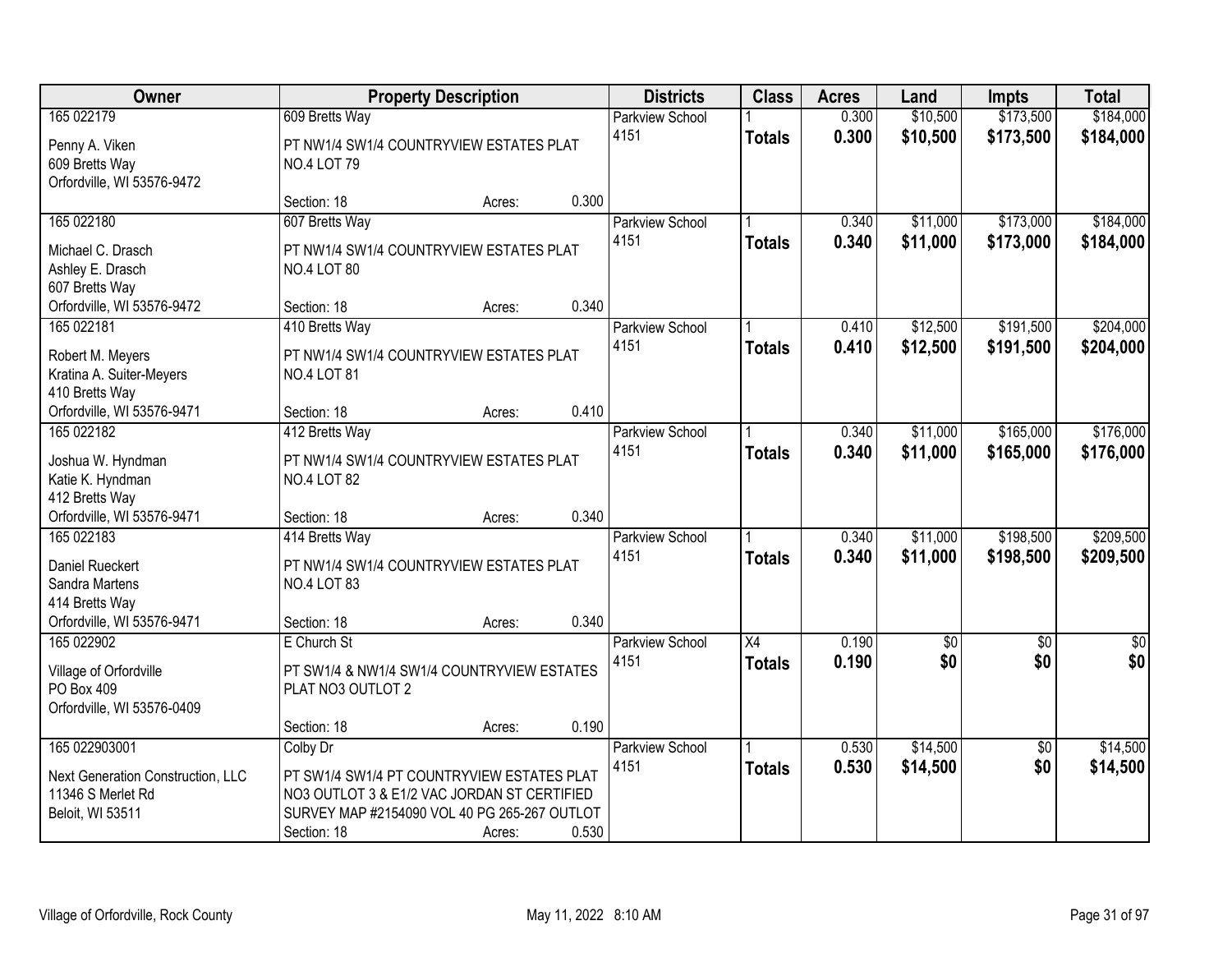| Owner | Property Description | Districts | Class | Acres | Land | Impts | Total |
|---|---|---|---|---|---|---|---|
| 165 022179<br>Penny A. Viken<br>609 Bretts Way<br>Orfordville, WI 53576-9472 | 609 Bretts Way<br>PT NW1/4 SW1/4 COUNTRYVIEW ESTATES PLAT NO.4 LOT 79<br>Section: 18 Acres: 0.300 | Parkview School 4151 | 1<br>**Totals** | 0.300<br>**0.300** | $10,500<br>**$10,500** | $173,500<br>**$173,500** | $184,000<br>**$184,000** |
| 165 022180<br>Michael C. Drasch<br>Ashley E. Drasch<br>607 Bretts Way<br>Orfordville, WI 53576-9472 | 607 Bretts Way<br>PT NW1/4 SW1/4 COUNTRYVIEW ESTATES PLAT NO.4 LOT 80<br>Section: 18 Acres: 0.340 | Parkview School 4151 | 1<br>**Totals** | 0.340<br>**0.340** | $11,000<br>**$11,000** | $173,000<br>**$173,000** | $184,000<br>**$184,000** |
| 165 022181<br>Robert M. Meyers<br>Kratina A. Suiter-Meyers<br>410 Bretts Way<br>Orfordville, WI 53576-9471 | 410 Bretts Way<br>PT NW1/4 SW1/4 COUNTRYVIEW ESTATES PLAT NO.4 LOT 81<br>Section: 18 Acres: 0.410 | Parkview School 4151 | 1<br>**Totals** | 0.410<br>**0.410** | $12,500<br>**$12,500** | $191,500<br>**$191,500** | $204,000<br>**$204,000** |
| 165 022182<br>Joshua W. Hyndman<br>Katie K. Hyndman<br>412 Bretts Way<br>Orfordville, WI 53576-9471 | 412 Bretts Way<br>PT NW1/4 SW1/4 COUNTRYVIEW ESTATES PLAT NO.4 LOT 82<br>Section: 18 Acres: 0.340 | Parkview School 4151 | 1<br>**Totals** | 0.340<br>**0.340** | $11,000<br>**$11,000** | $165,000<br>**$165,000** | $176,000<br>**$176,000** |
| 165 022183<br>Daniel Rueckert<br>Sandra Martens<br>414 Bretts Way<br>Orfordville, WI 53576-9471 | 414 Bretts Way<br>PT NW1/4 SW1/4 COUNTRYVIEW ESTATES PLAT NO.4 LOT 83<br>Section: 18 Acres: 0.340 | Parkview School 4151 | 1<br>**Totals** | 0.340<br>**0.340** | $11,000<br>**$11,000** | $198,500<br>**$198,500** | $209,500<br>**$209,500** |
| 165 022902<br>Village of Orfordville<br>PO Box 409<br>Orfordville, WI 53576-0409 | E Church St<br>PT SW1/4 & NW1/4 SW1/4 COUNTRYVIEW ESTATES PLAT NO3 OUTLOT 2<br>Section: 18 Acres: 0.190 | Parkview School 4151 | X4<br>**Totals** | 0.190<br>**0.190** | $0<br>**$0** | $0<br>**$0** | $0<br>**$0** |
| 165 022903001<br>Next Generation Construction, LLC<br>11346 S Merlet Rd<br>Beloit, WI 53511 | Colby Dr<br>PT SW1/4 SW1/4 PT COUNTRYVIEW ESTATES PLAT NO3 OUTLOT 3 & E1/2 VAC JORDAN ST CERTIFIED SURVEY MAP #2154090 VOL 40 PG 265-267 OUTLOT<br>Section: 18 Acres: 0.530 | Parkview School 4151 | 1<br>**Totals** | 0.530<br>**0.530** | $14,500<br>**$14,500** | $0<br>**$0** | $14,500<br>**$14,500** |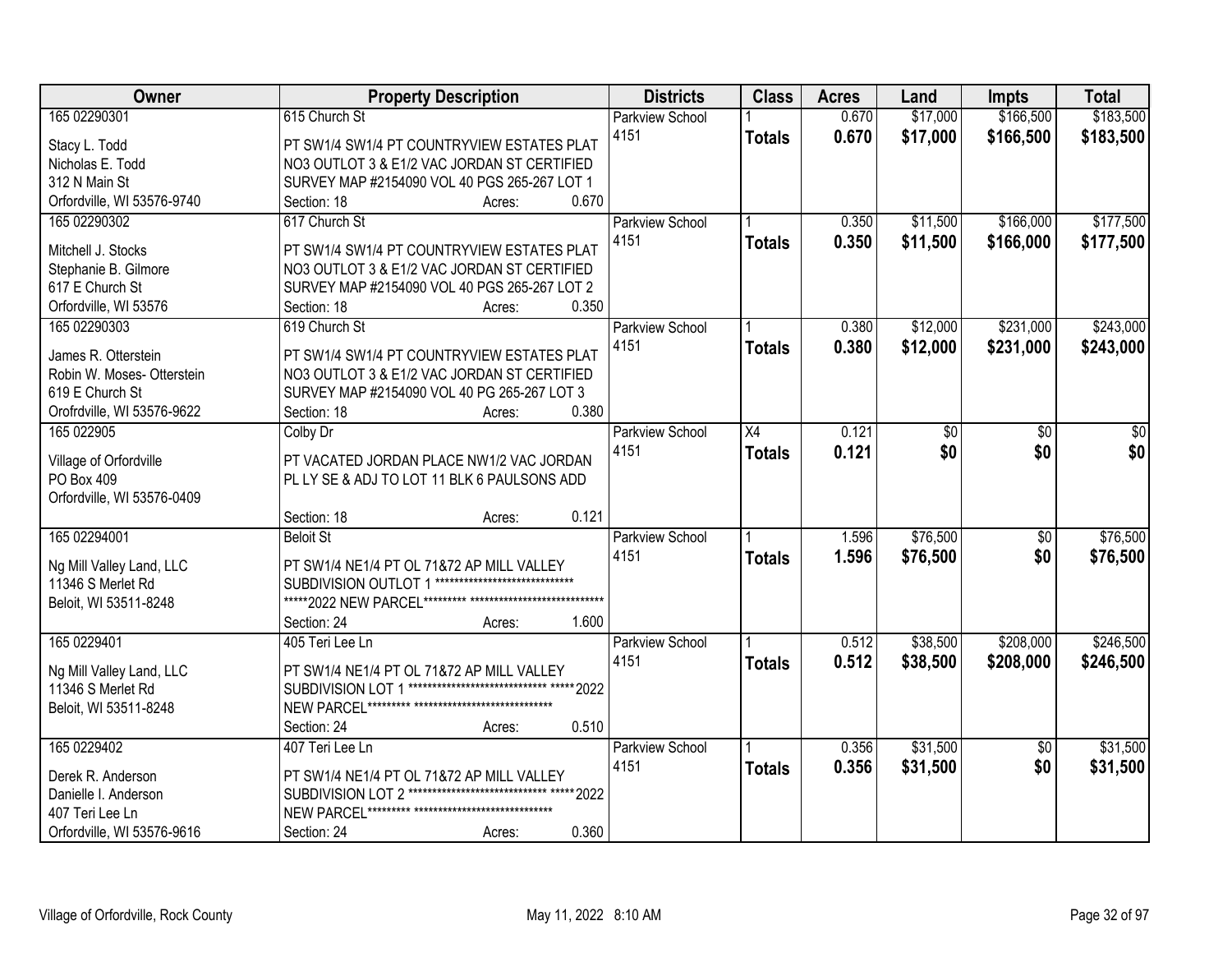| Owner | Property Description | Districts | Class | Acres | Land | Impts | Total |
|---|---|---|---|---|---|---|---|
| 165 02290301<br>Stacy L. Todd<br>Nicholas E. Todd<br>312 N Main St<br>Orfordville, WI 53576-9740 | 615 Church St<br>PT SW1/4 SW1/4 PT COUNTRYVIEW ESTATES PLAT NO3 OUTLOT 3 & E1/2 VAC JORDAN ST CERTIFIED SURVEY MAP #2154090 VOL 40 PGS 265-267 LOT 1<br>Section: 18 Acres: 0.670 | Parkview School 4151 | 1<br>**Totals** | 0.670<br>**0.670** | $17,000<br>**$17,000** | $166,500<br>**$166,500** | $183,500<br>**$183,500** |
| 165 02290302<br>Mitchell J. Stocks<br>Stephanie B. Gilmore<br>617 E Church St<br>Orfordville, WI 53576 | 617 Church St<br>PT SW1/4 SW1/4 PT COUNTRYVIEW ESTATES PLAT NO3 OUTLOT 3 & E1/2 VAC JORDAN ST CERTIFIED SURVEY MAP #2154090 VOL 40 PGS 265-267 LOT 2<br>Section: 18 Acres: 0.350 | Parkview School 4151 | 1<br>**Totals** | 0.350<br>**0.350** | $11,500<br>**$11,500** | $166,000<br>**$166,000** | $177,500<br>**$177,500** |
| 165 02290303<br>James R. Otterstein<br>Robin W. Moses- Otterstein<br>619 E Church St<br>Orofrdville, WI 53576-9622 | 619 Church St<br>PT SW1/4 SW1/4 PT COUNTRYVIEW ESTATES PLAT NO3 OUTLOT 3 & E1/2 VAC JORDAN ST CERTIFIED SURVEY MAP #2154090 VOL 40 PG 265-267 LOT 3<br>Section: 18 Acres: 0.380 | Parkview School 4151 | 1<br>**Totals** | 0.380<br>**0.380** | $12,000<br>**$12,000** | $231,000<br>**$231,000** | $243,000<br>**$243,000** |
| 165 022905<br>Village of Orfordville<br>PO Box 409<br>Orfordville, WI 53576-0409 | Colby Dr<br>PT VACATED JORDAN PLACE NW1/2 VAC JORDAN PL LY SE & ADJ TO LOT 11 BLK 6 PAULSONS ADD<br>Section: 18 Acres: 0.121 | Parkview School 4151 | X4<br>**Totals** | 0.121<br>**0.121** | $0<br>**$0** | $0<br>**$0** | $0<br>**$0** |
| 165 02294001<br>Ng Mill Valley Land, LLC<br>11346 S Merlet Rd<br>Beloit, WI 53511-8248 | Beloit St<br>PT SW1/4 NE1/4 PT OL 71&72 AP MILL VALLEY SUBDIVISION OUTLOT 1 ***************************** *****2022 NEW PARCEL********* *****************************<br>Section: 24 Acres: 1.600 | Parkview School 4151 | 1<br>**Totals** | 1.596<br>**1.596** | $76,500<br>**$76,500** | $0<br>**$0** | $76,500<br>**$76,500** |
| 165 0229401<br>Ng Mill Valley Land, LLC<br>11346 S Merlet Rd<br>Beloit, WI 53511-8248 | 405 Teri Lee Ln<br>PT SW1/4 NE1/4 PT OL 71&72 AP MILL VALLEY SUBDIVISION LOT 1 ***************************** *****2022 NEW PARCEL********* *****************************<br>Section: 24 Acres: 0.510 | Parkview School 4151 | 1<br>**Totals** | 0.512<br>**0.512** | $38,500<br>**$38,500** | $208,000<br>**$208,000** | $246,500<br>**$246,500** |
| 165 0229402<br>Derek R. Anderson<br>Danielle I. Anderson<br>407 Teri Lee Ln<br>Orfordville, WI 53576-9616 | 407 Teri Lee Ln<br>PT SW1/4 NE1/4 PT OL 71&72 AP MILL VALLEY SUBDIVISION LOT 2 ***************************** *****2022 NEW PARCEL********* *****************************<br>Section: 24 Acres: 0.360 | Parkview School 4151 | 1<br>**Totals** | 0.356<br>**0.356** | $31,500<br>**$31,500** | $0<br>**$0** | $31,500<br>**$31,500** |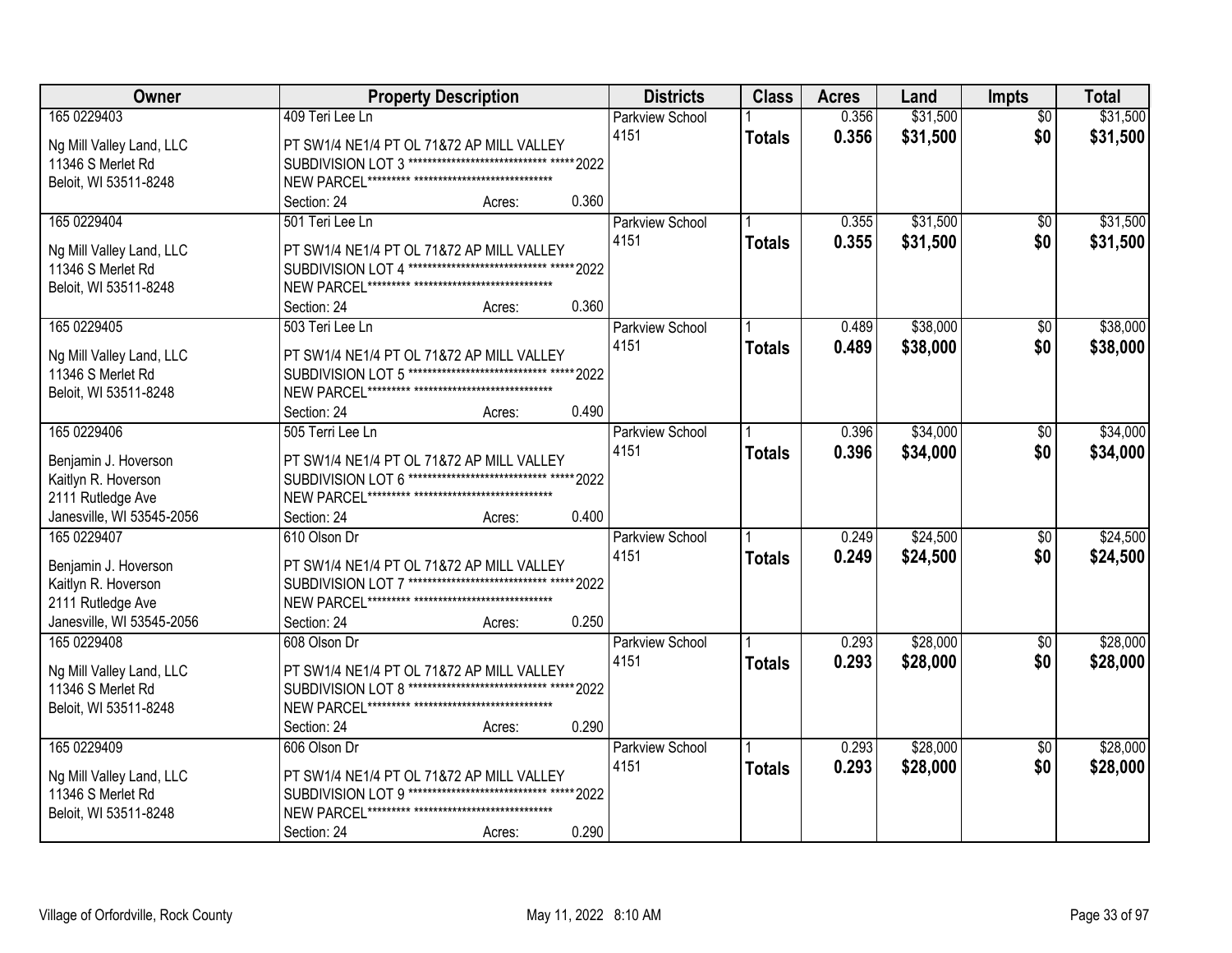| Owner | Property Description | Districts | Class | Acres | Land | Impts | Total |
|---|---|---|---|---|---|---|---|
| 165 0229403<br><br>Ng Mill Valley Land, LLC<br>11346 S Merlet Rd<br>Beloit, WI 53511-8248 | 409 Teri Lee Ln<br><br>PT SW1/4 NE1/4 PT OL 71&72 AP MILL VALLEY SUBDIVISION LOT 3 ****************************** *****2022 NEW PARCEL********* ******************************<br>Section: 24 Acres: 0.360 | Parkview School 4151 | 1<br>**Totals** | 0.356<br>**0.356** | $31,500<br>**$31,500** | $0<br>**$0** | $31,500<br>**$31,500** |
| 165 0229404<br><br>Ng Mill Valley Land, LLC<br>11346 S Merlet Rd<br>Beloit, WI 53511-8248 | 501 Teri Lee Ln<br><br>PT SW1/4 NE1/4 PT OL 71&72 AP MILL VALLEY SUBDIVISION LOT 4 ****************************** *****2022 NEW PARCEL********* ******************************<br>Section: 24 Acres: 0.360 | Parkview School 4151 | 1<br>**Totals** | 0.355<br>**0.355** | $31,500<br>**$31,500** | $0<br>**$0** | $31,500<br>**$31,500** |
| 165 0229405<br><br>Ng Mill Valley Land, LLC<br>11346 S Merlet Rd<br>Beloit, WI 53511-8248 | 503 Teri Lee Ln<br><br>PT SW1/4 NE1/4 PT OL 71&72 AP MILL VALLEY SUBDIVISION LOT 5 ****************************** *****2022 NEW PARCEL********* ******************************<br>Section: 24 Acres: 0.490 | Parkview School 4151 | 1<br>**Totals** | 0.489<br>**0.489** | $38,000<br>**$38,000** | $0<br>**$0** | $38,000<br>**$38,000** |
| 165 0229406<br><br>Benjamin J. Hoverson<br>Kaitlyn R. Hoverson<br>2111 Rutledge Ave<br>Janesville, WI 53545-2056 | 505 Terri Lee Ln<br><br>PT SW1/4 NE1/4 PT OL 71&72 AP MILL VALLEY SUBDIVISION LOT 6 ****************************** *****2022 NEW PARCEL********* ******************************<br>Section: 24 Acres: 0.400 | Parkview School 4151 | 1<br>**Totals** | 0.396<br>**0.396** | $34,000<br>**$34,000** | $0<br>**$0** | $34,000<br>**$34,000** |
| 165 0229407<br><br>Benjamin J. Hoverson<br>Kaitlyn R. Hoverson<br>2111 Rutledge Ave<br>Janesville, WI 53545-2056 | 610 Olson Dr<br><br>PT SW1/4 NE1/4 PT OL 71&72 AP MILL VALLEY SUBDIVISION LOT 7 ****************************** *****2022 NEW PARCEL********* ******************************<br>Section: 24 Acres: 0.250 | Parkview School 4151 | 1<br>**Totals** | 0.249<br>**0.249** | $24,500<br>**$24,500** | $0<br>**$0** | $24,500<br>**$24,500** |
| 165 0229408<br><br>Ng Mill Valley Land, LLC<br>11346 S Merlet Rd<br>Beloit, WI 53511-8248 | 608 Olson Dr<br><br>PT SW1/4 NE1/4 PT OL 71&72 AP MILL VALLEY SUBDIVISION LOT 8 ****************************** *****2022 NEW PARCEL********* ******************************<br>Section: 24 Acres: 0.290 | Parkview School 4151 | 1<br>**Totals** | 0.293<br>**0.293** | $28,000<br>**$28,000** | $0<br>**$0** | $28,000<br>**$28,000** |
| 165 0229409<br><br>Ng Mill Valley Land, LLC<br>11346 S Merlet Rd<br>Beloit, WI 53511-8248 | 606 Olson Dr<br><br>PT SW1/4 NE1/4 PT OL 71&72 AP MILL VALLEY SUBDIVISION LOT 9 ****************************** *****2022 NEW PARCEL********* ******************************<br>Section: 24 Acres: 0.290 | Parkview School 4151 | 1<br>**Totals** | 0.293<br>**0.293** | $28,000<br>**$28,000** | $0<br>**$0** | $28,000<br>**$28,000** |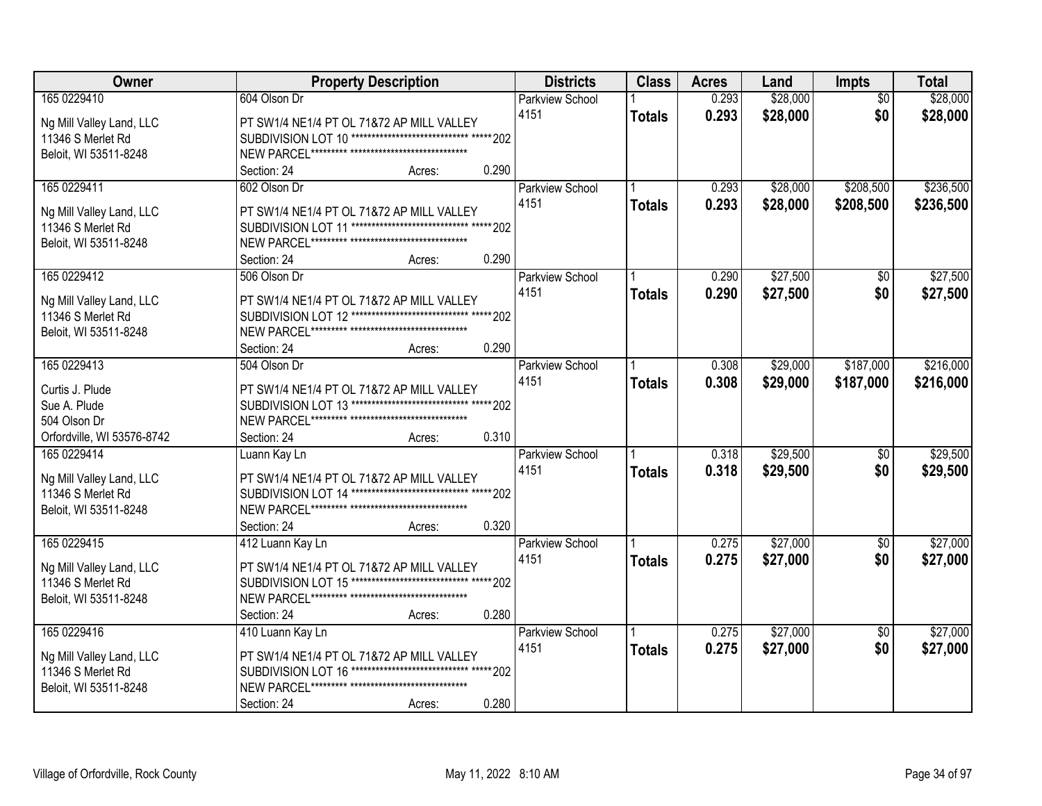| Owner | Property Description | Districts | Class | Acres | Land | Impts | Total |
|---|---|---|---|---|---|---|---|
| 165 0229410<br><br>Ng Mill Valley Land, LLC<br>11346 S Merlet Rd<br>Beloit, WI 53511-8248 | 604 Olson Dr<br><br>PT SW1/4 NE1/4 PT OL 71&72 AP MILL VALLEY SUBDIVISION LOT 10 ****************************** *****202 NEW PARCEL********* *****************************<br>Section: 24 Acres: 0.290 | Parkview School 4151 | 1<br>**Totals** | 0.293<br>**0.293** | $28,000<br>**$28,000** | $0<br>**$0** | $28,000<br>**$28,000** |
| 165 0229411<br><br>Ng Mill Valley Land, LLC<br>11346 S Merlet Rd<br>Beloit, WI 53511-8248 | 602 Olson Dr<br><br>PT SW1/4 NE1/4 PT OL 71&72 AP MILL VALLEY SUBDIVISION LOT 11 ****************************** *****202 NEW PARCEL********* *****************************<br>Section: 24 Acres: 0.290 | Parkview School 4151 | 1<br>**Totals** | 0.293<br>**0.293** | $28,000<br>**$28,000** | $208,500<br>**$208,500** | $236,500<br>**$236,500** |
| 165 0229412<br><br>Ng Mill Valley Land, LLC<br>11346 S Merlet Rd<br>Beloit, WI 53511-8248 | 506 Olson Dr<br><br>PT SW1/4 NE1/4 PT OL 71&72 AP MILL VALLEY SUBDIVISION LOT 12 ****************************** *****202 NEW PARCEL********* *****************************<br>Section: 24 Acres: 0.290 | Parkview School 4151 | 1<br>**Totals** | 0.290<br>**0.290** | $27,500<br>**$27,500** | $0<br>**$0** | $27,500<br>**$27,500** |
| 165 0229413<br><br>Curtis J. Plude<br>Sue A. Plude<br>504 Olson Dr<br>Orfordville, WI 53576-8742 | 504 Olson Dr<br><br>PT SW1/4 NE1/4 PT OL 71&72 AP MILL VALLEY SUBDIVISION LOT 13 ****************************** *****202 NEW PARCEL********* *****************************<br>Section: 24 Acres: 0.310 | Parkview School 4151 | 1<br>**Totals** | 0.308<br>**0.308** | $29,000<br>**$29,000** | $187,000<br>**$187,000** | $216,000<br>**$216,000** |
| 165 0229414<br><br>Ng Mill Valley Land, LLC<br>11346 S Merlet Rd<br>Beloit, WI 53511-8248 | Luann Kay Ln<br><br>PT SW1/4 NE1/4 PT OL 71&72 AP MILL VALLEY SUBDIVISION LOT 14 ****************************** *****202 NEW PARCEL********* *****************************<br>Section: 24 Acres: 0.320 | Parkview School 4151 | 1<br>**Totals** | 0.318<br>**0.318** | $29,500<br>**$29,500** | $0<br>**$0** | $29,500<br>**$29,500** |
| 165 0229415<br><br>Ng Mill Valley Land, LLC<br>11346 S Merlet Rd<br>Beloit, WI 53511-8248 | 412 Luann Kay Ln<br><br>PT SW1/4 NE1/4 PT OL 71&72 AP MILL VALLEY SUBDIVISION LOT 15 ****************************** *****202 NEW PARCEL********* *****************************<br>Section: 24 Acres: 0.280 | Parkview School 4151 | 1<br>**Totals** | 0.275<br>**0.275** | $27,000<br>**$27,000** | $0<br>**$0** | $27,000<br>**$27,000** |
| 165 0229416<br><br>Ng Mill Valley Land, LLC<br>11346 S Merlet Rd<br>Beloit, WI 53511-8248 | 410 Luann Kay Ln<br><br>PT SW1/4 NE1/4 PT OL 71&72 AP MILL VALLEY SUBDIVISION LOT 16 ****************************** *****202 NEW PARCEL********* *****************************<br>Section: 24 Acres: 0.280 | Parkview School 4151 | 1<br>**Totals** | 0.275<br>**0.275** | $27,000<br>**$27,000** | $0<br>**$0** | $27,000<br>**$27,000** |

Village of Orfordville, Rock County May 11, 2022 8:10 AM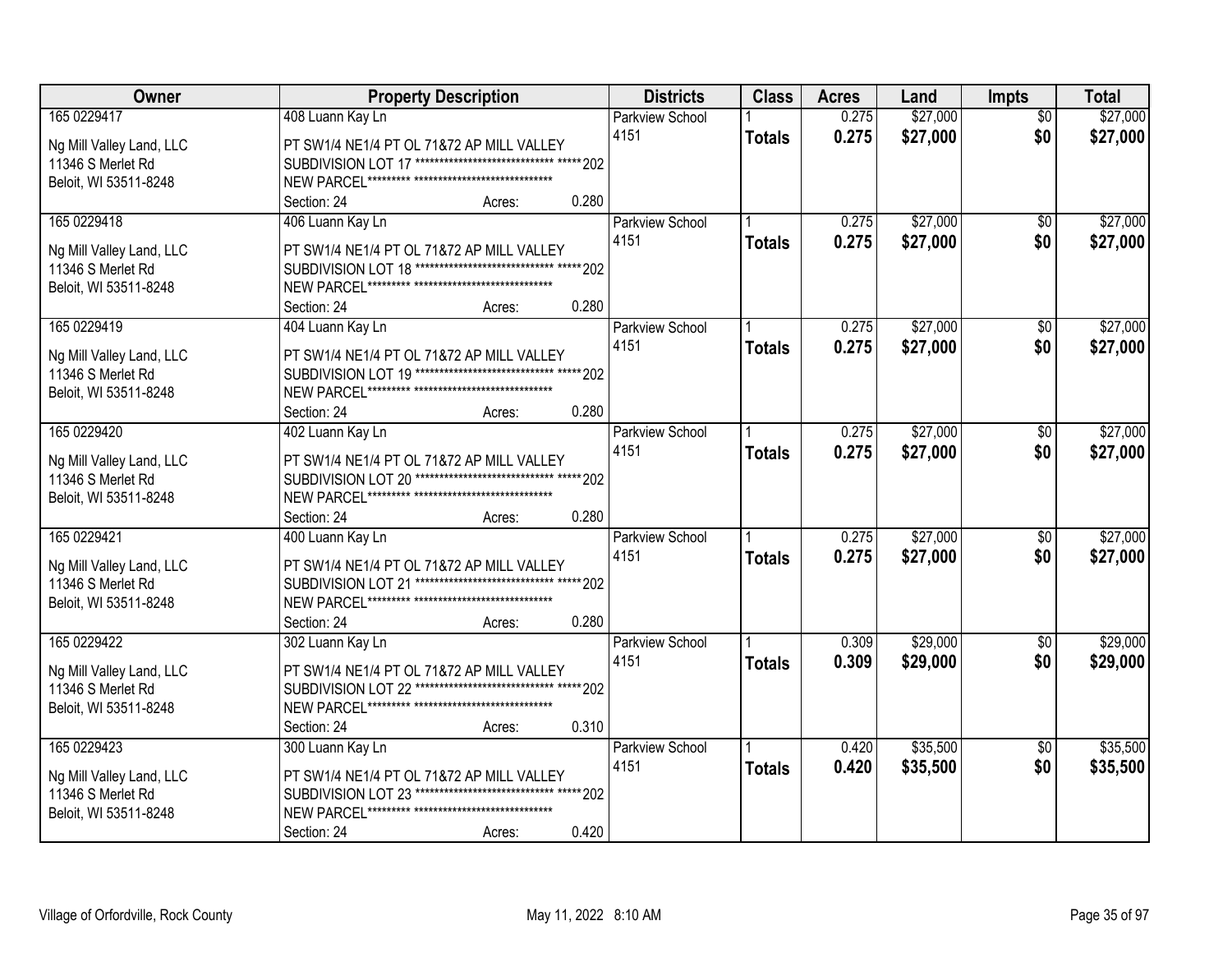| Owner | Property Description | Districts | Class | Acres | Land | Impts | Total |
|---|---|---|---|---|---|---|---|
| 165 0229417<br>Ng Mill Valley Land, LLC<br>11346 S Merlet Rd<br>Beloit, WI 53511-8248 | 408 Luann Kay Ln<br>PT SW1/4 NE1/4 PT OL 71&72 AP MILL VALLEY SUBDIVISION LOT 17 ****************************** *****202 NEW PARCEL********* *****************************<br>Section: 24 Acres: 0.280 | Parkview School 4151 | 1<br>**Totals** | 0.275<br>**0.275** | $27,000<br>**$27,000** | $0<br>**$0** | $27,000<br>**$27,000** |
| 165 0229418<br>Ng Mill Valley Land, LLC<br>11346 S Merlet Rd<br>Beloit, WI 53511-8248 | 406 Luann Kay Ln<br>PT SW1/4 NE1/4 PT OL 71&72 AP MILL VALLEY SUBDIVISION LOT 18 ****************************** *****202 NEW PARCEL********* *****************************<br>Section: 24 Acres: 0.280 | Parkview School 4151 | 1<br>**Totals** | 0.275<br>**0.275** | $27,000<br>**$27,000** | $0<br>**$0** | $27,000<br>**$27,000** |
| 165 0229419<br>Ng Mill Valley Land, LLC<br>11346 S Merlet Rd<br>Beloit, WI 53511-8248 | 404 Luann Kay Ln<br>PT SW1/4 NE1/4 PT OL 71&72 AP MILL VALLEY SUBDIVISION LOT 19 ****************************** *****202 NEW PARCEL********* *****************************<br>Section: 24 Acres: 0.280 | Parkview School 4151 | 1<br>**Totals** | 0.275<br>**0.275** | $27,000<br>**$27,000** | $0<br>**$0** | $27,000<br>**$27,000** |
| 165 0229420<br>Ng Mill Valley Land, LLC<br>11346 S Merlet Rd<br>Beloit, WI 53511-8248 | 402 Luann Kay Ln<br>PT SW1/4 NE1/4 PT OL 71&72 AP MILL VALLEY SUBDIVISION LOT 20 ****************************** *****202 NEW PARCEL********* *****************************<br>Section: 24 Acres: 0.280 | Parkview School 4151 | 1<br>**Totals** | 0.275<br>**0.275** | $27,000<br>**$27,000** | $0<br>**$0** | $27,000<br>**$27,000** |
| 165 0229421<br>Ng Mill Valley Land, LLC<br>11346 S Merlet Rd<br>Beloit, WI 53511-8248 | 400 Luann Kay Ln<br>PT SW1/4 NE1/4 PT OL 71&72 AP MILL VALLEY SUBDIVISION LOT 21 ****************************** *****202 NEW PARCEL********* *****************************<br>Section: 24 Acres: 0.280 | Parkview School 4151 | 1<br>**Totals** | 0.275<br>**0.275** | $27,000<br>**$27,000** | $0<br>**$0** | $27,000<br>**$27,000** |
| 165 0229422<br>Ng Mill Valley Land, LLC<br>11346 S Merlet Rd<br>Beloit, WI 53511-8248 | 302 Luann Kay Ln<br>PT SW1/4 NE1/4 PT OL 71&72 AP MILL VALLEY SUBDIVISION LOT 22 ****************************** *****202 NEW PARCEL********* *****************************<br>Section: 24 Acres: 0.310 | Parkview School 4151 | 1<br>**Totals** | 0.309<br>**0.309** | $29,000<br>**$29,000** | $0<br>**$0** | $29,000<br>**$29,000** |
| 165 0229423<br>Ng Mill Valley Land, LLC<br>11346 S Merlet Rd<br>Beloit, WI 53511-8248 | 300 Luann Kay Ln<br>PT SW1/4 NE1/4 PT OL 71&72 AP MILL VALLEY SUBDIVISION LOT 23 ****************************** *****202 NEW PARCEL********* *****************************<br>Section: 24 Acres: 0.420 | Parkview School 4151 | 1<br>**Totals** | 0.420<br>**0.420** | $35,500<br>**$35,500** | $0<br>**$0** | $35,500<br>**$35,500** |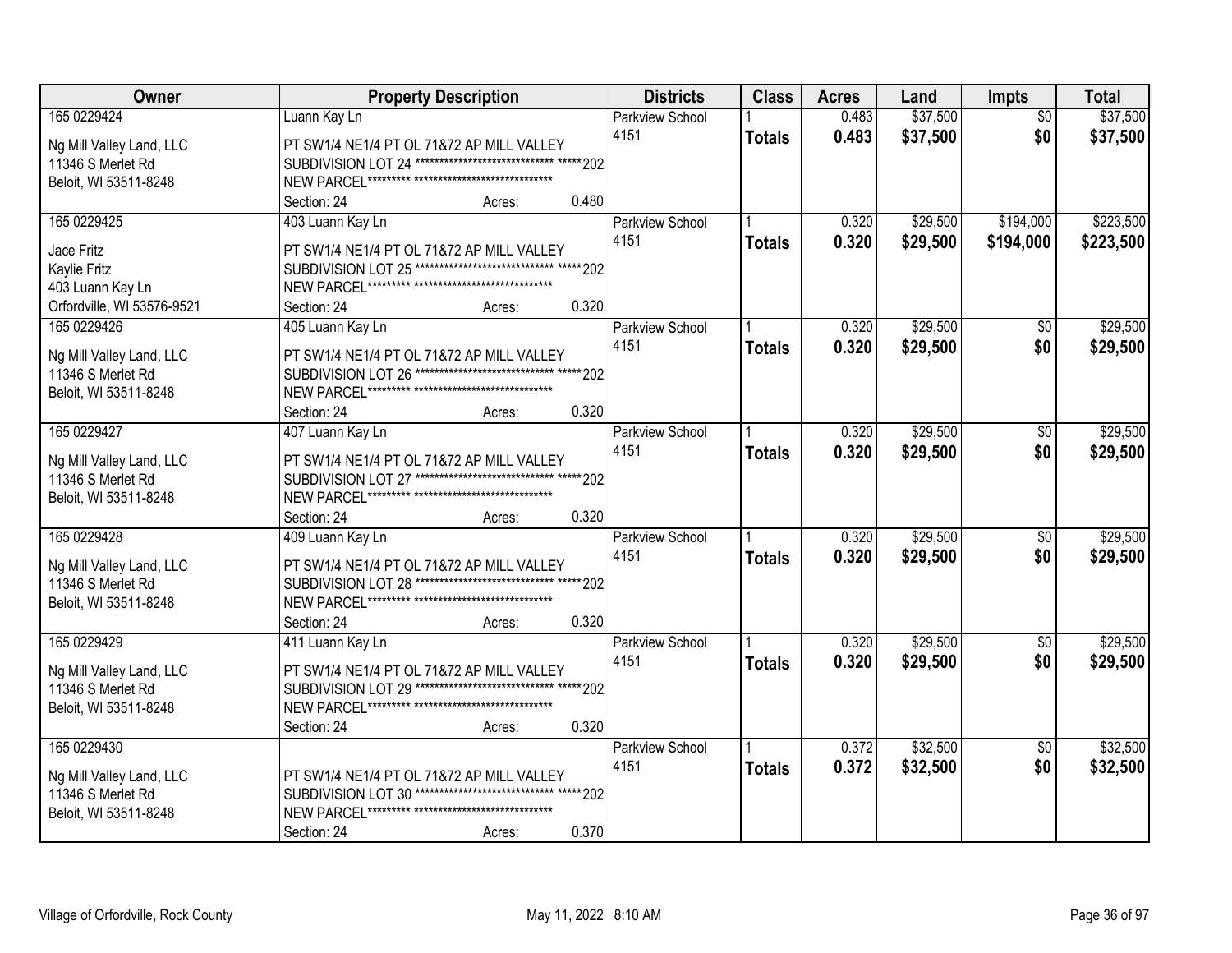| Owner | Property Description | Districts | Class | Acres | Land | Impts | Total |
|---|---|---|---|---|---|---|---|
| 165 0229424<br>Ng Mill Valley Land, LLC<br>11346 S Merlet Rd<br>Beloit, WI 53511-8248 | Luann Kay Ln<br>PT SW1/4 NE1/4 PT OL 71&72 AP MILL VALLEY SUBDIVISION LOT 24 ******************************** *****202 NEW PARCEL********* ******************************<br>Section: 24 Acres: 0.480 | Parkview School 4151 | 1<br>**Totals** | 0.483<br>**0.483** | $37,500<br>**$37,500** | $0<br>**$0** | $37,500<br>**$37,500** |
| 165 0229425<br>Jace Fritz<br>Kaylie Fritz<br>403 Luann Kay Ln<br>Orfordville, WI 53576-9521 | 403 Luann Kay Ln<br>PT SW1/4 NE1/4 PT OL 71&72 AP MILL VALLEY SUBDIVISION LOT 25 ******************************** *****202 NEW PARCEL********* ******************************<br>Section: 24 Acres: 0.320 | Parkview School 4151 | 1<br>**Totals** | 0.320<br>**0.320** | $29,500<br>**$29,500** | $194,000<br>**$194,000** | $223,500<br>**$223,500** |
| 165 0229426<br>Ng Mill Valley Land, LLC<br>11346 S Merlet Rd<br>Beloit, WI 53511-8248 | 405 Luann Kay Ln<br>PT SW1/4 NE1/4 PT OL 71&72 AP MILL VALLEY SUBDIVISION LOT 26 ******************************** *****202 NEW PARCEL********* ******************************<br>Section: 24 Acres: 0.320 | Parkview School 4151 | 1<br>**Totals** | 0.320<br>**0.320** | $29,500<br>**$29,500** | $0<br>**$0** | $29,500<br>**$29,500** |
| 165 0229427<br>Ng Mill Valley Land, LLC<br>11346 S Merlet Rd<br>Beloit, WI 53511-8248 | 407 Luann Kay Ln<br>PT SW1/4 NE1/4 PT OL 71&72 AP MILL VALLEY SUBDIVISION LOT 27 ******************************** *****202 NEW PARCEL********* ******************************<br>Section: 24 Acres: 0.320 | Parkview School 4151 | 1<br>**Totals** | 0.320<br>**0.320** | $29,500<br>**$29,500** | $0<br>**$0** | $29,500<br>**$29,500** |
| 165 0229428<br>Ng Mill Valley Land, LLC<br>11346 S Merlet Rd<br>Beloit, WI 53511-8248 | 409 Luann Kay Ln<br>PT SW1/4 NE1/4 PT OL 71&72 AP MILL VALLEY SUBDIVISION LOT 28 ******************************** *****202 NEW PARCEL********* ******************************<br>Section: 24 Acres: 0.320 | Parkview School 4151 | 1<br>**Totals** | 0.320<br>**0.320** | $29,500<br>**$29,500** | $0<br>**$0** | $29,500<br>**$29,500** |
| 165 0229429<br>Ng Mill Valley Land, LLC<br>11346 S Merlet Rd<br>Beloit, WI 53511-8248 | 411 Luann Kay Ln<br>PT SW1/4 NE1/4 PT OL 71&72 AP MILL VALLEY SUBDIVISION LOT 29 ******************************** *****202 NEW PARCEL********* ******************************<br>Section: 24 Acres: 0.320 | Parkview School 4151 | 1<br>**Totals** | 0.320<br>**0.320** | $29,500<br>**$29,500** | $0<br>**$0** | $29,500<br>**$29,500** |
| 165 0229430<br>Ng Mill Valley Land, LLC<br>11346 S Merlet Rd<br>Beloit, WI 53511-8248 | PT SW1/4 NE1/4 PT OL 71&72 AP MILL VALLEY SUBDIVISION LOT 30 ******************************** *****202 NEW PARCEL********* ******************************<br>Section: 24 Acres: 0.370 | Parkview School 4151 | 1<br>**Totals** | 0.372<br>**0.372** | $32,500<br>**$32,500** | $0<br>**$0** | $32,500<br>**$32,500** |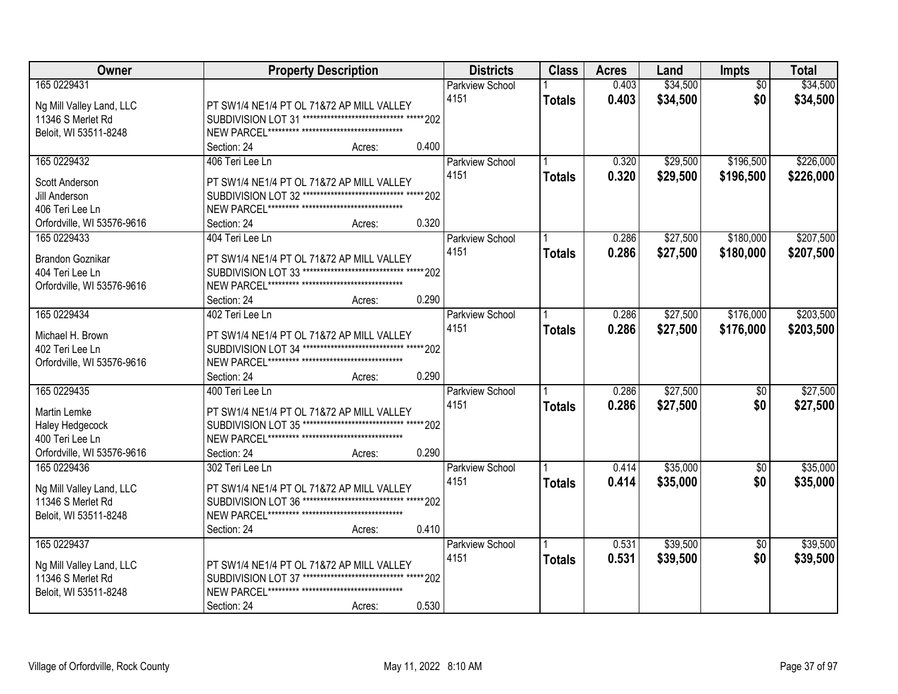| Owner | Property Description | Districts | Class | Acres | Land | Impts | Total |
|---|---|---|---|---|---|---|---|
| 165 0229431<br>Ng Mill Valley Land, LLC<br>11346 S Merlet Rd<br>Beloit, WI 53511-8248 | PT SW1/4 NE1/4 PT OL 71&72 AP MILL VALLEY SUBDIVISION LOT 31 ******************************* *****202 NEW PARCEL********* ******************************<br>Section: 24 Acres: 0.400 | Parkview School 4151 | 1<br>**Totals** | 0.403<br>**0.403** | $34,500<br>**$34,500** | $0<br>**$0** | $34,500<br>**$34,500** |
| 165 0229432<br>Scott Anderson<br>Jill Anderson<br>406 Teri Lee Ln<br>Orfordville, WI 53576-9616 | 406 Teri Lee Ln<br>PT SW1/4 NE1/4 PT OL 71&72 AP MILL VALLEY SUBDIVISION LOT 32 ******************************* *****202 NEW PARCEL********* ******************************<br>Section: 24 Acres: 0.320 | Parkview School 4151 | 1<br>**Totals** | 0.320<br>**0.320** | $29,500<br>**$29,500** | $196,500<br>**$196,500** | $226,000<br>**$226,000** |
| 165 0229433<br>Brandon Goznikar<br>404 Teri Lee Ln<br>Orfordville, WI 53576-9616 | 404 Teri Lee Ln<br>PT SW1/4 NE1/4 PT OL 71&72 AP MILL VALLEY SUBDIVISION LOT 33 ******************************* *****202 NEW PARCEL********* ******************************<br>Section: 24 Acres: 0.290 | Parkview School 4151 | 1<br>**Totals** | 0.286<br>**0.286** | $27,500<br>**$27,500** | $180,000<br>**$180,000** | $207,500<br>**$207,500** |
| 165 0229434<br>Michael H. Brown<br>402 Teri Lee Ln<br>Orfordville, WI 53576-9616 | 402 Teri Lee Ln<br>PT SW1/4 NE1/4 PT OL 71&72 AP MILL VALLEY SUBDIVISION LOT 34 ******************************* *****202 NEW PARCEL********* ******************************<br>Section: 24 Acres: 0.290 | Parkview School 4151 | 1<br>**Totals** | 0.286<br>**0.286** | $27,500<br>**$27,500** | $176,000<br>**$176,000** | $203,500<br>**$203,500** |
| 165 0229435<br>Martin Lemke<br>Haley Hedgecock<br>400 Teri Lee Ln<br>Orfordville, WI 53576-9616 | 400 Teri Lee Ln<br>PT SW1/4 NE1/4 PT OL 71&72 AP MILL VALLEY SUBDIVISION LOT 35 ******************************* *****202 NEW PARCEL********* ******************************<br>Section: 24 Acres: 0.290 | Parkview School 4151 | 1<br>**Totals** | 0.286<br>**0.286** | $27,500<br>**$27,500** | $0<br>**$0** | $27,500<br>**$27,500** |
| 165 0229436<br>Ng Mill Valley Land, LLC<br>11346 S Merlet Rd<br>Beloit, WI 53511-8248 | 302 Teri Lee Ln<br>PT SW1/4 NE1/4 PT OL 71&72 AP MILL VALLEY SUBDIVISION LOT 36 ******************************* *****202 NEW PARCEL********* ******************************<br>Section: 24 Acres: 0.410 | Parkview School 4151 | 1<br>**Totals** | 0.414<br>**0.414** | $35,000<br>**$35,000** | $0<br>**$0** | $35,000<br>**$35,000** |
| 165 0229437<br>Ng Mill Valley Land, LLC<br>11346 S Merlet Rd<br>Beloit, WI 53511-8248 | PT SW1/4 NE1/4 PT OL 71&72 AP MILL VALLEY SUBDIVISION LOT 37 ******************************* *****202 NEW PARCEL********* ******************************<br>Section: 24 Acres: 0.530 | Parkview School 4151 | 1<br>**Totals** | 0.531<br>**0.531** | $39,500<br>**$39,500** | $0<br>**$0** | $39,500<br>**$39,500** |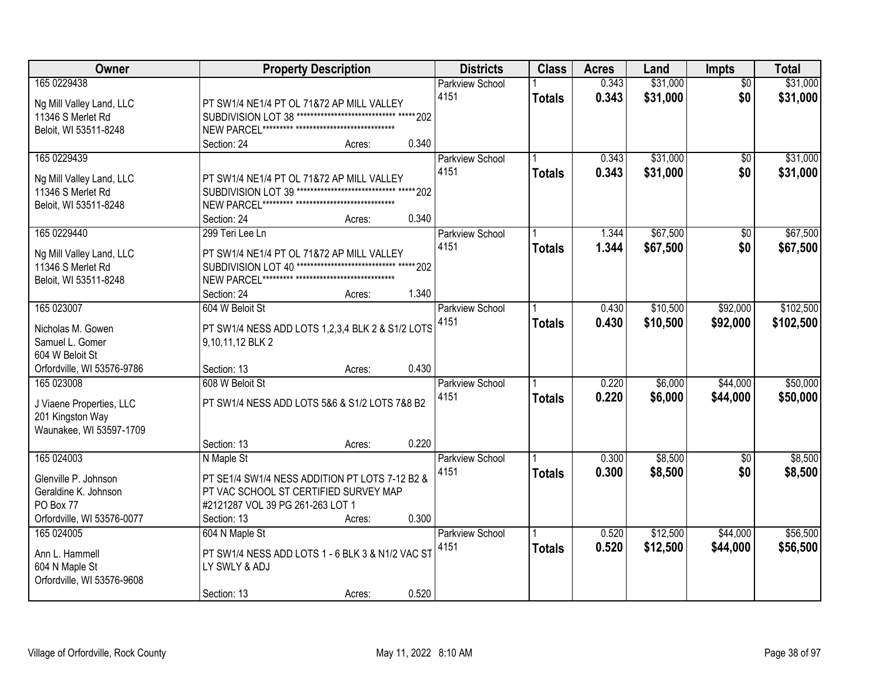| Owner | Property Description | Districts | Class | Acres | Land | Impts | Total |
|---|---|---|---|---|---|---|---|
| 165 0229438<br><br>Ng Mill Valley Land, LLC<br>11346 S Merlet Rd<br>Beloit, WI 53511-8248 | PT SW1/4 NE1/4 PT OL 71&72 AP MILL VALLEY SUBDIVISION LOT 38 ******************************* *****202 NEW PARCEL********* *****************************<br>Section: 24 Acres: 0.340 | Parkview School 4151 | 1<br>**Totals** | 0.343<br>**0.343** | $31,000<br>**$31,000** | $0<br>**$0** | $31,000<br>**$31,000** |
| 165 0229439<br><br>Ng Mill Valley Land, LLC<br>11346 S Merlet Rd<br>Beloit, WI 53511-8248 | PT SW1/4 NE1/4 PT OL 71&72 AP MILL VALLEY SUBDIVISION LOT 39 ******************************* *****202 NEW PARCEL********* *****************************<br>Section: 24 Acres: 0.340 | Parkview School 4151 | 1<br>**Totals** | 0.343<br>**0.343** | $31,000<br>**$31,000** | $0<br>**$0** | $31,000<br>**$31,000** |
| 165 0229440<br><br>Ng Mill Valley Land, LLC<br>11346 S Merlet Rd<br>Beloit, WI 53511-8248 | 299 Teri Lee Ln<br>PT SW1/4 NE1/4 PT OL 71&72 AP MILL VALLEY SUBDIVISION LOT 40 ******************************* *****202 NEW PARCEL********* *****************************<br>Section: 24 Acres: 1.340 | Parkview School 4151 | 1<br>**Totals** | 1.344<br>**1.344** | $67,500<br>**$67,500** | $0<br>**$0** | $67,500<br>**$67,500** |
| 165 023007<br><br>Nicholas M. Gowen<br>Samuel L. Gomer<br>604 W Beloit St<br>Orfordville, WI 53576-9786 | 604 W Beloit St<br>PT SW1/4 NESS ADD LOTS 1,2,3,4 BLK 2 & S1/2 LOTS 9,10,11,12 BLK 2<br>Section: 13 Acres: 0.430 | Parkview School 4151 | 1<br>**Totals** | 0.430<br>**0.430** | $10,500<br>**$10,500** | $92,000<br>**$92,000** | $102,500<br>**$102,500** |
| 165 023008<br><br>J Viaene Properties, LLC<br>201 Kingston Way<br>Waunakee, WI 53597-1709 | 608 W Beloit St<br>PT SW1/4 NESS ADD LOTS 5&6 & S1/2 LOTS 7&8 B2<br>Section: 13 Acres: 0.220 | Parkview School 4151 | 1<br>**Totals** | 0.220<br>**0.220** | $6,000<br>**$6,000** | $44,000<br>**$44,000** | $50,000<br>**$50,000** |
| 165 024003<br><br>Glenville P. Johnson<br>Geraldine K. Johnson<br>PO Box 77<br>Orfordville, WI 53576-0077 | N Maple St<br>PT SE1/4 SW1/4 NESS ADDITION PT LOTS 7-12 B2 & PT VAC SCHOOL ST CERTIFIED SURVEY MAP #2121287 VOL 39 PG 261-263 LOT 1<br>Section: 13 Acres: 0.300 | Parkview School 4151 | 1<br>**Totals** | 0.300<br>**0.300** | $8,500<br>**$8,500** | $0<br>**$0** | $8,500<br>**$8,500** |
| 165 024005<br><br>Ann L. Hammell<br>604 N Maple St<br>Orfordville, WI 53576-9608 | 604 N Maple St<br>PT SW1/4 NESS ADD LOTS 1 - 6 BLK 3 & N1/2 VAC ST LY SWLY & ADJ<br>Section: 13 Acres: 0.520 | Parkview School 4151 | 1<br>**Totals** | 0.520<br>**0.520** | $12,500<br>**$12,500** | $44,000<br>**$44,000** | $56,500<br>**$56,500** |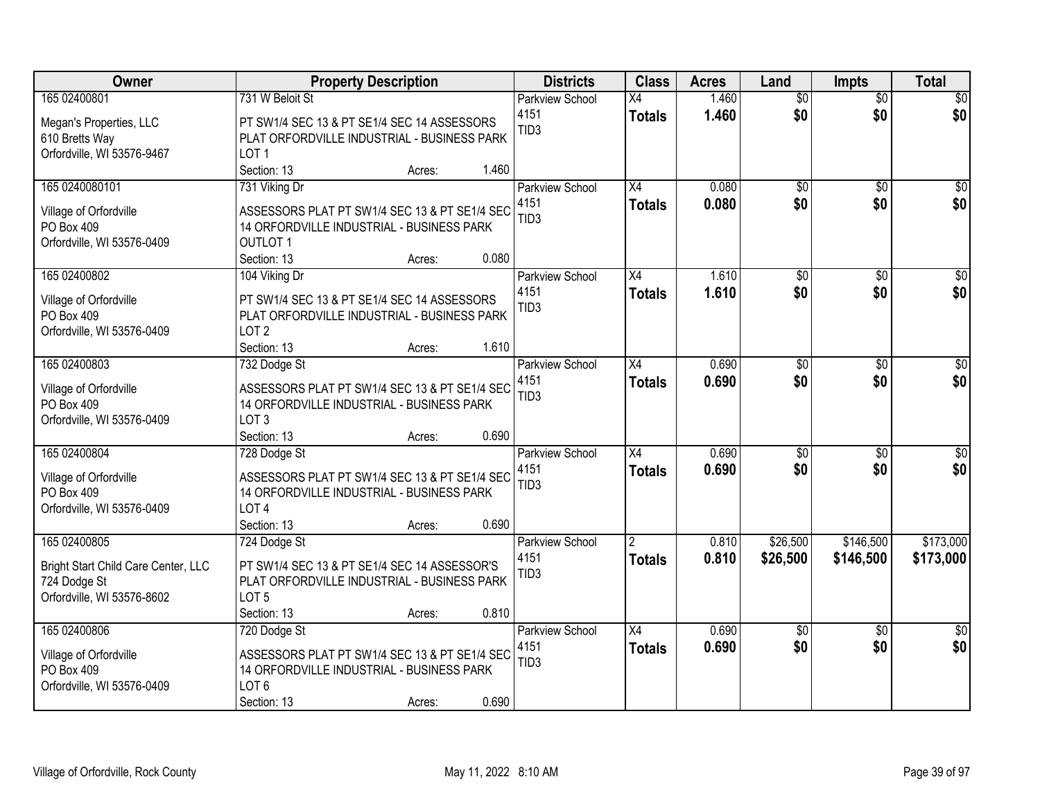| Owner | Property Description | Districts | Class | Acres | Land | Impts | Total |
|---|---|---|---|---|---|---|---|
| 165 02400801<br>Megan's Properties, LLC<br>610 Bretts Way<br>Orfordville, WI 53576-9467 | 731 W Beloit St<br>PT SW1/4 SEC 13 & PT SE1/4 SEC 14 ASSESSORS PLAT ORFORDVILLE INDUSTRIAL - BUSINESS PARK LOT 1<br>Section: 13 Acres: 1.460 | Parkview School<br>4151<br>TID3 | X4<br>**Totals** | 1.460<br>**1.460** | $0<br>**$0** | $0<br>**$0** | $0<br>**$0** |
| 165 0240080101<br>Village of Orfordville<br>PO Box 409<br>Orfordville, WI 53576-0409 | 731 Viking Dr<br>ASSESSORS PLAT PT SW1/4 SEC 13 & PT SE1/4 SEC 14 ORFORDVILLE INDUSTRIAL - BUSINESS PARK OUTLOT 1<br>Section: 13 Acres: 0.080 | Parkview School<br>4151<br>TID3 | X4<br>**Totals** | 0.080<br>**0.080** | $0<br>**$0** | $0<br>**$0** | $0<br>**$0** |
| 165 02400802<br>Village of Orfordville<br>PO Box 409<br>Orfordville, WI 53576-0409 | 104 Viking Dr<br>PT SW1/4 SEC 13 & PT SE1/4 SEC 14 ASSESSORS PLAT ORFORDVILLE INDUSTRIAL - BUSINESS PARK LOT 2<br>Section: 13 Acres: 1.610 | Parkview School<br>4151<br>TID3 | X4<br>**Totals** | 1.610<br>**1.610** | $0<br>**$0** | $0<br>**$0** | $0<br>**$0** |
| 165 02400803<br>Village of Orfordville<br>PO Box 409<br>Orfordville, WI 53576-0409 | 732 Dodge St<br>ASSESSORS PLAT PT SW1/4 SEC 13 & PT SE1/4 SEC 14 ORFORDVILLE INDUSTRIAL - BUSINESS PARK LOT 3<br>Section: 13 Acres: 0.690 | Parkview School<br>4151<br>TID3 | X4<br>**Totals** | 0.690<br>**0.690** | $0<br>**$0** | $0<br>**$0** | $0<br>**$0** |
| 165 02400804<br>Village of Orfordville<br>PO Box 409<br>Orfordville, WI 53576-0409 | 728 Dodge St<br>ASSESSORS PLAT PT SW1/4 SEC 13 & PT SE1/4 SEC 14 ORFORDVILLE INDUSTRIAL - BUSINESS PARK LOT 4<br>Section: 13 Acres: 0.690 | Parkview School<br>4151<br>TID3 | X4<br>**Totals** | 0.690<br>**0.690** | $0<br>**$0** | $0<br>**$0** | $0<br>**$0** |
| 165 02400805<br>Bright Start Child Care Center, LLC<br>724 Dodge St<br>Orfordville, WI 53576-8602 | 724 Dodge St<br>PT SW1/4 SEC 13 & PT SE1/4 SEC 14 ASSESSOR'S PLAT ORFORDVILLE INDUSTRIAL - BUSINESS PARK LOT 5<br>Section: 13 Acres: 0.810 | Parkview School<br>4151<br>TID3 | 2<br>**Totals** | 0.810<br>**0.810** | $26,500<br>**$26,500** | $146,500<br>**$146,500** | $173,000<br>**$173,000** |
| 165 02400806<br>Village of Orfordville<br>PO Box 409<br>Orfordville, WI 53576-0409 | 720 Dodge St<br>ASSESSORS PLAT PT SW1/4 SEC 13 & PT SE1/4 SEC 14 ORFORDVILLE INDUSTRIAL - BUSINESS PARK LOT 6<br>Section: 13 Acres: 0.690 | Parkview School<br>4151<br>TID3 | X4<br>**Totals** | 0.690<br>**0.690** | $0<br>**$0** | $0<br>**$0** | $0<br>**$0** |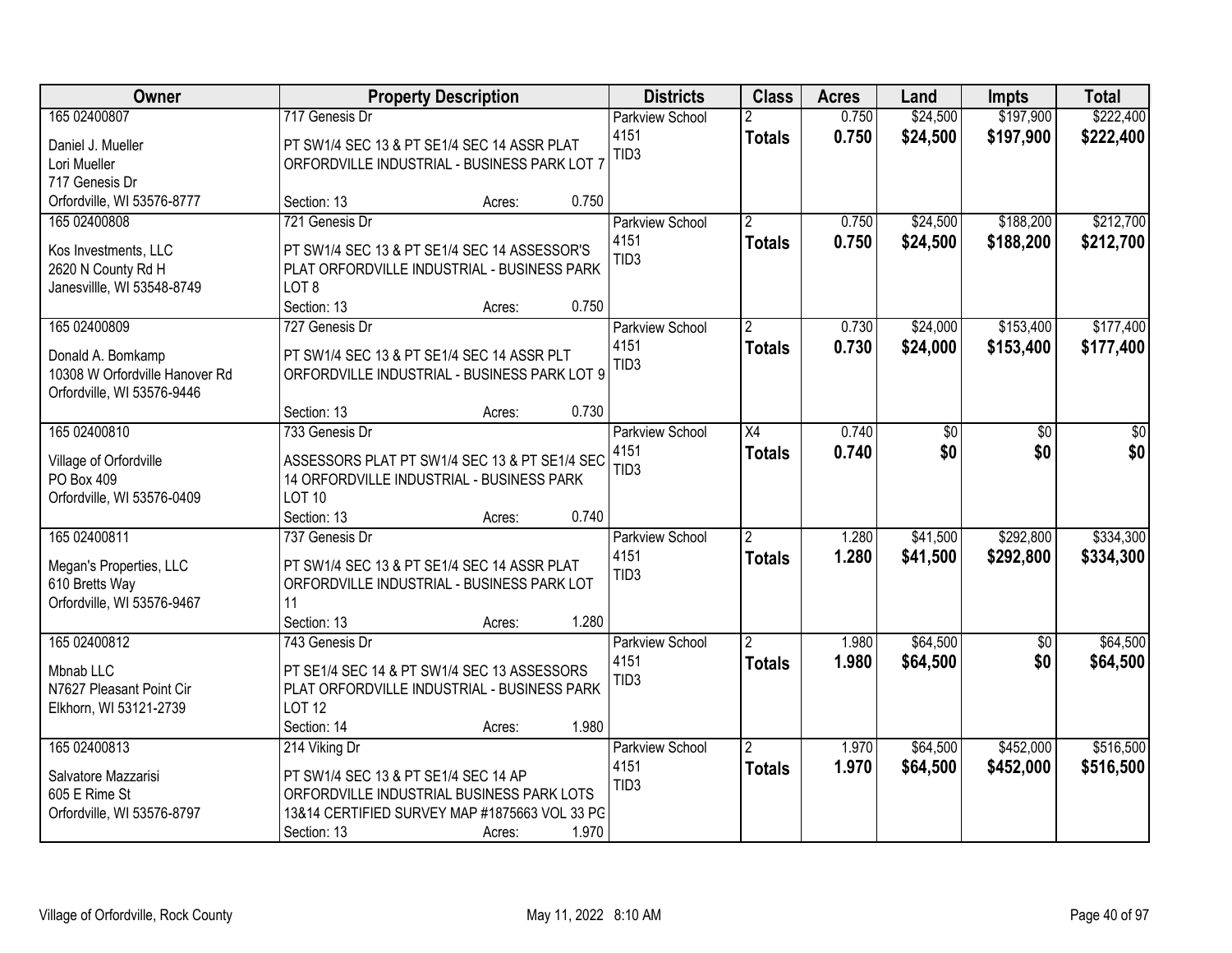| Owner | Property Description | Districts | Class | Acres | Land | Impts | Total |
|---|---|---|---|---|---|---|---|
| 165 02400807<br>Daniel J. Mueller<br>Lori Mueller<br>717 Genesis Dr<br>Orfordville, WI 53576-8777 | 717 Genesis Dr<br>PT SW1/4 SEC 13 & PT SE1/4 SEC 14 ASSR PLAT ORFORDVILLE INDUSTRIAL - BUSINESS PARK LOT 7<br>Section: 13 Acres: 0.750 | Parkview School<br>4151<br>TID3 | 2<br>**Totals** | 0.750<br>**0.750** | $24,500<br>**$24,500** | $197,900<br>**$197,900** | $222,400<br>**$222,400** |
| 165 02400808<br>Kos Investments, LLC<br>2620 N County Rd H<br>Janesvillle, WI 53548-8749 | 721 Genesis Dr<br>PT SW1/4 SEC 13 & PT SE1/4 SEC 14 ASSESSOR'S PLAT ORFORDVILLE INDUSTRIAL - BUSINESS PARK LOT 8<br>Section: 13 Acres: 0.750 | Parkview School<br>4151<br>TID3 | 2<br>**Totals** | 0.750<br>**0.750** | $24,500<br>**$24,500** | $188,200<br>**$188,200** | $212,700<br>**$212,700** |
| 165 02400809<br>Donald A. Bomkamp<br>10308 W Orfordville Hanover Rd<br>Orfordville, WI 53576-9446 | 727 Genesis Dr<br>PT SW1/4 SEC 13 & PT SE1/4 SEC 14 ASSR PLT ORFORDVILLE INDUSTRIAL - BUSINESS PARK LOT 9<br>Section: 13 Acres: 0.730 | Parkview School<br>4151<br>TID3 | 2<br>**Totals** | 0.730<br>**0.730** | $24,000<br>**$24,000** | $153,400<br>**$153,400** | $177,400<br>**$177,400** |
| 165 02400810<br>Village of Orfordville<br>PO Box 409<br>Orfordville, WI 53576-0409 | 733 Genesis Dr<br>ASSESSORS PLAT PT SW1/4 SEC 13 & PT SE1/4 SEC 14 ORFORDVILLE INDUSTRIAL - BUSINESS PARK LOT 10<br>Section: 13 Acres: 0.740 | Parkview School<br>4151<br>TID3 | X4<br>**Totals** | 0.740<br>**0.740** | $0<br>**$0** | $0<br>**$0** | $0<br>**$0** |
| 165 02400811<br>Megan's Properties, LLC<br>610 Bretts Way<br>Orfordville, WI 53576-9467 | 737 Genesis Dr<br>PT SW1/4 SEC 13 & PT SE1/4 SEC 14 ASSR PLAT ORFORDVILLE INDUSTRIAL - BUSINESS PARK LOT 11<br>Section: 13 Acres: 1.280 | Parkview School<br>4151<br>TID3 | 2<br>**Totals** | 1.280<br>**1.280** | $41,500<br>**$41,500** | $292,800<br>**$292,800** | $334,300<br>**$334,300** |
| 165 02400812<br>Mbnab LLC<br>N7627 Pleasant Point Cir<br>Elkhorn, WI 53121-2739 | 743 Genesis Dr<br>PT SE1/4 SEC 14 & PT SW1/4 SEC 13 ASSESSORS PLAT ORFORDVILLE INDUSTRIAL - BUSINESS PARK LOT 12<br>Section: 14 Acres: 1.980 | Parkview School<br>4151<br>TID3 | 2<br>**Totals** | 1.980<br>**1.980** | $64,500<br>**$64,500** | $0<br>**$0** | $64,500<br>**$64,500** |
| 165 02400813<br>Salvatore Mazzarisi<br>605 E Rime St<br>Orfordville, WI 53576-8797 | 214 Viking Dr<br>PT SW1/4 SEC 13 & PT SE1/4 SEC 14 AP ORFORDVILLE INDUSTRIAL BUSINESS PARK LOTS 13&14 CERTIFIED SURVEY MAP #1875663 VOL 33 PG<br>Section: 13 Acres: 1.970 | Parkview School<br>4151<br>TID3 | 2<br>**Totals** | 1.970<br>**1.970** | $64,500<br>**$64,500** | $452,000<br>**$452,000** | $516,500<br>**$516,500** |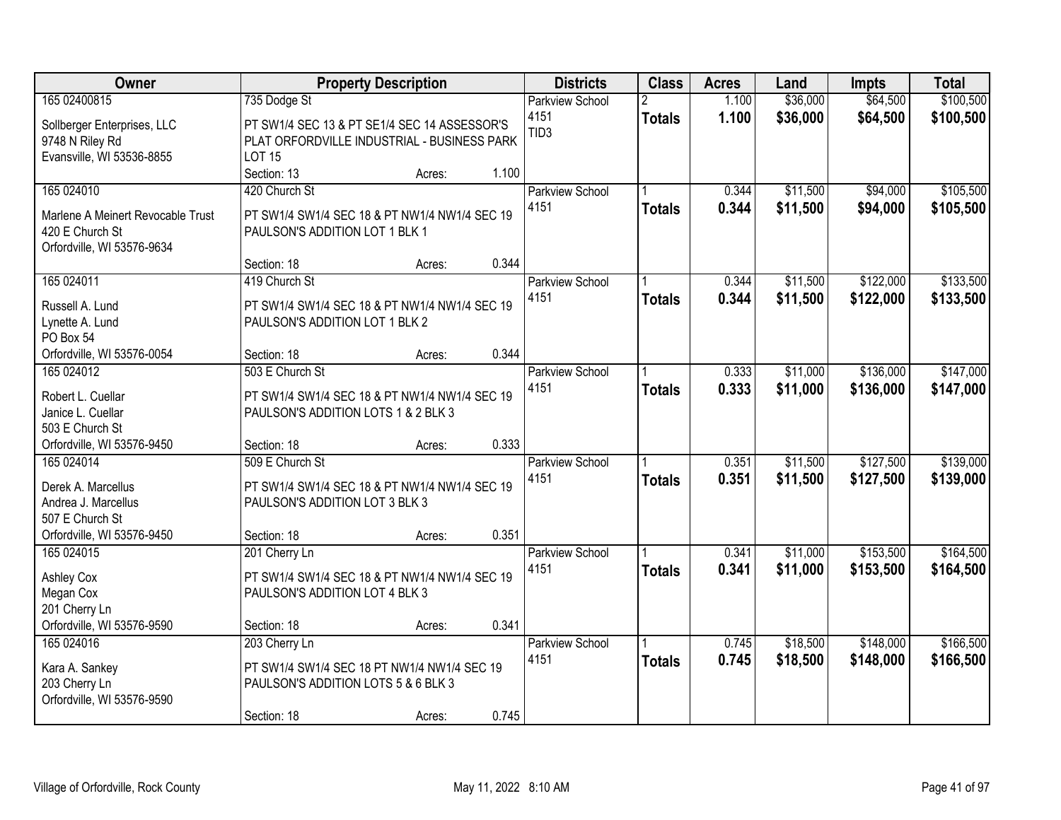| Owner | Property Description | Districts | Class | Acres | Land | Impts | Total |
|---|---|---|---|---|---|---|---|
| 165 02400815<br>Sollberger Enterprises, LLC<br>9748 N Riley Rd<br>Evansville, WI 53536-8855 | 735 Dodge St<br>PT SW1/4 SEC 13 & PT SE1/4 SEC 14 ASSESSOR'S PLAT ORFORDVILLE INDUSTRIAL - BUSINESS PARK LOT 15<br>Section: 13 Acres: 1.100 | Parkview School 4151<br>TID3 | 2<br>**Totals** | 1.100<br>**1.100** | \$36,000<br>**\$36,000** | \$64,500<br>**\$64,500** | \$100,500<br>**\$100,500** |
| 165 024010<br>Marlene A Meinert Revocable Trust<br>420 E Church St<br>Orfordville, WI 53576-9634 | 420 Church St<br>PT SW1/4 SW1/4 SEC 18 & PT NW1/4 NW1/4 SEC 19 PAULSON'S ADDITION LOT 1 BLK 1<br>Section: 18 Acres: 0.344 | Parkview School 4151 | 1<br>**Totals** | 0.344<br>**0.344** | \$11,500<br>**\$11,500** | \$94,000<br>**\$94,000** | \$105,500<br>**\$105,500** |
| 165 024011<br>Russell A. Lund<br>Lynette A. Lund<br>PO Box 54<br>Orfordville, WI 53576-0054 | 419 Church St<br>PT SW1/4 SW1/4 SEC 18 & PT NW1/4 NW1/4 SEC 19 PAULSON'S ADDITION LOT 1 BLK 2<br>Section: 18 Acres: 0.344 | Parkview School 4151 | 1<br>**Totals** | 0.344<br>**0.344** | \$11,500<br>**\$11,500** | \$122,000<br>**\$122,000** | \$133,500<br>**\$133,500** |
| 165 024012<br>Robert L. Cuellar<br>Janice L. Cuellar<br>503 E Church St<br>Orfordville, WI 53576-9450 | 503 E Church St<br>PT SW1/4 SW1/4 SEC 18 & PT NW1/4 NW1/4 SEC 19 PAULSON'S ADDITION LOTS 1 & 2 BLK 3<br>Section: 18 Acres: 0.333 | Parkview School 4151 | 1<br>**Totals** | 0.333<br>**0.333** | \$11,000<br>**\$11,000** | \$136,000<br>**\$136,000** | \$147,000<br>**\$147,000** |
| 165 024014<br>Derek A. Marcellus<br>Andrea J. Marcellus<br>507 E Church St<br>Orfordville, WI 53576-9450 | 509 E Church St<br>PT SW1/4 SW1/4 SEC 18 & PT NW1/4 NW1/4 SEC 19 PAULSON'S ADDITION LOT 3 BLK 3<br>Section: 18 Acres: 0.351 | Parkview School 4151 | 1<br>**Totals** | 0.351<br>**0.351** | \$11,500<br>**\$11,500** | \$127,500<br>**\$127,500** | \$139,000<br>**\$139,000** |
| 165 024015<br>Ashley Cox<br>Megan Cox<br>201 Cherry Ln<br>Orfordville, WI 53576-9590 | 201 Cherry Ln<br>PT SW1/4 SW1/4 SEC 18 & PT NW1/4 NW1/4 SEC 19 PAULSON'S ADDITION LOT 4 BLK 3<br>Section: 18 Acres: 0.341 | Parkview School 4151 | 1<br>**Totals** | 0.341<br>**0.341** | \$11,000<br>**\$11,000** | \$153,500<br>**\$153,500** | \$164,500<br>**\$164,500** |
| 165 024016<br>Kara A. Sankey<br>203 Cherry Ln<br>Orfordville, WI 53576-9590 | 203 Cherry Ln<br>PT SW1/4 SW1/4 SEC 18 PT NW1/4 NW1/4 SEC 19 PAULSON'S ADDITION LOTS 5 & 6 BLK 3<br>Section: 18 Acres: 0.745 | Parkview School 4151 | 1<br>**Totals** | 0.745<br>**0.745** | \$18,500<br>**\$18,500** | \$148,000<br>**\$148,000** | \$166,500<br>**\$166,500** |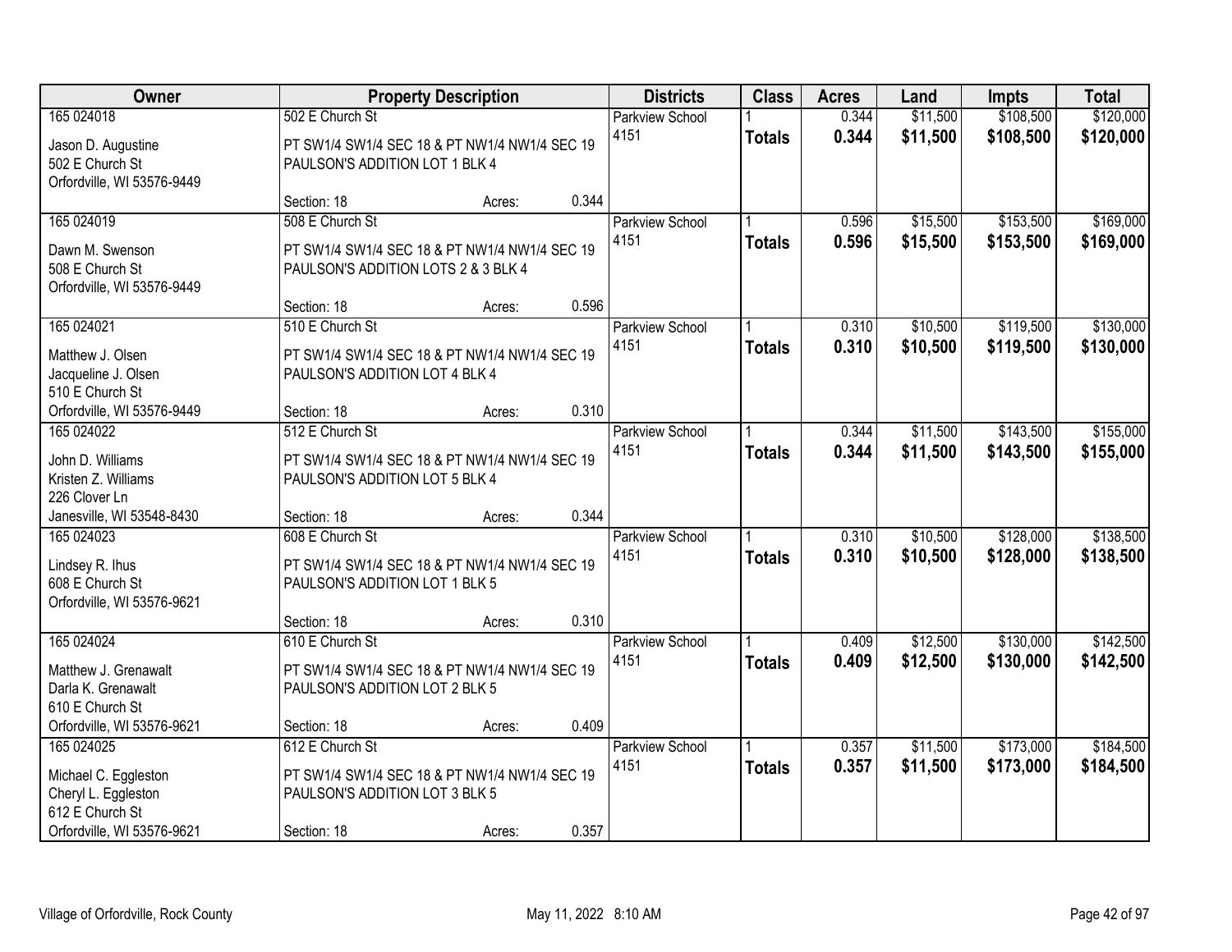| Owner | Property Description | Districts | Class | Acres | Land | Impts | Total |
|---|---|---|---|---|---|---|---|
| 165 024018<br>Jason D. Augustine<br>502 E Church St<br>Orfordville, WI 53576-9449 | 502 E Church St<br>PT SW1/4 SW1/4 SEC 18 & PT NW1/4 NW1/4 SEC 19<br>PAULSON'S ADDITION LOT 1 BLK 4<br>Section: 18 Acres: 0.344 | Parkview School 4151 | 1<br>**Totals** | 0.344<br>**0.344** | $11,500<br>**$11,500** | $108,500<br>**$108,500** | $120,000<br>**$120,000** |
| 165 024019<br>Dawn M. Swenson<br>508 E Church St<br>Orfordville, WI 53576-9449 | 508 E Church St<br>PT SW1/4 SW1/4 SEC 18 & PT NW1/4 NW1/4 SEC 19<br>PAULSON'S ADDITION LOTS 2 & 3 BLK 4<br>Section: 18 Acres: 0.596 | Parkview School 4151 | 1<br>**Totals** | 0.596<br>**0.596** | $15,500<br>**$15,500** | $153,500<br>**$153,500** | $169,000<br>**$169,000** |
| 165 024021<br>Matthew J. Olsen<br>Jacqueline J. Olsen<br>510 E Church St<br>Orfordville, WI 53576-9449 | 510 E Church St<br>PT SW1/4 SW1/4 SEC 18 & PT NW1/4 NW1/4 SEC 19<br>PAULSON'S ADDITION LOT 4 BLK 4<br>Section: 18 Acres: 0.310 | Parkview School 4151 | 1<br>**Totals** | 0.310<br>**0.310** | $10,500<br>**$10,500** | $119,500<br>**$119,500** | $130,000<br>**$130,000** |
| 165 024022<br>John D. Williams<br>Kristen Z. Williams<br>226 Clover Ln<br>Janesville, WI 53548-8430 | 512 E Church St<br>PT SW1/4 SW1/4 SEC 18 & PT NW1/4 NW1/4 SEC 19<br>PAULSON'S ADDITION LOT 5 BLK 4<br>Section: 18 Acres: 0.344 | Parkview School 4151 | 1<br>**Totals** | 0.344<br>**0.344** | $11,500<br>**$11,500** | $143,500<br>**$143,500** | $155,000<br>**$155,000** |
| 165 024023<br>Lindsey R. Ihus<br>608 E Church St<br>Orfordville, WI 53576-9621 | 608 E Church St<br>PT SW1/4 SW1/4 SEC 18 & PT NW1/4 NW1/4 SEC 19<br>PAULSON'S ADDITION LOT 1 BLK 5<br>Section: 18 Acres: 0.310 | Parkview School 4151 | 1<br>**Totals** | 0.310<br>**0.310** | $10,500<br>**$10,500** | $128,000<br>**$128,000** | $138,500<br>**$138,500** |
| 165 024024<br>Matthew J. Grenawalt<br>Darla K. Grenawalt<br>610 E Church St<br>Orfordville, WI 53576-9621 | 610 E Church St<br>PT SW1/4 SW1/4 SEC 18 & PT NW1/4 NW1/4 SEC 19<br>PAULSON'S ADDITION LOT 2 BLK 5<br>Section: 18 Acres: 0.409 | Parkview School 4151 | 1<br>**Totals** | 0.409<br>**0.409** | $12,500<br>**$12,500** | $130,000<br>**$130,000** | $142,500<br>**$142,500** |
| 165 024025<br>Michael C. Eggleston<br>Cheryl L. Eggleston<br>612 E Church St<br>Orfordville, WI 53576-9621 | 612 E Church St<br>PT SW1/4 SW1/4 SEC 18 & PT NW1/4 NW1/4 SEC 19<br>PAULSON'S ADDITION LOT 3 BLK 5<br>Section: 18 Acres: 0.357 | Parkview School 4151 | 1<br>**Totals** | 0.357<br>**0.357** | $11,500<br>**$11,500** | $173,000<br>**$173,000** | $184,500<br>**$184,500** |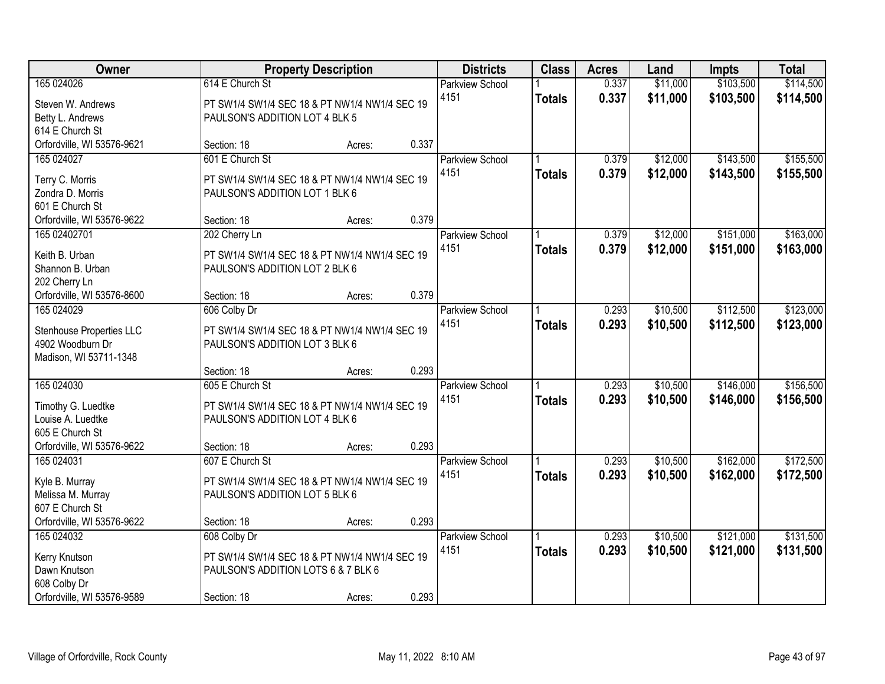| Owner | Property Description | | | Districts | Class | Acres | Land | Impts | Total |
|---|---|---|---|---|---|---|---|---|---|
| 165 024026 | 614 E Church St | | | Parkview School | 1 | 0.337 | $11,000 | $103,500 | $114,500 |
| Steven W. Andrews<br>Betty L. Andrews<br>614 E Church St<br>Orfordville, WI 53576-9621 | PT SW1/4 SW1/4 SEC 18 & PT NW1/4 NW1/4 SEC 19<br>PAULSON'S ADDITION LOT 4 BLK 5 | | | 4151 | **Totals** | **0.337** | **$11,000** | **$103,500** | **$114,500** |
| | Section: 18 | Acres: | 0.337 | | | | | | |
| 165 024027 | 601 E Church St | | | Parkview School | 1 | 0.379 | $12,000 | $143,500 | $155,500 |
| Terry C. Morris<br>Zondra D. Morris<br>601 E Church St<br>Orfordville, WI 53576-9622 | PT SW1/4 SW1/4 SEC 18 & PT NW1/4 NW1/4 SEC 19<br>PAULSON'S ADDITION LOT 1 BLK 6 | | | 4151 | **Totals** | **0.379** | **$12,000** | **$143,500** | **$155,500** |
| | Section: 18 | Acres: | 0.379 | | | | | | |
| 165 02402701 | 202 Cherry Ln | | | Parkview School | 1 | 0.379 | $12,000 | $151,000 | $163,000 |
| Keith B. Urban<br>Shannon B. Urban<br>202 Cherry Ln<br>Orfordville, WI 53576-8600 | PT SW1/4 SW1/4 SEC 18 & PT NW1/4 NW1/4 SEC 19<br>PAULSON'S ADDITION LOT 2 BLK 6 | | | 4151 | **Totals** | **0.379** | **$12,000** | **$151,000** | **$163,000** |
| | Section: 18 | Acres: | 0.379 | | | | | | |
| 165 024029 | 606 Colby Dr | | | Parkview School | 1 | 0.293 | $10,500 | $112,500 | $123,000 |
| Stenhouse Properties LLC<br>4902 Woodburn Dr<br>Madison, WI 53711-1348 | PT SW1/4 SW1/4 SEC 18 & PT NW1/4 NW1/4 SEC 19<br>PAULSON'S ADDITION LOT 3 BLK 6 | | | 4151 | **Totals** | **0.293** | **$10,500** | **$112,500** | **$123,000** |
| | Section: 18 | Acres: | 0.293 | | | | | | |
| 165 024030 | 605 E Church St | | | Parkview School | 1 | 0.293 | $10,500 | $146,000 | $156,500 |
| Timothy G. Luedtke<br>Louise A. Luedtke<br>605 E Church St<br>Orfordville, WI 53576-9622 | PT SW1/4 SW1/4 SEC 18 & PT NW1/4 NW1/4 SEC 19<br>PAULSON'S ADDITION LOT 4 BLK 6 | | | 4151 | **Totals** | **0.293** | **$10,500** | **$146,000** | **$156,500** |
| | Section: 18 | Acres: | 0.293 | | | | | | |
| 165 024031 | 607 E Church St | | | Parkview School | 1 | 0.293 | $10,500 | $162,000 | $172,500 |
| Kyle B. Murray<br>Melissa M. Murray<br>607 E Church St<br>Orfordville, WI 53576-9622 | PT SW1/4 SW1/4 SEC 18 & PT NW1/4 NW1/4 SEC 19<br>PAULSON'S ADDITION LOT 5 BLK 6 | | | 4151 | **Totals** | **0.293** | **$10,500** | **$162,000** | **$172,500** |
| | Section: 18 | Acres: | 0.293 | | | | | | |
| 165 024032 | 608 Colby Dr | | | Parkview School | 1 | 0.293 | $10,500 | $121,000 | $131,500 |
| Kerry Knutson<br>Dawn Knutson<br>608 Colby Dr<br>Orfordville, WI 53576-9589 | PT SW1/4 SW1/4 SEC 18 & PT NW1/4 NW1/4 SEC 19<br>PAULSON'S ADDITION LOTS 6 & 7 BLK 6 | | | 4151 | **Totals** | **0.293** | **$10,500** | **$121,000** | **$131,500** |
| | Section: 18 | Acres: | 0.293 | | | | | | |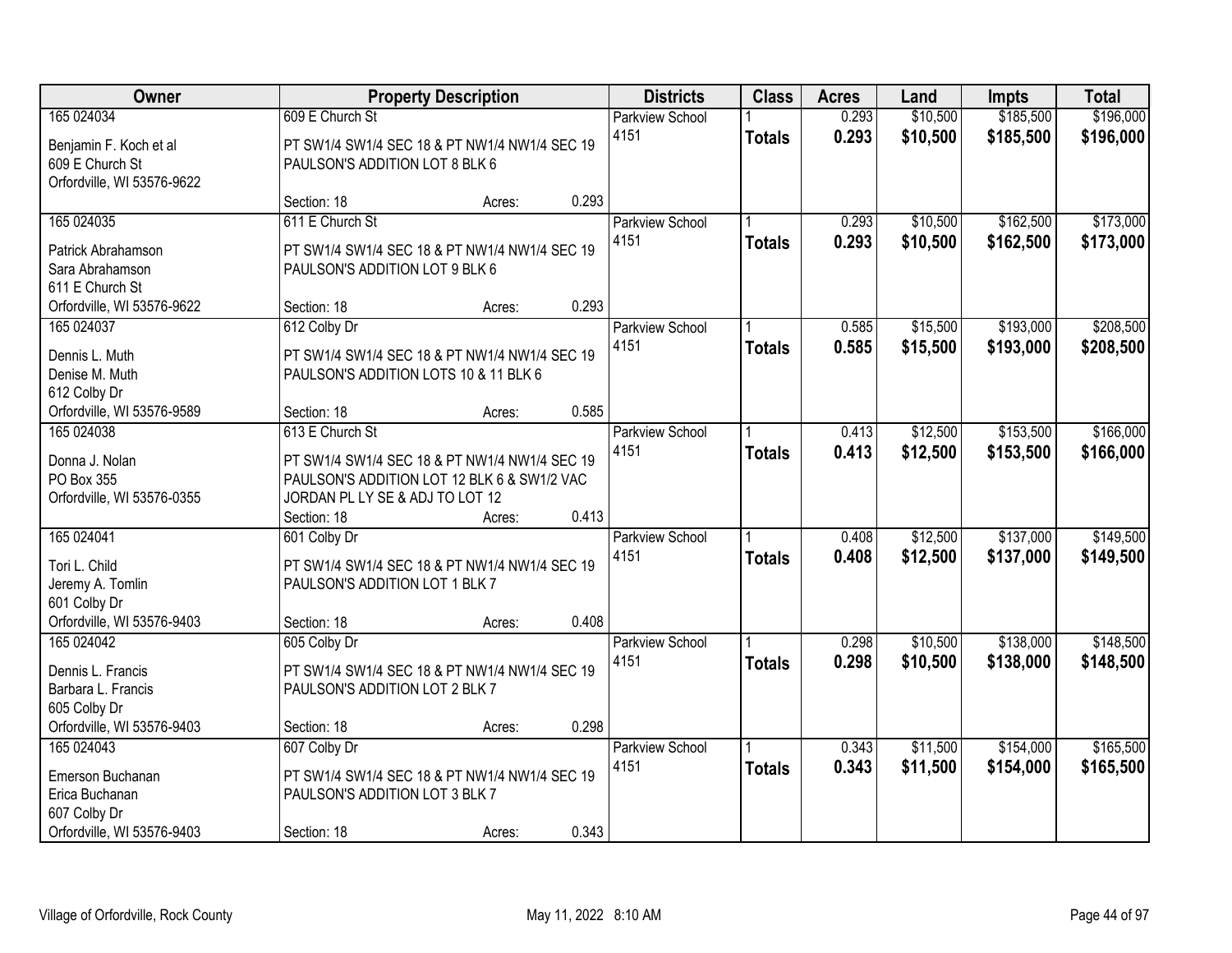| Owner | Property Description | | | Districts | Class | Acres | Land | Impts | Total |
|---|---|---|---|---|---|---|---|---|---|
| 165 024034 | 609 E Church St | | | Parkview School | 1 | 0.293 | $10,500 | $185,500 | $196,000 |
| Benjamin F. Koch et al<br>609 E Church St<br>Orfordville, WI 53576-9622 | PT SW1/4 SW1/4 SEC 18 & PT NW1/4 NW1/4 SEC 19<br>PAULSON'S ADDITION LOT 8 BLK 6 | | | 4151 | **Totals** | **0.293** | **$10,500** | **$185,500** | **$196,000** |
| | Section: 18 | Acres: | 0.293 | | | | | | |
| 165 024035 | 611 E Church St | | | Parkview School | 1 | 0.293 | $10,500 | $162,500 | $173,000 |
| Patrick Abrahamson<br>Sara Abrahamson<br>611 E Church St<br>Orfordville, WI 53576-9622 | PT SW1/4 SW1/4 SEC 18 & PT NW1/4 NW1/4 SEC 19<br>PAULSON'S ADDITION LOT 9 BLK 6 | | | 4151 | **Totals** | **0.293** | **$10,500** | **$162,500** | **$173,000** |
| | Section: 18 | Acres: | 0.293 | | | | | | |
| 165 024037 | 612 Colby Dr | | | Parkview School | 1 | 0.585 | $15,500 | $193,000 | $208,500 |
| Dennis L. Muth<br>Denise M. Muth<br>612 Colby Dr<br>Orfordville, WI 53576-9589 | PT SW1/4 SW1/4 SEC 18 & PT NW1/4 NW1/4 SEC 19<br>PAULSON'S ADDITION LOTS 10 & 11 BLK 6 | | | 4151 | **Totals** | **0.585** | **$15,500** | **$193,000** | **$208,500** |
| | Section: 18 | Acres: | 0.585 | | | | | | |
| 165 024038 | 613 E Church St | | | Parkview School | 1 | 0.413 | $12,500 | $153,500 | $166,000 |
| Donna J. Nolan<br>PO Box 355<br>Orfordville, WI 53576-0355 | PT SW1/4 SW1/4 SEC 18 & PT NW1/4 NW1/4 SEC 19<br>PAULSON'S ADDITION LOT 12 BLK 6 & SW1/2 VAC<br>JORDAN PL LY SE & ADJ TO LOT 12 | | | 4151 | **Totals** | **0.413** | **$12,500** | **$153,500** | **$166,000** |
| | Section: 18 | Acres: | 0.413 | | | | | | |
| 165 024041 | 601 Colby Dr | | | Parkview School | 1 | 0.408 | $12,500 | $137,000 | $149,500 |
| Tori L. Child<br>Jeremy A. Tomlin<br>601 Colby Dr<br>Orfordville, WI 53576-9403 | PT SW1/4 SW1/4 SEC 18 & PT NW1/4 NW1/4 SEC 19<br>PAULSON'S ADDITION LOT 1 BLK 7 | | | 4151 | **Totals** | **0.408** | **$12,500** | **$137,000** | **$149,500** |
| | Section: 18 | Acres: | 0.408 | | | | | | |
| 165 024042 | 605 Colby Dr | | | Parkview School | 1 | 0.298 | $10,500 | $138,000 | $148,500 |
| Dennis L. Francis<br>Barbara L. Francis<br>605 Colby Dr<br>Orfordville, WI 53576-9403 | PT SW1/4 SW1/4 SEC 18 & PT NW1/4 NW1/4 SEC 19<br>PAULSON'S ADDITION LOT 2 BLK 7 | | | 4151 | **Totals** | **0.298** | **$10,500** | **$138,000** | **$148,500** |
| | Section: 18 | Acres: | 0.298 | | | | | | |
| 165 024043 | 607 Colby Dr | | | Parkview School | 1 | 0.343 | $11,500 | $154,000 | $165,500 |
| Emerson Buchanan<br>Erica Buchanan<br>607 Colby Dr<br>Orfordville, WI 53576-9403 | PT SW1/4 SW1/4 SEC 18 & PT NW1/4 NW1/4 SEC 19<br>PAULSON'S ADDITION LOT 3 BLK 7 | | | 4151 | **Totals** | **0.343** | **$11,500** | **$154,000** | **$165,500** |
| | Section: 18 | Acres: | 0.343 | | | | | | |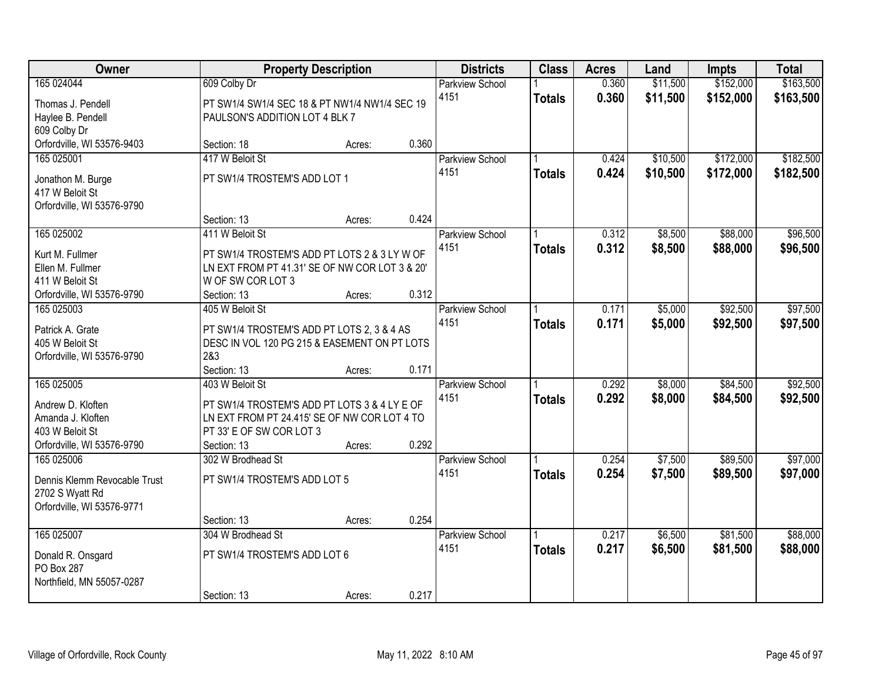| Owner | Property Description | Districts | Class | Acres | Land | Impts | Total |
|---|---|---|---|---|---|---|---|
| 165 024044<br>Thomas J. Pendell<br>Haylee B. Pendell<br>609 Colby Dr<br>Orfordville, WI 53576-9403 | 609 Colby Dr<br>PT SW1/4 SW1/4 SEC 18 & PT NW1/4 NW1/4 SEC 19 PAULSON'S ADDITION LOT 4 BLK 7<br>Section: 18 Acres: 0.360 | Parkview School 4151 | 1<br>**Totals** | 0.360<br>**0.360** | $11,500<br>**$11,500** | $152,000<br>**$152,000** | $163,500<br>**$163,500** |
| 165 025001<br>Jonathon M. Burge<br>417 W Beloit St<br>Orfordville, WI 53576-9790 | 417 W Beloit St<br>PT SW1/4 TROSTEM'S ADD LOT 1<br>Section: 13 Acres: 0.424 | Parkview School 4151 | 1<br>**Totals** | 0.424<br>**0.424** | $10,500<br>**$10,500** | $172,000<br>**$172,000** | $182,500<br>**$182,500** |
| 165 025002<br>Kurt M. Fullmer<br>Ellen M. Fullmer<br>411 W Beloit St<br>Orfordville, WI 53576-9790 | 411 W Beloit St<br>PT SW1/4 TROSTEM'S ADD PT LOTS 2 & 3 LY W OF LN EXT FROM PT 41.31' SE OF NW COR LOT 3 & 20' W OF SW COR LOT 3<br>Section: 13 Acres: 0.312 | Parkview School 4151 | 1<br>**Totals** | 0.312<br>**0.312** | $8,500<br>**$8,500** | $88,000<br>**$88,000** | $96,500<br>**$96,500** |
| 165 025003<br>Patrick A. Grate<br>405 W Beloit St<br>Orfordville, WI 53576-9790 | 405 W Beloit St<br>PT SW1/4 TROSTEM'S ADD PT LOTS 2, 3 & 4 AS DESC IN VOL 120 PG 215 & EASEMENT ON PT LOTS 2&3<br>Section: 13 Acres: 0.171 | Parkview School 4151 | 1<br>**Totals** | 0.171<br>**0.171** | $5,000<br>**$5,000** | $92,500<br>**$92,500** | $97,500<br>**$97,500** |
| 165 025005<br>Andrew D. Kloften<br>Amanda J. Kloften<br>403 W Beloit St<br>Orfordville, WI 53576-9790 | 403 W Beloit St<br>PT SW1/4 TROSTEM'S ADD PT LOTS 3 & 4 LY E OF LN EXT FROM PT 24.415' SE OF NW COR LOT 4 TO PT 33' E OF SW COR LOT 3<br>Section: 13 Acres: 0.292 | Parkview School 4151 | 1<br>**Totals** | 0.292<br>**0.292** | $8,000<br>**$8,000** | $84,500<br>**$84,500** | $92,500<br>**$92,500** |
| 165 025006<br>Dennis Klemm Revocable Trust<br>2702 S Wyatt Rd<br>Orfordville, WI 53576-9771 | 302 W Brodhead St<br>PT SW1/4 TROSTEM'S ADD LOT 5<br>Section: 13 Acres: 0.254 | Parkview School 4151 | 1<br>**Totals** | 0.254<br>**0.254** | $7,500<br>**$7,500** | $89,500<br>**$89,500** | $97,000<br>**$97,000** |
| 165 025007<br>Donald R. Onsgard<br>PO Box 287<br>Northfield, MN 55057-0287 | 304 W Brodhead St<br>PT SW1/4 TROSTEM'S ADD LOT 6<br>Section: 13 Acres: 0.217 | Parkview School 4151 | 1<br>**Totals** | 0.217<br>**0.217** | $6,500<br>**$6,500** | $81,500<br>**$81,500** | $88,000<br>**$88,000** |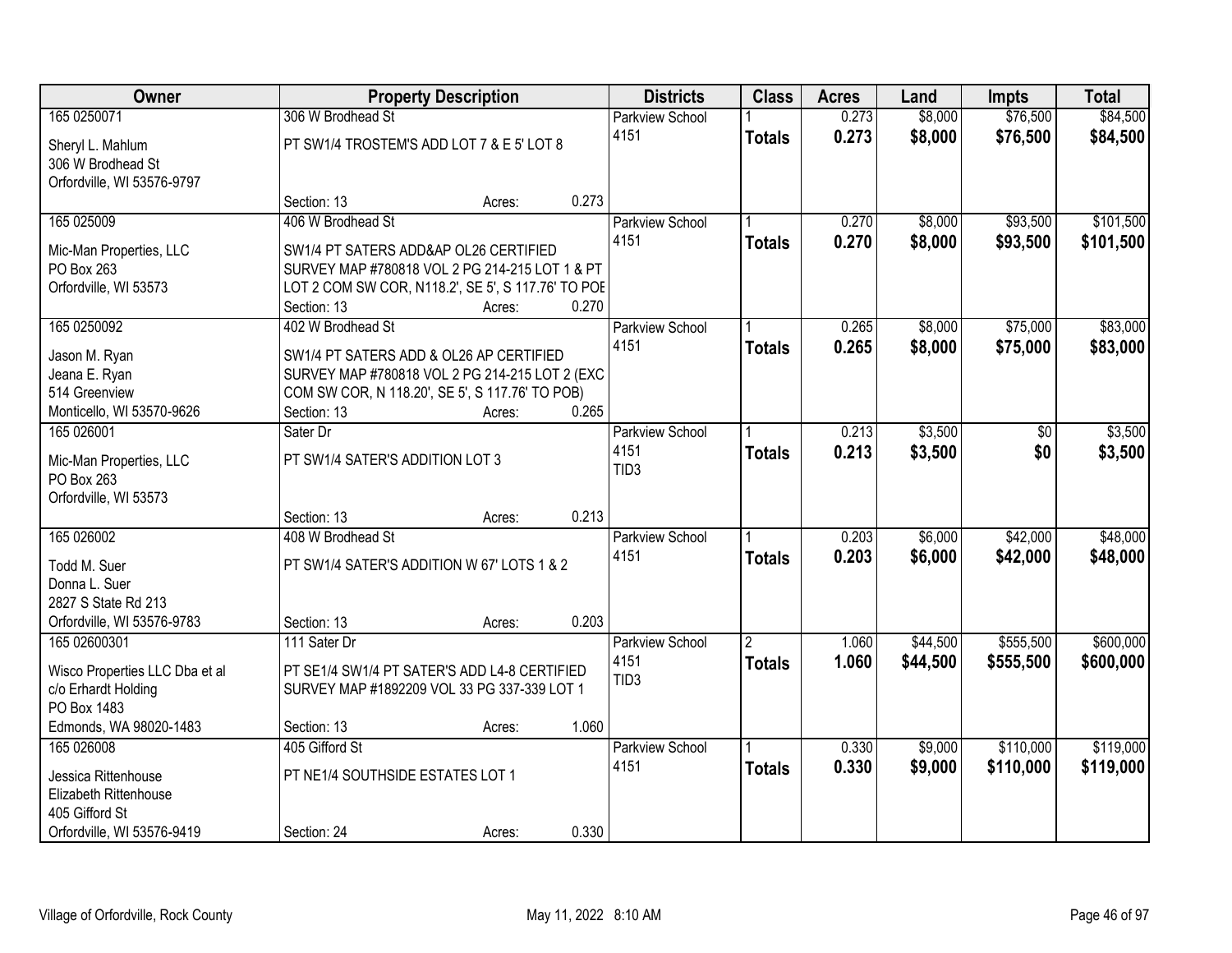| Owner | Property Description | Districts | Class | Acres | Land | Impts | Total |
|---|---|---|---|---|---|---|---|
| 165 0250071<br>Sheryl L. Mahlum<br>306 W Brodhead St<br>Orfordville, WI 53576-9797 | 306 W Brodhead St<br>PT SW1/4 TROSTEM'S ADD LOT 7 & E 5' LOT 8<br>Section: 13 Acres: 0.273 | Parkview School<br>4151 | 1<br>**Totals** | 0.273<br>**0.273** | $8,000<br>**$8,000** | $76,500<br>**$76,500** | $84,500<br>**$84,500** |
| 165 025009<br>Mic-Man Properties, LLC<br>PO Box 263<br>Orfordville, WI 53573 | 406 W Brodhead St<br>SW1/4 PT SATERS ADD&AP OL26 CERTIFIED SURVEY MAP #780818 VOL 2 PG 214-215 LOT 1 & PT LOT 2 COM SW COR, N118.2', SE 5', S 117.76' TO POE<br>Section: 13 Acres: 0.270 | Parkview School<br>4151 | 1<br>**Totals** | 0.270<br>**0.270** | $8,000<br>**$8,000** | $93,500<br>**$93,500** | $101,500<br>**$101,500** |
| 165 0250092<br>Jason M. Ryan<br>Jeana E. Ryan<br>514 Greenview<br>Monticello, WI 53570-9626 | 402 W Brodhead St<br>SW1/4 PT SATERS ADD & OL26 AP CERTIFIED SURVEY MAP #780818 VOL 2 PG 214-215 LOT 2 (EXC COM SW COR, N 118.20', SE 5', S 117.76' TO POB)<br>Section: 13 Acres: 0.265 | Parkview School<br>4151 | 1<br>**Totals** | 0.265<br>**0.265** | $8,000<br>**$8,000** | $75,000<br>**$75,000** | $83,000<br>**$83,000** |
| 165 026001<br>Mic-Man Properties, LLC<br>PO Box 263<br>Orfordville, WI 53573 | Sater Dr<br>PT SW1/4 SATER'S ADDITION LOT 3<br>Section: 13 Acres: 0.213 | Parkview School<br>4151<br>TID3 | 1<br>**Totals** | 0.213<br>**0.213** | $3,500<br>**$3,500** | $0<br>**$0** | $3,500<br>**$3,500** |
| 165 026002<br>Todd M. Suer<br>Donna L. Suer<br>2827 S State Rd 213<br>Orfordville, WI 53576-9783 | 408 W Brodhead St<br>PT SW1/4 SATER'S ADDITION W 67' LOTS 1 & 2<br>Section: 13 Acres: 0.203 | Parkview School<br>4151 | 1<br>**Totals** | 0.203<br>**0.203** | $6,000<br>**$6,000** | $42,000<br>**$42,000** | $48,000<br>**$48,000** |
| 165 02600301<br>Wisco Properties LLC Dba et al<br>c/o Erhardt Holding<br>PO Box 1483<br>Edmonds, WA 98020-1483 | 111 Sater Dr<br>PT SE1/4 SW1/4 PT SATER'S ADD L4-8 CERTIFIED SURVEY MAP #1892209 VOL 33 PG 337-339 LOT 1<br>Section: 13 Acres: 1.060 | Parkview School<br>4151<br>TID3 | 2<br>**Totals** | 1.060<br>**1.060** | $44,500<br>**$44,500** | $555,500<br>**$555,500** | $600,000<br>**$600,000** |
| 165 026008<br>Jessica Rittenhouse<br>Elizabeth Rittenhouse<br>405 Gifford St<br>Orfordville, WI 53576-9419 | 405 Gifford St<br>PT NE1/4 SOUTHSIDE ESTATES LOT 1<br>Section: 24 Acres: 0.330 | Parkview School<br>4151 | 1<br>**Totals** | 0.330<br>**0.330** | $9,000<br>**$9,000** | $110,000<br>**$110,000** | $119,000<br>**$119,000** |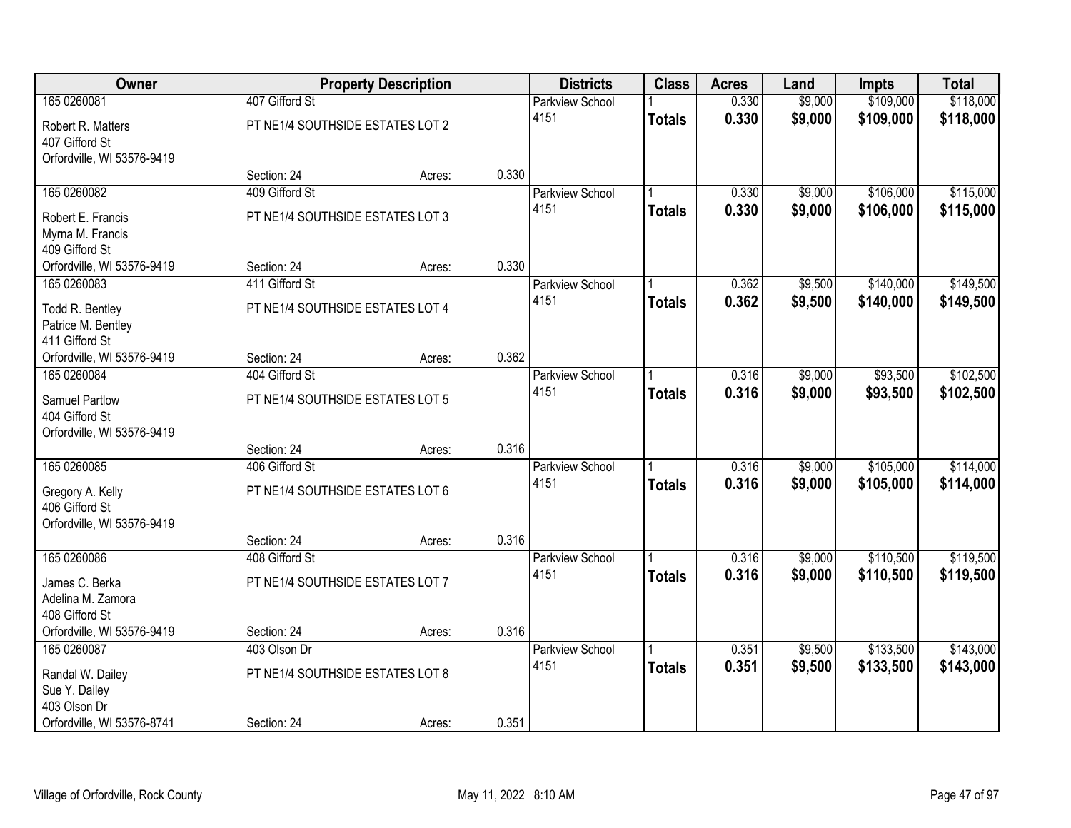| Owner | Property Description | | | Districts | Class | Acres | Land | Impts | Total |
|---|---|---|---|---|---|---|---|---|---|
| 165 0260081<br>Robert R. Matters<br>407 Gifford St<br>Orfordville, WI 53576-9419 | 407 Gifford St<br>PT NE1/4 SOUTHSIDE ESTATES LOT 2<br>Section: 24 | Acres: | 0.330 | Parkview School<br>4151 | 1<br>**Totals** | 0.330<br>**0.330** | $9,000<br>**$9,000** | $109,000<br>**$109,000** | $118,000<br>**$118,000** |
| 165 0260082<br>Robert E. Francis<br>Myrna M. Francis<br>409 Gifford St<br>Orfordville, WI 53576-9419 | 409 Gifford St<br>PT NE1/4 SOUTHSIDE ESTATES LOT 3<br>Section: 24 | Acres: | 0.330 | Parkview School<br>4151 | 1<br>**Totals** | 0.330<br>**0.330** | $9,000<br>**$9,000** | $106,000<br>**$106,000** | $115,000<br>**$115,000** |
| 165 0260083<br>Todd R. Bentley<br>Patrice M. Bentley<br>411 Gifford St<br>Orfordville, WI 53576-9419 | 411 Gifford St<br>PT NE1/4 SOUTHSIDE ESTATES LOT 4<br>Section: 24 | Acres: | 0.362 | Parkview School<br>4151 | 1<br>**Totals** | 0.362<br>**0.362** | $9,500<br>**$9,500** | $140,000<br>**$140,000** | $149,500<br>**$149,500** |
| 165 0260084<br>Samuel Partlow<br>404 Gifford St<br>Orfordville, WI 53576-9419 | 404 Gifford St<br>PT NE1/4 SOUTHSIDE ESTATES LOT 5<br>Section: 24 | Acres: | 0.316 | Parkview School<br>4151 | 1<br>**Totals** | 0.316<br>**0.316** | $9,000<br>**$9,000** | $93,500<br>**$93,500** | $102,500<br>**$102,500** |
| 165 0260085<br>Gregory A. Kelly<br>406 Gifford St<br>Orfordville, WI 53576-9419 | 406 Gifford St<br>PT NE1/4 SOUTHSIDE ESTATES LOT 6<br>Section: 24 | Acres: | 0.316 | Parkview School<br>4151 | 1<br>**Totals** | 0.316<br>**0.316** | $9,000<br>**$9,000** | $105,000<br>**$105,000** | $114,000<br>**$114,000** |
| 165 0260086<br>James C. Berka<br>Adelina M. Zamora<br>408 Gifford St<br>Orfordville, WI 53576-9419 | 408 Gifford St<br>PT NE1/4 SOUTHSIDE ESTATES LOT 7<br>Section: 24 | Acres: | 0.316 | Parkview School<br>4151 | 1<br>**Totals** | 0.316<br>**0.316** | $9,000<br>**$9,000** | $110,500<br>**$110,500** | $119,500<br>**$119,500** |
| 165 0260087<br>Randal W. Dailey<br>Sue Y. Dailey<br>403 Olson Dr<br>Orfordville, WI 53576-8741 | 403 Olson Dr<br>PT NE1/4 SOUTHSIDE ESTATES LOT 8<br>Section: 24 | Acres: | 0.351 | Parkview School<br>4151 | 1<br>**Totals** | 0.351<br>**0.351** | $9,500<br>**$9,500** | $133,500<br>**$133,500** | $143,000<br>**$143,000** |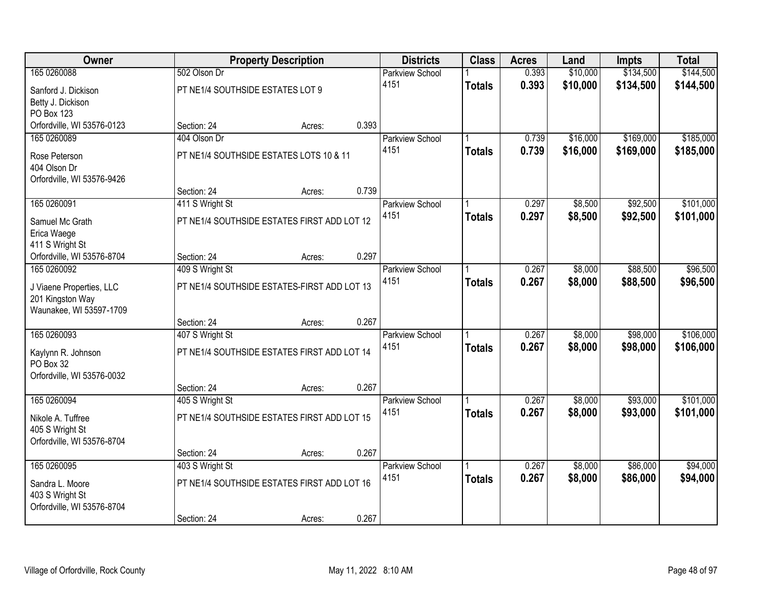| Owner | Property Description | | | Districts | Class | Acres | Land | Impts | Total |
|---|---|---|---|---|---|---|---|---|---|
| 165 0260088 | 502 Olson Dr | | | Parkview School | 1 | 0.393 | $10,000 | $134,500 | $144,500 |
| Sanford J. Dickison<br>Betty J. Dickison<br>PO Box 123<br>Orfordville, WI 53576-0123 | PT NE1/4 SOUTHSIDE ESTATES LOT 9 | | | 4151 | **Totals** | **0.393** | **$10,000** | **$134,500** | **$144,500** |
| | Section: 24 | Acres: | 0.393 | | | | | | |
| 165 0260089 | 404 Olson Dr | | | Parkview School | 1 | 0.739 | $16,000 | $169,000 | $185,000 |
| Rose Peterson<br>404 Olson Dr<br>Orfordville, WI 53576-9426 | PT NE1/4 SOUTHSIDE ESTATES LOTS 10 & 11 | | | 4151 | **Totals** | **0.739** | **$16,000** | **$169,000** | **$185,000** |
| | Section: 24 | Acres: | 0.739 | | | | | | |
| 165 0260091 | 411 S Wright St | | | Parkview School | 1 | 0.297 | $8,500 | $92,500 | $101,000 |
| Samuel Mc Grath<br>Erica Waege<br>411 S Wright St<br>Orfordville, WI 53576-8704 | PT NE1/4 SOUTHSIDE ESTATES FIRST ADD LOT 12 | | | 4151 | **Totals** | **0.297** | **$8,500** | **$92,500** | **$101,000** |
| | Section: 24 | Acres: | 0.297 | | | | | | |
| 165 0260092 | 409 S Wright St | | | Parkview School | 1 | 0.267 | $8,000 | $88,500 | $96,500 |
| J Viaene Properties, LLC<br>201 Kingston Way<br>Waunakee, WI 53597-1709 | PT NE1/4 SOUTHSIDE ESTATES-FIRST ADD LOT 13 | | | 4151 | **Totals** | **0.267** | **$8,000** | **$88,500** | **$96,500** |
| | Section: 24 | Acres: | 0.267 | | | | | | |
| 165 0260093 | 407 S Wright St | | | Parkview School | 1 | 0.267 | $8,000 | $98,000 | $106,000 |
| Kaylynn R. Johnson<br>PO Box 32<br>Orfordville, WI 53576-0032 | PT NE1/4 SOUTHSIDE ESTATES FIRST ADD LOT 14 | | | 4151 | **Totals** | **0.267** | **$8,000** | **$98,000** | **$106,000** |
| | Section: 24 | Acres: | 0.267 | | | | | | |
| 165 0260094 | 405 S Wright St | | | Parkview School | 1 | 0.267 | $8,000 | $93,000 | $101,000 |
| Nikole A. Tuffree<br>405 S Wright St<br>Orfordville, WI 53576-8704 | PT NE1/4 SOUTHSIDE ESTATES FIRST ADD LOT 15 | | | 4151 | **Totals** | **0.267** | **$8,000** | **$93,000** | **$101,000** |
| | Section: 24 | Acres: | 0.267 | | | | | | |
| 165 0260095 | 403 S Wright St | | | Parkview School | 1 | 0.267 | $8,000 | $86,000 | $94,000 |
| Sandra L. Moore<br>403 S Wright St<br>Orfordville, WI 53576-8704 | PT NE1/4 SOUTHSIDE ESTATES FIRST ADD LOT 16 | | | 4151 | **Totals** | **0.267** | **$8,000** | **$86,000** | **$94,000** |
| | Section: 24 | Acres: | 0.267 | | | | | | |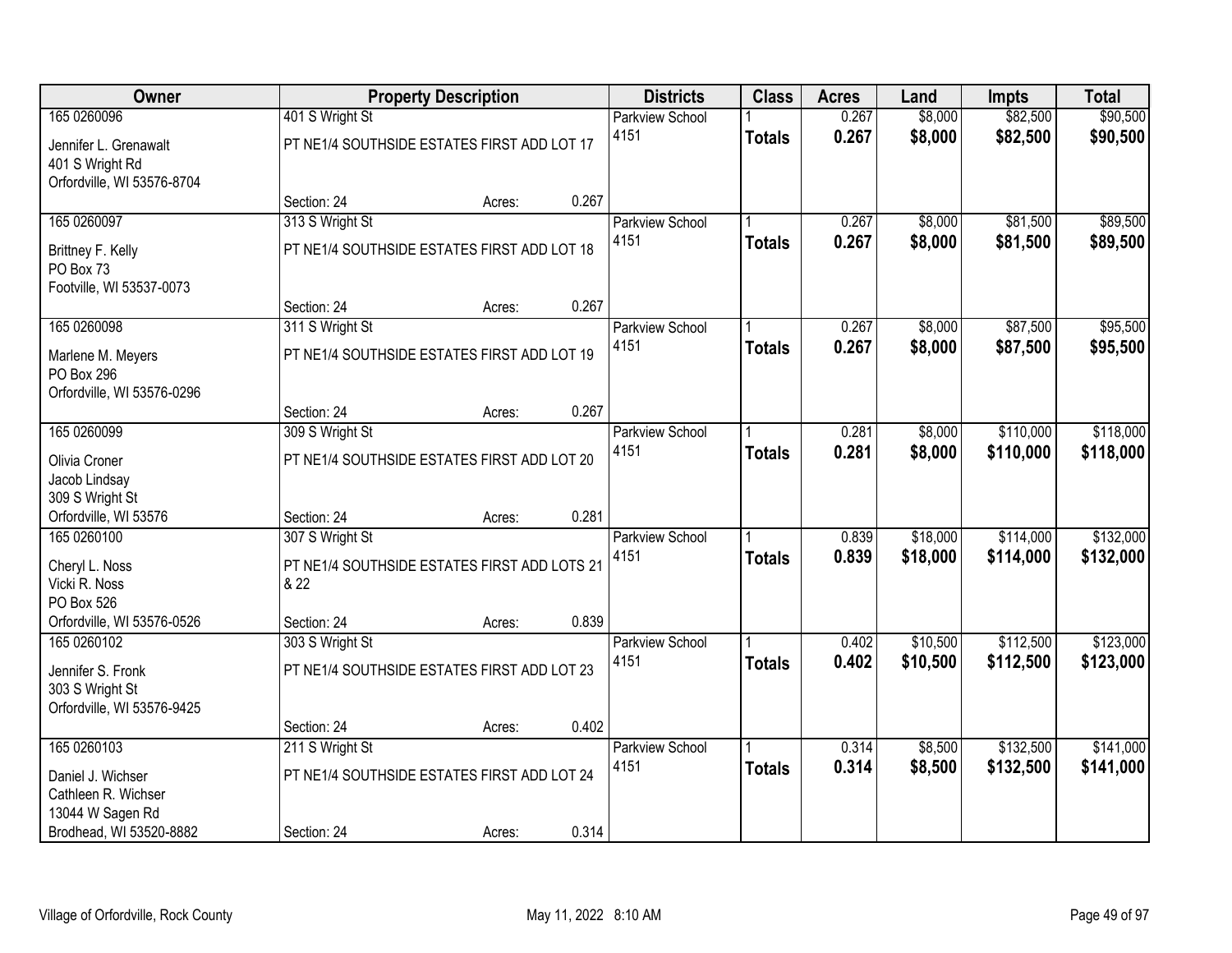| Owner | Property Description | | | Districts | Class | Acres | Land | Impts | Total |
|---|---|---|---|---|---|---|---|---|---|
| 165 0260096 | 401 S Wright St | | | Parkview School | 1 | 0.267 | $8,000 | $82,500 | $90,500 |
| Jennifer L. Grenawalt<br>401 S Wright Rd<br>Orfordville, WI 53576-8704 | PT NE1/4 SOUTHSIDE ESTATES FIRST ADD LOT 17 | | | 4151 | **Totals** | **0.267** | **$8,000** | **$82,500** | **$90,500** |
| | Section: 24 | Acres: | 0.267 | | | | | | |
| 165 0260097 | 313 S Wright St | | | Parkview School | 1 | 0.267 | $8,000 | $81,500 | $89,500 |
| Brittney F. Kelly<br>PO Box 73<br>Footville, WI 53537-0073 | PT NE1/4 SOUTHSIDE ESTATES FIRST ADD LOT 18 | | | 4151 | **Totals** | **0.267** | **$8,000** | **$81,500** | **$89,500** |
| | Section: 24 | Acres: | 0.267 | | | | | | |
| 165 0260098 | 311 S Wright St | | | Parkview School | 1 | 0.267 | $8,000 | $87,500 | $95,500 |
| Marlene M. Meyers<br>PO Box 296<br>Orfordville, WI 53576-0296 | PT NE1/4 SOUTHSIDE ESTATES FIRST ADD LOT 19 | | | 4151 | **Totals** | **0.267** | **$8,000** | **$87,500** | **$95,500** |
| | Section: 24 | Acres: | 0.267 | | | | | | |
| 165 0260099 | 309 S Wright St | | | Parkview School | 1 | 0.281 | $8,000 | $110,000 | $118,000 |
| Olivia Croner<br>Jacob Lindsay<br>309 S Wright St<br>Orfordville, WI 53576 | PT NE1/4 SOUTHSIDE ESTATES FIRST ADD LOT 20 | | | 4151 | **Totals** | **0.281** | **$8,000** | **$110,000** | **$118,000** |
| | Section: 24 | Acres: | 0.281 | | | | | | |
| 165 0260100 | 307 S Wright St | | | Parkview School | 1 | 0.839 | $18,000 | $114,000 | $132,000 |
| Cheryl L. Noss<br>Vicki R. Noss<br>PO Box 526<br>Orfordville, WI 53576-0526 | PT NE1/4 SOUTHSIDE ESTATES FIRST ADD LOTS 21 & 22 | | | 4151 | **Totals** | **0.839** | **$18,000** | **$114,000** | **$132,000** |
| | Section: 24 | Acres: | 0.839 | | | | | | |
| 165 0260102 | 303 S Wright St | | | Parkview School | 1 | 0.402 | $10,500 | $112,500 | $123,000 |
| Jennifer S. Fronk<br>303 S Wright St<br>Orfordville, WI 53576-9425 | PT NE1/4 SOUTHSIDE ESTATES FIRST ADD LOT 23 | | | 4151 | **Totals** | **0.402** | **$10,500** | **$112,500** | **$123,000** |
| | Section: 24 | Acres: | 0.402 | | | | | | |
| 165 0260103 | 211 S Wright St | | | Parkview School | 1 | 0.314 | $8,500 | $132,500 | $141,000 |
| Daniel J. Wichser<br>Cathleen R. Wichser<br>13044 W Sagen Rd<br>Brodhead, WI 53520-8882 | PT NE1/4 SOUTHSIDE ESTATES FIRST ADD LOT 24 | | | 4151 | **Totals** | **0.314** | **$8,500** | **$132,500** | **$141,000** |
| | Section: 24 | Acres: | 0.314 | | | | | | |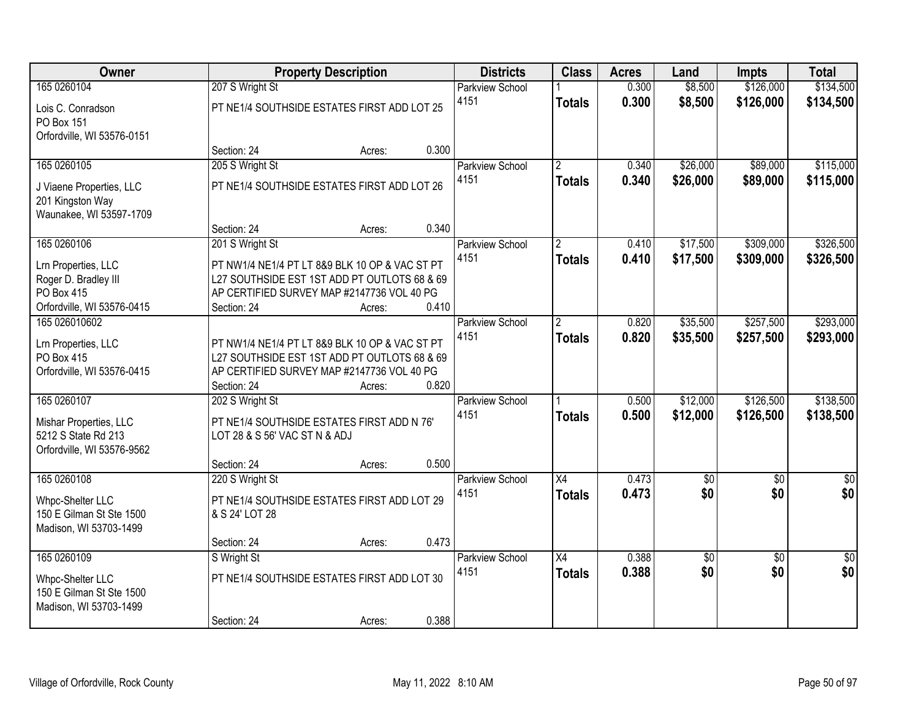| Owner | Property Description | | | Districts | Class | Acres | Land | Impts | Total |
|---|---|---|---|---|---|---|---|---|---|
| 165 0260104 | 207 S Wright St | | | Parkview School | 1 | 0.300 | $8,500 | $126,000 | $134,500 |
| Lois C. Conradson<br>PO Box 151<br>Orfordville, WI 53576-0151 | PT NE1/4 SOUTHSIDE ESTATES FIRST ADD LOT 25 | | | 4151 | **Totals** | **0.300** | **$8,500** | **$126,000** | **$134,500** |
| | Section: 24 | Acres: | 0.300 | | | | | | |
| 165 0260105 | 205 S Wright St | | | Parkview School | 2 | 0.340 | $26,000 | $89,000 | $115,000 |
| J Viaene Properties, LLC<br>201 Kingston Way<br>Waunakee, WI 53597-1709 | PT NE1/4 SOUTHSIDE ESTATES FIRST ADD LOT 26 | | | 4151 | **Totals** | **0.340** | **$26,000** | **$89,000** | **$115,000** |
| | Section: 24 | Acres: | 0.340 | | | | | | |
| 165 0260106 | 201 S Wright St | | | Parkview School | 2 | 0.410 | $17,500 | $309,000 | $326,500 |
| Lrn Properties, LLC<br>Roger D. Bradley III<br>PO Box 415<br>Orfordville, WI 53576-0415 | PT NW1/4 NE1/4 PT LT 8&9 BLK 10 OP & VAC ST PT L27 SOUTHSIDE EST 1ST ADD PT OUTLOTS 68 & 69 AP CERTIFIED SURVEY MAP #2147736 VOL 40 PG | | | 4151 | **Totals** | **0.410** | **$17,500** | **$309,000** | **$326,500** |
| | Section: 24 | Acres: | 0.410 | | | | | | |
| 165 026010602 | | | | Parkview School | 2 | 0.820 | $35,500 | $257,500 | $293,000 |
| Lrn Properties, LLC<br>PO Box 415<br>Orfordville, WI 53576-0415 | PT NW1/4 NE1/4 PT LT 8&9 BLK 10 OP & VAC ST PT L27 SOUTHSIDE EST 1ST ADD PT OUTLOTS 68 & 69 AP CERTIFIED SURVEY MAP #2147736 VOL 40 PG | | | 4151 | **Totals** | **0.820** | **$35,500** | **$257,500** | **$293,000** |
| | Section: 24 | Acres: | 0.820 | | | | | | |
| 165 0260107 | 202 S Wright St | | | Parkview School | 1 | 0.500 | $12,000 | $126,500 | $138,500 |
| Mishar Properties, LLC<br>5212 S State Rd 213<br>Orfordville, WI 53576-9562 | PT NE1/4 SOUTHSIDE ESTATES FIRST ADD N 76' LOT 28 & S 56' VAC ST N & ADJ | | | 4151 | **Totals** | **0.500** | **$12,000** | **$126,500** | **$138,500** |
| | Section: 24 | Acres: | 0.500 | | | | | | |
| 165 0260108 | 220 S Wright St | | | Parkview School | X4 | 0.473 | $0 | $0 | $0 |
| Whpc-Shelter LLC<br>150 E Gilman St Ste 1500<br>Madison, WI 53703-1499 | PT NE1/4 SOUTHSIDE ESTATES FIRST ADD LOT 29 & S 24' LOT 28 | | | 4151 | **Totals** | **0.473** | **$0** | **$0** | **$0** |
| | Section: 24 | Acres: | 0.473 | | | | | | |
| 165 0260109 | S Wright St | | | Parkview School | X4 | 0.388 | $0 | $0 | $0 |
| Whpc-Shelter LLC<br>150 E Gilman St Ste 1500<br>Madison, WI 53703-1499 | PT NE1/4 SOUTHSIDE ESTATES FIRST ADD LOT 30 | | | 4151 | **Totals** | **0.388** | **$0** | **$0** | **$0** |
| | Section: 24 | Acres: | 0.388 | | | | | | |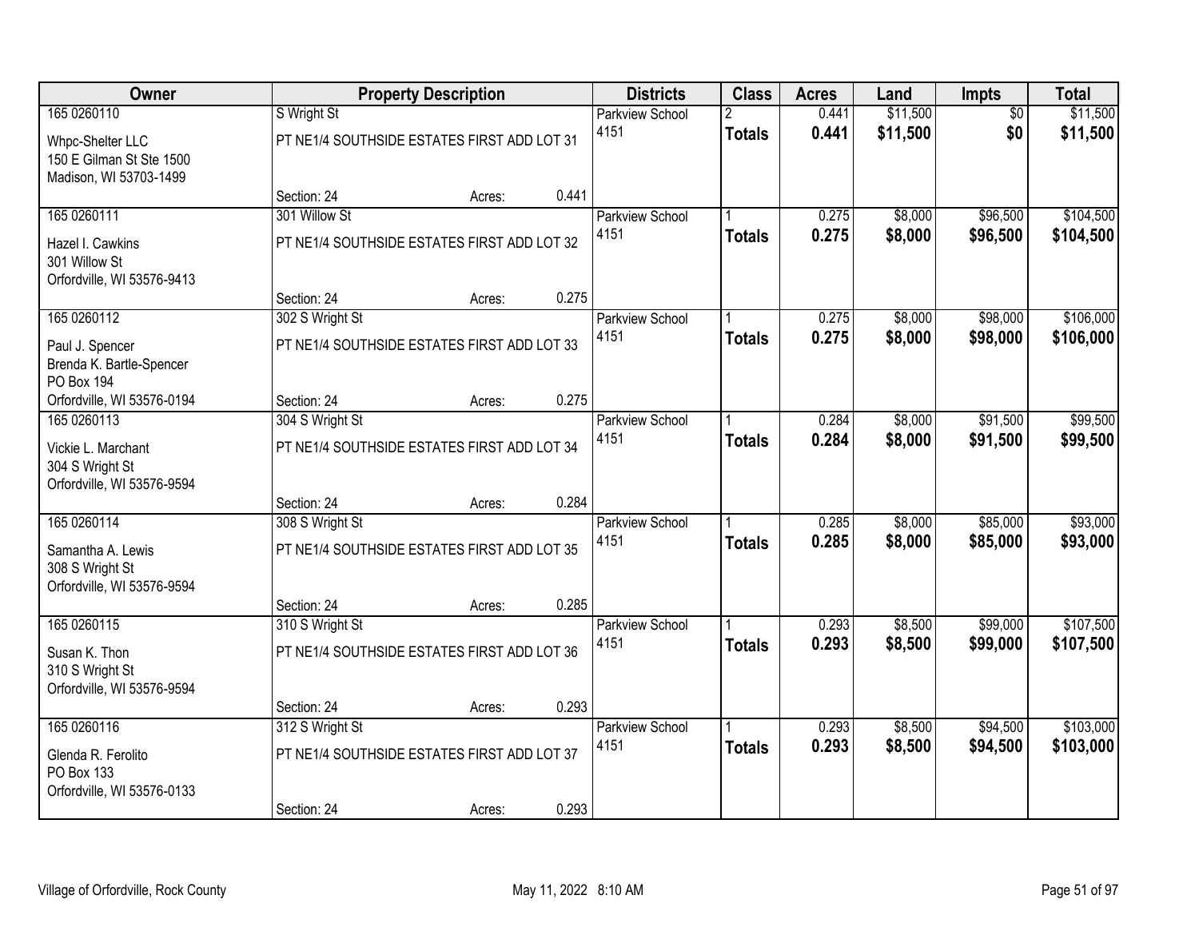| Owner | Property Description | | | Districts | Class | Acres | Land | Impts | Total |
|---|---|---|---|---|---|---|---|---|---|
| 165 0260110<br><br>Whpc-Shelter LLC<br>150 E Gilman St Ste 1500<br>Madison, WI 53703-1499 | S Wright St<br><br>PT NE1/4 SOUTHSIDE ESTATES FIRST ADD LOT 31<br><br>Section: 24 | Acres: | 0.441 | Parkview School<br>4151 | 2<br>**Totals** | 0.441<br>**0.441** | $11,500<br>**$11,500** | $0<br>**$0** | $11,500<br>**$11,500** |
| 165 0260111<br><br>Hazel I. Cawkins<br>301 Willow St<br>Orfordville, WI 53576-9413 | 301 Willow St<br><br>PT NE1/4 SOUTHSIDE ESTATES FIRST ADD LOT 32<br><br>Section: 24 | Acres: | 0.275 | Parkview School<br>4151 | 1<br>**Totals** | 0.275<br>**0.275** | $8,000<br>**$8,000** | $96,500<br>**$96,500** | $104,500<br>**$104,500** |
| 165 0260112<br><br>Paul J. Spencer<br>Brenda K. Bartle-Spencer<br>PO Box 194<br>Orfordville, WI 53576-0194 | 302 S Wright St<br><br>PT NE1/4 SOUTHSIDE ESTATES FIRST ADD LOT 33<br><br>Section: 24 | Acres: | 0.275 | Parkview School<br>4151 | 1<br>**Totals** | 0.275<br>**0.275** | $8,000<br>**$8,000** | $98,000<br>**$98,000** | $106,000<br>**$106,000** |
| 165 0260113<br><br>Vickie L. Marchant<br>304 S Wright St<br>Orfordville, WI 53576-9594 | 304 S Wright St<br><br>PT NE1/4 SOUTHSIDE ESTATES FIRST ADD LOT 34<br><br>Section: 24 | Acres: | 0.284 | Parkview School<br>4151 | 1<br>**Totals** | 0.284<br>**0.284** | $8,000<br>**$8,000** | $91,500<br>**$91,500** | $99,500<br>**$99,500** |
| 165 0260114<br><br>Samantha A. Lewis<br>308 S Wright St<br>Orfordville, WI 53576-9594 | 308 S Wright St<br><br>PT NE1/4 SOUTHSIDE ESTATES FIRST ADD LOT 35<br><br>Section: 24 | Acres: | 0.285 | Parkview School<br>4151 | 1<br>**Totals** | 0.285<br>**0.285** | $8,000<br>**$8,000** | $85,000<br>**$85,000** | $93,000<br>**$93,000** |
| 165 0260115<br><br>Susan K. Thon<br>310 S Wright St<br>Orfordville, WI 53576-9594 | 310 S Wright St<br><br>PT NE1/4 SOUTHSIDE ESTATES FIRST ADD LOT 36<br><br>Section: 24 | Acres: | 0.293 | Parkview School<br>4151 | 1<br>**Totals** | 0.293<br>**0.293** | $8,500<br>**$8,500** | $99,000<br>**$99,000** | $107,500<br>**$107,500** |
| 165 0260116<br><br>Glenda R. Ferolito<br>PO Box 133<br>Orfordville, WI 53576-0133 | 312 S Wright St<br><br>PT NE1/4 SOUTHSIDE ESTATES FIRST ADD LOT 37<br><br>Section: 24 | Acres: | 0.293 | Parkview School<br>4151 | 1<br>**Totals** | 0.293<br>**0.293** | $8,500<br>**$8,500** | $94,500<br>**$94,500** | $103,000<br>**$103,000** |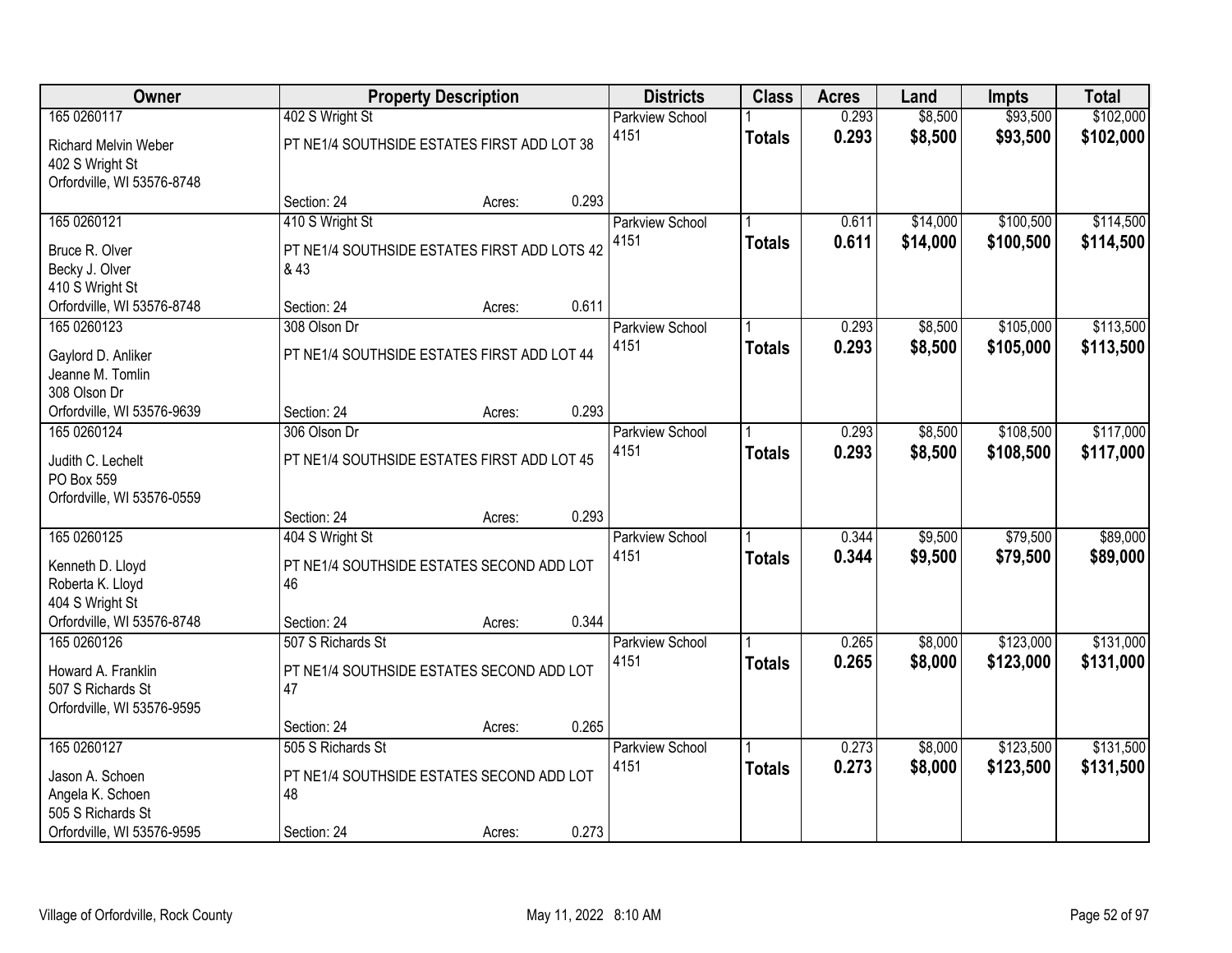| Owner | Property Description | | | Districts | Class | Acres | Land | Impts | Total |
|---|---|---|---|---|---|---|---|---|---|
| 165 0260117 | 402 S Wright St | | | Parkview School | 1 | 0.293 | $8,500 | $93,500 | $102,000 |
| Richard Melvin Weber<br>402 S Wright St<br>Orfordville, WI 53576-8748 | PT NE1/4 SOUTHSIDE ESTATES FIRST ADD LOT 38 | | | 4151 | **Totals** | **0.293** | **$8,500** | **$93,500** | **$102,000** |
| | Section: 24 | Acres: | 0.293 | | | | | | |
| 165 0260121 | 410 S Wright St | | | Parkview School | 1 | 0.611 | $14,000 | $100,500 | $114,500 |
| Bruce R. Olver<br>Becky J. Olver<br>410 S Wright St<br>Orfordville, WI 53576-8748 | PT NE1/4 SOUTHSIDE ESTATES FIRST ADD LOTS 42 & 43 | | | 4151 | **Totals** | **0.611** | **$14,000** | **$100,500** | **$114,500** |
| | Section: 24 | Acres: | 0.611 | | | | | | |
| 165 0260123 | 308 Olson Dr | | | Parkview School | 1 | 0.293 | $8,500 | $105,000 | $113,500 |
| Gaylord D. Anliker<br>Jeanne M. Tomlin<br>308 Olson Dr<br>Orfordville, WI 53576-9639 | PT NE1/4 SOUTHSIDE ESTATES FIRST ADD LOT 44 | | | 4151 | **Totals** | **0.293** | **$8,500** | **$105,000** | **$113,500** |
| | Section: 24 | Acres: | 0.293 | | | | | | |
| 165 0260124 | 306 Olson Dr | | | Parkview School | 1 | 0.293 | $8,500 | $108,500 | $117,000 |
| Judith C. Lechelt<br>PO Box 559<br>Orfordville, WI 53576-0559 | PT NE1/4 SOUTHSIDE ESTATES FIRST ADD LOT 45 | | | 4151 | **Totals** | **0.293** | **$8,500** | **$108,500** | **$117,000** |
| | Section: 24 | Acres: | 0.293 | | | | | | |
| 165 0260125 | 404 S Wright St | | | Parkview School | 1 | 0.344 | $9,500 | $79,500 | $89,000 |
| Kenneth D. Lloyd<br>Roberta K. Lloyd<br>404 S Wright St<br>Orfordville, WI 53576-8748 | PT NE1/4 SOUTHSIDE ESTATES SECOND ADD LOT 46 | | | 4151 | **Totals** | **0.344** | **$9,500** | **$79,500** | **$89,000** |
| | Section: 24 | Acres: | 0.344 | | | | | | |
| 165 0260126 | 507 S Richards St | | | Parkview School | 1 | 0.265 | $8,000 | $123,000 | $131,000 |
| Howard A. Franklin<br>507 S Richards St<br>Orfordville, WI 53576-9595 | PT NE1/4 SOUTHSIDE ESTATES SECOND ADD LOT 47 | | | 4151 | **Totals** | **0.265** | **$8,000** | **$123,000** | **$131,000** |
| | Section: 24 | Acres: | 0.265 | | | | | | |
| 165 0260127 | 505 S Richards St | | | Parkview School | 1 | 0.273 | $8,000 | $123,500 | $131,500 |
| Jason A. Schoen<br>Angela K. Schoen<br>505 S Richards St<br>Orfordville, WI 53576-9595 | PT NE1/4 SOUTHSIDE ESTATES SECOND ADD LOT 48 | | | 4151 | **Totals** | **0.273** | **$8,000** | **$123,500** | **$131,500** |
| | Section: 24 | Acres: | 0.273 | | | | | | |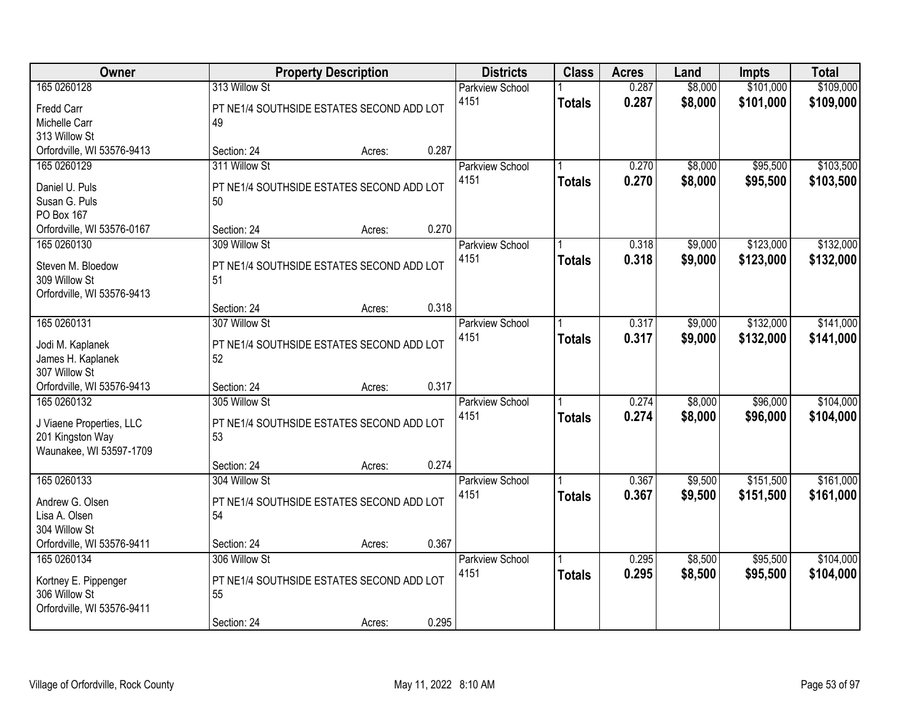| Owner | Property Description | | | Districts | Class | Acres | Land | Impts | Total |
|---|---|---|---|---|---|---|---|---|---|
| 165 0260128<br>Fredd Carr<br>Michelle Carr<br>313 Willow St<br>Orfordville, WI 53576-9413 | 313 Willow St<br>PT NE1/4 SOUTHSIDE ESTATES SECOND ADD LOT 49<br>Section: 24 | Acres: | 0.287 | Parkview School 4151 | 1<br>**Totals** | 0.287<br>**0.287** | $8,000<br>**$8,000** | $101,000<br>**$101,000** | $109,000<br>**$109,000** |
| 165 0260129<br>Daniel U. Puls<br>Susan G. Puls<br>PO Box 167<br>Orfordville, WI 53576-0167 | 311 Willow St<br>PT NE1/4 SOUTHSIDE ESTATES SECOND ADD LOT 50<br>Section: 24 | Acres: | 0.270 | Parkview School 4151 | 1<br>**Totals** | 0.270<br>**0.270** | $8,000<br>**$8,000** | $95,500<br>**$95,500** | $103,500<br>**$103,500** |
| 165 0260130<br>Steven M. Bloedow<br>309 Willow St<br>Orfordville, WI 53576-9413 | 309 Willow St<br>PT NE1/4 SOUTHSIDE ESTATES SECOND ADD LOT 51<br>Section: 24 | Acres: | 0.318 | Parkview School 4151 | 1<br>**Totals** | 0.318<br>**0.318** | $9,000<br>**$9,000** | $123,000<br>**$123,000** | $132,000<br>**$132,000** |
| 165 0260131<br>Jodi M. Kaplanek<br>James H. Kaplanek<br>307 Willow St<br>Orfordville, WI 53576-9413 | 307 Willow St<br>PT NE1/4 SOUTHSIDE ESTATES SECOND ADD LOT 52<br>Section: 24 | Acres: | 0.317 | Parkview School 4151 | 1<br>**Totals** | 0.317<br>**0.317** | $9,000<br>**$9,000** | $132,000<br>**$132,000** | $141,000<br>**$141,000** |
| 165 0260132<br>J Viaene Properties, LLC<br>201 Kingston Way<br>Waunakee, WI 53597-1709 | 305 Willow St<br>PT NE1/4 SOUTHSIDE ESTATES SECOND ADD LOT 53<br>Section: 24 | Acres: | 0.274 | Parkview School 4151 | 1<br>**Totals** | 0.274<br>**0.274** | $8,000<br>**$8,000** | $96,000<br>**$96,000** | $104,000<br>**$104,000** |
| 165 0260133<br>Andrew G. Olsen<br>Lisa A. Olsen<br>304 Willow St<br>Orfordville, WI 53576-9411 | 304 Willow St<br>PT NE1/4 SOUTHSIDE ESTATES SECOND ADD LOT 54<br>Section: 24 | Acres: | 0.367 | Parkview School 4151 | 1<br>**Totals** | 0.367<br>**0.367** | $9,500<br>**$9,500** | $151,500<br>**$151,500** | $161,000<br>**$161,000** |
| 165 0260134<br>Kortney E. Pippenger<br>306 Willow St<br>Orfordville, WI 53576-9411 | 306 Willow St<br>PT NE1/4 SOUTHSIDE ESTATES SECOND ADD LOT 55<br>Section: 24 | Acres: | 0.295 | Parkview School 4151 | 1<br>**Totals** | 0.295<br>**0.295** | $8,500<br>**$8,500** | $95,500<br>**$95,500** | $104,000<br>**$104,000** |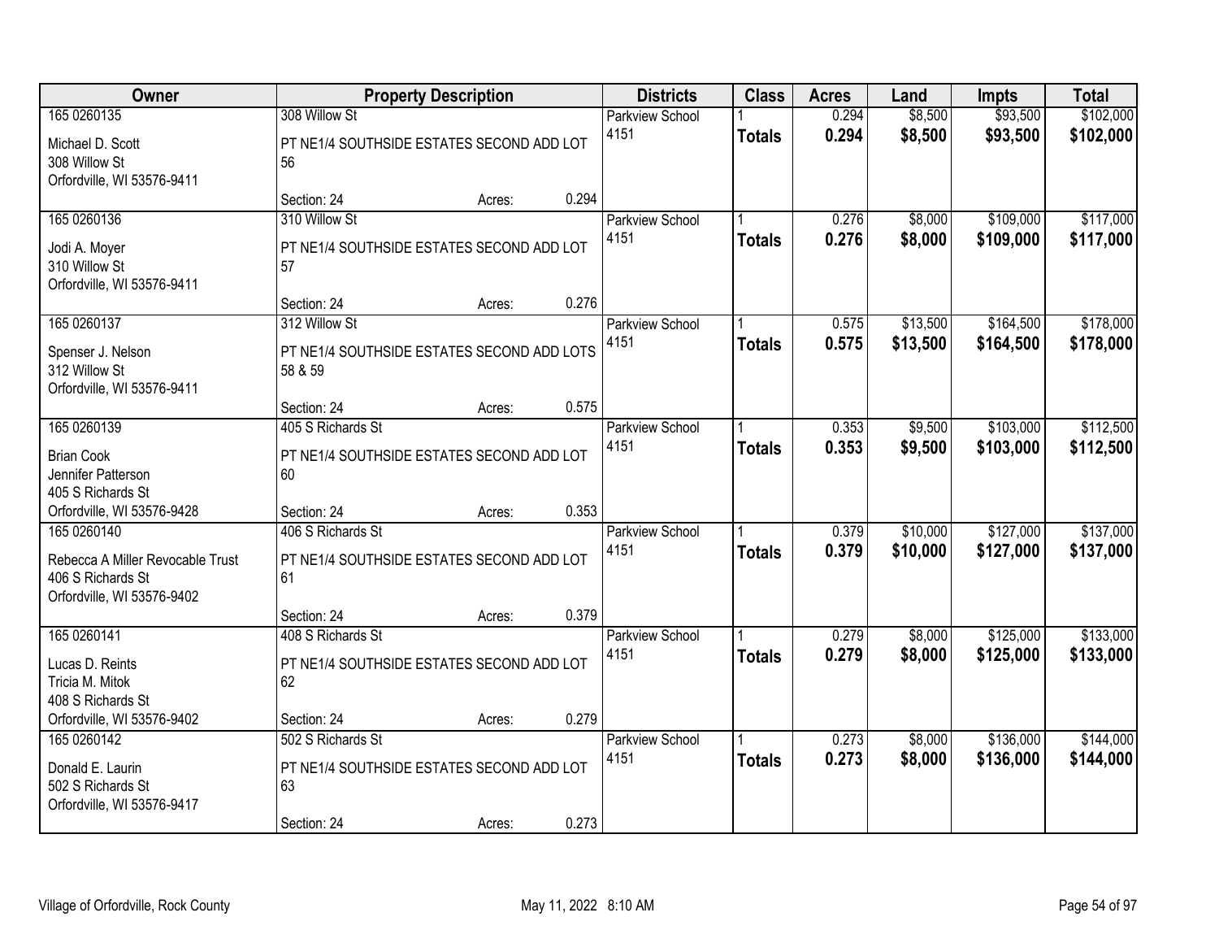| Owner | Property Description | Districts | Class | Acres | Land | Impts | Total |
|---|---|---|---|---|---|---|---|
| 165 0260135<br>Michael D. Scott<br>308 Willow St<br>Orfordville, WI 53576-9411 | 308 Willow St<br>PT NE1/4 SOUTHSIDE ESTATES SECOND ADD LOT 56<br>Section: 24 Acres: 0.294 | Parkview School 4151 | 1<br>**Totals** | 0.294<br>**0.294** | $8,500<br>**$8,500** | $93,500<br>**$93,500** | $102,000<br>**$102,000** |
| 165 0260136<br>Jodi A. Moyer<br>310 Willow St<br>Orfordville, WI 53576-9411 | 310 Willow St<br>PT NE1/4 SOUTHSIDE ESTATES SECOND ADD LOT 57<br>Section: 24 Acres: 0.276 | Parkview School 4151 | 1<br>**Totals** | 0.276<br>**0.276** | $8,000<br>**$8,000** | $109,000<br>**$109,000** | $117,000<br>**$117,000** |
| 165 0260137<br>Spenser J. Nelson<br>312 Willow St<br>Orfordville, WI 53576-9411 | 312 Willow St<br>PT NE1/4 SOUTHSIDE ESTATES SECOND ADD LOTS 58 & 59<br>Section: 24 Acres: 0.575 | Parkview School 4151 | 1<br>**Totals** | 0.575<br>**0.575** | $13,500<br>**$13,500** | $164,500<br>**$164,500** | $178,000<br>**$178,000** |
| 165 0260139<br>Brian Cook<br>Jennifer Patterson<br>405 S Richards St<br>Orfordville, WI 53576-9428 | 405 S Richards St<br>PT NE1/4 SOUTHSIDE ESTATES SECOND ADD LOT 60<br>Section: 24 Acres: 0.353 | Parkview School 4151 | 1<br>**Totals** | 0.353<br>**0.353** | $9,500<br>**$9,500** | $103,000<br>**$103,000** | $112,500<br>**$112,500** |
| 165 0260140<br>Rebecca A Miller Revocable Trust<br>406 S Richards St<br>Orfordville, WI 53576-9402 | 406 S Richards St<br>PT NE1/4 SOUTHSIDE ESTATES SECOND ADD LOT 61<br>Section: 24 Acres: 0.379 | Parkview School 4151 | 1<br>**Totals** | 0.379<br>**0.379** | $10,000<br>**$10,000** | $127,000<br>**$127,000** | $137,000<br>**$137,000** |
| 165 0260141<br>Lucas D. Reints<br>Tricia M. Mitok<br>408 S Richards St<br>Orfordville, WI 53576-9402 | 408 S Richards St<br>PT NE1/4 SOUTHSIDE ESTATES SECOND ADD LOT 62<br>Section: 24 Acres: 0.279 | Parkview School 4151 | 1<br>**Totals** | 0.279<br>**0.279** | $8,000<br>**$8,000** | $125,000<br>**$125,000** | $133,000<br>**$133,000** |
| 165 0260142<br>Donald E. Laurin<br>502 S Richards St<br>Orfordville, WI 53576-9417 | 502 S Richards St<br>PT NE1/4 SOUTHSIDE ESTATES SECOND ADD LOT 63<br>Section: 24 Acres: 0.273 | Parkview School 4151 | 1<br>**Totals** | 0.273<br>**0.273** | $8,000<br>**$8,000** | $136,000<br>**$136,000** | $144,000<br>**$144,000** |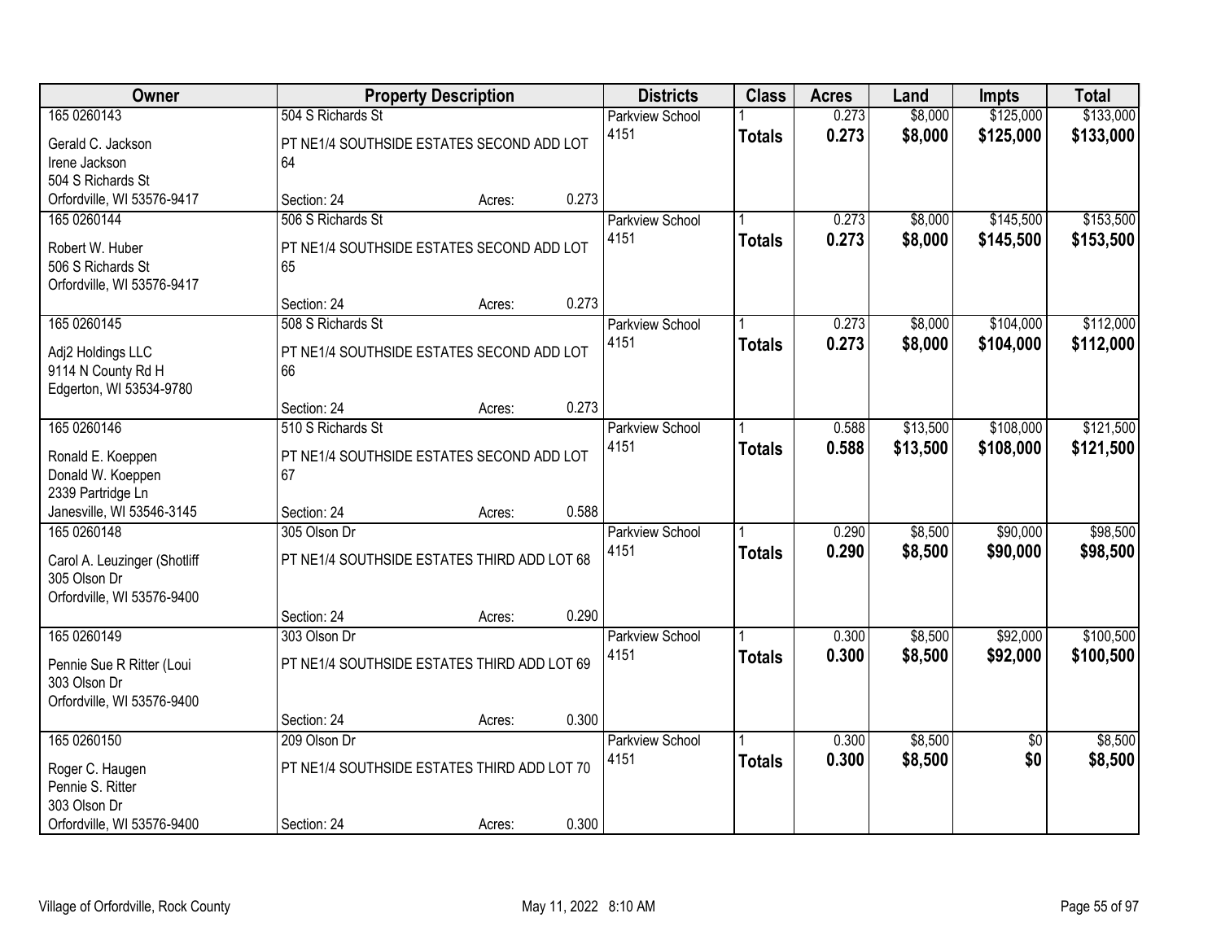| Owner | Property Description | | | Districts | Class | Acres | Land | Impts | Total |
|---|---|---|---|---|---|---|---|---|---|
| 165 0260143 | 504 S Richards St | | | Parkview School | 1 | 0.273 | $8,000 | $125,000 | $133,000 |
| Gerald C. Jackson<br>Irene Jackson<br>504 S Richards St<br>Orfordville, WI 53576-9417 | PT NE1/4 SOUTHSIDE ESTATES SECOND ADD LOT 64 | | | 4151 | **Totals** | **0.273** | **$8,000** | **$125,000** | **$133,000** |
| | Section: 24 | Acres: | 0.273 | | | | | | |
| 165 0260144 | 506 S Richards St | | | Parkview School | 1 | 0.273 | $8,000 | $145,500 | $153,500 |
| Robert W. Huber<br>506 S Richards St<br>Orfordville, WI 53576-9417 | PT NE1/4 SOUTHSIDE ESTATES SECOND ADD LOT 65 | | | 4151 | **Totals** | **0.273** | **$8,000** | **$145,500** | **$153,500** |
| | Section: 24 | Acres: | 0.273 | | | | | | |
| 165 0260145 | 508 S Richards St | | | Parkview School | 1 | 0.273 | $8,000 | $104,000 | $112,000 |
| Adj2 Holdings LLC<br>9114 N County Rd H<br>Edgerton, WI 53534-9780 | PT NE1/4 SOUTHSIDE ESTATES SECOND ADD LOT 66 | | | 4151 | **Totals** | **0.273** | **$8,000** | **$104,000** | **$112,000** |
| | Section: 24 | Acres: | 0.273 | | | | | | |
| 165 0260146 | 510 S Richards St | | | Parkview School | 1 | 0.588 | $13,500 | $108,000 | $121,500 |
| Ronald E. Koeppen<br>Donald W. Koeppen<br>2339 Partridge Ln<br>Janesville, WI 53546-3145 | PT NE1/4 SOUTHSIDE ESTATES SECOND ADD LOT 67 | | | 4151 | **Totals** | **0.588** | **$13,500** | **$108,000** | **$121,500** |
| | Section: 24 | Acres: | 0.588 | | | | | | |
| 165 0260148 | 305 Olson Dr | | | Parkview School | 1 | 0.290 | $8,500 | $90,000 | $98,500 |
| Carol A. Leuzinger (Shotliff<br>305 Olson Dr<br>Orfordville, WI 53576-9400 | PT NE1/4 SOUTHSIDE ESTATES THIRD ADD LOT 68 | | | 4151 | **Totals** | **0.290** | **$8,500** | **$90,000** | **$98,500** |
| | Section: 24 | Acres: | 0.290 | | | | | | |
| 165 0260149 | 303 Olson Dr | | | Parkview School | 1 | 0.300 | $8,500 | $92,000 | $100,500 |
| Pennie Sue R Ritter (Loui<br>303 Olson Dr<br>Orfordville, WI 53576-9400 | PT NE1/4 SOUTHSIDE ESTATES THIRD ADD LOT 69 | | | 4151 | **Totals** | **0.300** | **$8,500** | **$92,000** | **$100,500** |
| | Section: 24 | Acres: | 0.300 | | | | | | |
| 165 0260150 | 209 Olson Dr | | | Parkview School | 1 | 0.300 | $8,500 | $0 | $8,500 |
| Roger C. Haugen<br>Pennie S. Ritter<br>303 Olson Dr<br>Orfordville, WI 53576-9400 | PT NE1/4 SOUTHSIDE ESTATES THIRD ADD LOT 70 | | | 4151 | **Totals** | **0.300** | **$8,500** | **$0** | **$8,500** |
| | Section: 24 | Acres: | 0.300 | | | | | | |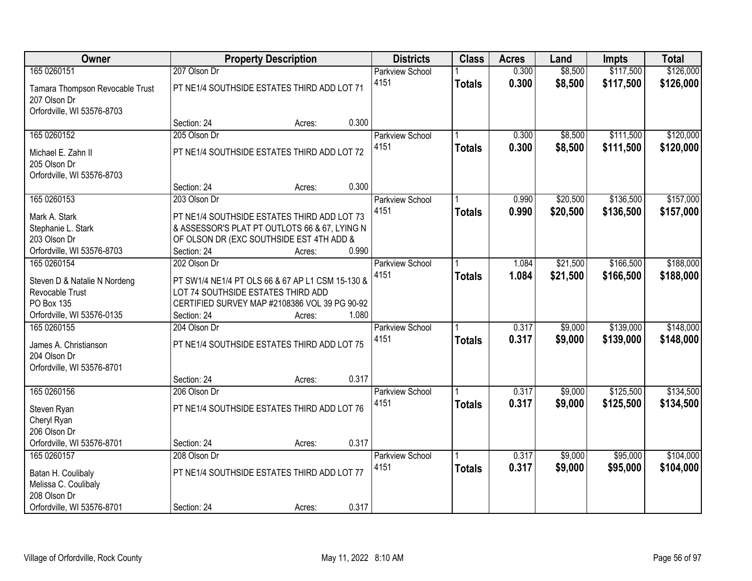| Owner | Property Description | Districts | Class | Acres | Land | Impts | Total |
|---|---|---|---|---|---|---|---|
| 165 0260151<br>Tamara Thompson Revocable Trust<br>207 Olson Dr<br>Orfordville, WI 53576-8703 | 207 Olson Dr<br>PT NE1/4 SOUTHSIDE ESTATES THIRD ADD LOT 71<br>Section: 24 Acres: 0.300 | Parkview School 4151 | 1<br>**Totals** | 0.300<br>**0.300** | $8,500<br>**$8,500** | $117,500<br>**$117,500** | $126,000<br>**$126,000** |
| 165 0260152<br>Michael E. Zahn II<br>205 Olson Dr<br>Orfordville, WI 53576-8703 | 205 Olson Dr<br>PT NE1/4 SOUTHSIDE ESTATES THIRD ADD LOT 72<br>Section: 24 Acres: 0.300 | Parkview School 4151 | 1<br>**Totals** | 0.300<br>**0.300** | $8,500<br>**$8,500** | $111,500<br>**$111,500** | $120,000<br>**$120,000** |
| 165 0260153<br>Mark A. Stark<br>Stephanie L. Stark<br>203 Olson Dr<br>Orfordville, WI 53576-8703 | 203 Olson Dr<br>PT NE1/4 SOUTHSIDE ESTATES THIRD ADD LOT 73 & ASSESSOR'S PLAT PT OUTLOTS 66 & 67, LYING N OF OLSON DR (EXC SOUTHSIDE EST 4TH ADD &<br>Section: 24 Acres: 0.990 | Parkview School 4151 | 1<br>**Totals** | 0.990<br>**0.990** | $20,500<br>**$20,500** | $136,500<br>**$136,500** | $157,000<br>**$157,000** |
| 165 0260154<br>Steven D & Natalie N Nordeng Revocable Trust<br>PO Box 135<br>Orfordville, WI 53576-0135 | 202 Olson Dr<br>PT SW1/4 NE1/4 PT OLS 66 & 67 AP L1 CSM 15-130 & LOT 74 SOUTHSIDE ESTATES THIRD ADD CERTIFIED SURVEY MAP #2108386 VOL 39 PG 90-92<br>Section: 24 Acres: 1.080 | Parkview School 4151 | 1<br>**Totals** | 1.084<br>**1.084** | $21,500<br>**$21,500** | $166,500<br>**$166,500** | $188,000<br>**$188,000** |
| 165 0260155<br>James A. Christianson<br>204 Olson Dr<br>Orfordville, WI 53576-8701 | 204 Olson Dr<br>PT NE1/4 SOUTHSIDE ESTATES THIRD ADD LOT 75<br>Section: 24 Acres: 0.317 | Parkview School 4151 | 1<br>**Totals** | 0.317<br>**0.317** | $9,000<br>**$9,000** | $139,000<br>**$139,000** | $148,000<br>**$148,000** |
| 165 0260156<br>Steven Ryan<br>Cheryl Ryan<br>206 Olson Dr<br>Orfordville, WI 53576-8701 | 206 Olson Dr<br>PT NE1/4 SOUTHSIDE ESTATES THIRD ADD LOT 76<br>Section: 24 Acres: 0.317 | Parkview School 4151 | 1<br>**Totals** | 0.317<br>**0.317** | $9,000<br>**$9,000** | $125,500<br>**$125,500** | $134,500<br>**$134,500** |
| 165 0260157<br>Batan H. Coulibaly<br>Melissa C. Coulibaly<br>208 Olson Dr<br>Orfordville, WI 53576-8701 | 208 Olson Dr<br>PT NE1/4 SOUTHSIDE ESTATES THIRD ADD LOT 77<br>Section: 24 Acres: 0.317 | Parkview School 4151 | 1<br>**Totals** | 0.317<br>**0.317** | $9,000<br>**$9,000** | $95,000<br>**$95,000** | $104,000<br>**$104,000** |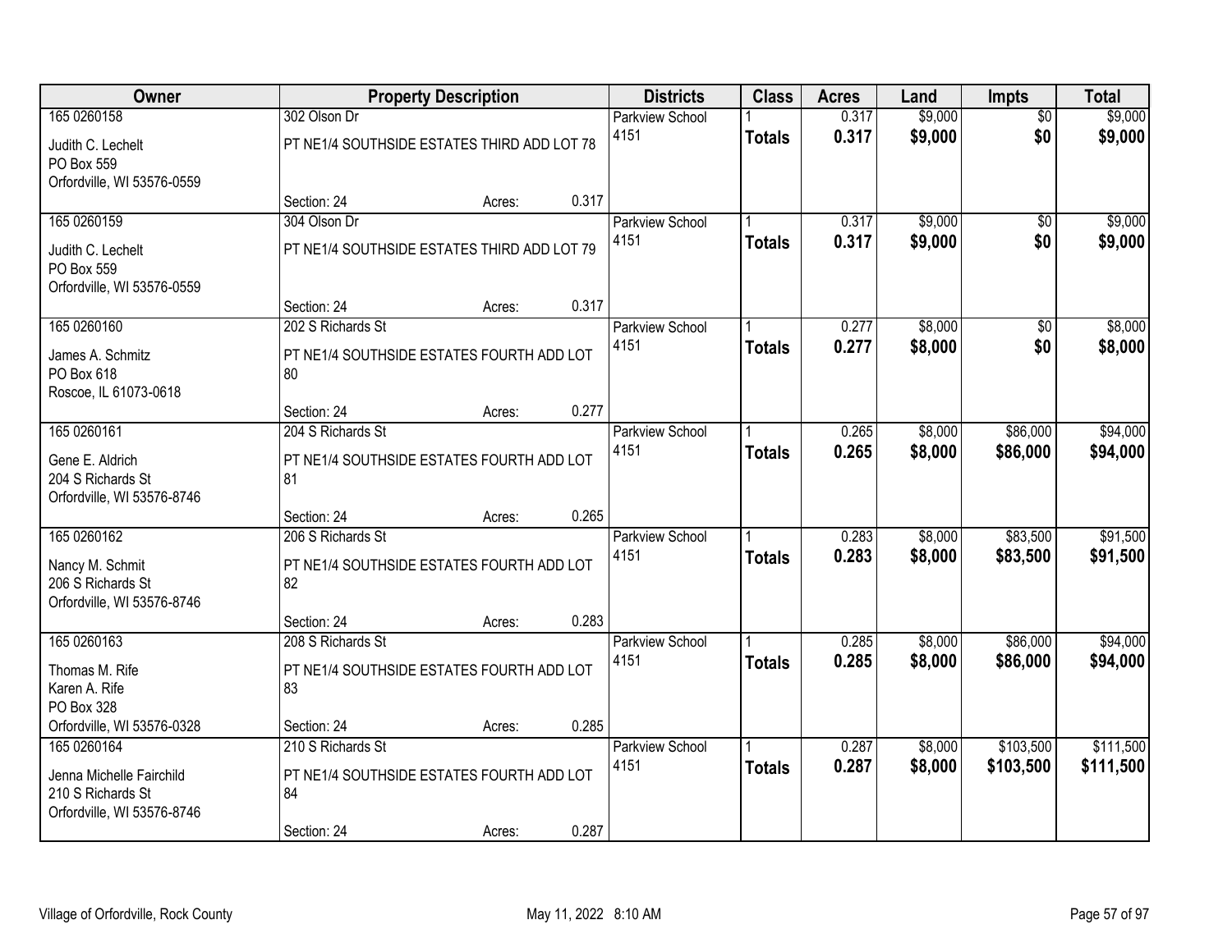| Owner | Property Description | Districts | Class | Acres | Land | Impts | Total |
|---|---|---|---|---|---|---|---|
| 165 0260158<br>Judith C. Lechelt<br>PO Box 559<br>Orfordville, WI 53576-0559 | 302 Olson Dr<br>PT NE1/4 SOUTHSIDE ESTATES THIRD ADD LOT 78<br>Section: 24 Acres: 0.317 | Parkview School<br>4151 | 1<br>**Totals** | 0.317<br>**0.317** | $9,000<br>**$9,000** | $0<br>**$0** | $9,000<br>**$9,000** |
| 165 0260159<br>Judith C. Lechelt<br>PO Box 559<br>Orfordville, WI 53576-0559 | 304 Olson Dr<br>PT NE1/4 SOUTHSIDE ESTATES THIRD ADD LOT 79<br>Section: 24 Acres: 0.317 | Parkview School<br>4151 | 1<br>**Totals** | 0.317<br>**0.317** | $9,000<br>**$9,000** | $0<br>**$0** | $9,000<br>**$9,000** |
| 165 0260160<br>James A. Schmitz<br>PO Box 618<br>Roscoe, IL 61073-0618 | 202 S Richards St<br>PT NE1/4 SOUTHSIDE ESTATES FOURTH ADD LOT 80<br>Section: 24 Acres: 0.277 | Parkview School<br>4151 | 1<br>**Totals** | 0.277<br>**0.277** | $8,000<br>**$8,000** | $0<br>**$0** | $8,000<br>**$8,000** |
| 165 0260161<br>Gene E. Aldrich<br>204 S Richards St<br>Orfordville, WI 53576-8746 | 204 S Richards St<br>PT NE1/4 SOUTHSIDE ESTATES FOURTH ADD LOT 81<br>Section: 24 Acres: 0.265 | Parkview School<br>4151 | 1<br>**Totals** | 0.265<br>**0.265** | $8,000<br>**$8,000** | $86,000<br>**$86,000** | $94,000<br>**$94,000** |
| 165 0260162<br>Nancy M. Schmit<br>206 S Richards St<br>Orfordville, WI 53576-8746 | 206 S Richards St<br>PT NE1/4 SOUTHSIDE ESTATES FOURTH ADD LOT 82<br>Section: 24 Acres: 0.283 | Parkview School<br>4151 | 1<br>**Totals** | 0.283<br>**0.283** | $8,000<br>**$8,000** | $83,500<br>**$83,500** | $91,500<br>**$91,500** |
| 165 0260163<br>Thomas M. Rife<br>Karen A. Rife<br>PO Box 328<br>Orfordville, WI 53576-0328 | 208 S Richards St<br>PT NE1/4 SOUTHSIDE ESTATES FOURTH ADD LOT 83<br>Section: 24 Acres: 0.285 | Parkview School<br>4151 | 1<br>**Totals** | 0.285<br>**0.285** | $8,000<br>**$8,000** | $86,000<br>**$86,000** | $94,000<br>**$94,000** |
| 165 0260164<br>Jenna Michelle Fairchild<br>210 S Richards St<br>Orfordville, WI 53576-8746 | 210 S Richards St<br>PT NE1/4 SOUTHSIDE ESTATES FOURTH ADD LOT 84<br>Section: 24 Acres: 0.287 | Parkview School<br>4151 | 1<br>**Totals** | 0.287<br>**0.287** | $8,000<br>**$8,000** | $103,500<br>**$103,500** | $111,500<br>**$111,500** |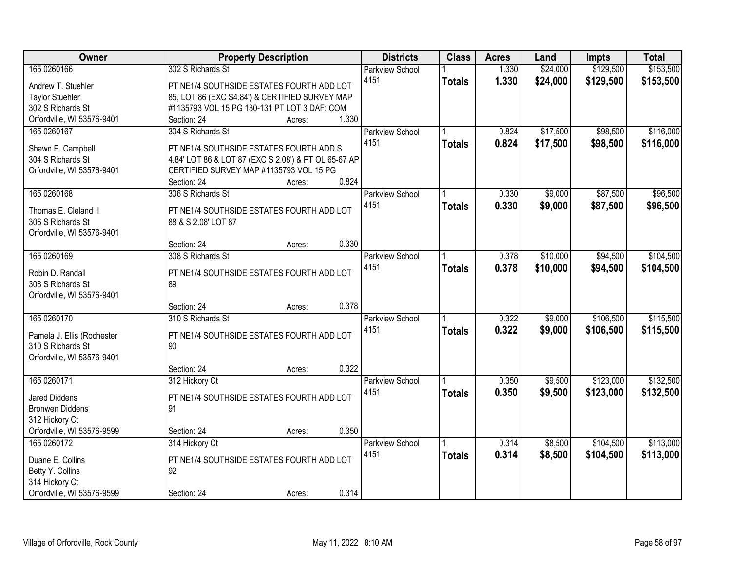| Owner | Property Description | Districts | Class | Acres | Land | Impts | Total |
|---|---|---|---|---|---|---|---|
| 165 0260166 | 302 S Richards St | Parkview School | 1 | 1.330 | $24,000 | $129,500 | $153,500 |
| Andrew T. Stuehler<br>Taylor Stuehler<br>302 S Richards St<br>Orfordville, WI 53576-9401 | PT NE1/4 SOUTHSIDE ESTATES FOURTH ADD LOT 85, LOT 86 (EXC S4.84') & CERTIFIED SURVEY MAP #1135793 VOL 15 PG 130-131 PT LOT 3 DAF: COM<br>Section: 24 Acres: 1.330 | 4151 | **Totals** | **1.330** | **$24,000** | **$129,500** | **$153,500** |
| 165 0260167 | 304 S Richards St | Parkview School | 1 | 0.824 | $17,500 | $98,500 | $116,000 |
| Shawn E. Campbell<br>304 S Richards St<br>Orfordville, WI 53576-9401 | PT NE1/4 SOUTHSIDE ESTATES FOURTH ADD S 4.84' LOT 86 & LOT 87 (EXC S 2.08') & PT OL 65-67 AP CERTIFIED SURVEY MAP #1135793 VOL 15 PG<br>Section: 24 Acres: 0.824 | 4151 | **Totals** | **0.824** | **$17,500** | **$98,500** | **$116,000** |
| 165 0260168 | 306 S Richards St | Parkview School | 1 | 0.330 | $9,000 | $87,500 | $96,500 |
| Thomas E. Cleland II<br>306 S Richards St<br>Orfordville, WI 53576-9401 | PT NE1/4 SOUTHSIDE ESTATES FOURTH ADD LOT 88 & S 2.08' LOT 87<br>Section: 24 Acres: 0.330 | 4151 | **Totals** | **0.330** | **$9,000** | **$87,500** | **$96,500** |
| 165 0260169 | 308 S Richards St | Parkview School | 1 | 0.378 | $10,000 | $94,500 | $104,500 |
| Robin D. Randall<br>308 S Richards St<br>Orfordville, WI 53576-9401 | PT NE1/4 SOUTHSIDE ESTATES FOURTH ADD LOT 89<br>Section: 24 Acres: 0.378 | 4151 | **Totals** | **0.378** | **$10,000** | **$94,500** | **$104,500** |
| 165 0260170 | 310 S Richards St | Parkview School | 1 | 0.322 | $9,000 | $106,500 | $115,500 |
| Pamela J. Ellis (Rochester<br>310 S Richards St<br>Orfordville, WI 53576-9401 | PT NE1/4 SOUTHSIDE ESTATES FOURTH ADD LOT 90<br>Section: 24 Acres: 0.322 | 4151 | **Totals** | **0.322** | **$9,000** | **$106,500** | **$115,500** |
| 165 0260171 | 312 Hickory Ct | Parkview School | 1 | 0.350 | $9,500 | $123,000 | $132,500 |
| Jared Diddens<br>Bronwen Diddens<br>312 Hickory Ct<br>Orfordville, WI 53576-9599 | PT NE1/4 SOUTHSIDE ESTATES FOURTH ADD LOT 91<br>Section: 24 Acres: 0.350 | 4151 | **Totals** | **0.350** | **$9,500** | **$123,000** | **$132,500** |
| 165 0260172 | 314 Hickory Ct | Parkview School | 1 | 0.314 | $8,500 | $104,500 | $113,000 |
| Duane E. Collins<br>Betty Y. Collins<br>314 Hickory Ct<br>Orfordville, WI 53576-9599 | PT NE1/4 SOUTHSIDE ESTATES FOURTH ADD LOT 92<br>Section: 24 Acres: 0.314 | 4151 | **Totals** | **0.314** | **$8,500** | **$104,500** | **$113,000** |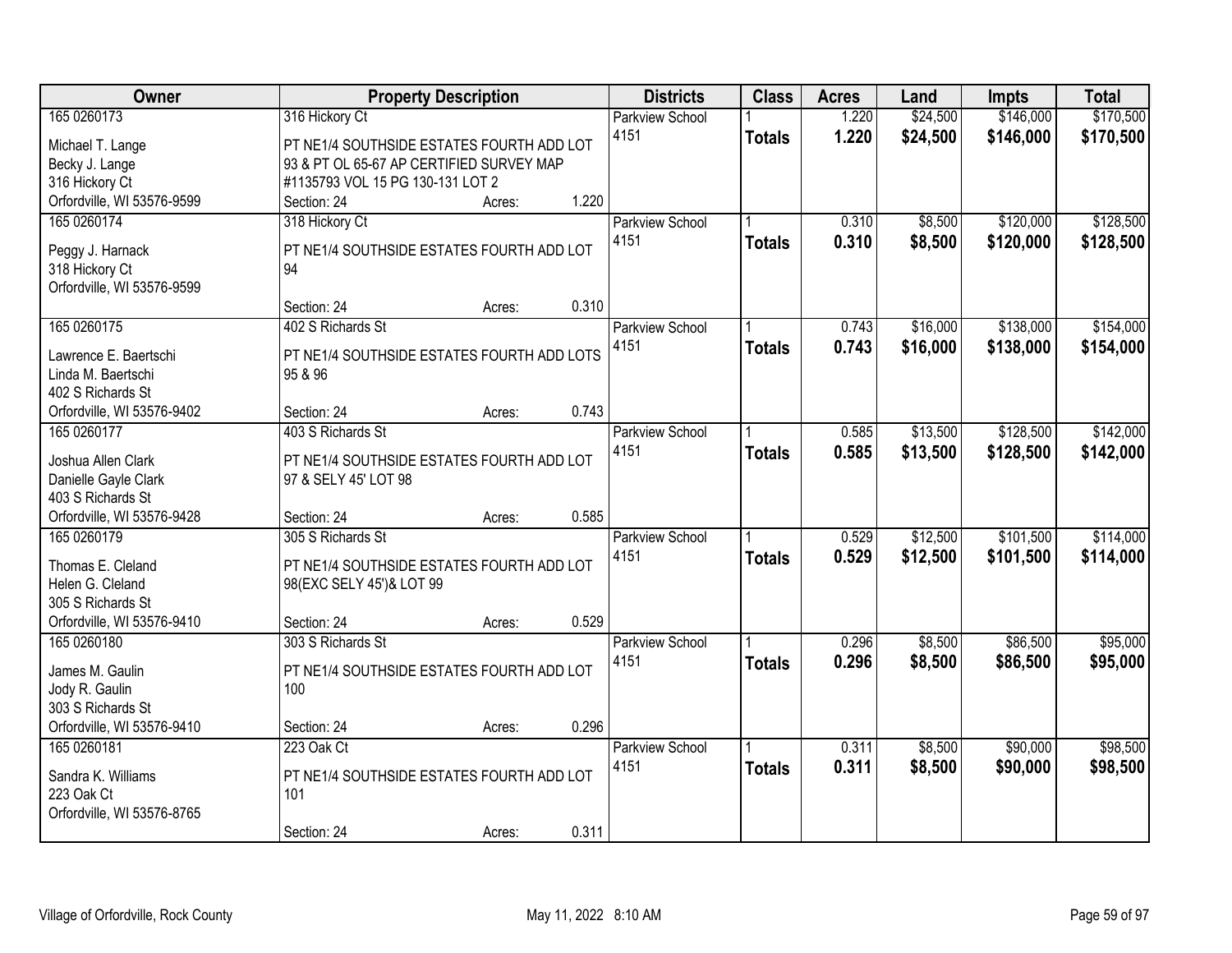| Owner | Property Description | Districts | Class | Acres | Land | Impts | Total |
|---|---|---|---|---|---|---|---|
| 165 0260173<br>Michael T. Lange<br>Becky J. Lange<br>316 Hickory Ct<br>Orfordville, WI 53576-9599 | 316 Hickory Ct<br>PT NE1/4 SOUTHSIDE ESTATES FOURTH ADD LOT 93 & PT OL 65-67 AP CERTIFIED SURVEY MAP #1135793 VOL 15 PG 130-131 LOT 2<br>Section: 24 Acres: 1.220 | Parkview School 4151 | 1<br>**Totals** | 1.220<br>**1.220** | $24,500<br>**$24,500** | $146,000<br>**$146,000** | $170,500<br>**$170,500** |
| 165 0260174<br>Peggy J. Harnack<br>318 Hickory Ct<br>Orfordville, WI 53576-9599 | 318 Hickory Ct<br>PT NE1/4 SOUTHSIDE ESTATES FOURTH ADD LOT 94<br>Section: 24 Acres: 0.310 | Parkview School 4151 | 1<br>**Totals** | 0.310<br>**0.310** | $8,500<br>**$8,500** | $120,000<br>**$120,000** | $128,500<br>**$128,500** |
| 165 0260175<br>Lawrence E. Baertschi<br>Linda M. Baertschi<br>402 S Richards St<br>Orfordville, WI 53576-9402 | 402 S Richards St<br>PT NE1/4 SOUTHSIDE ESTATES FOURTH ADD LOTS 95 & 96<br>Section: 24 Acres: 0.743 | Parkview School 4151 | 1<br>**Totals** | 0.743<br>**0.743** | $16,000<br>**$16,000** | $138,000<br>**$138,000** | $154,000<br>**$154,000** |
| 165 0260177<br>Joshua Allen Clark<br>Danielle Gayle Clark<br>403 S Richards St<br>Orfordville, WI 53576-9428 | 403 S Richards St<br>PT NE1/4 SOUTHSIDE ESTATES FOURTH ADD LOT 97 & SELY 45' LOT 98<br>Section: 24 Acres: 0.585 | Parkview School 4151 | 1<br>**Totals** | 0.585<br>**0.585** | $13,500<br>**$13,500** | $128,500<br>**$128,500** | $142,000<br>**$142,000** |
| 165 0260179<br>Thomas E. Cleland<br>Helen G. Cleland<br>305 S Richards St<br>Orfordville, WI 53576-9410 | 305 S Richards St<br>PT NE1/4 SOUTHSIDE ESTATES FOURTH ADD LOT 98(EXC SELY 45')& LOT 99<br>Section: 24 Acres: 0.529 | Parkview School 4151 | 1<br>**Totals** | 0.529<br>**0.529** | $12,500<br>**$12,500** | $101,500<br>**$101,500** | $114,000<br>**$114,000** |
| 165 0260180<br>James M. Gaulin<br>Jody R. Gaulin<br>303 S Richards St<br>Orfordville, WI 53576-9410 | 303 S Richards St<br>PT NE1/4 SOUTHSIDE ESTATES FOURTH ADD LOT 100<br>Section: 24 Acres: 0.296 | Parkview School 4151 | 1<br>**Totals** | 0.296<br>**0.296** | $8,500<br>**$8,500** | $86,500<br>**$86,500** | $95,000<br>**$95,000** |
| 165 0260181<br>Sandra K. Williams<br>223 Oak Ct<br>Orfordville, WI 53576-8765 | 223 Oak Ct<br>PT NE1/4 SOUTHSIDE ESTATES FOURTH ADD LOT 101<br>Section: 24 Acres: 0.311 | Parkview School 4151 | 1<br>**Totals** | 0.311<br>**0.311** | $8,500<br>**$8,500** | $90,000<br>**$90,000** | $98,500<br>**$98,500** |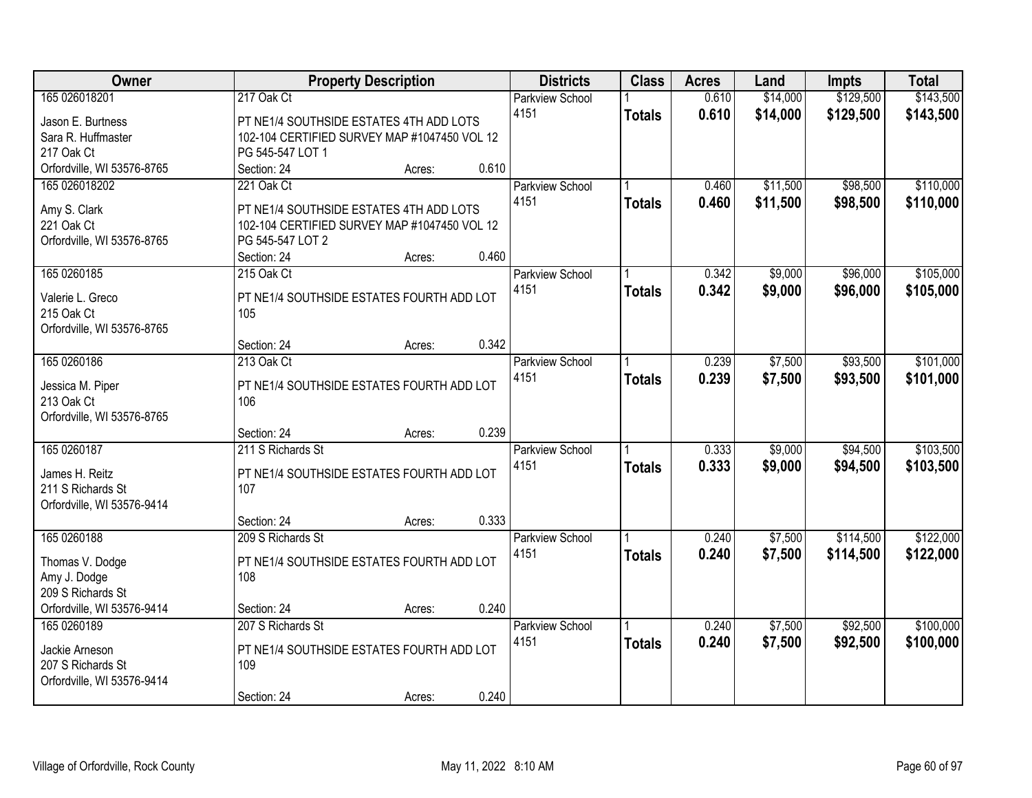| Owner | Property Description | Districts | Class | Acres | Land | Impts | Total |
|---|---|---|---|---|---|---|---|
| 165 026018201<br>Jason E. Burtness<br>Sara R. Huffmaster<br>217 Oak Ct<br>Orfordville, WI 53576-8765 | 217 Oak Ct<br>PT NE1/4 SOUTHSIDE ESTATES 4TH ADD LOTS 102-104 CERTIFIED SURVEY MAP #1047450 VOL 12 PG 545-547 LOT 1<br>Section: 24 Acres: 0.610 | Parkview School 4151 | 1<br>**Totals** | 0.610<br>**0.610** | $14,000<br>**$14,000** | $129,500<br>**$129,500** | $143,500<br>**$143,500** |
| 165 026018202<br>Amy S. Clark<br>221 Oak Ct<br>Orfordville, WI 53576-8765 | 221 Oak Ct<br>PT NE1/4 SOUTHSIDE ESTATES 4TH ADD LOTS 102-104 CERTIFIED SURVEY MAP #1047450 VOL 12 PG 545-547 LOT 2<br>Section: 24 Acres: 0.460 | Parkview School 4151 | 1<br>**Totals** | 0.460<br>**0.460** | $11,500<br>**$11,500** | $98,500<br>**$98,500** | $110,000<br>**$110,000** |
| 165 0260185<br>Valerie L. Greco<br>215 Oak Ct<br>Orfordville, WI 53576-8765 | 215 Oak Ct<br>PT NE1/4 SOUTHSIDE ESTATES FOURTH ADD LOT 105<br>Section: 24 Acres: 0.342 | Parkview School 4151 | 1<br>**Totals** | 0.342<br>**0.342** | $9,000<br>**$9,000** | $96,000<br>**$96,000** | $105,000<br>**$105,000** |
| 165 0260186<br>Jessica M. Piper<br>213 Oak Ct<br>Orfordville, WI 53576-8765 | 213 Oak Ct<br>PT NE1/4 SOUTHSIDE ESTATES FOURTH ADD LOT 106<br>Section: 24 Acres: 0.239 | Parkview School 4151 | 1<br>**Totals** | 0.239<br>**0.239** | $7,500<br>**$7,500** | $93,500<br>**$93,500** | $101,000<br>**$101,000** |
| 165 0260187<br>James H. Reitz<br>211 S Richards St<br>Orfordville, WI 53576-9414 | 211 S Richards St<br>PT NE1/4 SOUTHSIDE ESTATES FOURTH ADD LOT 107<br>Section: 24 Acres: 0.333 | Parkview School 4151 | 1<br>**Totals** | 0.333<br>**0.333** | $9,000<br>**$9,000** | $94,500<br>**$94,500** | $103,500<br>**$103,500** |
| 165 0260188<br>Thomas V. Dodge<br>Amy J. Dodge<br>209 S Richards St<br>Orfordville, WI 53576-9414 | 209 S Richards St<br>PT NE1/4 SOUTHSIDE ESTATES FOURTH ADD LOT 108<br>Section: 24 Acres: 0.240 | Parkview School 4151 | 1<br>**Totals** | 0.240<br>**0.240** | $7,500<br>**$7,500** | $114,500<br>**$114,500** | $122,000<br>**$122,000** |
| 165 0260189<br>Jackie Arneson<br>207 S Richards St<br>Orfordville, WI 53576-9414 | 207 S Richards St<br>PT NE1/4 SOUTHSIDE ESTATES FOURTH ADD LOT 109<br>Section: 24 Acres: 0.240 | Parkview School 4151 | 1<br>**Totals** | 0.240<br>**0.240** | $7,500<br>**$7,500** | $92,500<br>**$92,500** | $100,000<br>**$100,000** |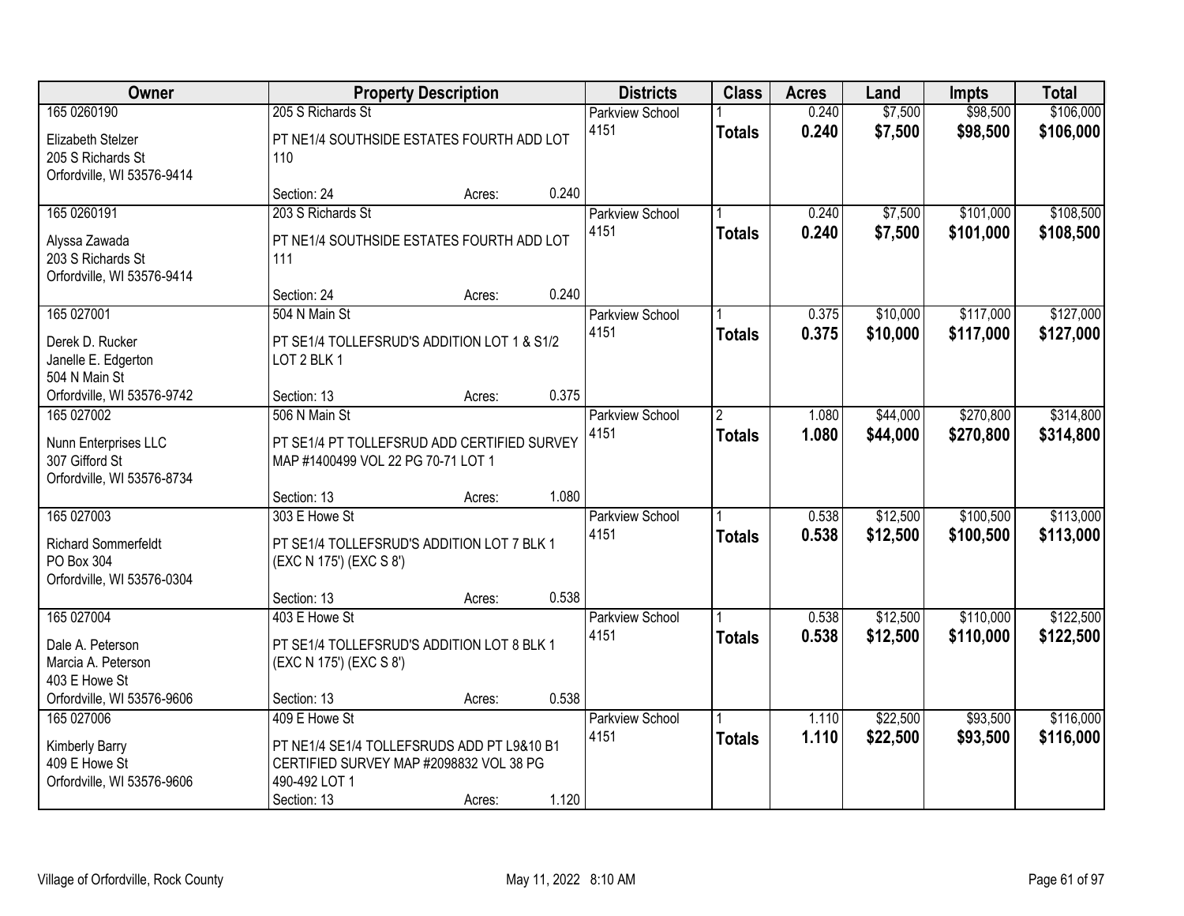| Owner | Property Description | Districts | Class | Acres | Land | Impts | Total |
|---|---|---|---|---|---|---|---|
| 165 0260190<br>Elizabeth Stelzer<br>205 S Richards St<br>Orfordville, WI 53576-9414 | 205 S Richards St<br>PT NE1/4 SOUTHSIDE ESTATES FOURTH ADD LOT 110<br>Section: 24 Acres: 0.240 | Parkview School 4151 | 1<br>**Totals** | 0.240<br>**0.240** | $7,500<br>**$7,500** | $98,500<br>**$98,500** | $106,000<br>**$106,000** |
| 165 0260191<br>Alyssa Zawada<br>203 S Richards St<br>Orfordville, WI 53576-9414 | 203 S Richards St<br>PT NE1/4 SOUTHSIDE ESTATES FOURTH ADD LOT 111<br>Section: 24 Acres: 0.240 | Parkview School 4151 | 1<br>**Totals** | 0.240<br>**0.240** | $7,500<br>**$7,500** | $101,000<br>**$101,000** | $108,500<br>**$108,500** |
| 165 027001<br>Derek D. Rucker<br>Janelle E. Edgerton<br>504 N Main St<br>Orfordville, WI 53576-9742 | 504 N Main St<br>PT SE1/4 TOLLEFSRUD'S ADDITION LOT 1 & S1/2 LOT 2 BLK 1<br>Section: 13 Acres: 0.375 | Parkview School 4151 | 1<br>**Totals** | 0.375<br>**0.375** | $10,000<br>**$10,000** | $117,000<br>**$117,000** | $127,000<br>**$127,000** |
| 165 027002<br>Nunn Enterprises LLC<br>307 Gifford St<br>Orfordville, WI 53576-8734 | 506 N Main St<br>PT SE1/4 PT TOLLEFSRUD ADD CERTIFIED SURVEY MAP #1400499 VOL 22 PG 70-71 LOT 1<br>Section: 13 Acres: 1.080 | Parkview School 4151 | 2<br>**Totals** | 1.080<br>**1.080** | $44,000<br>**$44,000** | $270,800<br>**$270,800** | $314,800<br>**$314,800** |
| 165 027003<br>Richard Sommerfeldt<br>PO Box 304<br>Orfordville, WI 53576-0304 | 303 E Howe St<br>PT SE1/4 TOLLEFSRUD'S ADDITION LOT 7 BLK 1 (EXC N 175') (EXC S 8')<br>Section: 13 Acres: 0.538 | Parkview School 4151 | 1<br>**Totals** | 0.538<br>**0.538** | $12,500<br>**$12,500** | $100,500<br>**$100,500** | $113,000<br>**$113,000** |
| 165 027004<br>Dale A. Peterson<br>Marcia A. Peterson<br>403 E Howe St<br>Orfordville, WI 53576-9606 | 403 E Howe St<br>PT SE1/4 TOLLEFSRUD'S ADDITION LOT 8 BLK 1 (EXC N 175') (EXC S 8')<br>Section: 13 Acres: 0.538 | Parkview School 4151 | 1<br>**Totals** | 0.538<br>**0.538** | $12,500<br>**$12,500** | $110,000<br>**$110,000** | $122,500<br>**$122,500** |
| 165 027006<br>Kimberly Barry<br>409 E Howe St<br>Orfordville, WI 53576-9606 | 409 E Howe St<br>PT NE1/4 SE1/4 TOLLEFSRUDS ADD PT L9&10 B1 CERTIFIED SURVEY MAP #2098832 VOL 38 PG 490-492 LOT 1<br>Section: 13 Acres: 1.120 | Parkview School 4151 | 1<br>**Totals** | 1.110<br>**1.110** | $22,500<br>**$22,500** | $93,500<br>**$93,500** | $116,000<br>**$116,000** |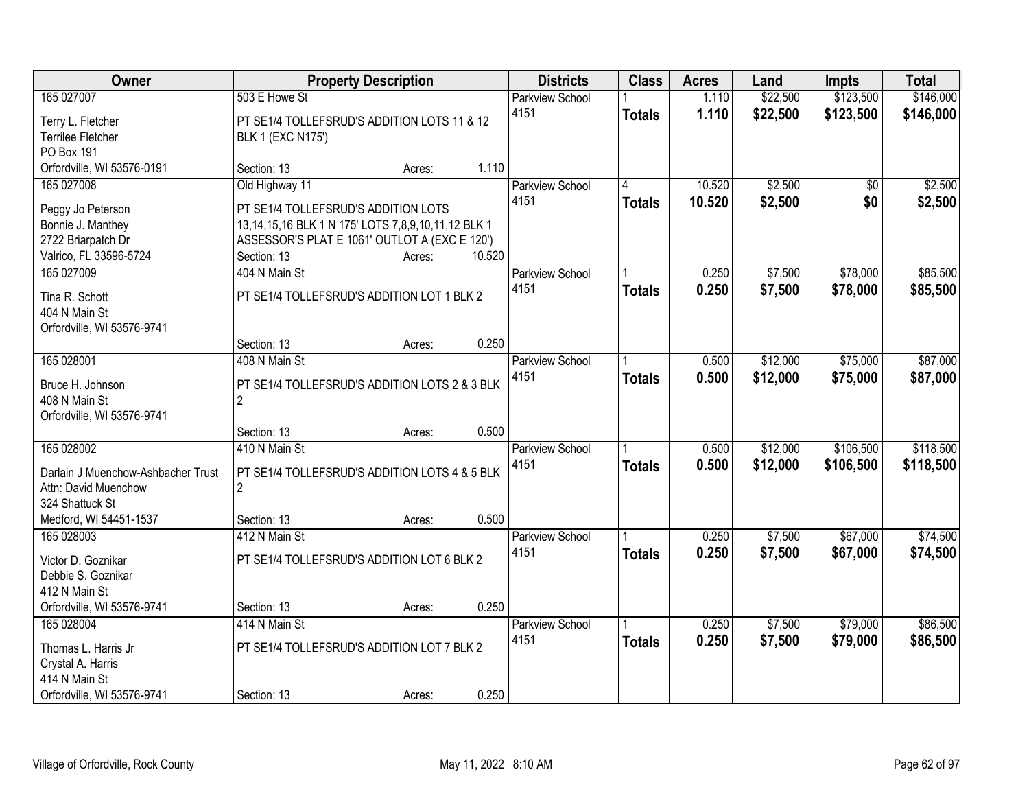| Owner | Property Description | Districts | Class | Acres | Land | Impts | Total |
|---|---|---|---|---|---|---|---|
| 165 027007<br>Terry L. Fletcher<br>Terrilee Fletcher<br>PO Box 191<br>Orfordville, WI 53576-0191 | 503 E Howe St<br>PT SE1/4 TOLLEFSRUD'S ADDITION LOTS 11 & 12 BLK 1 (EXC N175')<br>Section: 13 Acres: 1.110 | Parkview School 4151 | 1<br>**Totals** | 1.110<br>**1.110** | $22,500<br>**$22,500** | $123,500<br>**$123,500** | $146,000<br>**$146,000** |
| 165 027008<br>Peggy Jo Peterson<br>Bonnie J. Manthey<br>2722 Briarpatch Dr<br>Valrico, FL 33596-5724 | Old Highway 11<br>PT SE1/4 TOLLEFSRUD'S ADDITION LOTS 13,14,15,16 BLK 1 N 175' LOTS 7,8,9,10,11,12 BLK 1 ASSESSOR'S PLAT E 1061' OUTLOT A (EXC E 120')<br>Section: 13 Acres: 10.520 | Parkview School 4151 | 4<br>**Totals** | 10.520<br>**10.520** | $2,500<br>**$2,500** | $0<br>**$0** | $2,500<br>**$2,500** |
| 165 027009<br>Tina R. Schott<br>404 N Main St<br>Orfordville, WI 53576-9741 | 404 N Main St<br>PT SE1/4 TOLLEFSRUD'S ADDITION LOT 1 BLK 2<br>Section: 13 Acres: 0.250 | Parkview School 4151 | 1<br>**Totals** | 0.250<br>**0.250** | $7,500<br>**$7,500** | $78,000<br>**$78,000** | $85,500<br>**$85,500** |
| 165 028001<br>Bruce H. Johnson<br>408 N Main St<br>Orfordville, WI 53576-9741 | 408 N Main St<br>PT SE1/4 TOLLEFSRUD'S ADDITION LOTS 2 & 3 BLK 2<br>Section: 13 Acres: 0.500 | Parkview School 4151 | 1<br>**Totals** | 0.500<br>**0.500** | $12,000<br>**$12,000** | $75,000<br>**$75,000** | $87,000<br>**$87,000** |
| 165 028002<br>Darlain J Muenchow-Ashbacher Trust<br>Attn: David Muenchow<br>324 Shattuck St<br>Medford, WI 54451-1537 | 410 N Main St<br>PT SE1/4 TOLLEFSRUD'S ADDITION LOTS 4 & 5 BLK 2<br>Section: 13 Acres: 0.500 | Parkview School 4151 | 1<br>**Totals** | 0.500<br>**0.500** | $12,000<br>**$12,000** | $106,500<br>**$106,500** | $118,500<br>**$118,500** |
| 165 028003<br>Victor D. Goznikar<br>Debbie S. Goznikar<br>412 N Main St<br>Orfordville, WI 53576-9741 | 412 N Main St<br>PT SE1/4 TOLLEFSRUD'S ADDITION LOT 6 BLK 2<br>Section: 13 Acres: 0.250 | Parkview School 4151 | 1<br>**Totals** | 0.250<br>**0.250** | $7,500<br>**$7,500** | $67,000<br>**$67,000** | $74,500<br>**$74,500** |
| 165 028004<br>Thomas L. Harris Jr<br>Crystal A. Harris<br>414 N Main St<br>Orfordville, WI 53576-9741 | 414 N Main St<br>PT SE1/4 TOLLEFSRUD'S ADDITION LOT 7 BLK 2<br>Section: 13 Acres: 0.250 | Parkview School 4151 | 1<br>**Totals** | 0.250<br>**0.250** | $7,500<br>**$7,500** | $79,000<br>**$79,000** | $86,500<br>**$86,500** |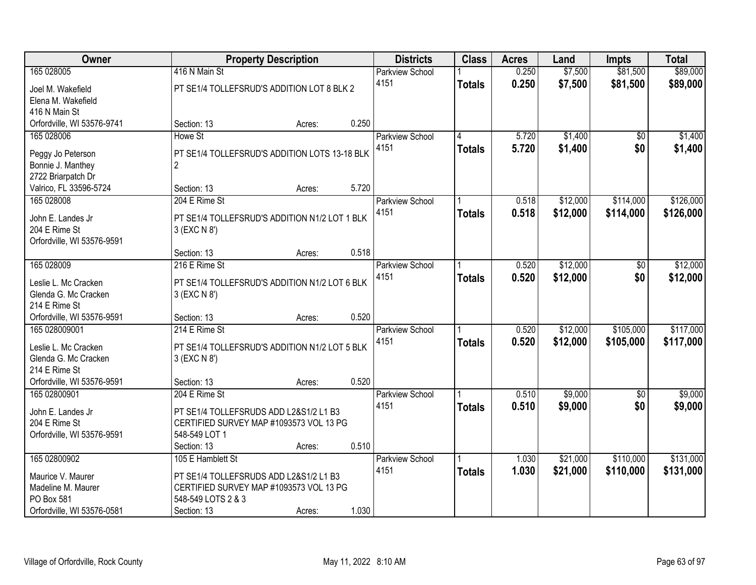| Owner | Property Description | Districts | Class | Acres | Land | Impts | Total |
|---|---|---|---|---|---|---|---|
| 165 028005<br>Joel M. Wakefield<br>Elena M. Wakefield<br>416 N Main St<br>Orfordville, WI 53576-9741 | 416 N Main St<br>PT SE1/4 TOLLEFSRUD'S ADDITION LOT 8 BLK 2<br>Section: 13 Acres: 0.250 | Parkview School 4151 | 1<br>**Totals** | 0.250<br>**0.250** | $7,500<br>**$7,500** | $81,500<br>**$81,500** | $89,000<br>**$89,000** |
| 165 028006<br>Peggy Jo Peterson<br>Bonnie J. Manthey<br>2722 Briarpatch Dr<br>Valrico, FL 33596-5724 | Howe St<br>PT SE1/4 TOLLEFSRUD'S ADDITION LOTS 13-18 BLK 2<br>Section: 13 Acres: 5.720 | Parkview School 4151 | 4<br>**Totals** | 5.720<br>**5.720** | $1,400<br>**$1,400** | $0<br>**$0** | $1,400<br>**$1,400** |
| 165 028008<br>John E. Landes Jr<br>204 E Rime St<br>Orfordville, WI 53576-9591 | 204 E Rime St<br>PT SE1/4 TOLLEFSRUD'S ADDITION N1/2 LOT 1 BLK 3 (EXC N 8')<br>Section: 13 Acres: 0.518 | Parkview School 4151 | 1<br>**Totals** | 0.518<br>**0.518** | $12,000<br>**$12,000** | $114,000<br>**$114,000** | $126,000<br>**$126,000** |
| 165 028009<br>Leslie L. Mc Cracken<br>Glenda G. Mc Cracken<br>214 E Rime St<br>Orfordville, WI 53576-9591 | 216 E Rime St<br>PT SE1/4 TOLLEFSRUD'S ADDITION N1/2 LOT 6 BLK 3 (EXC N 8')<br>Section: 13 Acres: 0.520 | Parkview School 4151 | 1<br>**Totals** | 0.520<br>**0.520** | $12,000<br>**$12,000** | $0<br>**$0** | $12,000<br>**$12,000** |
| 165 028009001<br>Leslie L. Mc Cracken<br>Glenda G. Mc Cracken<br>214 E Rime St<br>Orfordville, WI 53576-9591 | 214 E Rime St<br>PT SE1/4 TOLLEFSRUD'S ADDITION N1/2 LOT 5 BLK 3 (EXC N 8')<br>Section: 13 Acres: 0.520 | Parkview School 4151 | 1<br>**Totals** | 0.520<br>**0.520** | $12,000<br>**$12,000** | $105,000<br>**$105,000** | $117,000<br>**$117,000** |
| 165 02800901<br>John E. Landes Jr<br>204 E Rime St<br>Orfordville, WI 53576-9591 | 204 E Rime St<br>PT SE1/4 TOLLEFSRUDS ADD L2&S1/2 L1 B3 CERTIFIED SURVEY MAP #1093573 VOL 13 PG 548-549 LOT 1<br>Section: 13 Acres: 0.510 | Parkview School 4151 | 1<br>**Totals** | 0.510<br>**0.510** | $9,000<br>**$9,000** | $0<br>**$0** | $9,000<br>**$9,000** |
| 165 02800902<br>Maurice V. Maurer<br>Madeline M. Maurer<br>PO Box 581<br>Orfordville, WI 53576-0581 | 105 E Hamblett St<br>PT SE1/4 TOLLEFSRUDS ADD L2&S1/2 L1 B3 CERTIFIED SURVEY MAP #1093573 VOL 13 PG 548-549 LOTS 2 & 3<br>Section: 13 Acres: 1.030 | Parkview School 4151 | 1<br>**Totals** | 1.030<br>**1.030** | $21,000<br>**$21,000** | $110,000<br>**$110,000** | $131,000<br>**$131,000** |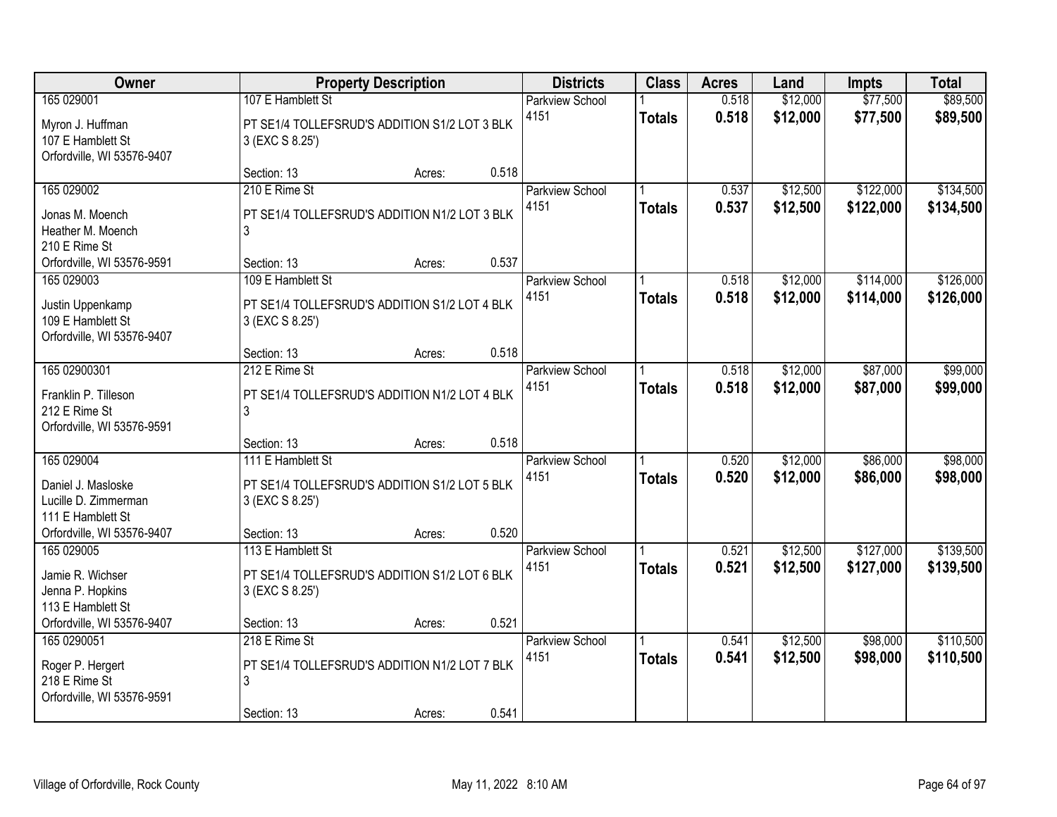| Owner | Property Description | | | Districts | Class | Acres | Land | Impts | Total |
|---|---|---|---|---|---|---|---|---|---|
| 165 029001 | 107 E Hamblett St | | | Parkview School | 1 | 0.518 | $12,000 | $77,500 | $89,500 |
| Myron J. Huffman<br>107 E Hamblett St<br>Orfordville, WI 53576-9407 | PT SE1/4 TOLLEFSRUD'S ADDITION S1/2 LOT 3 BLK 3 (EXC S 8.25') | | | 4151 | **Totals** | **0.518** | **$12,000** | **$77,500** | **$89,500** |
| | Section: 13 | Acres: | 0.518 | | | | | | |
| 165 029002 | 210 E Rime St | | | Parkview School | 1 | 0.537 | $12,500 | $122,000 | $134,500 |
| Jonas M. Moench<br>Heather M. Moench<br>210 E Rime St<br>Orfordville, WI 53576-9591 | PT SE1/4 TOLLEFSRUD'S ADDITION N1/2 LOT 3 BLK 3 | | | 4151 | **Totals** | **0.537** | **$12,500** | **$122,000** | **$134,500** |
| | Section: 13 | Acres: | 0.537 | | | | | | |
| 165 029003 | 109 E Hamblett St | | | Parkview School | 1 | 0.518 | $12,000 | $114,000 | $126,000 |
| Justin Uppenkamp<br>109 E Hamblett St<br>Orfordville, WI 53576-9407 | PT SE1/4 TOLLEFSRUD'S ADDITION S1/2 LOT 4 BLK 3 (EXC S 8.25') | | | 4151 | **Totals** | **0.518** | **$12,000** | **$114,000** | **$126,000** |
| | Section: 13 | Acres: | 0.518 | | | | | | |
| 165 02900301 | 212 E Rime St | | | Parkview School | 1 | 0.518 | $12,000 | $87,000 | $99,000 |
| Franklin P. Tilleson<br>212 E Rime St<br>Orfordville, WI 53576-9591 | PT SE1/4 TOLLEFSRUD'S ADDITION N1/2 LOT 4 BLK 3 | | | 4151 | **Totals** | **0.518** | **$12,000** | **$87,000** | **$99,000** |
| | Section: 13 | Acres: | 0.518 | | | | | | |
| 165 029004 | 111 E Hamblett St | | | Parkview School | 1 | 0.520 | $12,000 | $86,000 | $98,000 |
| Daniel J. Masloske<br>Lucille D. Zimmerman<br>111 E Hamblett St<br>Orfordville, WI 53576-9407 | PT SE1/4 TOLLEFSRUD'S ADDITION S1/2 LOT 5 BLK 3 (EXC S 8.25') | | | 4151 | **Totals** | **0.520** | **$12,000** | **$86,000** | **$98,000** |
| | Section: 13 | Acres: | 0.520 | | | | | | |
| 165 029005 | 113 E Hamblett St | | | Parkview School | 1 | 0.521 | $12,500 | $127,000 | $139,500 |
| Jamie R. Wichser<br>Jenna P. Hopkins<br>113 E Hamblett St<br>Orfordville, WI 53576-9407 | PT SE1/4 TOLLEFSRUD'S ADDITION S1/2 LOT 6 BLK 3 (EXC S 8.25') | | | 4151 | **Totals** | **0.521** | **$12,500** | **$127,000** | **$139,500** |
| | Section: 13 | Acres: | 0.521 | | | | | | |
| 165 0290051 | 218 E Rime St | | | Parkview School | 1 | 0.541 | $12,500 | $98,000 | $110,500 |
| Roger P. Hergert<br>218 E Rime St<br>Orfordville, WI 53576-9591 | PT SE1/4 TOLLEFSRUD'S ADDITION N1/2 LOT 7 BLK 3 | | | 4151 | **Totals** | **0.541** | **$12,500** | **$98,000** | **$110,500** |
| | Section: 13 | Acres: | 0.541 | | | | | | |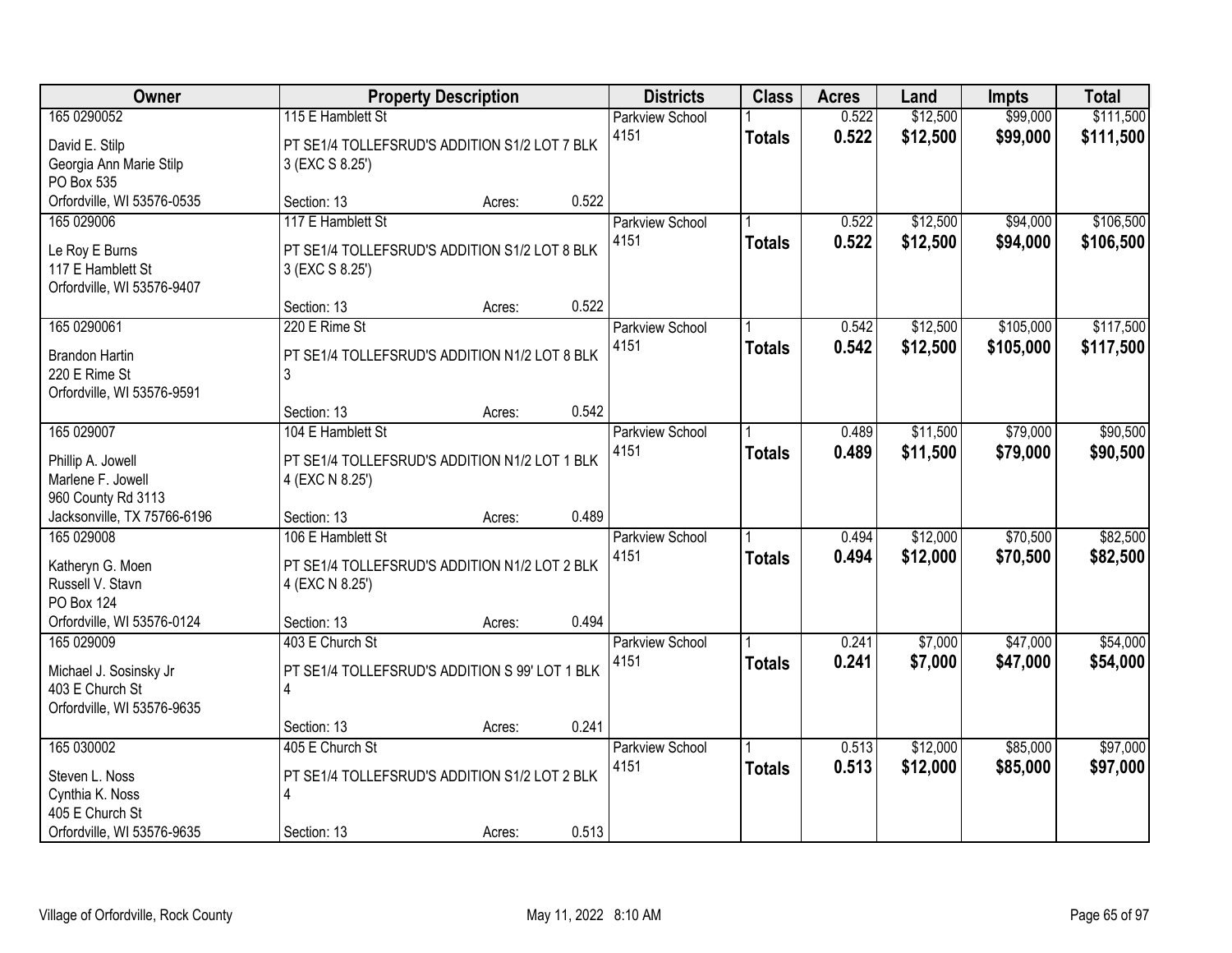| Owner | Property Description | Districts | Class | Acres | Land | Impts | Total |
|---|---|---|---|---|---|---|---|
| 165 0290052<br>David E. Stilp<br>Georgia Ann Marie Stilp<br>PO Box 535<br>Orfordville, WI 53576-0535 | 115 E Hamblett St<br>PT SE1/4 TOLLEFSRUD'S ADDITION S1/2 LOT 7 BLK 3 (EXC S 8.25')<br>Section: 13 Acres: 0.522 | Parkview School 4151 | 1<br>**Totals** | 0.522<br>**0.522** | $12,500<br>**$12,500** | $99,000<br>**$99,000** | $111,500<br>**$111,500** |
| 165 029006<br>Le Roy E Burns<br>117 E Hamblett St<br>Orfordville, WI 53576-9407 | 117 E Hamblett St<br>PT SE1/4 TOLLEFSRUD'S ADDITION S1/2 LOT 8 BLK 3 (EXC S 8.25')<br>Section: 13 Acres: 0.522 | Parkview School 4151 | 1<br>**Totals** | 0.522<br>**0.522** | $12,500<br>**$12,500** | $94,000<br>**$94,000** | $106,500<br>**$106,500** |
| 165 0290061<br>Brandon Hartin<br>220 E Rime St<br>Orfordville, WI 53576-9591 | 220 E Rime St<br>PT SE1/4 TOLLEFSRUD'S ADDITION N1/2 LOT 8 BLK 3<br>Section: 13 Acres: 0.542 | Parkview School 4151 | 1<br>**Totals** | 0.542<br>**0.542** | $12,500<br>**$12,500** | $105,000<br>**$105,000** | $117,500<br>**$117,500** |
| 165 029007<br>Phillip A. Jowell<br>Marlene F. Jowell<br>960 County Rd 3113<br>Jacksonville, TX 75766-6196 | 104 E Hamblett St<br>PT SE1/4 TOLLEFSRUD'S ADDITION N1/2 LOT 1 BLK 4 (EXC N 8.25')<br>Section: 13 Acres: 0.489 | Parkview School 4151 | 1<br>**Totals** | 0.489<br>**0.489** | $11,500<br>**$11,500** | $79,000<br>**$79,000** | $90,500<br>**$90,500** |
| 165 029008<br>Katheryn G. Moen<br>Russell V. Stavn<br>PO Box 124<br>Orfordville, WI 53576-0124 | 106 E Hamblett St<br>PT SE1/4 TOLLEFSRUD'S ADDITION N1/2 LOT 2 BLK 4 (EXC N 8.25')<br>Section: 13 Acres: 0.494 | Parkview School 4151 | 1<br>**Totals** | 0.494<br>**0.494** | $12,000<br>**$12,000** | $70,500<br>**$70,500** | $82,500<br>**$82,500** |
| 165 029009<br>Michael J. Sosinsky Jr<br>403 E Church St<br>Orfordville, WI 53576-9635 | 403 E Church St<br>PT SE1/4 TOLLEFSRUD'S ADDITION S 99' LOT 1 BLK 4<br>Section: 13 Acres: 0.241 | Parkview School 4151 | 1<br>**Totals** | 0.241<br>**0.241** | $7,000<br>**$7,000** | $47,000<br>**$47,000** | $54,000<br>**$54,000** |
| 165 030002<br>Steven L. Noss<br>Cynthia K. Noss<br>405 E Church St<br>Orfordville, WI 53576-9635 | 405 E Church St<br>PT SE1/4 TOLLEFSRUD'S ADDITION S1/2 LOT 2 BLK 4<br>Section: 13 Acres: 0.513 | Parkview School 4151 | 1<br>**Totals** | 0.513<br>**0.513** | $12,000<br>**$12,000** | $85,000<br>**$85,000** | $97,000<br>**$97,000** |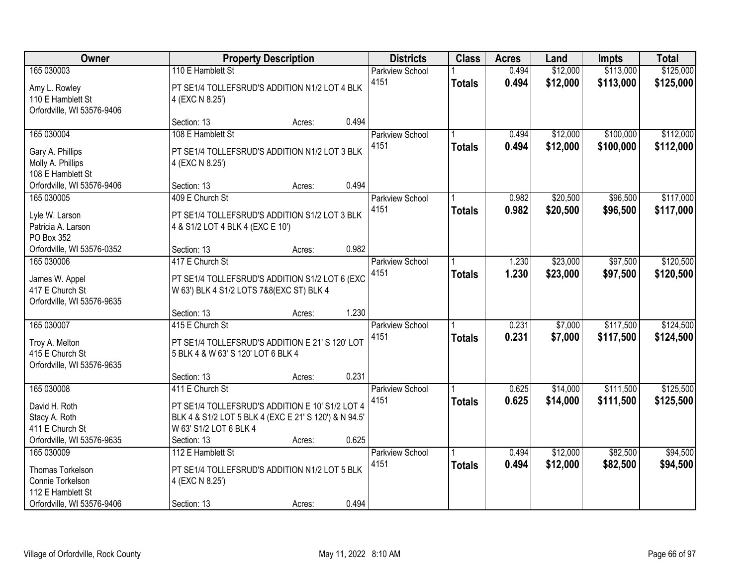| Owner | Property Description | Districts | Class | Acres | Land | Impts | Total |
|---|---|---|---|---|---|---|---|
| 165 030003<br>Amy L. Rowley<br>110 E Hamblett St<br>Orfordville, WI 53576-9406 | 110 E Hamblett St<br>PT SE1/4 TOLLEFSRUD'S ADDITION N1/2 LOT 4 BLK 4 (EXC N 8.25')<br>Section: 13 Acres: 0.494 | Parkview School 4151 | 1<br>**Totals** | 0.494<br>**0.494** | $12,000<br>**$12,000** | $113,000<br>**$113,000** | $125,000<br>**$125,000** |
| 165 030004<br>Gary A. Phillips<br>Molly A. Phillips<br>108 E Hamblett St<br>Orfordville, WI 53576-9406 | 108 E Hamblett St<br>PT SE1/4 TOLLEFSRUD'S ADDITION N1/2 LOT 3 BLK 4 (EXC N 8.25')<br>Section: 13 Acres: 0.494 | Parkview School 4151 | 1<br>**Totals** | 0.494<br>**0.494** | $12,000<br>**$12,000** | $100,000<br>**$100,000** | $112,000<br>**$112,000** |
| 165 030005<br>Lyle W. Larson<br>Patricia A. Larson<br>PO Box 352<br>Orfordville, WI 53576-0352 | 409 E Church St<br>PT SE1/4 TOLLEFSRUD'S ADDITION S1/2 LOT 3 BLK 4 & S1/2 LOT 4 BLK 4 (EXC E 10')<br>Section: 13 Acres: 0.982 | Parkview School 4151 | 1<br>**Totals** | 0.982<br>**0.982** | $20,500<br>**$20,500** | $96,500<br>**$96,500** | $117,000<br>**$117,000** |
| 165 030006<br>James W. Appel<br>417 E Church St<br>Orfordville, WI 53576-9635 | 417 E Church St<br>PT SE1/4 TOLLEFSRUD'S ADDITION S1/2 LOT 6 (EXC W 63') BLK 4 S1/2 LOTS 7&8(EXC ST) BLK 4<br>Section: 13 Acres: 1.230 | Parkview School 4151 | 1<br>**Totals** | 1.230<br>**1.230** | $23,000<br>**$23,000** | $97,500<br>**$97,500** | $120,500<br>**$120,500** |
| 165 030007<br>Troy A. Melton<br>415 E Church St<br>Orfordville, WI 53576-9635 | 415 E Church St<br>PT SE1/4 TOLLEFSRUD'S ADDITION E 21' S 120' LOT 5 BLK 4 & W 63' S 120' LOT 6 BLK 4<br>Section: 13 Acres: 0.231 | Parkview School 4151 | 1<br>**Totals** | 0.231<br>**0.231** | $7,000<br>**$7,000** | $117,500<br>**$117,500** | $124,500<br>**$124,500** |
| 165 030008<br>David H. Roth<br>Stacy A. Roth<br>411 E Church St<br>Orfordville, WI 53576-9635 | 411 E Church St<br>PT SE1/4 TOLLEFSRUD'S ADDITION E 10' S1/2 LOT 4 BLK 4 & S1/2 LOT 5 BLK 4 (EXC E 21' S 120') & N 94.5' W 63' S1/2 LOT 6 BLK 4<br>Section: 13 Acres: 0.625 | Parkview School 4151 | 1<br>**Totals** | 0.625<br>**0.625** | $14,000<br>**$14,000** | $111,500<br>**$111,500** | $125,500<br>**$125,500** |
| 165 030009<br>Thomas Torkelson<br>Connie Torkelson<br>112 E Hamblett St<br>Orfordville, WI 53576-9406 | 112 E Hamblett St<br>PT SE1/4 TOLLEFSRUD'S ADDITION N1/2 LOT 5 BLK 4 (EXC N 8.25')<br>Section: 13 Acres: 0.494 | Parkview School 4151 | 1<br>**Totals** | 0.494<br>**0.494** | $12,000<br>**$12,000** | $82,500<br>**$82,500** | $94,500<br>**$94,500** |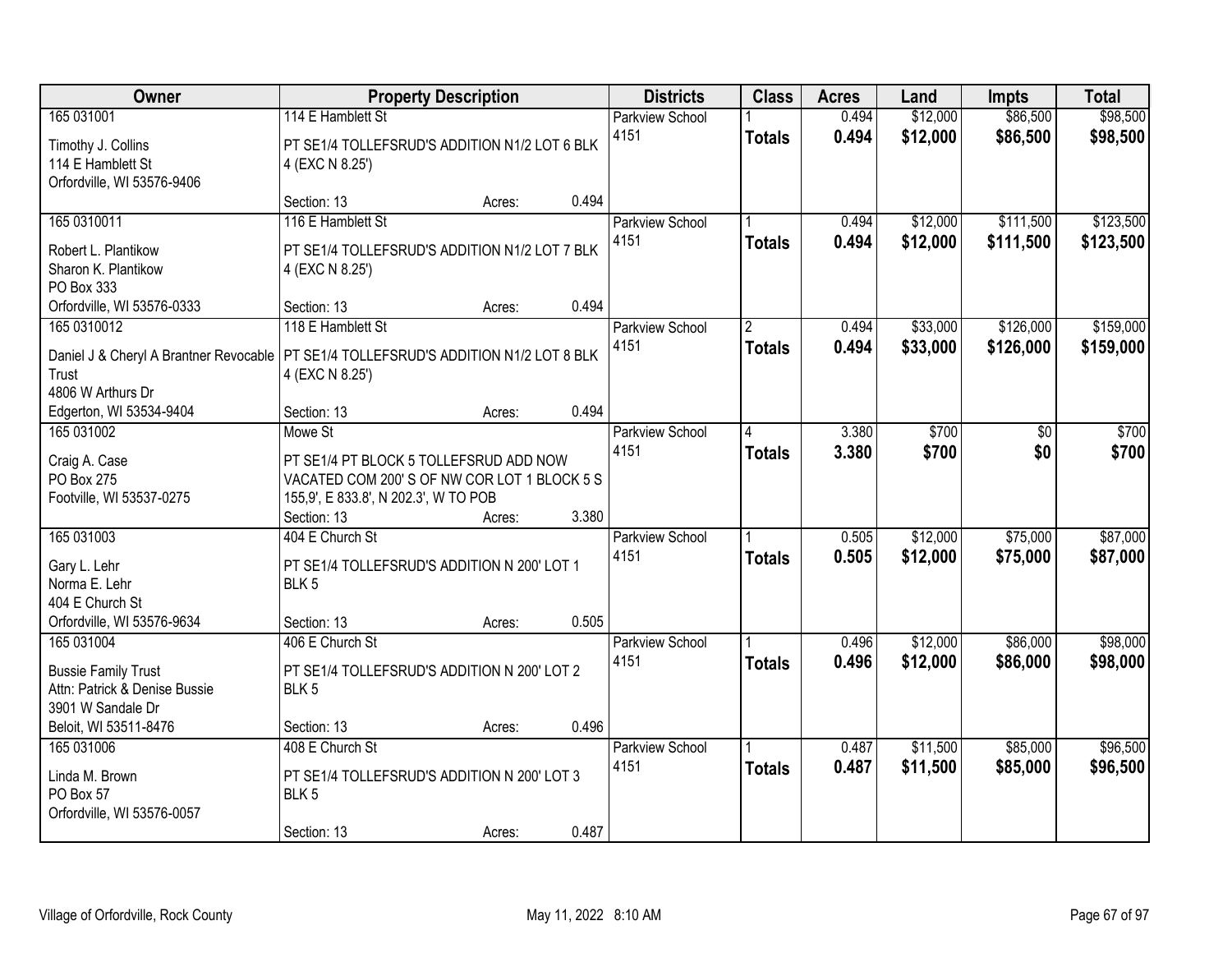| Owner | Property Description | | | Districts | Class | Acres | Land | Impts | Total |
|---|---|---|---|---|---|---|---|---|---|
| 165 031001<br>Timothy J. Collins<br>114 E Hamblett St<br>Orfordville, WI 53576-9406 | 114 E Hamblett St<br>PT SE1/4 TOLLEFSRUD'S ADDITION N1/2 LOT 6 BLK 4 (EXC N 8.25')<br>Section: 13 | Acres: | 0.494 | Parkview School 4151 | 1<br>**Totals** | 0.494<br>**0.494** | $12,000<br>**$12,000** | $86,500<br>**$86,500** | $98,500<br>**$98,500** |
| 165 0310011<br>Robert L. Plantikow<br>Sharon K. Plantikow<br>PO Box 333<br>Orfordville, WI 53576-0333 | 116 E Hamblett St<br>PT SE1/4 TOLLEFSRUD'S ADDITION N1/2 LOT 7 BLK 4 (EXC N 8.25')<br>Section: 13 | Acres: | 0.494 | Parkview School 4151 | 1<br>**Totals** | 0.494<br>**0.494** | $12,000<br>**$12,000** | $111,500<br>**$111,500** | $123,500<br>**$123,500** |
| 165 0310012<br>Daniel J & Cheryl A Brantner Revocable Trust<br>4806 W Arthurs Dr<br>Edgerton, WI 53534-9404 | 118 E Hamblett St<br>PT SE1/4 TOLLEFSRUD'S ADDITION N1/2 LOT 8 BLK 4 (EXC N 8.25')<br>Section: 13 | Acres: | 0.494 | Parkview School 4151 | 2<br>**Totals** | 0.494<br>**0.494** | $33,000<br>**$33,000** | $126,000<br>**$126,000** | $159,000<br>**$159,000** |
| 165 031002<br>Craig A. Case<br>PO Box 275<br>Footville, WI 53537-0275 | Mowe St<br>PT SE1/4 PT BLOCK 5 TOLLEFSRUD ADD NOW VACATED COM 200' S OF NW COR LOT 1 BLOCK 5 S 155,9', E 833.8', N 202.3', W TO POB<br>Section: 13 | Acres: | 3.380 | Parkview School 4151 | 4<br>**Totals** | 3.380<br>**3.380** | $700<br>**$700** | $0<br>**$0** | $700<br>**$700** |
| 165 031003<br>Gary L. Lehr<br>Norma E. Lehr<br>404 E Church St<br>Orfordville, WI 53576-9634 | 404 E Church St<br>PT SE1/4 TOLLEFSRUD'S ADDITION N 200' LOT 1 BLK 5<br>Section: 13 | Acres: | 0.505 | Parkview School 4151 | 1<br>**Totals** | 0.505<br>**0.505** | $12,000<br>**$12,000** | $75,000<br>**$75,000** | $87,000<br>**$87,000** |
| 165 031004<br>Bussie Family Trust<br>Attn: Patrick & Denise Bussie<br>3901 W Sandale Dr<br>Beloit, WI 53511-8476 | 406 E Church St<br>PT SE1/4 TOLLEFSRUD'S ADDITION N 200' LOT 2 BLK 5<br>Section: 13 | Acres: | 0.496 | Parkview School 4151 | 1<br>**Totals** | 0.496<br>**0.496** | $12,000<br>**$12,000** | $86,000<br>**$86,000** | $98,000<br>**$98,000** |
| 165 031006<br>Linda M. Brown<br>PO Box 57<br>Orfordville, WI 53576-0057 | 408 E Church St<br>PT SE1/4 TOLLEFSRUD'S ADDITION N 200' LOT 3 BLK 5<br>Section: 13 | Acres: | 0.487 | Parkview School 4151 | 1<br>**Totals** | 0.487<br>**0.487** | $11,500<br>**$11,500** | $85,000<br>**$85,000** | $96,500<br>**$96,500** |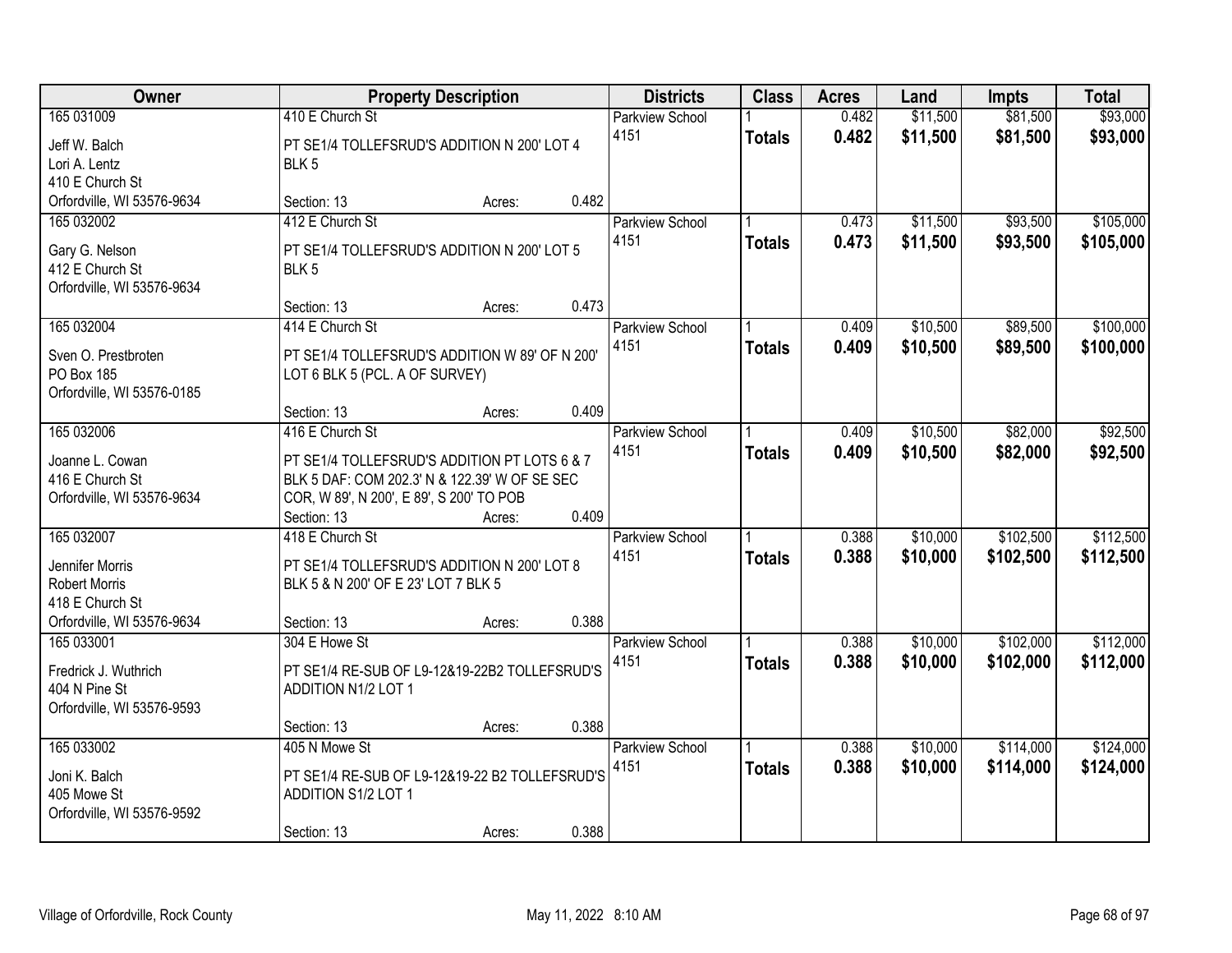| Owner | Property Description | Districts | Class | Acres | Land | Impts | Total |
|---|---|---|---|---|---|---|---|
| 165 031009<br>Jeff W. Balch<br>Lori A. Lentz<br>410 E Church St<br>Orfordville, WI 53576-9634 | 410 E Church St<br>PT SE1/4 TOLLEFSRUD'S ADDITION N 200' LOT 4 BLK 5<br>Section: 13 Acres: 0.482 | Parkview School 4151 | 1<br>**Totals** | 0.482<br>**0.482** | \$11,500<br>**\$11,500** | \$81,500<br>**\$81,500** | \$93,000<br>**\$93,000** |
| 165 032002<br>Gary G. Nelson<br>412 E Church St<br>Orfordville, WI 53576-9634 | 412 E Church St<br>PT SE1/4 TOLLEFSRUD'S ADDITION N 200' LOT 5 BLK 5<br>Section: 13 Acres: 0.473 | Parkview School 4151 | 1<br>**Totals** | 0.473<br>**0.473** | \$11,500<br>**\$11,500** | \$93,500<br>**\$93,500** | \$105,000<br>**\$105,000** |
| 165 032004<br>Sven O. Prestbroten<br>PO Box 185<br>Orfordville, WI 53576-0185 | 414 E Church St<br>PT SE1/4 TOLLEFSRUD'S ADDITION W 89' OF N 200' LOT 6 BLK 5 (PCL. A OF SURVEY)<br>Section: 13 Acres: 0.409 | Parkview School 4151 | 1<br>**Totals** | 0.409<br>**0.409** | \$10,500<br>**\$10,500** | \$89,500<br>**\$89,500** | \$100,000<br>**\$100,000** |
| 165 032006<br>Joanne L. Cowan<br>416 E Church St<br>Orfordville, WI 53576-9634 | 416 E Church St<br>PT SE1/4 TOLLEFSRUD'S ADDITION PT LOTS 6 & 7 BLK 5 DAF: COM 202.3' N & 122.39' W OF SE SEC COR, W 89', N 200', E 89', S 200' TO POB<br>Section: 13 Acres: 0.409 | Parkview School 4151 | 1<br>**Totals** | 0.409<br>**0.409** | \$10,500<br>**\$10,500** | \$82,000<br>**\$82,000** | \$92,500<br>**\$92,500** |
| 165 032007<br>Jennifer Morris<br>Robert Morris<br>418 E Church St<br>Orfordville, WI 53576-9634 | 418 E Church St<br>PT SE1/4 TOLLEFSRUD'S ADDITION N 200' LOT 8 BLK 5 & N 200' OF E 23' LOT 7 BLK 5<br>Section: 13 Acres: 0.388 | Parkview School 4151 | 1<br>**Totals** | 0.388<br>**0.388** | \$10,000<br>**\$10,000** | \$102,500<br>**\$102,500** | \$112,500<br>**\$112,500** |
| 165 033001<br>Fredrick J. Wuthrich<br>404 N Pine St<br>Orfordville, WI 53576-9593 | 304 E Howe St<br>PT SE1/4 RE-SUB OF L9-12&19-22B2 TOLLEFSRUD'S ADDITION N1/2 LOT 1<br>Section: 13 Acres: 0.388 | Parkview School 4151 | 1<br>**Totals** | 0.388<br>**0.388** | \$10,000<br>**\$10,000** | \$102,000<br>**\$102,000** | \$112,000<br>**\$112,000** |
| 165 033002<br>Joni K. Balch<br>405 Mowe St<br>Orfordville, WI 53576-9592 | 405 N Mowe St<br>PT SE1/4 RE-SUB OF L9-12&19-22 B2 TOLLEFSRUD'S ADDITION S1/2 LOT 1<br>Section: 13 Acres: 0.388 | Parkview School 4151 | 1<br>**Totals** | 0.388<br>**0.388** | \$10,000<br>**\$10,000** | \$114,000<br>**\$114,000** | \$124,000<br>**\$124,000** |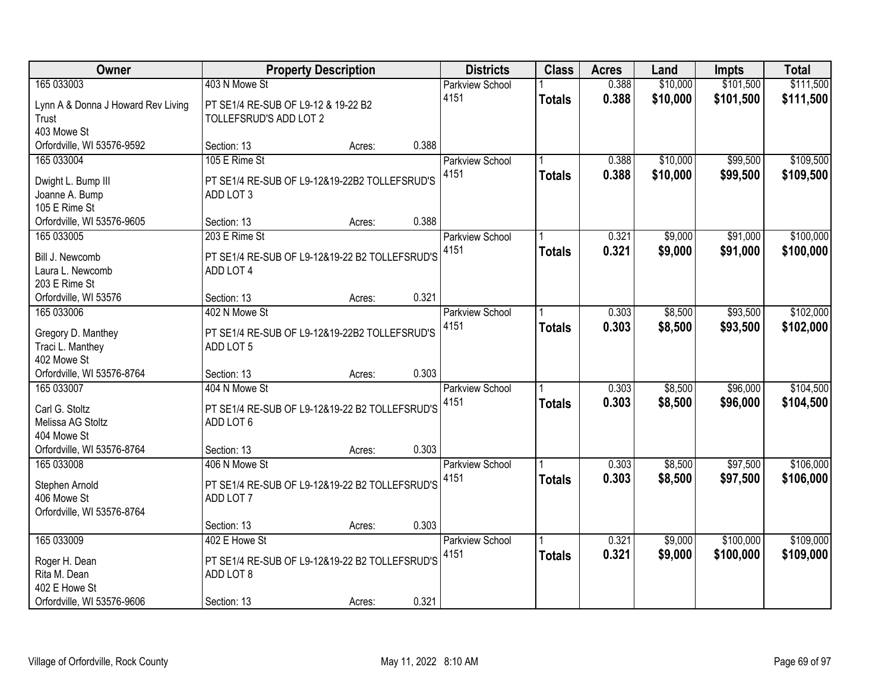| Owner | Property Description | Districts | Class | Acres | Land | Impts | Total |
|---|---|---|---|---|---|---|---|
| 165 033003<br>Lynn A & Donna J Howard Rev Living Trust<br>403 Mowe St<br>Orfordville, WI 53576-9592 | 403 N Mowe St<br>PT SE1/4 RE-SUB OF L9-12 & 19-22 B2 TOLLEFSRUD'S ADD LOT 2<br>Section: 13 Acres: 0.388 | Parkview School 4151 | 1<br>**Totals** | 0.388<br>**0.388** | $10,000<br>**$10,000** | $101,500<br>**$101,500** | $111,500<br>**$111,500** |
| 165 033004<br>Dwight L. Bump III<br>Joanne A. Bump<br>105 E Rime St<br>Orfordville, WI 53576-9605 | 105 E Rime St<br>PT SE1/4 RE-SUB OF L9-12&19-22B2 TOLLEFSRUD'S ADD LOT 3<br>Section: 13 Acres: 0.388 | Parkview School 4151 | 1<br>**Totals** | 0.388<br>**0.388** | $10,000<br>**$10,000** | $99,500<br>**$99,500** | $109,500<br>**$109,500** |
| 165 033005<br>Bill J. Newcomb<br>Laura L. Newcomb<br>203 E Rime St<br>Orfordville, WI 53576 | 203 E Rime St<br>PT SE1/4 RE-SUB OF L9-12&19-22 B2 TOLLEFSRUD'S ADD LOT 4<br>Section: 13 Acres: 0.321 | Parkview School 4151 | 1<br>**Totals** | 0.321<br>**0.321** | $9,000<br>**$9,000** | $91,000<br>**$91,000** | $100,000<br>**$100,000** |
| 165 033006<br>Gregory D. Manthey<br>Traci L. Manthey<br>402 Mowe St<br>Orfordville, WI 53576-8764 | 402 N Mowe St<br>PT SE1/4 RE-SUB OF L9-12&19-22B2 TOLLEFSRUD'S ADD LOT 5<br>Section: 13 Acres: 0.303 | Parkview School 4151 | 1<br>**Totals** | 0.303<br>**0.303** | $8,500<br>**$8,500** | $93,500<br>**$93,500** | $102,000<br>**$102,000** |
| 165 033007<br>Carl G. Stoltz<br>Melissa AG Stoltz<br>404 Mowe St<br>Orfordville, WI 53576-8764 | 404 N Mowe St<br>PT SE1/4 RE-SUB OF L9-12&19-22 B2 TOLLEFSRUD'S ADD LOT 6<br>Section: 13 Acres: 0.303 | Parkview School 4151 | 1<br>**Totals** | 0.303<br>**0.303** | $8,500<br>**$8,500** | $96,000<br>**$96,000** | $104,500<br>**$104,500** |
| 165 033008<br>Stephen Arnold<br>406 Mowe St<br>Orfordville, WI 53576-8764 | 406 N Mowe St<br>PT SE1/4 RE-SUB OF L9-12&19-22 B2 TOLLEFSRUD'S ADD LOT 7<br>Section: 13 Acres: 0.303 | Parkview School 4151 | 1<br>**Totals** | 0.303<br>**0.303** | $8,500<br>**$8,500** | $97,500<br>**$97,500** | $106,000<br>**$106,000** |
| 165 033009<br>Roger H. Dean<br>Rita M. Dean<br>402 E Howe St<br>Orfordville, WI 53576-9606 | 402 E Howe St<br>PT SE1/4 RE-SUB OF L9-12&19-22 B2 TOLLEFSRUD'S ADD LOT 8<br>Section: 13 Acres: 0.321 | Parkview School 4151 | 1<br>**Totals** | 0.321<br>**0.321** | $9,000<br>**$9,000** | $100,000<br>**$100,000** | $109,000<br>**$109,000** |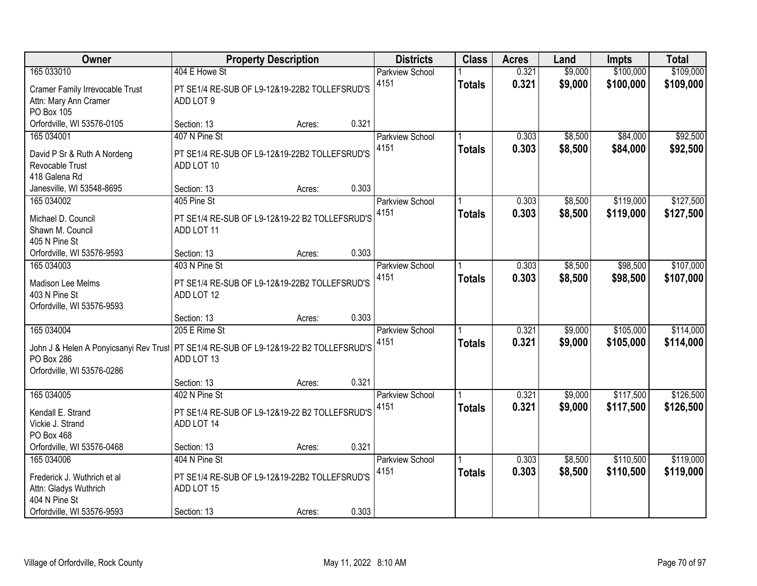| Owner | Property Description | Districts | Class | Acres | Land | Impts | Total |
|---|---|---|---|---|---|---|---|
| 165 033010 | 404 E Howe St | Parkview School | 1 | 0.321 | $9,000 | $100,000 | $109,000 |
| Cramer Family Irrevocable Trust<br>Attn: Mary Ann Cramer<br>PO Box 105<br>Orfordville, WI 53576-0105 | PT SE1/4 RE-SUB OF L9-12&19-22B2 TOLLEFSRUD'S ADD LOT 9<br>Section: 13 Acres: 0.321 | 4151 | **Totals** | **0.321** | **$9,000** | **$100,000** | **$109,000** |
| 165 034001 | 407 N Pine St | Parkview School | 1 | 0.303 | $8,500 | $84,000 | $92,500 |
| David P Sr & Ruth A Nordeng<br>Revocable Trust<br>418 Galena Rd<br>Janesville, WI 53548-8695 | PT SE1/4 RE-SUB OF L9-12&19-22B2 TOLLEFSRUD'S ADD LOT 10<br>Section: 13 Acres: 0.303 | 4151 | **Totals** | **0.303** | **$8,500** | **$84,000** | **$92,500** |
| 165 034002 | 405 Pine St | Parkview School | 1 | 0.303 | $8,500 | $119,000 | $127,500 |
| Michael D. Council<br>Shawn M. Council<br>405 N Pine St<br>Orfordville, WI 53576-9593 | PT SE1/4 RE-SUB OF L9-12&19-22 B2 TOLLEFSRUD'S ADD LOT 11<br>Section: 13 Acres: 0.303 | 4151 | **Totals** | **0.303** | **$8,500** | **$119,000** | **$127,500** |
| 165 034003 | 403 N Pine St | Parkview School | 1 | 0.303 | $8,500 | $98,500 | $107,000 |
| Madison Lee Melms<br>403 N Pine St<br>Orfordville, WI 53576-9593 | PT SE1/4 RE-SUB OF L9-12&19-22B2 TOLLEFSRUD'S ADD LOT 12<br>Section: 13 Acres: 0.303 | 4151 | **Totals** | **0.303** | **$8,500** | **$98,500** | **$107,000** |
| 165 034004 | 205 E Rime St | Parkview School | 1 | 0.321 | $9,000 | $105,000 | $114,000 |
| John J & Helen A Ponyicsanyi Rev Trust<br>PO Box 286<br>Orfordville, WI 53576-0286 | PT SE1/4 RE-SUB OF L9-12&19-22 B2 TOLLEFSRUD'S ADD LOT 13<br>Section: 13 Acres: 0.321 | 4151 | **Totals** | **0.321** | **$9,000** | **$105,000** | **$114,000** |
| 165 034005 | 402 N Pine St | Parkview School | 1 | 0.321 | $9,000 | $117,500 | $126,500 |
| Kendall E. Strand<br>Vickie J. Strand<br>PO Box 468<br>Orfordville, WI 53576-0468 | PT SE1/4 RE-SUB OF L9-12&19-22 B2 TOLLEFSRUD'S ADD LOT 14<br>Section: 13 Acres: 0.321 | 4151 | **Totals** | **0.321** | **$9,000** | **$117,500** | **$126,500** |
| 165 034006 | 404 N Pine St | Parkview School | 1 | 0.303 | $8,500 | $110,500 | $119,000 |
| Frederick J. Wuthrich et al<br>Attn: Gladys Wuthrich<br>404 N Pine St<br>Orfordville, WI 53576-9593 | PT SE1/4 RE-SUB OF L9-12&19-22B2 TOLLEFSRUD'S ADD LOT 15<br>Section: 13 Acres: 0.303 | 4151 | **Totals** | **0.303** | **$8,500** | **$110,500** | **$119,000** |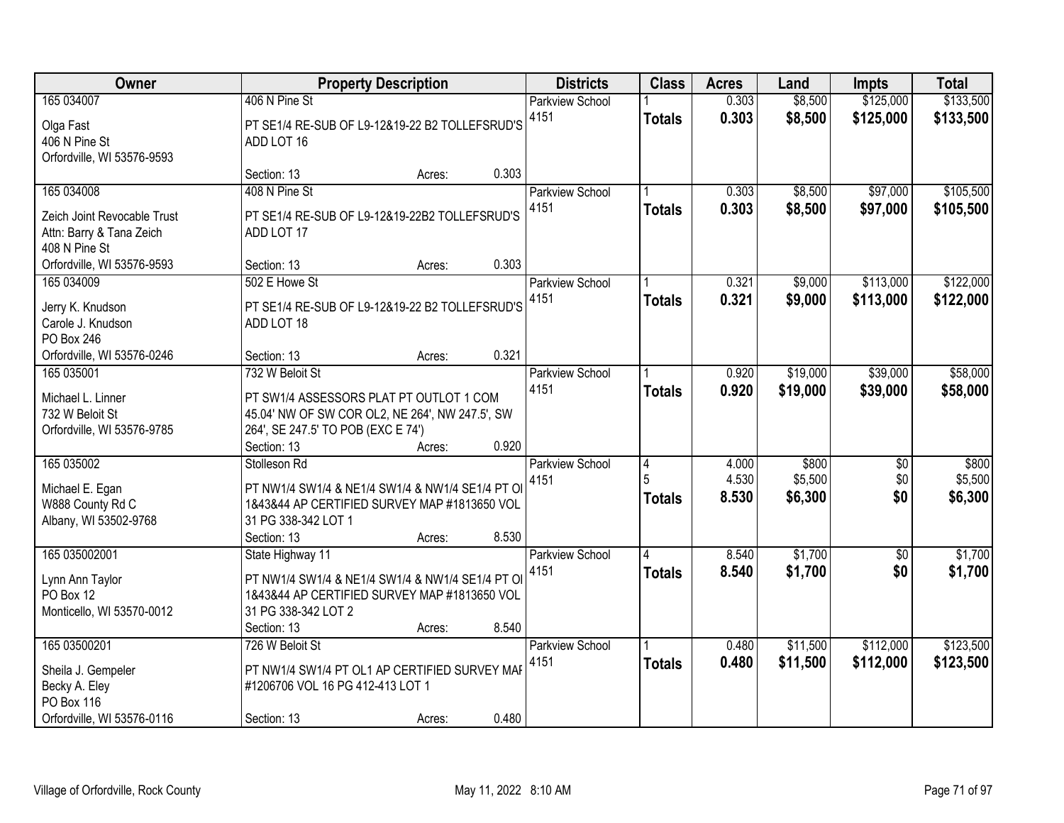| Owner | Property Description | | | Districts | Class | Acres | Land | Impts | Total |
|---|---|---|---|---|---|---|---|---|---|
| 165 034007<br>Olga Fast<br>406 N Pine St<br>Orfordville, WI 53576-9593 | 406 N Pine St<br>PT SE1/4 RE-SUB OF L9-12&19-22 B2 TOLLEFSRUD'S ADD LOT 16<br>Section: 13 | Acres: | 0.303 | Parkview School 4151 | 1<br>**Totals** | 0.303<br>**0.303** | $8,500<br>**$8,500** | $125,000<br>**$125,000** | $133,500<br>**$133,500** |
| 165 034008<br>Zeich Joint Revocable Trust<br>Attn: Barry & Tana Zeich<br>408 N Pine St<br>Orfordville, WI 53576-9593 | 408 N Pine St<br>PT SE1/4 RE-SUB OF L9-12&19-22B2 TOLLEFSRUD'S ADD LOT 17<br>Section: 13 | Acres: | 0.303 | Parkview School 4151 | 1<br>**Totals** | 0.303<br>**0.303** | $8,500<br>**$8,500** | $97,000<br>**$97,000** | $105,500<br>**$105,500** |
| 165 034009<br>Jerry K. Knudson<br>Carole J. Knudson<br>PO Box 246<br>Orfordville, WI 53576-0246 | 502 E Howe St<br>PT SE1/4 RE-SUB OF L9-12&19-22 B2 TOLLEFSRUD'S ADD LOT 18<br>Section: 13 | Acres: | 0.321 | Parkview School 4151 | 1<br>**Totals** | 0.321<br>**0.321** | $9,000<br>**$9,000** | $113,000<br>**$113,000** | $122,000<br>**$122,000** |
| 165 035001<br>Michael L. Linner<br>732 W Beloit St<br>Orfordville, WI 53576-9785 | 732 W Beloit St<br>PT SW1/4 ASSESSORS PLAT PT OUTLOT 1 COM 45.04' NW OF SW COR OL2, NE 264', NW 247.5', SW 264', SE 247.5' TO POB (EXC E 74')<br>Section: 13 | Acres: | 0.920 | Parkview School 4151 | 1<br>**Totals** | 0.920<br>**0.920** | $19,000<br>**$19,000** | $39,000<br>**$39,000** | $58,000<br>**$58,000** |
| 165 035002<br>Michael E. Egan<br>W888 County Rd C<br>Albany, WI 53502-9768 | Stolleson Rd<br>PT NW1/4 SW1/4 & NE1/4 SW1/4 & NW1/4 SE1/4 PT OI 1&43&44 AP CERTIFIED SURVEY MAP #1813650 VOL 31 PG 338-342 LOT 1<br>Section: 13 | Acres: | 8.530 | Parkview School 4151 | 4<br>5<br>**Totals** | 4.000<br>4.530<br>**8.530** | $800<br>$5,500<br>**$6,300** | $0<br>$0<br>**$0** | $800<br>$5,500<br>**$6,300** |
| 165 035002001<br>Lynn Ann Taylor<br>PO Box 12<br>Monticello, WI 53570-0012 | State Highway 11<br>PT NW1/4 SW1/4 & NE1/4 SW1/4 & NW1/4 SE1/4 PT OI 1&43&44 AP CERTIFIED SURVEY MAP #1813650 VOL 31 PG 338-342 LOT 2<br>Section: 13 | Acres: | 8.540 | Parkview School 4151 | 4<br>**Totals** | 8.540<br>**8.540** | $1,700<br>**$1,700** | $0<br>**$0** | $1,700<br>**$1,700** |
| 165 03500201<br>Sheila J. Gempeler<br>Becky A. Eley<br>PO Box 116<br>Orfordville, WI 53576-0116 | 726 W Beloit St<br>PT NW1/4 SW1/4 PT OL1 AP CERTIFIED SURVEY MAI #1206706 VOL 16 PG 412-413 LOT 1<br>Section: 13 | Acres: | 0.480 | Parkview School 4151 | 1<br>**Totals** | 0.480<br>**0.480** | $11,500<br>**$11,500** | $112,000<br>**$112,000** | $123,500<br>**$123,500** |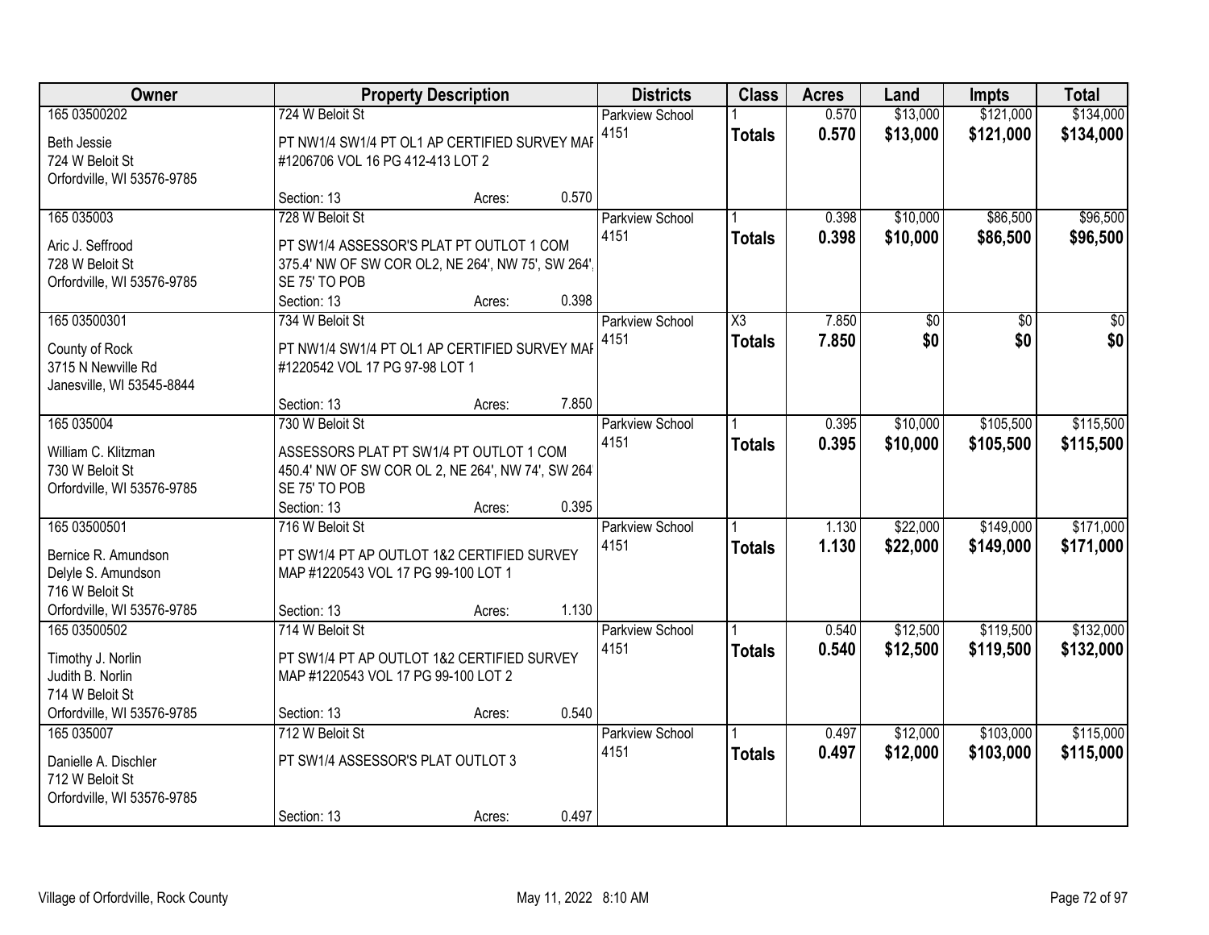| Owner | Property Description | Districts | Class | Acres | Land | Impts | Total |
|---|---|---|---|---|---|---|---|
| 165 03500202<br>Beth Jessie<br>724 W Beloit St<br>Orfordville, WI 53576-9785 | 724 W Beloit St<br>PT NW1/4 SW1/4 PT OL1 AP CERTIFIED SURVEY MAF #1206706 VOL 16 PG 412-413 LOT 2<br>Section: 13 Acres: 0.570 | Parkview School 4151 | 1<br>**Totals** | 0.570<br>**0.570** | $13,000<br>**$13,000** | $121,000<br>**$121,000** | $134,000<br>**$134,000** |
| 165 035003<br>Aric J. Seffrood<br>728 W Beloit St<br>Orfordville, WI 53576-9785 | 728 W Beloit St<br>PT SW1/4 ASSESSOR'S PLAT PT OUTLOT 1 COM 375.4' NW OF SW COR OL2, NE 264', NW 75', SW 264', SE 75' TO POB<br>Section: 13 Acres: 0.398 | Parkview School 4151 | 1<br>**Totals** | 0.398<br>**0.398** | $10,000<br>**$10,000** | $86,500<br>**$86,500** | $96,500<br>**$96,500** |
| 165 03500301<br>County of Rock<br>3715 N Newville Rd<br>Janesville, WI 53545-8844 | 734 W Beloit St<br>PT NW1/4 SW1/4 PT OL1 AP CERTIFIED SURVEY MAF #1220542 VOL 17 PG 97-98 LOT 1<br>Section: 13 Acres: 7.850 | Parkview School 4151 | X3<br>**Totals** | 7.850<br>**7.850** | $0<br>**$0** | $0<br>**$0** | $0<br>**$0** |
| 165 035004<br>William C. Klitzman<br>730 W Beloit St<br>Orfordville, WI 53576-9785 | 730 W Beloit St<br>ASSESSORS PLAT PT SW1/4 PT OUTLOT 1 COM 450.4' NW OF SW COR OL 2, NE 264', NW 74', SW 264' SE 75' TO POB<br>Section: 13 Acres: 0.395 | Parkview School 4151 | 1<br>**Totals** | 0.395<br>**0.395** | $10,000<br>**$10,000** | $105,500<br>**$105,500** | $115,500<br>**$115,500** |
| 165 03500501<br>Bernice R. Amundson<br>Delyle S. Amundson<br>716 W Beloit St<br>Orfordville, WI 53576-9785 | 716 W Beloit St<br>PT SW1/4 PT AP OUTLOT 1&2 CERTIFIED SURVEY MAP #1220543 VOL 17 PG 99-100 LOT 1<br>Section: 13 Acres: 1.130 | Parkview School 4151 | 1<br>**Totals** | 1.130<br>**1.130** | $22,000<br>**$22,000** | $149,000<br>**$149,000** | $171,000<br>**$171,000** |
| 165 03500502<br>Timothy J. Norlin<br>Judith B. Norlin<br>714 W Beloit St<br>Orfordville, WI 53576-9785 | 714 W Beloit St<br>PT SW1/4 PT AP OUTLOT 1&2 CERTIFIED SURVEY MAP #1220543 VOL 17 PG 99-100 LOT 2<br>Section: 13 Acres: 0.540 | Parkview School 4151 | 1<br>**Totals** | 0.540<br>**0.540** | $12,500<br>**$12,500** | $119,500<br>**$119,500** | $132,000<br>**$132,000** |
| 165 035007<br>Danielle A. Dischler<br>712 W Beloit St<br>Orfordville, WI 53576-9785 | 712 W Beloit St<br>PT SW1/4 ASSESSOR'S PLAT OUTLOT 3<br>Section: 13 Acres: 0.497 | Parkview School 4151 | 1<br>**Totals** | 0.497<br>**0.497** | $12,000<br>**$12,000** | $103,000<br>**$103,000** | $115,000<br>**$115,000** |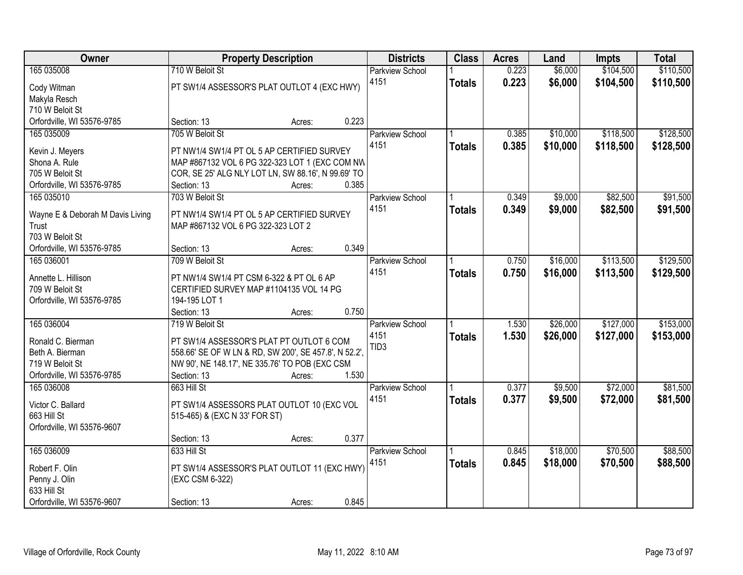| Owner | Property Description | Districts | Class | Acres | Land | Impts | Total |
|---|---|---|---|---|---|---|---|
| 165 035008<br>Cody Witman<br>Makyla Resch<br>710 W Beloit St<br>Orfordville, WI 53576-9785 | 710 W Beloit St<br>PT SW1/4 ASSESSOR'S PLAT OUTLOT 4 (EXC HWY)<br>Section: 13 Acres: 0.223 | Parkview School<br>4151 | 1<br>**Totals** | 0.223<br>**0.223** | $6,000<br>**$6,000** | $104,500<br>**$104,500** | $110,500<br>**$110,500** |
| 165 035009<br>Kevin J. Meyers<br>Shona A. Rule<br>705 W Beloit St<br>Orfordville, WI 53576-9785 | 705 W Beloit St<br>PT NW1/4 SW1/4 PT OL 5 AP CERTIFIED SURVEY MAP #867132 VOL 6 PG 322-323 LOT 1 (EXC COM NW COR, SE 25' ALG NLY LOT LN, SW 88.16', N 99.69' TO<br>Section: 13 Acres: 0.385 | Parkview School<br>4151 | 1<br>**Totals** | 0.385<br>**0.385** | $10,000<br>**$10,000** | $118,500<br>**$118,500** | $128,500<br>**$128,500** |
| 165 035010<br>Wayne E & Deborah M Davis Living Trust<br>703 W Beloit St<br>Orfordville, WI 53576-9785 | 703 W Beloit St<br>PT NW1/4 SW1/4 PT OL 5 AP CERTIFIED SURVEY MAP #867132 VOL 6 PG 322-323 LOT 2<br>Section: 13 Acres: 0.349 | Parkview School<br>4151 | 1<br>**Totals** | 0.349<br>**0.349** | $9,000<br>**$9,000** | $82,500<br>**$82,500** | $91,500<br>**$91,500** |
| 165 036001<br>Annette L. Hillison<br>709 W Beloit St<br>Orfordville, WI 53576-9785 | 709 W Beloit St<br>PT NW1/4 SW1/4 PT CSM 6-322 & PT OL 6 AP CERTIFIED SURVEY MAP #1104135 VOL 14 PG 194-195 LOT 1<br>Section: 13 Acres: 0.750 | Parkview School<br>4151 | 1<br>**Totals** | 0.750<br>**0.750** | $16,000<br>**$16,000** | $113,500<br>**$113,500** | $129,500<br>**$129,500** |
| 165 036004<br>Ronald C. Bierman<br>Beth A. Bierman<br>719 W Beloit St<br>Orfordville, WI 53576-9785 | 719 W Beloit St<br>PT SW1/4 ASSESSOR'S PLAT PT OUTLOT 6 COM 558.66' SE OF W LN & RD, SW 200', SE 457.8', N 52.2', NW 90', NE 148.17', NE 335.76' TO POB (EXC CSM<br>Section: 13 Acres: 1.530 | Parkview School<br>4151<br>TID3 | 1<br>**Totals** | 1.530<br>**1.530** | $26,000<br>**$26,000** | $127,000<br>**$127,000** | $153,000<br>**$153,000** |
| 165 036008<br>Victor C. Ballard<br>663 Hill St<br>Orfordville, WI 53576-9607 | 663 Hill St<br>PT SW1/4 ASSESSORS PLAT OUTLOT 10 (EXC VOL 515-465) & (EXC N 33' FOR ST)<br>Section: 13 Acres: 0.377 | Parkview School<br>4151 | 1<br>**Totals** | 0.377<br>**0.377** | $9,500<br>**$9,500** | $72,000<br>**$72,000** | $81,500<br>**$81,500** |
| 165 036009<br>Robert F. Olin<br>Penny J. Olin<br>633 Hill St<br>Orfordville, WI 53576-9607 | 633 Hill St<br>PT SW1/4 ASSESSOR'S PLAT OUTLOT 11 (EXC HWY) (EXC CSM 6-322)<br>Section: 13 Acres: 0.845 | Parkview School<br>4151 | 1<br>**Totals** | 0.845<br>**0.845** | $18,000<br>**$18,000** | $70,500<br>**$70,500** | $88,500<br>**$88,500** |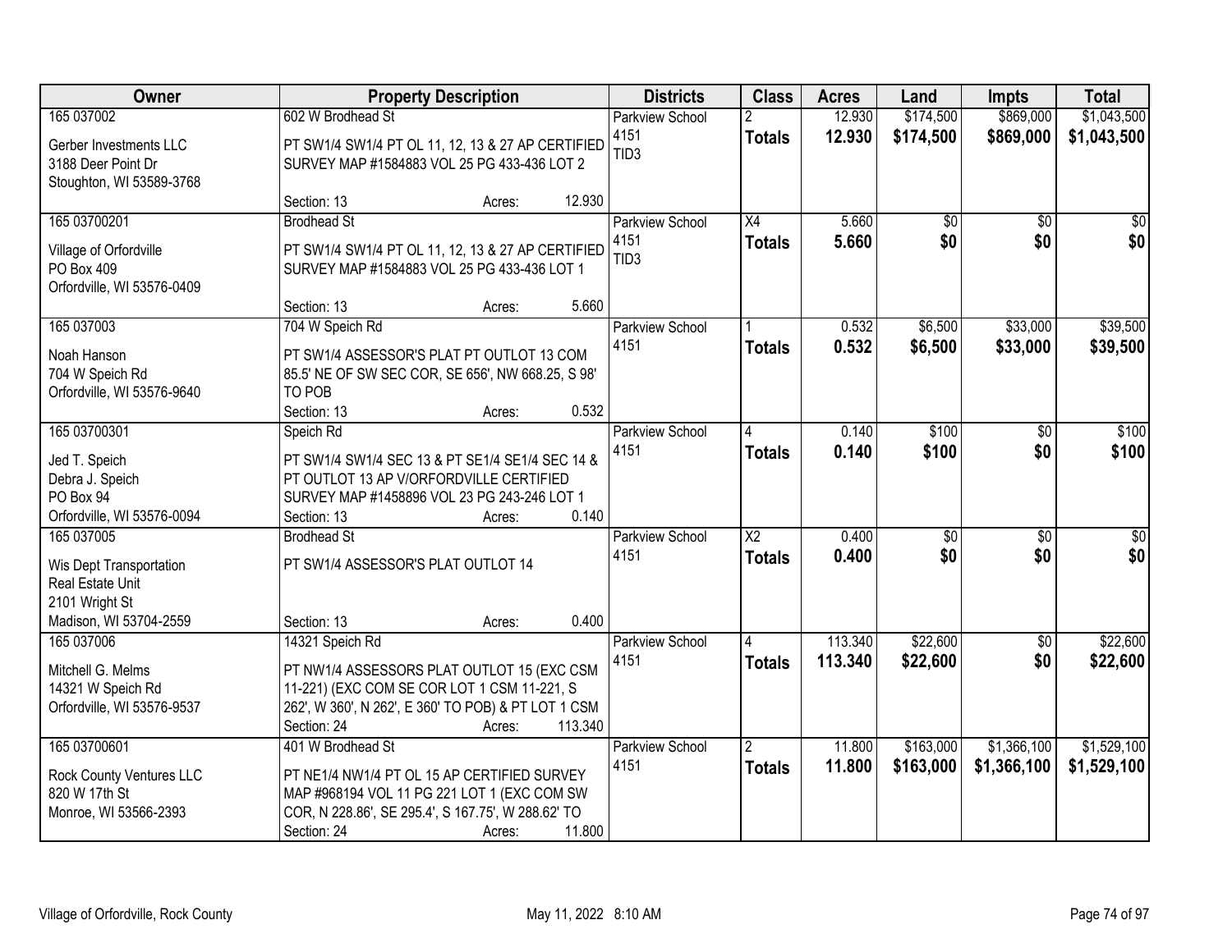| Owner | Property Description | Districts | Class | Acres | Land | Impts | Total |
|---|---|---|---|---|---|---|---|
| 165 037002<br>Gerber Investments LLC<br>3188 Deer Point Dr<br>Stoughton, WI 53589-3768 | 602 W Brodhead St<br>PT SW1/4 SW1/4 PT OL 11, 12, 13 & 27 AP CERTIFIED SURVEY MAP #1584883 VOL 25 PG 433-436 LOT 2<br>Section: 13 Acres: 12.930 | Parkview School 4151<br>TID3 | 2<br>**Totals** | 12.930<br>**12.930** | $174,500<br>**$174,500** | $869,000<br>**$869,000** | $1,043,500<br>**$1,043,500** |
| 165 03700201<br>Village of Orfordville<br>PO Box 409<br>Orfordville, WI 53576-0409 | Brodhead St<br>PT SW1/4 SW1/4 PT OL 11, 12, 13 & 27 AP CERTIFIED SURVEY MAP #1584883 VOL 25 PG 433-436 LOT 1<br>Section: 13 Acres: 5.660 | Parkview School 4151<br>TID3 | X4<br>**Totals** | 5.660<br>**5.660** | $0<br>**$0** | $0<br>**$0** | $0<br>**$0** |
| 165 037003<br>Noah Hanson<br>704 W Speich Rd<br>Orfordville, WI 53576-9640 | 704 W Speich Rd<br>PT SW1/4 ASSESSOR'S PLAT PT OUTLOT 13 COM 85.5' NE OF SW SEC COR, SE 656', NW 668.25, S 98' TO POB<br>Section: 13 Acres: 0.532 | Parkview School 4151 | 1<br>**Totals** | 0.532<br>**0.532** | $6,500<br>**$6,500** | $33,000<br>**$33,000** | $39,500<br>**$39,500** |
| 165 03700301<br>Jed T. Speich<br>Debra J. Speich<br>PO Box 94<br>Orfordville, WI 53576-0094 | Speich Rd<br>PT SW1/4 SW1/4 SEC 13 & PT SE1/4 SE1/4 SEC 14 & PT OUTLOT 13 AP V/ORFORDVILLE CERTIFIED SURVEY MAP #1458896 VOL 23 PG 243-246 LOT 1<br>Section: 13 Acres: 0.140 | Parkview School 4151 | 4<br>**Totals** | 0.140<br>**0.140** | $100<br>**$100** | $0<br>**$0** | $100<br>**$100** |
| 165 037005<br>Wis Dept Transportation<br>Real Estate Unit<br>2101 Wright St<br>Madison, WI 53704-2559 | Brodhead St<br>PT SW1/4 ASSESSOR'S PLAT OUTLOT 14<br>Section: 13 Acres: 0.400 | Parkview School 4151 | X2<br>**Totals** | 0.400<br>**0.400** | $0<br>**$0** | $0<br>**$0** | $0<br>**$0** |
| 165 037006<br>Mitchell G. Melms<br>14321 W Speich Rd<br>Orfordville, WI 53576-9537 | 14321 Speich Rd<br>PT NW1/4 ASSESSORS PLAT OUTLOT 15 (EXC CSM 11-221) (EXC COM SE COR LOT 1 CSM 11-221, S 262', W 360', N 262', E 360' TO POB) & PT LOT 1 CSM<br>Section: 24 Acres: 113.340 | Parkview School 4151 | 4<br>**Totals** | 113.340<br>**113.340** | $22,600<br>**$22,600** | $0<br>**$0** | $22,600<br>**$22,600** |
| 165 03700601<br>Rock County Ventures LLC<br>820 W 17th St<br>Monroe, WI 53566-2393 | 401 W Brodhead St<br>PT NE1/4 NW1/4 PT OL 15 AP CERTIFIED SURVEY MAP #968194 VOL 11 PG 221 LOT 1 (EXC COM SW COR, N 228.86', SE 295.4', S 167.75', W 288.62' TO<br>Section: 24 Acres: 11.800 | Parkview School 4151 | 2<br>**Totals** | 11.800<br>**11.800** | $163,000<br>**$163,000** | $1,366,100<br>**$1,366,100** | $1,529,100<br>**$1,529,100** |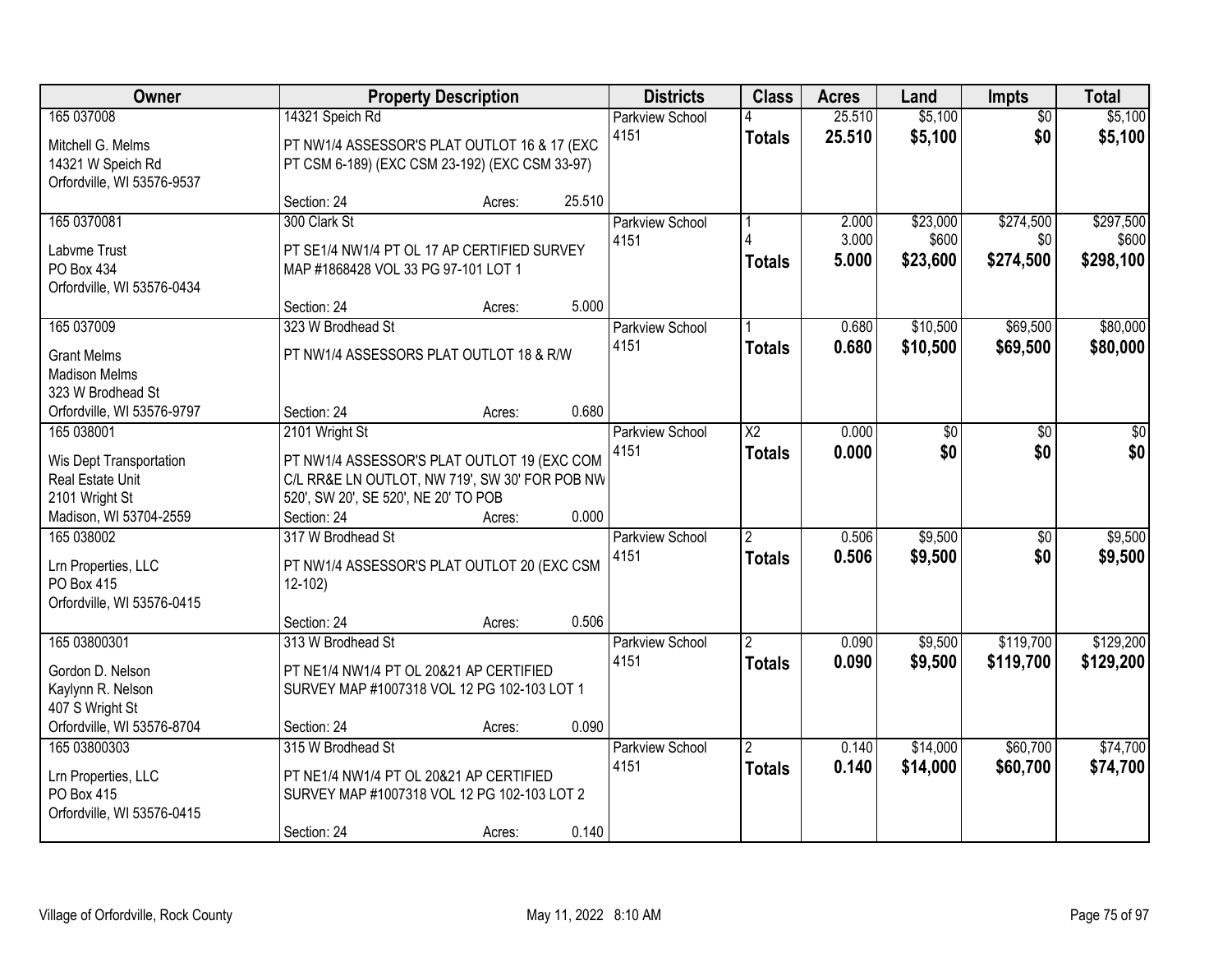| Owner | Property Description | | | Districts | Class | Acres | Land | Impts | Total |
|---|---|---|---|---|---|---|---|---|---|
| 165 037008<br><br>Mitchell G. Melms<br>14321 W Speich Rd<br>Orfordville, WI 53576-9537 | 14321 Speich Rd<br><br>PT NW1/4 ASSESSOR'S PLAT OUTLOT 16 & 17 (EXC PT CSM 6-189) (EXC CSM 23-192) (EXC CSM 33-97)<br><br>Section: 24 | Acres: | 25.510 | Parkview School 4151 | 4<br>**Totals** | 25.510<br>**25.510** | $5,100<br>**$5,100** | $0<br>**$0** | $5,100<br>**$5,100** |
| 165 0370081<br><br>Labvme Trust<br>PO Box 434<br>Orfordville, WI 53576-0434 | 300 Clark St<br><br>PT SE1/4 NW1/4 PT OL 17 AP CERTIFIED SURVEY MAP #1868428 VOL 33 PG 97-101 LOT 1<br><br>Section: 24 | Acres: | 5.000 | Parkview School 4151 | 1<br>4<br>**Totals** | 2.000<br>3.000<br>**5.000** | $23,000<br>$600<br>**$23,600** | $274,500<br>$0<br>**$274,500** | $297,500<br>$600<br>**$298,100** |
| 165 037009<br><br>Grant Melms<br>Madison Melms<br>323 W Brodhead St<br>Orfordville, WI 53576-9797 | 323 W Brodhead St<br><br>PT NW1/4 ASSESSORS PLAT OUTLOT 18 & R/W<br><br>Section: 24 | Acres: | 0.680 | Parkview School 4151 | 1<br>**Totals** | 0.680<br>**0.680** | $10,500<br>**$10,500** | $69,500<br>**$69,500** | $80,000<br>**$80,000** |
| 165 038001<br><br>Wis Dept Transportation<br>Real Estate Unit<br>2101 Wright St<br>Madison, WI 53704-2559 | 2101 Wright St<br><br>PT NW1/4 ASSESSOR'S PLAT OUTLOT 19 (EXC COM C/L RR&E LN OUTLOT, NW 719', SW 30' FOR POB NW 520', SW 20', SE 520', NE 20' TO POB<br>Section: 24 | Acres: | 0.000 | Parkview School 4151 | X2<br>**Totals** | 0.000<br>**0.000** | $0<br>**$0** | $0<br>**$0** | $0<br>**$0** |
| 165 038002<br><br>Lrn Properties, LLC<br>PO Box 415<br>Orfordville, WI 53576-0415 | 317 W Brodhead St<br><br>PT NW1/4 ASSESSOR'S PLAT OUTLOT 20 (EXC CSM 12-102)<br><br>Section: 24 | Acres: | 0.506 | Parkview School 4151 | 2<br>**Totals** | 0.506<br>**0.506** | $9,500<br>**$9,500** | $0<br>**$0** | $9,500<br>**$9,500** |
| 165 03800301<br><br>Gordon D. Nelson<br>Kaylynn R. Nelson<br>407 S Wright St<br>Orfordville, WI 53576-8704 | 313 W Brodhead St<br><br>PT NE1/4 NW1/4 PT OL 20&21 AP CERTIFIED SURVEY MAP #1007318 VOL 12 PG 102-103 LOT 1<br><br>Section: 24 | Acres: | 0.090 | Parkview School 4151 | 2<br>**Totals** | 0.090<br>**0.090** | $9,500<br>**$9,500** | $119,700<br>**$119,700** | $129,200<br>**$129,200** |
| 165 03800303<br><br>Lrn Properties, LLC<br>PO Box 415<br>Orfordville, WI 53576-0415 | 315 W Brodhead St<br><br>PT NE1/4 NW1/4 PT OL 20&21 AP CERTIFIED SURVEY MAP #1007318 VOL 12 PG 102-103 LOT 2<br><br>Section: 24 | Acres: | 0.140 | Parkview School 4151 | 2<br>**Totals** | 0.140<br>**0.140** | $14,000<br>**$14,000** | $60,700<br>**$60,700** | $74,700<br>**$74,700** |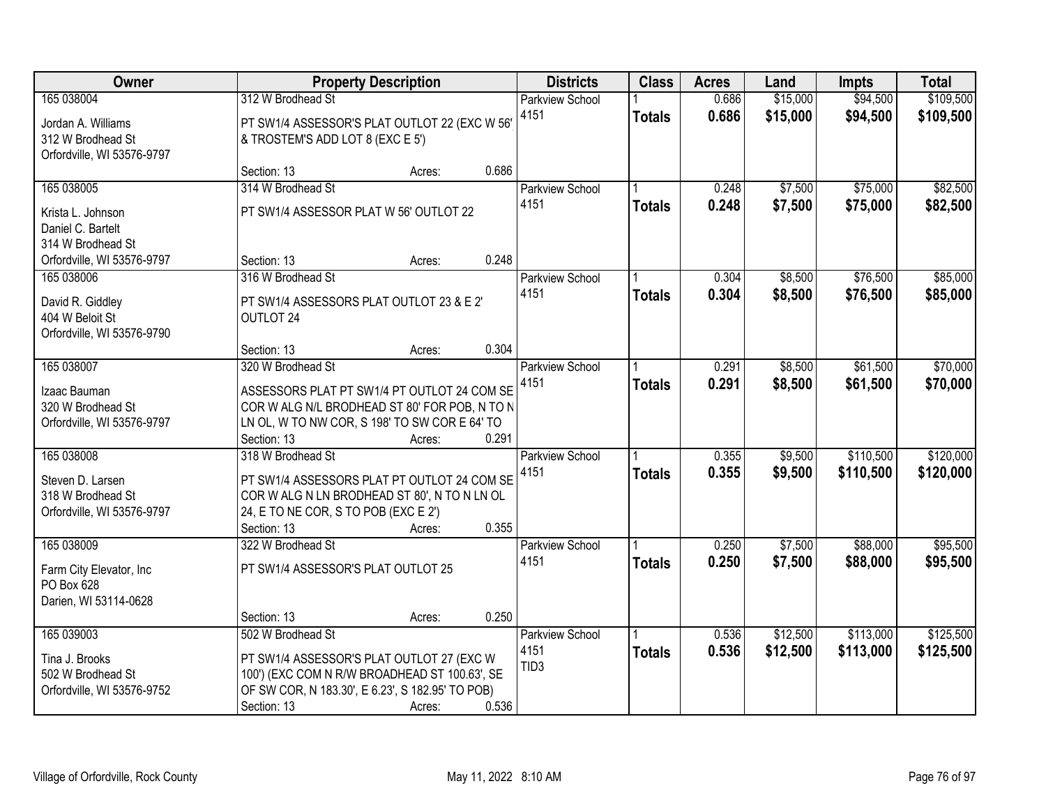| Owner | Property Description | | | Districts | Class | Acres | Land | Impts | Total |
|---|---|---|---|---|---|---|---|---|---|
| 165 038004<br><br>Jordan A. Williams<br>312 W Brodhead St<br>Orfordville, WI 53576-9797 | 312 W Brodhead St<br><br>PT SW1/4 ASSESSOR'S PLAT OUTLOT 22 (EXC W 56' & TROSTEM'S ADD LOT 8 (EXC E 5')<br><br>Section: 13 | Acres: | 0.686 | Parkview School<br>4151 | 1<br>**Totals** | 0.686<br>**0.686** | $15,000<br>**$15,000** | $94,500<br>**$94,500** | $109,500<br>**$109,500** |
| 165 038005<br><br>Krista L. Johnson<br>Daniel C. Bartelt<br>314 W Brodhead St<br>Orfordville, WI 53576-9797 | 314 W Brodhead St<br><br>PT SW1/4 ASSESSOR PLAT W 56' OUTLOT 22<br><br>Section: 13 | Acres: | 0.248 | Parkview School<br>4151 | 1<br>**Totals** | 0.248<br>**0.248** | $7,500<br>**$7,500** | $75,000<br>**$75,000** | $82,500<br>**$82,500** |
| 165 038006<br><br>David R. Giddley<br>404 W Beloit St<br>Orfordville, WI 53576-9790 | 316 W Brodhead St<br><br>PT SW1/4 ASSESSORS PLAT OUTLOT 23 & E 2' OUTLOT 24<br><br>Section: 13 | Acres: | 0.304 | Parkview School<br>4151 | 1<br>**Totals** | 0.304<br>**0.304** | $8,500<br>**$8,500** | $76,500<br>**$76,500** | $85,000<br>**$85,000** |
| 165 038007<br><br>Izaac Bauman<br>320 W Brodhead St<br>Orfordville, WI 53576-9797 | 320 W Brodhead St<br><br>ASSESSORS PLAT PT SW1/4 PT OUTLOT 24 COM SE COR W ALG N/L BRODHEAD ST 80' FOR POB, N TO N LN OL, W TO NW COR, S 198' TO SW COR E 64' TO<br>Section: 13 | Acres: | 0.291 | Parkview School<br>4151 | 1<br>**Totals** | 0.291<br>**0.291** | $8,500<br>**$8,500** | $61,500<br>**$61,500** | $70,000<br>**$70,000** |
| 165 038008<br><br>Steven D. Larsen<br>318 W Brodhead St<br>Orfordville, WI 53576-9797 | 318 W Brodhead St<br><br>PT SW1/4 ASSESSORS PLAT PT OUTLOT 24 COM SE COR W ALG N LN BRODHEAD ST 80', N TO N LN OL 24, E TO NE COR, S TO POB (EXC E 2')<br>Section: 13 | Acres: | 0.355 | Parkview School<br>4151 | 1<br>**Totals** | 0.355<br>**0.355** | $9,500<br>**$9,500** | $110,500<br>**$110,500** | $120,000<br>**$120,000** |
| 165 038009<br><br>Farm City Elevator, Inc<br>PO Box 628<br>Darien, WI 53114-0628 | 322 W Brodhead St<br><br>PT SW1/4 ASSESSOR'S PLAT OUTLOT 25<br><br>Section: 13 | Acres: | 0.250 | Parkview School<br>4151 | 1<br>**Totals** | 0.250<br>**0.250** | $7,500<br>**$7,500** | $88,000<br>**$88,000** | $95,500<br>**$95,500** |
| 165 039003<br><br>Tina J. Brooks<br>502 W Brodhead St<br>Orfordville, WI 53576-9752 | 502 W Brodhead St<br><br>PT SW1/4 ASSESSOR'S PLAT OUTLOT 27 (EXC W 100') (EXC COM N R/W BROADHEAD ST 100.63', SE OF SW COR, N 183.30', E 6.23', S 182.95' TO POB)<br>Section: 13 | Acres: | 0.536 | Parkview School<br>4151<br>TID3 | 1<br>**Totals** | 0.536<br>**0.536** | $12,500<br>**$12,500** | $113,000<br>**$113,000** | $125,500<br>**$125,500** |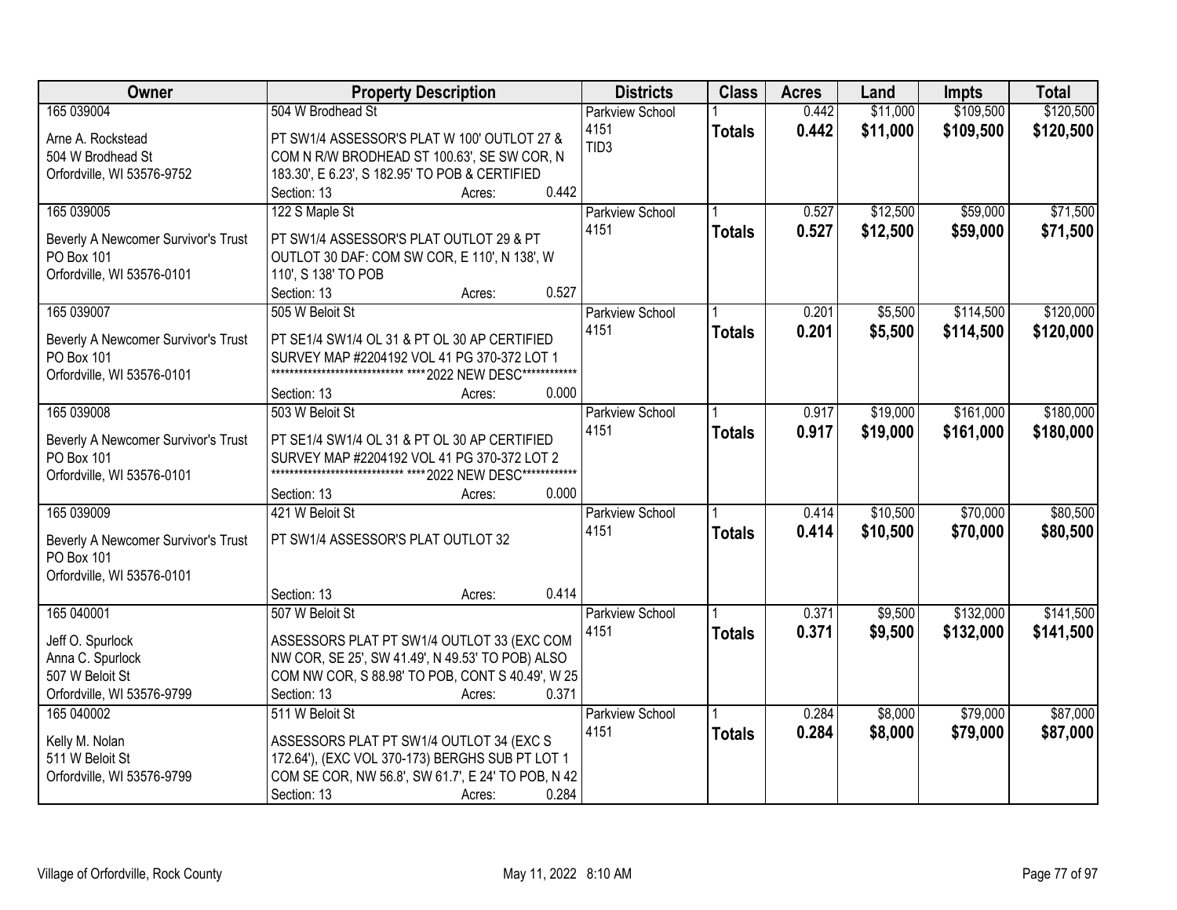| Owner | Property Description | Districts | Class | Acres | Land | Impts | Total |
|---|---|---|---|---|---|---|---|
| 165 039004<br>Arne A. Rockstead<br>504 W Brodhead St<br>Orfordville, WI 53576-9752 | 504 W Brodhead St<br>PT SW1/4 ASSESSOR'S PLAT W 100' OUTLOT 27 & COM N R/W BRODHEAD ST 100.63', SE SW COR, N 183.30', E 6.23', S 182.95' TO POB & CERTIFIED<br>Section: 13 Acres: 0.442 | Parkview School 4151<br>TID3 | 1<br>**Totals** | 0.442<br>**0.442** | $11,000<br>**$11,000** | $109,500<br>**$109,500** | $120,500<br>**$120,500** |
| 165 039005<br>Beverly A Newcomer Survivor's Trust<br>PO Box 101<br>Orfordville, WI 53576-0101 | 122 S Maple St<br>PT SW1/4 ASSESSOR'S PLAT OUTLOT 29 & PT OUTLOT 30 DAF: COM SW COR, E 110', N 138', W 110', S 138' TO POB<br>Section: 13 Acres: 0.527 | Parkview School 4151 | 1<br>**Totals** | 0.527<br>**0.527** | $12,500<br>**$12,500** | $59,000<br>**$59,000** | $71,500<br>**$71,500** |
| 165 039007<br>Beverly A Newcomer Survivor's Trust<br>PO Box 101<br>Orfordville, WI 53576-0101 | 505 W Beloit St<br>PT SE1/4 SW1/4 OL 31 & PT OL 30 AP CERTIFIED SURVEY MAP #2204192 VOL 41 PG 370-372 LOT 1<br>****************************** ****2022 NEW DESC************<br>Section: 13 Acres: 0.000 | Parkview School 4151 | 1<br>**Totals** | 0.201<br>**0.201** | $5,500<br>**$5,500** | $114,500<br>**$114,500** | $120,000<br>**$120,000** |
| 165 039008<br>Beverly A Newcomer Survivor's Trust<br>PO Box 101<br>Orfordville, WI 53576-0101 | 503 W Beloit St<br>PT SE1/4 SW1/4 OL 31 & PT OL 30 AP CERTIFIED SURVEY MAP #2204192 VOL 41 PG 370-372 LOT 2<br>****************************** ****2022 NEW DESC************<br>Section: 13 Acres: 0.000 | Parkview School 4151 | 1<br>**Totals** | 0.917<br>**0.917** | $19,000<br>**$19,000** | $161,000<br>**$161,000** | $180,000<br>**$180,000** |
| 165 039009<br>Beverly A Newcomer Survivor's Trust<br>PO Box 101<br>Orfordville, WI 53576-0101 | 421 W Beloit St<br>PT SW1/4 ASSESSOR'S PLAT OUTLOT 32<br>Section: 13 Acres: 0.414 | Parkview School 4151 | 1<br>**Totals** | 0.414<br>**0.414** | $10,500<br>**$10,500** | $70,000<br>**$70,000** | $80,500<br>**$80,500** |
| 165 040001<br>Jeff O. Spurlock<br>Anna C. Spurlock<br>507 W Beloit St<br>Orfordville, WI 53576-9799 | 507 W Beloit St<br>ASSESSORS PLAT PT SW1/4 OUTLOT 33 (EXC COM NW COR, SE 25', SW 41.49', N 49.53' TO POB) ALSO COM NW COR, S 88.98' TO POB, CONT S 40.49', W 25<br>Section: 13 Acres: 0.371 | Parkview School 4151 | 1<br>**Totals** | 0.371<br>**0.371** | $9,500<br>**$9,500** | $132,000<br>**$132,000** | $141,500<br>**$141,500** |
| 165 040002<br>Kelly M. Nolan<br>511 W Beloit St<br>Orfordville, WI 53576-9799 | 511 W Beloit St<br>ASSESSORS PLAT PT SW1/4 OUTLOT 34 (EXC S 172.64'), (EXC VOL 370-173) BERGHS SUB PT LOT 1 COM SE COR, NW 56.8', SW 61.7', E 24' TO POB, N 42<br>Section: 13 Acres: 0.284 | Parkview School 4151 | 1<br>**Totals** | 0.284<br>**0.284** | $8,000<br>**$8,000** | $79,000<br>**$79,000** | $87,000<br>**$87,000** |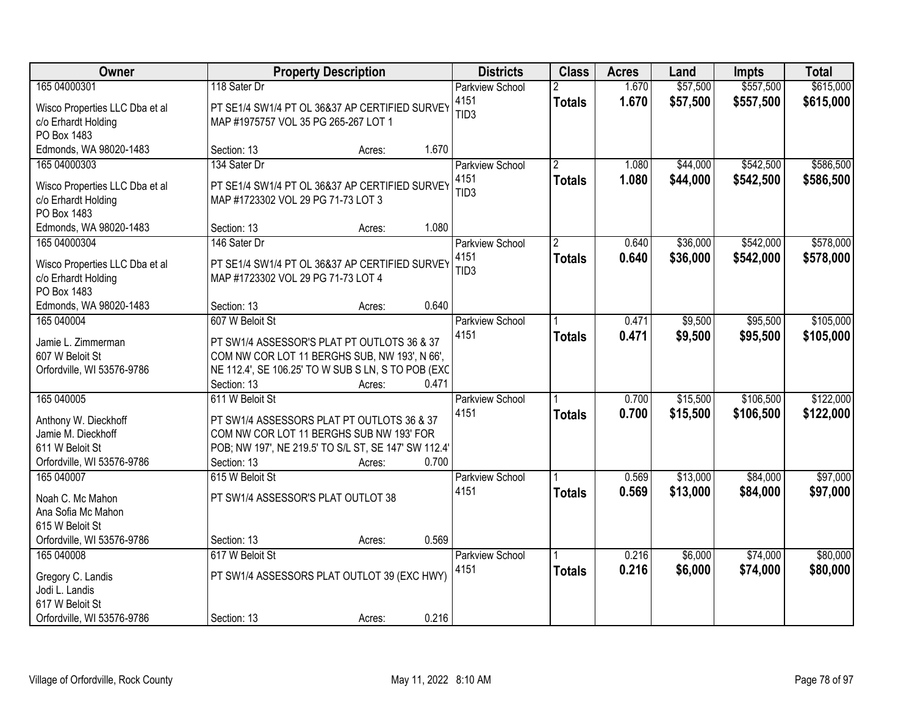| Owner | Property Description | Districts | Class | Acres | Land | Impts | Total |
|---|---|---|---|---|---|---|---|
| 165 04000301<br>Wisco Properties LLC Dba et al<br>c/o Erhardt Holding<br>PO Box 1483<br>Edmonds, WA 98020-1483 | 118 Sater Dr<br>PT SE1/4 SW1/4 PT OL 36&37 AP CERTIFIED SURVEY MAP #1975757 VOL 35 PG 265-267 LOT 1<br>Section: 13 Acres: 1.670 | Parkview School 4151<br>TID3 | 2<br>**Totals** | 1.670<br>**1.670** | $57,500<br>**$57,500** | $557,500<br>**$557,500** | $615,000<br>**$615,000** |
| 165 04000303<br>Wisco Properties LLC Dba et al<br>c/o Erhardt Holding<br>PO Box 1483<br>Edmonds, WA 98020-1483 | 134 Sater Dr<br>PT SE1/4 SW1/4 PT OL 36&37 AP CERTIFIED SURVEY MAP #1723302 VOL 29 PG 71-73 LOT 3<br>Section: 13 Acres: 1.080 | Parkview School 4151<br>TID3 | 2<br>**Totals** | 1.080<br>**1.080** | $44,000<br>**$44,000** | $542,500<br>**$542,500** | $586,500<br>**$586,500** |
| 165 04000304<br>Wisco Properties LLC Dba et al<br>c/o Erhardt Holding<br>PO Box 1483<br>Edmonds, WA 98020-1483 | 146 Sater Dr<br>PT SE1/4 SW1/4 PT OL 36&37 AP CERTIFIED SURVEY MAP #1723302 VOL 29 PG 71-73 LOT 4<br>Section: 13 Acres: 0.640 | Parkview School 4151<br>TID3 | 2<br>**Totals** | 0.640<br>**0.640** | $36,000<br>**$36,000** | $542,000<br>**$542,000** | $578,000<br>**$578,000** |
| 165 040004<br>Jamie L. Zimmerman<br>607 W Beloit St<br>Orfordville, WI 53576-9786 | 607 W Beloit St<br>PT SW1/4 ASSESSOR'S PLAT PT OUTLOTS 36 & 37 COM NW COR LOT 11 BERGHS SUB, NW 193', N 66', NE 112.4', SE 106.25' TO W SUB S LN, S TO POB (EXC<br>Section: 13 Acres: 0.471 | Parkview School 4151 | 1<br>**Totals** | 0.471<br>**0.471** | $9,500<br>**$9,500** | $95,500<br>**$95,500** | $105,000<br>**$105,000** |
| 165 040005<br>Anthony W. Dieckhoff<br>Jamie M. Dieckhoff<br>611 W Beloit St<br>Orfordville, WI 53576-9786 | 611 W Beloit St<br>PT SW1/4 ASSESSORS PLAT PT OUTLOTS 36 & 37 COM NW COR LOT 11 BERGHS SUB NW 193' FOR POB; NW 197', NE 219.5' TO S/L ST, SE 147' SW 112.4'<br>Section: 13 Acres: 0.700 | Parkview School 4151 | 1<br>**Totals** | 0.700<br>**0.700** | $15,500<br>**$15,500** | $106,500<br>**$106,500** | $122,000<br>**$122,000** |
| 165 040007<br>Noah C. Mc Mahon<br>Ana Sofia Mc Mahon<br>615 W Beloit St<br>Orfordville, WI 53576-9786 | 615 W Beloit St<br>PT SW1/4 ASSESSOR'S PLAT OUTLOT 38<br>Section: 13 Acres: 0.569 | Parkview School 4151 | 1<br>**Totals** | 0.569<br>**0.569** | $13,000<br>**$13,000** | $84,000<br>**$84,000** | $97,000<br>**$97,000** |
| 165 040008<br>Gregory C. Landis<br>Jodi L. Landis<br>617 W Beloit St<br>Orfordville, WI 53576-9786 | 617 W Beloit St<br>PT SW1/4 ASSESSORS PLAT OUTLOT 39 (EXC HWY)<br>Section: 13 Acres: 0.216 | Parkview School 4151 | 1<br>**Totals** | 0.216<br>**0.216** | $6,000<br>**$6,000** | $74,000<br>**$74,000** | $80,000<br>**$80,000** |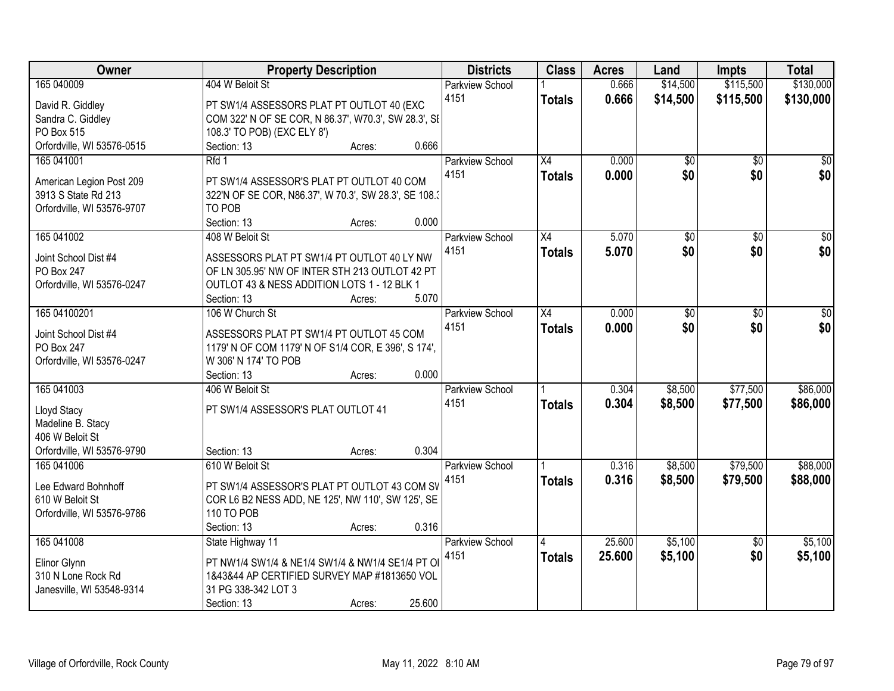| Owner | Property Description | Districts | Class | Acres | Land | Impts | Total |
|---|---|---|---|---|---|---|---|
| 165 040009<br>David R. Giddley<br>Sandra C. Giddley<br>PO Box 515<br>Orfordville, WI 53576-0515 | 404 W Beloit St<br>PT SW1/4 ASSESSORS PLAT PT OUTLOT 40 (EXC COM 322' N OF SE COR, N 86.37', W70.3', SW 28.3', SE 108.3' TO POB) (EXC ELY 8')<br>Section: 13 Acres: 0.666 | Parkview School 4151 | 1<br>**Totals** | 0.666<br>**0.666** | $14,500<br>**$14,500** | $115,500<br>**$115,500** | $130,000<br>**$130,000** |
| 165 041001<br>American Legion Post 209<br>3913 S State Rd 213<br>Orfordville, WI 53576-9707 | Rfd 1<br>PT SW1/4 ASSESSOR'S PLAT PT OUTLOT 40 COM 322'N OF SE COR, N86.37', W 70.3', SW 28.3', SE 108.3 TO POB<br>Section: 13 Acres: 0.000 | Parkview School 4151 | X4<br>**Totals** | 0.000<br>**0.000** | $0<br>**$0** | $0<br>**$0** | $0<br>**$0** |
| 165 041002<br>Joint School Dist #4<br>PO Box 247<br>Orfordville, WI 53576-0247 | 408 W Beloit St<br>ASSESSORS PLAT PT SW1/4 PT OUTLOT 40 LY NW OF LN 305.95' NW OF INTER STH 213 OUTLOT 42 PT OUTLOT 43 & NESS ADDITION LOTS 1 - 12 BLK 1<br>Section: 13 Acres: 5.070 | Parkview School 4151 | X4<br>**Totals** | 5.070<br>**5.070** | $0<br>**$0** | $0<br>**$0** | $0<br>**$0** |
| 165 04100201<br>Joint School Dist #4<br>PO Box 247<br>Orfordville, WI 53576-0247 | 106 W Church St<br>ASSESSORS PLAT PT SW1/4 PT OUTLOT 45 COM 1179' N OF COM 1179' N OF S1/4 COR, E 396', S 174', W 306' N 174' TO POB<br>Section: 13 Acres: 0.000 | Parkview School 4151 | X4<br>**Totals** | 0.000<br>**0.000** | $0<br>**$0** | $0<br>**$0** | $0<br>**$0** |
| 165 041003<br>Lloyd Stacy<br>Madeline B. Stacy<br>406 W Beloit St<br>Orfordville, WI 53576-9790 | 406 W Beloit St<br>PT SW1/4 ASSESSOR'S PLAT OUTLOT 41<br>Section: 13 Acres: 0.304 | Parkview School 4151 | 1<br>**Totals** | 0.304<br>**0.304** | $8,500<br>**$8,500** | $77,500<br>**$77,500** | $86,000<br>**$86,000** |
| 165 041006<br>Lee Edward Bohnhoff<br>610 W Beloit St<br>Orfordville, WI 53576-9786 | 610 W Beloit St<br>PT SW1/4 ASSESSOR'S PLAT PT OUTLOT 43 COM SW COR L6 B2 NESS ADD, NE 125', NW 110', SW 125', SE 110 TO POB<br>Section: 13 Acres: 0.316 | Parkview School 4151 | 1<br>**Totals** | 0.316<br>**0.316** | $8,500<br>**$8,500** | $79,500<br>**$79,500** | $88,000<br>**$88,000** |
| 165 041008<br>Elinor Glynn<br>310 N Lone Rock Rd<br>Janesville, WI 53548-9314 | State Highway 11<br>PT NW1/4 SW1/4 & NE1/4 SW1/4 & NW1/4 SE1/4 PT OL 1&43&44 AP CERTIFIED SURVEY MAP #1813650 VOL 31 PG 338-342 LOT 3<br>Section: 13 Acres: 25.600 | Parkview School 4151 | 4<br>**Totals** | 25.600<br>**25.600** | $5,100<br>**$5,100** | $0<br>**$0** | $5,100<br>**$5,100** |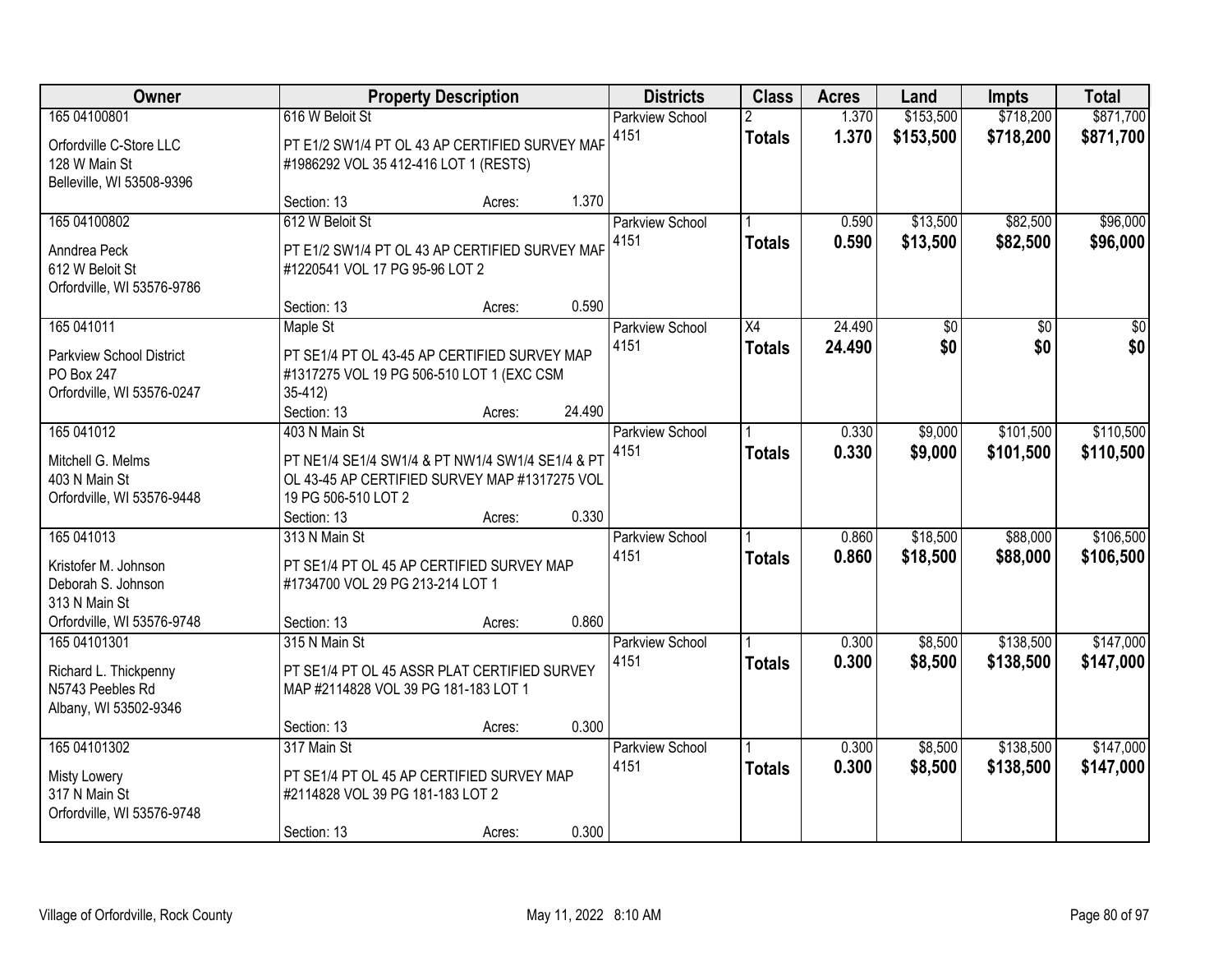| Owner | Property Description | Districts | Class | Acres | Land | Impts | Total |
|---|---|---|---|---|---|---|---|
| 165 04100801<br>Orfordville C-Store LLC<br>128 W Main St<br>Belleville, WI 53508-9396 | 616 W Beloit St<br>PT E1/2 SW1/4 PT OL 43 AP CERTIFIED SURVEY MAP #1986292 VOL 35 412-416 LOT 1 (RESTS)<br>Section: 13 Acres: 1.370 | Parkview School 4151 | 2<br>**Totals** | 1.370<br>**1.370** | $153,500<br>**$153,500** | $718,200<br>**$718,200** | $871,700<br>**$871,700** |
| 165 04100802<br>Anndrea Peck<br>612 W Beloit St<br>Orfordville, WI 53576-9786 | 612 W Beloit St<br>PT E1/2 SW1/4 PT OL 43 AP CERTIFIED SURVEY MAP #1220541 VOL 17 PG 95-96 LOT 2<br>Section: 13 Acres: 0.590 | Parkview School 4151 | 1<br>**Totals** | 0.590<br>**0.590** | $13,500<br>**$13,500** | $82,500<br>**$82,500** | $96,000<br>**$96,000** |
| 165 041011<br>Parkview School District<br>PO Box 247<br>Orfordville, WI 53576-0247 | Maple St<br>PT SE1/4 PT OL 43-45 AP CERTIFIED SURVEY MAP #1317275 VOL 19 PG 506-510 LOT 1 (EXC CSM 35-412)<br>Section: 13 Acres: 24.490 | Parkview School 4151 | X4<br>**Totals** | 24.490<br>**24.490** | $0<br>**$0** | $0<br>**$0** | $0<br>**$0** |
| 165 041012<br>Mitchell G. Melms<br>403 N Main St<br>Orfordville, WI 53576-9448 | 403 N Main St<br>PT NE1/4 SE1/4 SW1/4 & PT NW1/4 SW1/4 SE1/4 & PT OL 43-45 AP CERTIFIED SURVEY MAP #1317275 VOL 19 PG 506-510 LOT 2<br>Section: 13 Acres: 0.330 | Parkview School 4151 | 1<br>**Totals** | 0.330<br>**0.330** | $9,000<br>**$9,000** | $101,500<br>**$101,500** | $110,500<br>**$110,500** |
| 165 041013<br>Kristofer M. Johnson<br>Deborah S. Johnson<br>313 N Main St<br>Orfordville, WI 53576-9748 | 313 N Main St<br>PT SE1/4 PT OL 45 AP CERTIFIED SURVEY MAP #1734700 VOL 29 PG 213-214 LOT 1<br>Section: 13 Acres: 0.860 | Parkview School 4151 | 1<br>**Totals** | 0.860<br>**0.860** | $18,500<br>**$18,500** | $88,000<br>**$88,000** | $106,500<br>**$106,500** |
| 165 04101301<br>Richard L. Thickpenny<br>N5743 Peebles Rd<br>Albany, WI 53502-9346 | 315 N Main St<br>PT SE1/4 PT OL 45 ASSR PLAT CERTIFIED SURVEY MAP #2114828 VOL 39 PG 181-183 LOT 1<br>Section: 13 Acres: 0.300 | Parkview School 4151 | 1<br>**Totals** | 0.300<br>**0.300** | $8,500<br>**$8,500** | $138,500<br>**$138,500** | $147,000<br>**$147,000** |
| 165 04101302<br>Misty Lowery<br>317 N Main St<br>Orfordville, WI 53576-9748 | 317 Main St<br>PT SE1/4 PT OL 45 AP CERTIFIED SURVEY MAP #2114828 VOL 39 PG 181-183 LOT 2<br>Section: 13 Acres: 0.300 | Parkview School 4151 | 1<br>**Totals** | 0.300<br>**0.300** | $8,500<br>**$8,500** | $138,500<br>**$138,500** | $147,000<br>**$147,000** |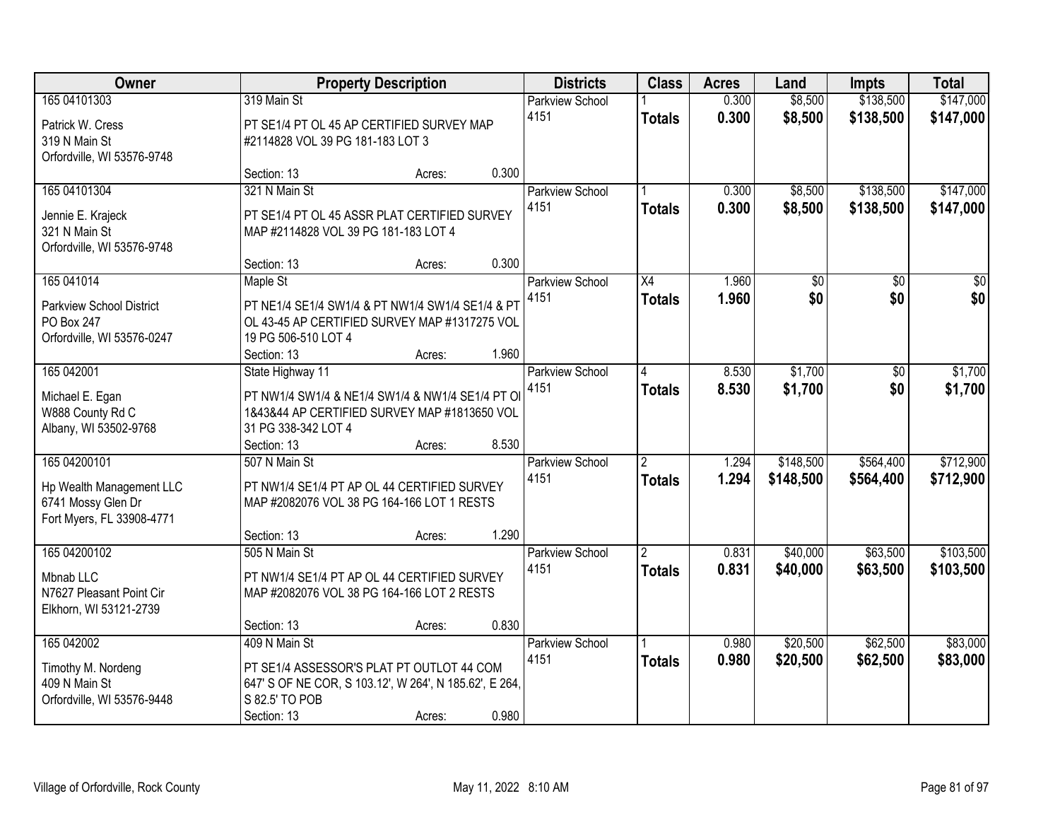| Owner | Property Description | Districts | Class | Acres | Land | Impts | Total |
|---|---|---|---|---|---|---|---|
| 165 04101303<br><br>Patrick W. Cress<br>319 N Main St<br>Orfordville, WI 53576-9748 | 319 Main St<br><br>PT SE1/4 PT OL 45 AP CERTIFIED SURVEY MAP #2114828 VOL 39 PG 181-183 LOT 3<br><br>Section: 13 Acres: 0.300 | Parkview School 4151 | 1<br>**Totals** | 0.300<br>**0.300** | $8,500<br>**$8,500** | $138,500<br>**$138,500** | $147,000<br>**$147,000** |
| 165 04101304<br><br>Jennie E. Krajeck<br>321 N Main St<br>Orfordville, WI 53576-9748 | 321 N Main St<br><br>PT SE1/4 PT OL 45 ASSR PLAT CERTIFIED SURVEY MAP #2114828 VOL 39 PG 181-183 LOT 4<br><br>Section: 13 Acres: 0.300 | Parkview School 4151 | 1<br>**Totals** | 0.300<br>**0.300** | $8,500<br>**$8,500** | $138,500<br>**$138,500** | $147,000<br>**$147,000** |
| 165 041014<br><br>Parkview School District<br>PO Box 247<br>Orfordville, WI 53576-0247 | Maple St<br><br>PT NE1/4 SE1/4 SW1/4 & PT NW1/4 SW1/4 SE1/4 & PT OL 43-45 AP CERTIFIED SURVEY MAP #1317275 VOL 19 PG 506-510 LOT 4<br>Section: 13 Acres: 1.960 | Parkview School 4151 | X4<br>**Totals** | 1.960<br>**1.960** | $0<br>**$0** | $0<br>**$0** | $0<br>**$0** |
| 165 042001<br><br>Michael E. Egan<br>W888 County Rd C<br>Albany, WI 53502-9768 | State Highway 11<br><br>PT NW1/4 SW1/4 & NE1/4 SW1/4 & NW1/4 SE1/4 PT OL 1&43&44 AP CERTIFIED SURVEY MAP #1813650 VOL 31 PG 338-342 LOT 4<br>Section: 13 Acres: 8.530 | Parkview School 4151 | 4<br>**Totals** | 8.530<br>**8.530** | $1,700<br>**$1,700** | $0<br>**$0** | $1,700<br>**$1,700** |
| 165 04200101<br><br>Hp Wealth Management LLC<br>6741 Mossy Glen Dr<br>Fort Myers, FL 33908-4771 | 507 N Main St<br><br>PT NW1/4 SE1/4 PT AP OL 44 CERTIFIED SURVEY MAP #2082076 VOL 38 PG 164-166 LOT 1 RESTS<br><br>Section: 13 Acres: 1.290 | Parkview School 4151 | 2<br>**Totals** | 1.294<br>**1.294** | $148,500<br>**$148,500** | $564,400<br>**$564,400** | $712,900<br>**$712,900** |
| 165 04200102<br><br>Mbnab LLC<br>N7627 Pleasant Point Cir<br>Elkhorn, WI 53121-2739 | 505 N Main St<br><br>PT NW1/4 SE1/4 PT AP OL 44 CERTIFIED SURVEY MAP #2082076 VOL 38 PG 164-166 LOT 2 RESTS<br><br>Section: 13 Acres: 0.830 | Parkview School 4151 | 2<br>**Totals** | 0.831<br>**0.831** | $40,000<br>**$40,000** | $63,500<br>**$63,500** | $103,500<br>**$103,500** |
| 165 042002<br><br>Timothy M. Nordeng<br>409 N Main St<br>Orfordville, WI 53576-9448 | 409 N Main St<br><br>PT SE1/4 ASSESSOR'S PLAT PT OUTLOT 44 COM 647' S OF NE COR, S 103.12', W 264', N 185.62', E 264, S 82.5' TO POB<br>Section: 13 Acres: 0.980 | Parkview School 4151 | 1<br>**Totals** | 0.980<br>**0.980** | $20,500<br>**$20,500** | $62,500<br>**$62,500** | $83,000<br>**$83,000** |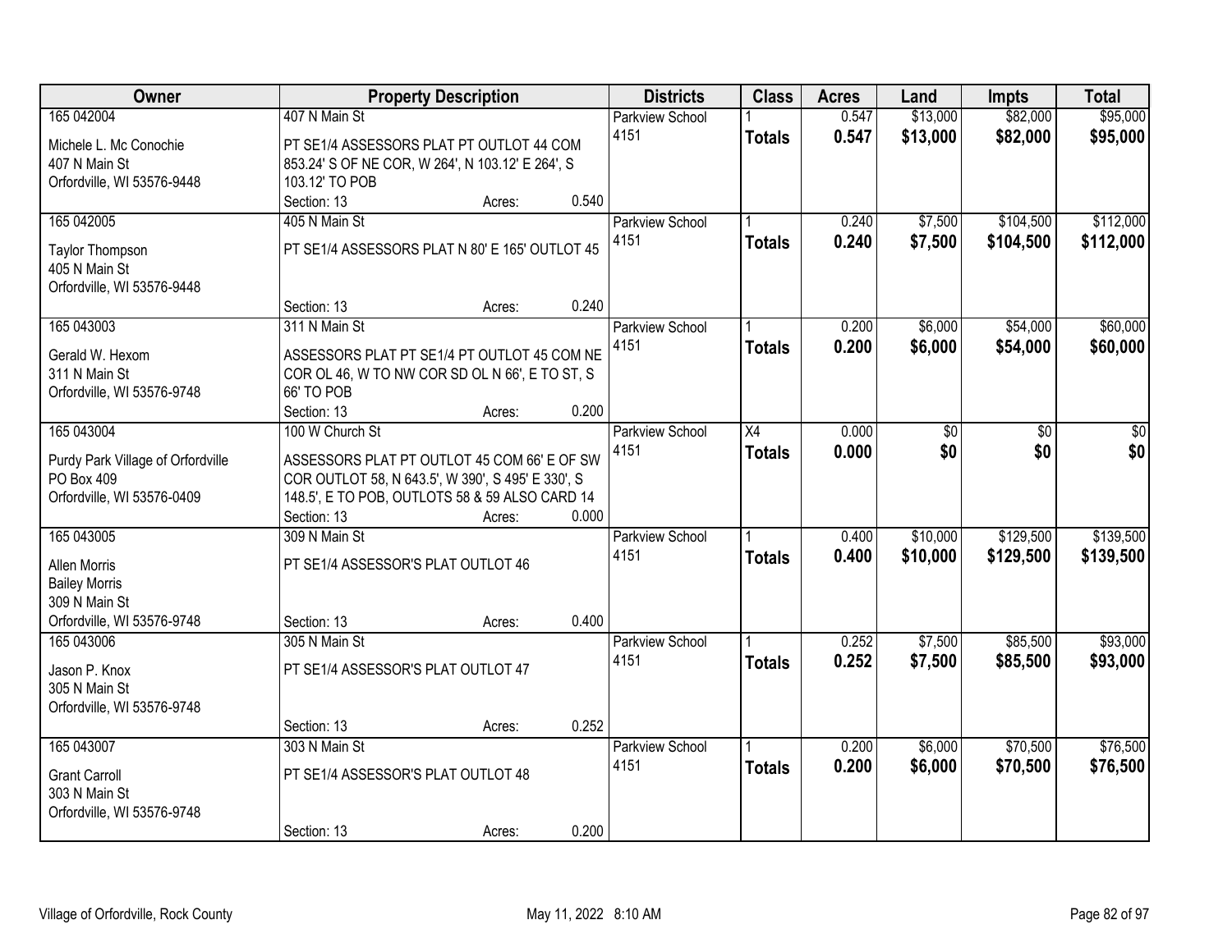| Owner | Property Description | Districts | Class | Acres | Land | Impts | Total |
|---|---|---|---|---|---|---|---|
| 165 042004<br>Michele L. Mc Conochie<br>407 N Main St<br>Orfordville, WI 53576-9448 | 407 N Main St<br>PT SE1/4 ASSESSORS PLAT PT OUTLOT 44 COM 853.24' S OF NE COR, W 264', N 103.12' E 264', S 103.12' TO POB<br>Section: 13 Acres: 0.540 | Parkview School 4151 | 1<br>**Totals** | 0.547<br>**0.547** | $13,000<br>**$13,000** | $82,000<br>**$82,000** | $95,000<br>**$95,000** |
| 165 042005<br>Taylor Thompson<br>405 N Main St<br>Orfordville, WI 53576-9448 | 405 N Main St<br>PT SE1/4 ASSESSORS PLAT N 80' E 165' OUTLOT 45<br>Section: 13 Acres: 0.240 | Parkview School 4151 | 1<br>**Totals** | 0.240<br>**0.240** | $7,500<br>**$7,500** | $104,500<br>**$104,500** | $112,000<br>**$112,000** |
| 165 043003<br>Gerald W. Hexom<br>311 N Main St<br>Orfordville, WI 53576-9748 | 311 N Main St<br>ASSESSORS PLAT PT SE1/4 PT OUTLOT 45 COM NE COR OL 46, W TO NW COR SD OL N 66', E TO ST, S 66' TO POB<br>Section: 13 Acres: 0.200 | Parkview School 4151 | 1<br>**Totals** | 0.200<br>**0.200** | $6,000<br>**$6,000** | $54,000<br>**$54,000** | $60,000<br>**$60,000** |
| 165 043004<br>Purdy Park Village of Orfordville<br>PO Box 409<br>Orfordville, WI 53576-0409 | 100 W Church St<br>ASSESSORS PLAT PT OUTLOT 45 COM 66' E OF SW COR OUTLOT 58, N 643.5', W 390', S 495' E 330', S 148.5', E TO POB, OUTLOTS 58 & 59 ALSO CARD 14<br>Section: 13 Acres: 0.000 | Parkview School 4151 | X4<br>**Totals** | 0.000<br>**0.000** | $0<br>**$0** | $0<br>**$0** | $0<br>**$0** |
| 165 043005<br>Allen Morris<br>Bailey Morris<br>309 N Main St<br>Orfordville, WI 53576-9748 | 309 N Main St<br>PT SE1/4 ASSESSOR'S PLAT OUTLOT 46<br>Section: 13 Acres: 0.400 | Parkview School 4151 | 1<br>**Totals** | 0.400<br>**0.400** | $10,000<br>**$10,000** | $129,500<br>**$129,500** | $139,500<br>**$139,500** |
| 165 043006<br>Jason P. Knox<br>305 N Main St<br>Orfordville, WI 53576-9748 | 305 N Main St<br>PT SE1/4 ASSESSOR'S PLAT OUTLOT 47<br>Section: 13 Acres: 0.252 | Parkview School 4151 | 1<br>**Totals** | 0.252<br>**0.252** | $7,500<br>**$7,500** | $85,500<br>**$85,500** | $93,000<br>**$93,000** |
| 165 043007<br>Grant Carroll<br>303 N Main St<br>Orfordville, WI 53576-9748 | 303 N Main St<br>PT SE1/4 ASSESSOR'S PLAT OUTLOT 48<br>Section: 13 Acres: 0.200 | Parkview School 4151 | 1<br>**Totals** | 0.200<br>**0.200** | $6,000<br>**$6,000** | $70,500<br>**$70,500** | $76,500<br>**$76,500** |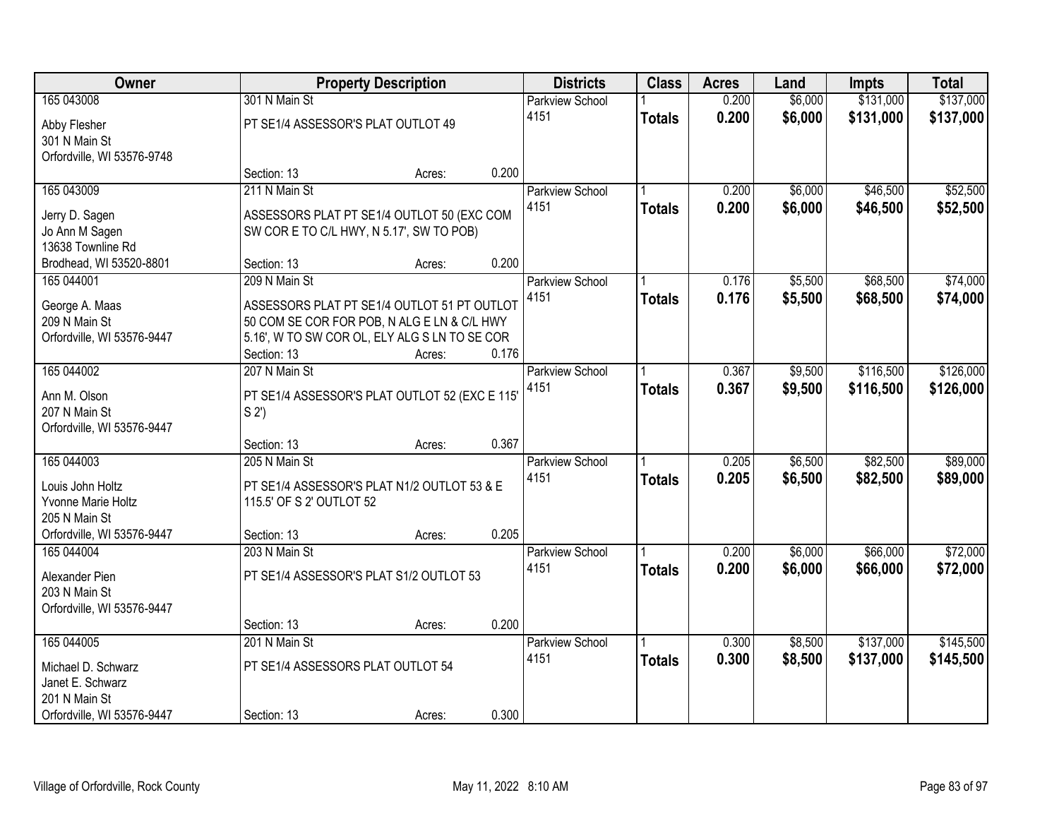| Owner | Property Description | Districts | Class | Acres | Land | Impts | Total |
|---|---|---|---|---|---|---|---|
| 165 043008<br>Abby Flesher<br>301 N Main St<br>Orfordville, WI 53576-9748 | 301 N Main St<br>PT SE1/4 ASSESSOR'S PLAT OUTLOT 49<br>Section: 13 Acres: 0.200 | Parkview School<br>4151 | 1<br>**Totals** | 0.200<br>**0.200** | $6,000<br>**$6,000** | $131,000<br>**$131,000** | $137,000<br>**$137,000** |
| 165 043009<br>Jerry D. Sagen<br>Jo Ann M Sagen<br>13638 Townline Rd<br>Brodhead, WI 53520-8801 | 211 N Main St<br>ASSESSORS PLAT PT SE1/4 OUTLOT 50 (EXC COM SW COR E TO C/L HWY, N 5.17', SW TO POB)<br>Section: 13 Acres: 0.200 | Parkview School<br>4151 | 1<br>**Totals** | 0.200<br>**0.200** | $6,000<br>**$6,000** | $46,500<br>**$46,500** | $52,500<br>**$52,500** |
| 165 044001<br>George A. Maas<br>209 N Main St<br>Orfordville, WI 53576-9447 | 209 N Main St<br>ASSESSORS PLAT PT SE1/4 OUTLOT 51 PT OUTLOT 50 COM SE COR FOR POB, N ALG E LN & C/L HWY 5.16', W TO SW COR OL, ELY ALG S LN TO SE COR<br>Section: 13 Acres: 0.176 | Parkview School<br>4151 | 1<br>**Totals** | 0.176<br>**0.176** | $5,500<br>**$5,500** | $68,500<br>**$68,500** | $74,000<br>**$74,000** |
| 165 044002<br>Ann M. Olson<br>207 N Main St<br>Orfordville, WI 53576-9447 | 207 N Main St<br>PT SE1/4 ASSESSOR'S PLAT OUTLOT 52 (EXC E 115' S 2')<br>Section: 13 Acres: 0.367 | Parkview School<br>4151 | 1<br>**Totals** | 0.367<br>**0.367** | $9,500<br>**$9,500** | $116,500<br>**$116,500** | $126,000<br>**$126,000** |
| 165 044003<br>Louis John Holtz<br>Yvonne Marie Holtz<br>205 N Main St<br>Orfordville, WI 53576-9447 | 205 N Main St<br>PT SE1/4 ASSESSOR'S PLAT N1/2 OUTLOT 53 & E 115.5' OF S 2' OUTLOT 52<br>Section: 13 Acres: 0.205 | Parkview School<br>4151 | 1<br>**Totals** | 0.205<br>**0.205** | $6,500<br>**$6,500** | $82,500<br>**$82,500** | $89,000<br>**$89,000** |
| 165 044004<br>Alexander Pien<br>203 N Main St<br>Orfordville, WI 53576-9447 | 203 N Main St<br>PT SE1/4 ASSESSOR'S PLAT S1/2 OUTLOT 53<br>Section: 13 Acres: 0.200 | Parkview School<br>4151 | 1<br>**Totals** | 0.200<br>**0.200** | $6,000<br>**$6,000** | $66,000<br>**$66,000** | $72,000<br>**$72,000** |
| 165 044005<br>Michael D. Schwarz<br>Janet E. Schwarz<br>201 N Main St<br>Orfordville, WI 53576-9447 | 201 N Main St<br>PT SE1/4 ASSESSORS PLAT OUTLOT 54<br>Section: 13 Acres: 0.300 | Parkview School<br>4151 | 1<br>**Totals** | 0.300<br>**0.300** | $8,500<br>**$8,500** | $137,000<br>**$137,000** | $145,500<br>**$145,500** |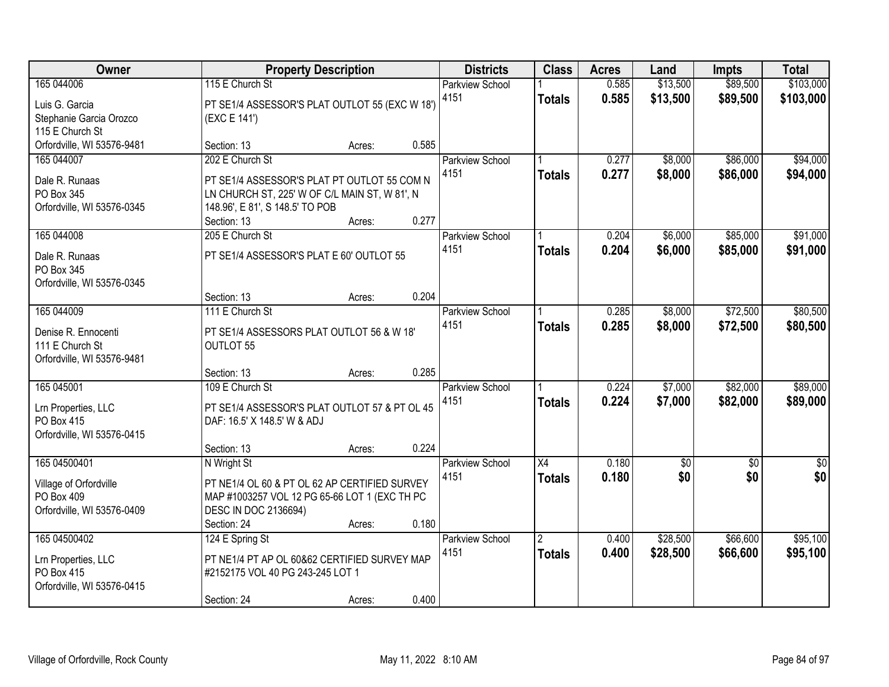| Owner | Property Description | | | Districts | Class | Acres | Land | Impts | Total |
|---|---|---|---|---|---|---|---|---|---|
| 165 044006 | 115 E Church St | | | Parkview School | 1 | 0.585 | $13,500 | $89,500 | $103,000 |
| Luis G. Garcia<br>Stephanie Garcia Orozco<br>115 E Church St<br>Orfordville, WI 53576-9481 | PT SE1/4 ASSESSOR'S PLAT OUTLOT 55 (EXC W 18') (EXC E 141') | | | 4151 | **Totals** | **0.585** | **$13,500** | **$89,500** | **$103,000** |
| | Section: 13 | Acres: | 0.585 | | | | | | |
| 165 044007 | 202 E Church St | | | Parkview School | 1 | 0.277 | $8,000 | $86,000 | $94,000 |
| Dale R. Runaas<br>PO Box 345<br>Orfordville, WI 53576-0345 | PT SE1/4 ASSESSOR'S PLAT PT OUTLOT 55 COM N LN CHURCH ST, 225' W OF C/L MAIN ST, W 81', N 148.96', E 81', S 148.5' TO POB | | | 4151 | **Totals** | **0.277** | **$8,000** | **$86,000** | **$94,000** |
| | Section: 13 | Acres: | 0.277 | | | | | | |
| 165 044008 | 205 E Church St | | | Parkview School | 1 | 0.204 | $6,000 | $85,000 | $91,000 |
| Dale R. Runaas<br>PO Box 345<br>Orfordville, WI 53576-0345 | PT SE1/4 ASSESSOR'S PLAT E 60' OUTLOT 55 | | | 4151 | **Totals** | **0.204** | **$6,000** | **$85,000** | **$91,000** |
| | Section: 13 | Acres: | 0.204 | | | | | | |
| 165 044009 | 111 E Church St | | | Parkview School | 1 | 0.285 | $8,000 | $72,500 | $80,500 |
| Denise R. Ennocenti<br>111 E Church St<br>Orfordville, WI 53576-9481 | PT SE1/4 ASSESSORS PLAT OUTLOT 56 & W 18' OUTLOT 55 | | | 4151 | **Totals** | **0.285** | **$8,000** | **$72,500** | **$80,500** |
| | Section: 13 | Acres: | 0.285 | | | | | | |
| 165 045001 | 109 E Church St | | | Parkview School | 1 | 0.224 | $7,000 | $82,000 | $89,000 |
| Lrn Properties, LLC<br>PO Box 415<br>Orfordville, WI 53576-0415 | PT SE1/4 ASSESSOR'S PLAT OUTLOT 57 & PT OL 45 DAF: 16.5' X 148.5' W & ADJ | | | 4151 | **Totals** | **0.224** | **$7,000** | **$82,000** | **$89,000** |
| | Section: 13 | Acres: | 0.224 | | | | | | |
| 165 04500401 | N Wright St | | | Parkview School | X4 | 0.180 | $0 | $0 | $0 |
| Village of Orfordville<br>PO Box 409<br>Orfordville, WI 53576-0409 | PT NE1/4 OL 60 & PT OL 62 AP CERTIFIED SURVEY MAP #1003257 VOL 12 PG 65-66 LOT 1 (EXC TH PC DESC IN DOC 2136694) | | | 4151 | **Totals** | **0.180** | **$0** | **$0** | **$0** |
| | Section: 24 | Acres: | 0.180 | | | | | | |
| 165 04500402 | 124 E Spring St | | | Parkview School | 2 | 0.400 | $28,500 | $66,600 | $95,100 |
| Lrn Properties, LLC<br>PO Box 415<br>Orfordville, WI 53576-0415 | PT NE1/4 PT AP OL 60&62 CERTIFIED SURVEY MAP #2152175 VOL 40 PG 243-245 LOT 1 | | | 4151 | **Totals** | **0.400** | **$28,500** | **$66,600** | **$95,100** |
| | Section: 24 | Acres: | 0.400 | | | | | | |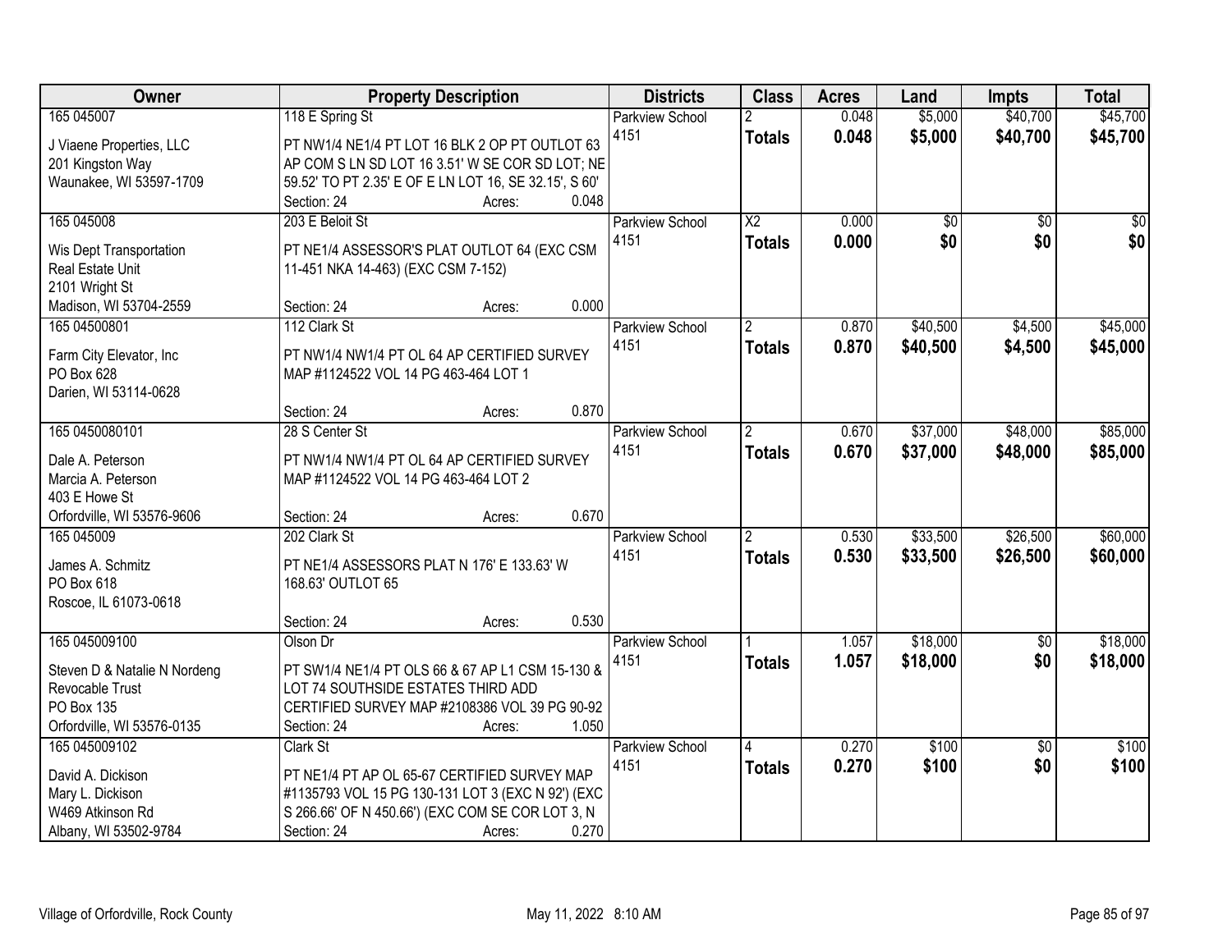| Owner | Property Description | Districts | Class | Acres | Land | Impts | Total |
|---|---|---|---|---|---|---|---|
| 165 045007<br>J Viaene Properties, LLC<br>201 Kingston Way<br>Waunakee, WI 53597-1709 | 118 E Spring St<br>PT NW1/4 NE1/4 PT LOT 16 BLK 2 OP PT OUTLOT 63 AP COM S LN SD LOT 16 3.51' W SE COR SD LOT; NE 59.52' TO PT 2.35' E OF E LN LOT 16, SE 32.15', S 60'<br>Section: 24 Acres: 0.048 | Parkview School 4151 | 2<br>**Totals** | 0.048<br>**0.048** | $5,000<br>**$5,000** | $40,700<br>**$40,700** | $45,700<br>**$45,700** |
| 165 045008<br>Wis Dept Transportation<br>Real Estate Unit<br>2101 Wright St<br>Madison, WI 53704-2559 | 203 E Beloit St<br>PT NE1/4 ASSESSOR'S PLAT OUTLOT 64 (EXC CSM 11-451 NKA 14-463) (EXC CSM 7-152)<br>Section: 24 Acres: 0.000 | Parkview School 4151 | X2<br>**Totals** | 0.000<br>**0.000** | $0<br>**$0** | $0<br>**$0** | $0<br>**$0** |
| 165 04500801<br>Farm City Elevator, Inc<br>PO Box 628<br>Darien, WI 53114-0628 | 112 Clark St<br>PT NW1/4 NW1/4 PT OL 64 AP CERTIFIED SURVEY MAP #1124522 VOL 14 PG 463-464 LOT 1<br>Section: 24 Acres: 0.870 | Parkview School 4151 | 2<br>**Totals** | 0.870<br>**0.870** | $40,500<br>**$40,500** | $4,500<br>**$4,500** | $45,000<br>**$45,000** |
| 165 0450080101<br>Dale A. Peterson<br>Marcia A. Peterson<br>403 E Howe St<br>Orfordville, WI 53576-9606 | 28 S Center St<br>PT NW1/4 NW1/4 PT OL 64 AP CERTIFIED SURVEY MAP #1124522 VOL 14 PG 463-464 LOT 2<br>Section: 24 Acres: 0.670 | Parkview School 4151 | 2<br>**Totals** | 0.670<br>**0.670** | $37,000<br>**$37,000** | $48,000<br>**$48,000** | $85,000<br>**$85,000** |
| 165 045009<br>James A. Schmitz<br>PO Box 618<br>Roscoe, IL 61073-0618 | 202 Clark St<br>PT NE1/4 ASSESSORS PLAT N 176' E 133.63' W 168.63' OUTLOT 65<br>Section: 24 Acres: 0.530 | Parkview School 4151 | 2<br>**Totals** | 0.530<br>**0.530** | $33,500<br>**$33,500** | $26,500<br>**$26,500** | $60,000<br>**$60,000** |
| 165 045009100<br>Steven D & Natalie N Nordeng Revocable Trust<br>PO Box 135<br>Orfordville, WI 53576-0135 | Olson Dr<br>PT SW1/4 NE1/4 PT OLS 66 & 67 AP L1 CSM 15-130 & LOT 74 SOUTHSIDE ESTATES THIRD ADD CERTIFIED SURVEY MAP #2108386 VOL 39 PG 90-92<br>Section: 24 Acres: 1.050 | Parkview School 4151 | 1<br>**Totals** | 1.057<br>**1.057** | $18,000<br>**$18,000** | $0<br>**$0** | $18,000<br>**$18,000** |
| 165 045009102<br>David A. Dickison<br>Mary L. Dickison<br>W469 Atkinson Rd<br>Albany, WI 53502-9784 | Clark St<br>PT NE1/4 PT AP OL 65-67 CERTIFIED SURVEY MAP #1135793 VOL 15 PG 130-131 LOT 3 (EXC N 92') (EXC S 266.66' OF N 450.66') (EXC COM SE COR LOT 3, N<br>Section: 24 Acres: 0.270 | Parkview School 4151 | 4<br>**Totals** | 0.270<br>**0.270** | $100<br>**$100** | $0<br>**$0** | $100<br>**$100** |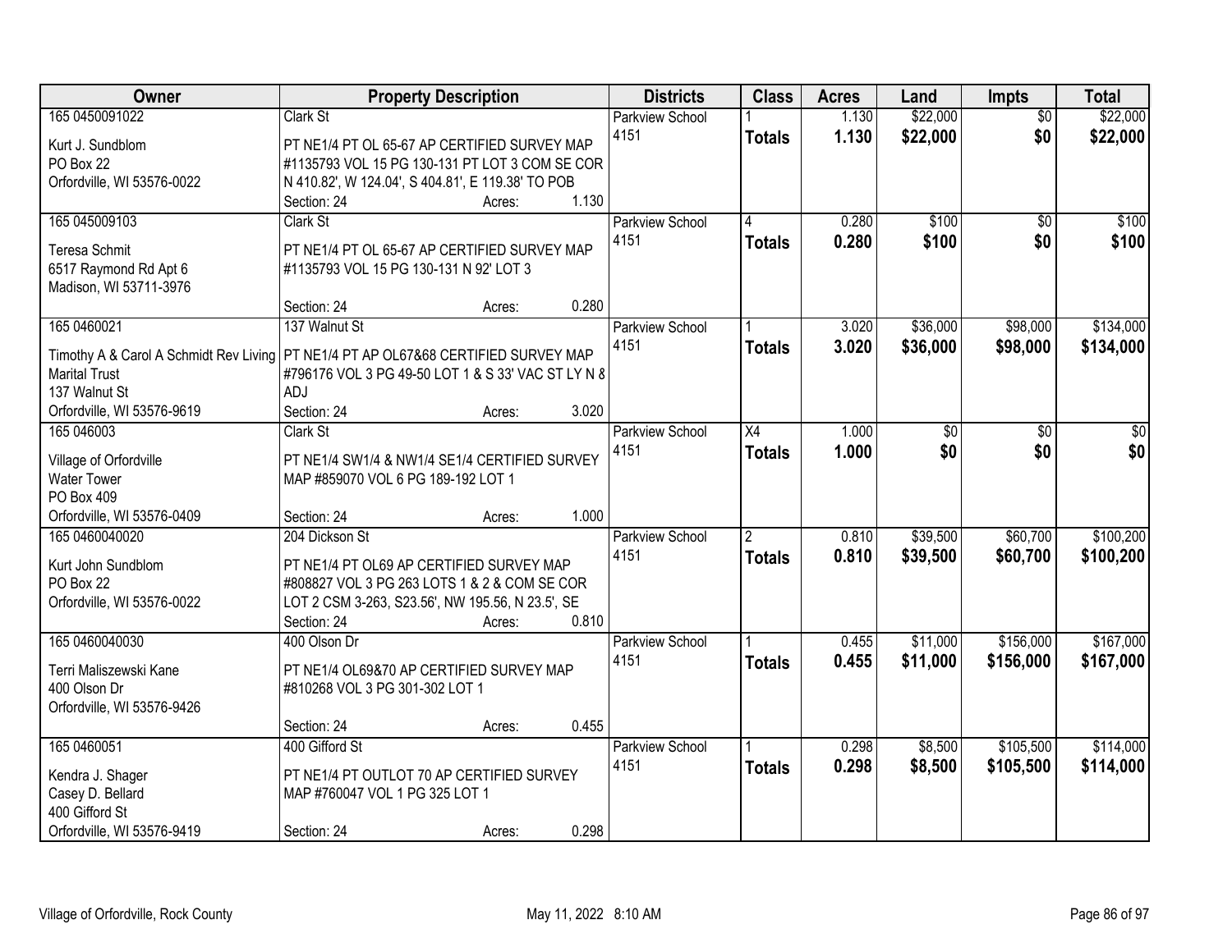| Owner | Property Description | Districts | Class | Acres | Land | Impts | Total |
|---|---|---|---|---|---|---|---|
| 165 0450091022 | Clark St | Parkview School | 1 | 1.130 | $22,000 | $0 | $22,000 |
| Kurt J. Sundblom<br>PO Box 22<br>Orfordville, WI 53576-0022 | PT NE1/4 PT OL 65-67 AP CERTIFIED SURVEY MAP #1135793 VOL 15 PG 130-131 PT LOT 3 COM SE COR N 410.82', W 124.04', S 404.81', E 119.38' TO POB<br>Section: 24 Acres: 1.130 | 4151 | **Totals** | **1.130** | **$22,000** | **$0** | **$22,000** |
| 165 045009103 | Clark St | Parkview School | 4 | 0.280 | $100 | $0 | $100 |
| Teresa Schmit<br>6517 Raymond Rd Apt 6<br>Madison, WI 53711-3976 | PT NE1/4 PT OL 65-67 AP CERTIFIED SURVEY MAP #1135793 VOL 15 PG 130-131 N 92' LOT 3<br>Section: 24 Acres: 0.280 | 4151 | **Totals** | **0.280** | **$100** | **$0** | **$100** |
| 165 0460021 | 137 Walnut St | Parkview School | 1 | 3.020 | $36,000 | $98,000 | $134,000 |
| Timothy A & Carol A Schmidt Rev Living<br>Marital Trust<br>137 Walnut St<br>Orfordville, WI 53576-9619 | PT NE1/4 PT AP OL67&68 CERTIFIED SURVEY MAP #796176 VOL 3 PG 49-50 LOT 1 & S 33' VAC ST LY N & ADJ<br>Section: 24 Acres: 3.020 | 4151 | **Totals** | **3.020** | **$36,000** | **$98,000** | **$134,000** |
| 165 046003 | Clark St | Parkview School | X4 | 1.000 | $0 | $0 | $0 |
| Village of Orfordville<br>Water Tower<br>PO Box 409<br>Orfordville, WI 53576-0409 | PT NE1/4 SW1/4 & NW1/4 SE1/4 CERTIFIED SURVEY MAP #859070 VOL 6 PG 189-192 LOT 1<br>Section: 24 Acres: 1.000 | 4151 | **Totals** | **1.000** | **$0** | **$0** | **$0** |
| 165 0460040020 | 204 Dickson St | Parkview School | 2 | 0.810 | $39,500 | $60,700 | $100,200 |
| Kurt John Sundblom<br>PO Box 22<br>Orfordville, WI 53576-0022 | PT NE1/4 PT OL69 AP CERTIFIED SURVEY MAP #808827 VOL 3 PG 263 LOTS 1 & 2 & COM SE COR LOT 2 CSM 3-263, S23.56', NW 195.56, N 23.5', SE<br>Section: 24 Acres: 0.810 | 4151 | **Totals** | **0.810** | **$39,500** | **$60,700** | **$100,200** |
| 165 0460040030 | 400 Olson Dr | Parkview School | 1 | 0.455 | $11,000 | $156,000 | $167,000 |
| Terri Maliszewski Kane<br>400 Olson Dr<br>Orfordville, WI 53576-9426 | PT NE1/4 OL69&70 AP CERTIFIED SURVEY MAP #810268 VOL 3 PG 301-302 LOT 1<br>Section: 24 Acres: 0.455 | 4151 | **Totals** | **0.455** | **$11,000** | **$156,000** | **$167,000** |
| 165 0460051 | 400 Gifford St | Parkview School | 1 | 0.298 | $8,500 | $105,500 | $114,000 |
| Kendra J. Shager<br>Casey D. Bellard<br>400 Gifford St<br>Orfordville, WI 53576-9419 | PT NE1/4 PT OUTLOT 70 AP CERTIFIED SURVEY MAP #760047 VOL 1 PG 325 LOT 1<br>Section: 24 Acres: 0.298 | 4151 | **Totals** | **0.298** | **$8,500** | **$105,500** | **$114,000** |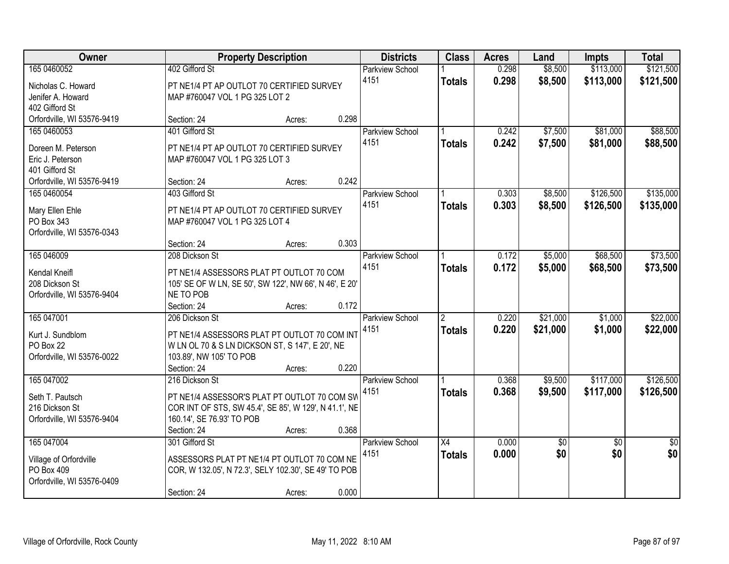| Owner | Property Description | Districts | Class | Acres | Land | Impts | Total |
|---|---|---|---|---|---|---|---|
| 165 0460052<br>Nicholas C. Howard<br>Jenifer A. Howard<br>402 Gifford St<br>Orfordville, WI 53576-9419 | 402 Gifford St<br>PT NE1/4 PT AP OUTLOT 70 CERTIFIED SURVEY MAP #760047 VOL 1 PG 325 LOT 2<br>Section: 24 Acres: 0.298 | Parkview School 4151 | 1<br>**Totals** | 0.298<br>**0.298** | $8,500<br>**$8,500** | $113,000<br>**$113,000** | $121,500<br>**$121,500** |
| 165 0460053<br>Doreen M. Peterson<br>Eric J. Peterson<br>401 Gifford St<br>Orfordville, WI 53576-9419 | 401 Gifford St<br>PT NE1/4 PT AP OUTLOT 70 CERTIFIED SURVEY MAP #760047 VOL 1 PG 325 LOT 3<br>Section: 24 Acres: 0.242 | Parkview School 4151 | 1<br>**Totals** | 0.242<br>**0.242** | $7,500<br>**$7,500** | $81,000<br>**$81,000** | $88,500<br>**$88,500** |
| 165 0460054<br>Mary Ellen Ehle<br>PO Box 343<br>Orfordville, WI 53576-0343 | 403 Gifford St<br>PT NE1/4 PT AP OUTLOT 70 CERTIFIED SURVEY MAP #760047 VOL 1 PG 325 LOT 4<br>Section: 24 Acres: 0.303 | Parkview School 4151 | 1<br>**Totals** | 0.303<br>**0.303** | $8,500<br>**$8,500** | $126,500<br>**$126,500** | $135,000<br>**$135,000** |
| 165 046009<br>Kendal Kneifl<br>208 Dickson St<br>Orfordville, WI 53576-9404 | 208 Dickson St<br>PT NE1/4 ASSESSORS PLAT PT OUTLOT 70 COM 105' SE OF W LN, SE 50', SW 122', NW 66', N 46', E 20' NE TO POB<br>Section: 24 Acres: 0.172 | Parkview School 4151 | 1<br>**Totals** | 0.172<br>**0.172** | $5,000<br>**$5,000** | $68,500<br>**$68,500** | $73,500<br>**$73,500** |
| 165 047001<br>Kurt J. Sundblom<br>PO Box 22<br>Orfordville, WI 53576-0022 | 206 Dickson St<br>PT NE1/4 ASSESSORS PLAT PT OUTLOT 70 COM INT W LN OL 70 & S LN DICKSON ST, S 147', E 20', NE 103.89', NW 105' TO POB<br>Section: 24 Acres: 0.220 | Parkview School 4151 | 2<br>**Totals** | 0.220<br>**0.220** | $21,000<br>**$21,000** | $1,000<br>**$1,000** | $22,000<br>**$22,000** |
| 165 047002<br>Seth T. Pautsch<br>216 Dickson St<br>Orfordville, WI 53576-9404 | 216 Dickson St<br>PT NE1/4 ASSESSOR'S PLAT PT OUTLOT 70 COM SW COR INT OF STS, SW 45.4', SE 85', W 129', N 41.1', NE 160.14', SE 76.93' TO POB<br>Section: 24 Acres: 0.368 | Parkview School 4151 | 1<br>**Totals** | 0.368<br>**0.368** | $9,500<br>**$9,500** | $117,000<br>**$117,000** | $126,500<br>**$126,500** |
| 165 047004<br>Village of Orfordville<br>PO Box 409<br>Orfordville, WI 53576-0409 | 301 Gifford St<br>ASSESSORS PLAT PT NE1/4 PT OUTLOT 70 COM NE COR, W 132.05', N 72.3', SELY 102.30', SE 49' TO POB<br>Section: 24 Acres: 0.000 | Parkview School 4151 | X4<br>**Totals** | 0.000<br>**0.000** | $0<br>**$0** | $0<br>**$0** | $0<br>**$0** |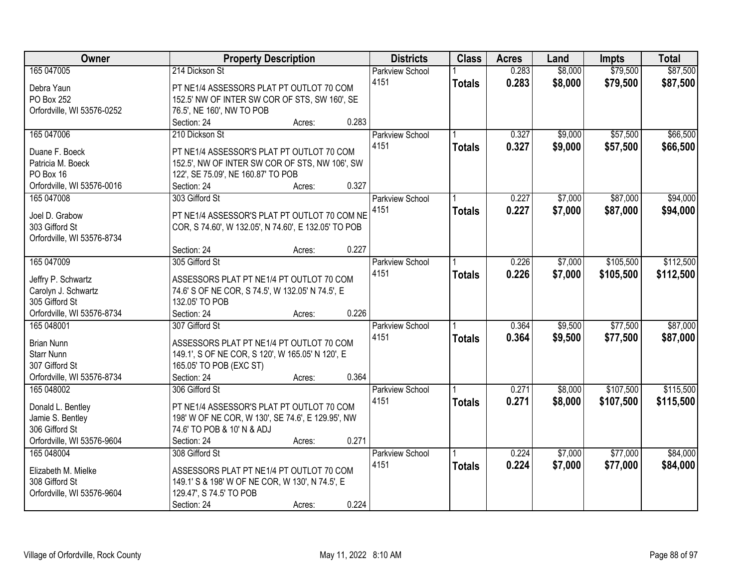| Owner | Property Description | Districts | Class | Acres | Land | Impts | Total |
|---|---|---|---|---|---|---|---|
| 165 047005<br>Debra Yaun<br>PO Box 252<br>Orfordville, WI 53576-0252 | 214 Dickson St<br>PT NE1/4 ASSESSORS PLAT PT OUTLOT 70 COM 152.5' NW OF INTER SW COR OF STS, SW 160', SE 76.5', NE 160', NW TO POB<br>Section: 24 Acres: 0.283 | Parkview School 4151 | 1<br>**Totals** | 0.283<br>**0.283** | $8,000<br>**$8,000** | $79,500<br>**$79,500** | $87,500<br>**$87,500** |
| 165 047006<br>Duane F. Boeck<br>Patricia M. Boeck<br>PO Box 16<br>Orfordville, WI 53576-0016 | 210 Dickson St<br>PT NE1/4 ASSESSOR'S PLAT PT OUTLOT 70 COM 152.5', NW OF INTER SW COR OF STS, NW 106', SW 122', SE 75.09', NE 160.87' TO POB<br>Section: 24 Acres: 0.327 | Parkview School 4151 | 1<br>**Totals** | 0.327<br>**0.327** | $9,000<br>**$9,000** | $57,500<br>**$57,500** | $66,500<br>**$66,500** |
| 165 047008<br>Joel D. Grabow<br>303 Gifford St<br>Orfordville, WI 53576-8734 | 303 Gifford St<br>PT NE1/4 ASSESSOR'S PLAT PT OUTLOT 70 COM NE COR, S 74.60', W 132.05', N 74.60', E 132.05' TO POB<br>Section: 24 Acres: 0.227 | Parkview School 4151 | 1<br>**Totals** | 0.227<br>**0.227** | $7,000<br>**$7,000** | $87,000<br>**$87,000** | $94,000<br>**$94,000** |
| 165 047009<br>Jeffry P. Schwartz<br>Carolyn J. Schwartz<br>305 Gifford St<br>Orfordville, WI 53576-8734 | 305 Gifford St<br>ASSESSORS PLAT PT NE1/4 PT OUTLOT 70 COM 74.6' S OF NE COR, S 74.5', W 132.05' N 74.5', E 132.05' TO POB<br>Section: 24 Acres: 0.226 | Parkview School 4151 | 1<br>**Totals** | 0.226<br>**0.226** | $7,000<br>**$7,000** | $105,500<br>**$105,500** | $112,500<br>**$112,500** |
| 165 048001<br>Brian Nunn<br>Starr Nunn<br>307 Gifford St<br>Orfordville, WI 53576-8734 | 307 Gifford St<br>ASSESSORS PLAT PT NE1/4 PT OUTLOT 70 COM 149.1', S OF NE COR, S 120', W 165.05' N 120', E 165.05' TO POB (EXC ST)<br>Section: 24 Acres: 0.364 | Parkview School 4151 | 1<br>**Totals** | 0.364<br>**0.364** | $9,500<br>**$9,500** | $77,500<br>**$77,500** | $87,000<br>**$87,000** |
| 165 048002<br>Donald L. Bentley<br>Jamie S. Bentley<br>306 Gifford St<br>Orfordville, WI 53576-9604 | 306 Gifford St<br>PT NE1/4 ASSESSOR'S PLAT PT OUTLOT 70 COM 198' W OF NE COR, W 130', SE 74.6', E 129.95', NW 74.6' TO POB & 10' N & ADJ<br>Section: 24 Acres: 0.271 | Parkview School 4151 | 1<br>**Totals** | 0.271<br>**0.271** | $8,000<br>**$8,000** | $107,500<br>**$107,500** | $115,500<br>**$115,500** |
| 165 048004<br>Elizabeth M. Mielke<br>308 Gifford St<br>Orfordville, WI 53576-9604 | 308 Gifford St<br>ASSESSORS PLAT PT NE1/4 PT OUTLOT 70 COM 149.1' S & 198' W OF NE COR, W 130', N 74.5', E 129.47', S 74.5' TO POB<br>Section: 24 Acres: 0.224 | Parkview School 4151 | 1<br>**Totals** | 0.224<br>**0.224** | $7,000<br>**$7,000** | $77,000<br>**$77,000** | $84,000<br>**$84,000** |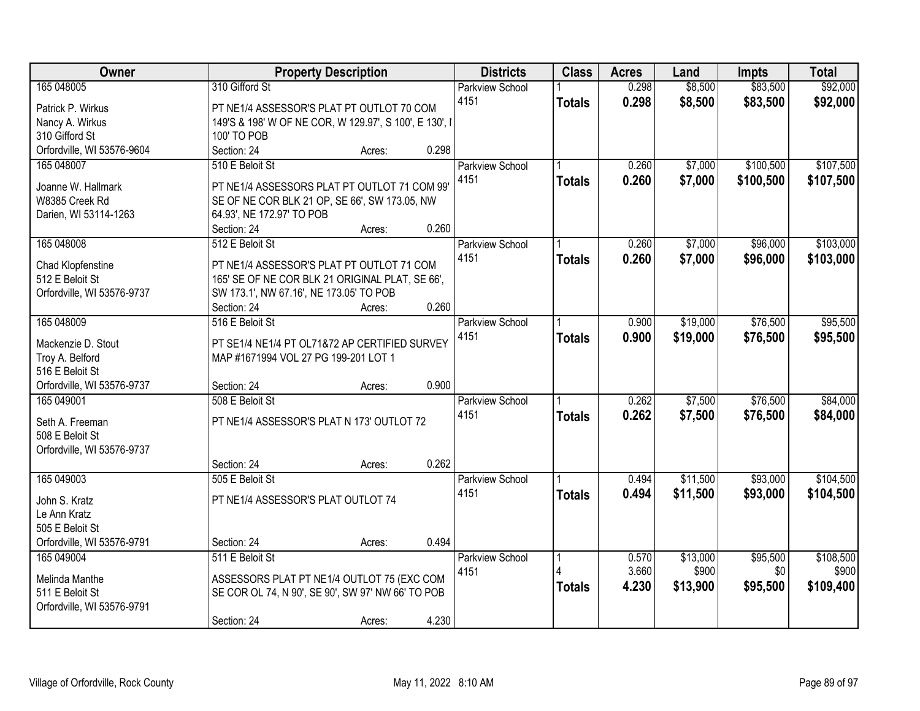| Owner | Property Description | Districts | Class | Acres | Land | Impts | Total |
|---|---|---|---|---|---|---|---|
| 165 048005<br>Patrick P. Wirkus<br>Nancy A. Wirkus<br>310 Gifford St<br>Orfordville, WI 53576-9604 | 310 Gifford St<br>PT NE1/4 ASSESSOR'S PLAT PT OUTLOT 70 COM 149'S & 198' W OF NE COR, W 129.97', S 100', E 130', N 100' TO POB<br>Section: 24 Acres: 0.298 | Parkview School 4151 | 1<br>**Totals** | 0.298<br>**0.298** | $8,500<br>**$8,500** | $83,500<br>**$83,500** | $92,000<br>**$92,000** |
| 165 048007<br>Joanne W. Hallmark<br>W8385 Creek Rd<br>Darien, WI 53114-1263 | 510 E Beloit St<br>PT NE1/4 ASSESSORS PLAT PT OUTLOT 71 COM 99' SE OF NE COR BLK 21 OP, SE 66', SW 173.05, NW 64.93', NE 172.97' TO POB<br>Section: 24 Acres: 0.260 | Parkview School 4151 | 1<br>**Totals** | 0.260<br>**0.260** | $7,000<br>**$7,000** | $100,500<br>**$100,500** | $107,500<br>**$107,500** |
| 165 048008<br>Chad Klopfenstine<br>512 E Beloit St<br>Orfordville, WI 53576-9737 | 512 E Beloit St<br>PT NE1/4 ASSESSOR'S PLAT PT OUTLOT 71 COM 165' SE OF NE COR BLK 21 ORIGINAL PLAT, SE 66', SW 173.1', NW 67.16', NE 173.05' TO POB<br>Section: 24 Acres: 0.260 | Parkview School 4151 | 1<br>**Totals** | 0.260<br>**0.260** | $7,000<br>**$7,000** | $96,000<br>**$96,000** | $103,000<br>**$103,000** |
| 165 048009<br>Mackenzie D. Stout<br>Troy A. Belford<br>516 E Beloit St<br>Orfordville, WI 53576-9737 | 516 E Beloit St<br>PT SE1/4 NE1/4 PT OL71&72 AP CERTIFIED SURVEY MAP #1671994 VOL 27 PG 199-201 LOT 1<br>Section: 24 Acres: 0.900 | Parkview School 4151 | 1<br>**Totals** | 0.900<br>**0.900** | $19,000<br>**$19,000** | $76,500<br>**$76,500** | $95,500<br>**$95,500** |
| 165 049001<br>Seth A. Freeman<br>508 E Beloit St<br>Orfordville, WI 53576-9737 | 508 E Beloit St<br>PT NE1/4 ASSESSOR'S PLAT N 173' OUTLOT 72<br>Section: 24 Acres: 0.262 | Parkview School 4151 | 1<br>**Totals** | 0.262<br>**0.262** | $7,500<br>**$7,500** | $76,500<br>**$76,500** | $84,000<br>**$84,000** |
| 165 049003<br>John S. Kratz<br>Le Ann Kratz<br>505 E Beloit St<br>Orfordville, WI 53576-9791 | 505 E Beloit St<br>PT NE1/4 ASSESSOR'S PLAT OUTLOT 74<br>Section: 24 Acres: 0.494 | Parkview School 4151 | 1<br>**Totals** | 0.494<br>**0.494** | $11,500<br>**$11,500** | $93,000<br>**$93,000** | $104,500<br>**$104,500** |
| 165 049004<br>Melinda Manthe<br>511 E Beloit St<br>Orfordville, WI 53576-9791 | 511 E Beloit St<br>ASSESSORS PLAT PT NE1/4 OUTLOT 75 (EXC COM SE COR OL 74, N 90', SE 90', SW 97' NW 66' TO POB<br>Section: 24 Acres: 4.230 | Parkview School 4151 | 1<br>4<br>**Totals** | 0.570<br>3.660<br>**4.230** | $13,000<br>$900<br>**$13,900** | $95,500<br>$0<br>**$95,500** | $108,500<br>$900<br>**$109,400** |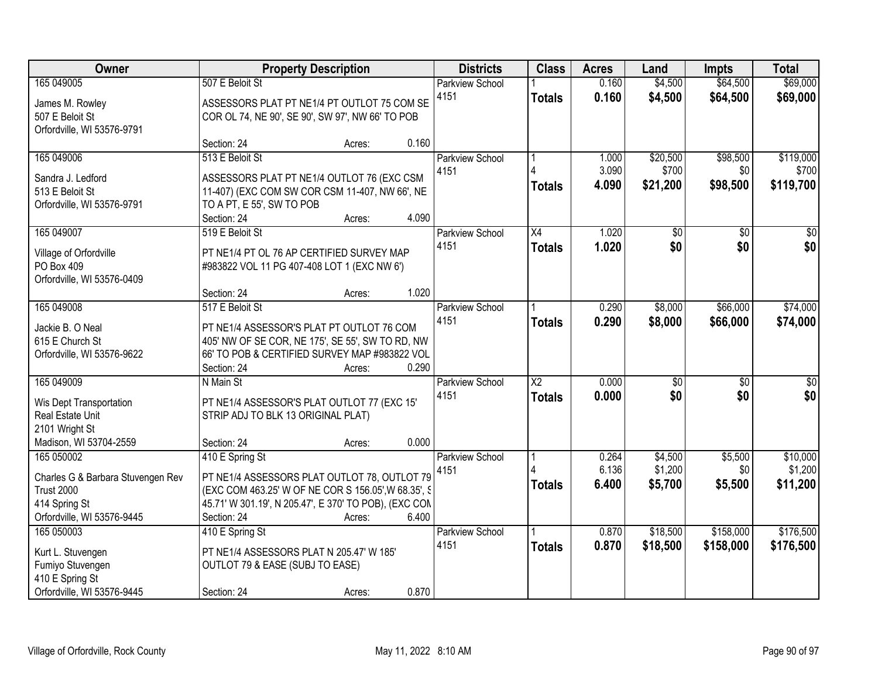| Owner | Property Description | Districts | Class | Acres | Land | Impts | Total |
|---|---|---|---|---|---|---|---|
| 165 049005<br>James M. Rowley<br>507 E Beloit St<br>Orfordville, WI 53576-9791 | 507 E Beloit St<br>ASSESSORS PLAT PT NE1/4 PT OUTLOT 75 COM SE COR OL 74, NE 90', SE 90', SW 97', NW 66' TO POB<br>Section: 24 Acres: 0.160 | Parkview School 4151 | 1<br>**Totals** | 0.160<br>**0.160** | $4,500<br>**$4,500** | $64,500<br>**$64,500** | $69,000<br>**$69,000** |
| 165 049006<br>Sandra J. Ledford<br>513 E Beloit St<br>Orfordville, WI 53576-9791 | 513 E Beloit St<br>ASSESSORS PLAT PT NE1/4 OUTLOT 76 (EXC CSM 11-407) (EXC COM SW COR CSM 11-407, NW 66', NE TO A PT, E 55', SW TO POB<br>Section: 24 Acres: 4.090 | Parkview School 4151 | 1<br>4<br>**Totals** | 1.000<br>3.090<br>**4.090** | $20,500<br>$700<br>**$21,200** | $98,500<br>$0<br>**$98,500** | $119,000<br>$700<br>**$119,700** |
| 165 049007<br>Village of Orfordville<br>PO Box 409<br>Orfordville, WI 53576-0409 | 519 E Beloit St<br>PT NE1/4 PT OL 76 AP CERTIFIED SURVEY MAP #983822 VOL 11 PG 407-408 LOT 1 (EXC NW 6')<br>Section: 24 Acres: 1.020 | Parkview School 4151 | X4<br>**Totals** | 1.020<br>**1.020** | $0<br>**$0** | $0<br>**$0** | $0<br>**$0** |
| 165 049008<br>Jackie B. O Neal<br>615 E Church St<br>Orfordville, WI 53576-9622 | 517 E Beloit St<br>PT NE1/4 ASSESSOR'S PLAT PT OUTLOT 76 COM 405' NW OF SE COR, NE 175', SE 55', SW TO RD, NW 66' TO POB & CERTIFIED SURVEY MAP #983822 VOL<br>Section: 24 Acres: 0.290 | Parkview School 4151 | 1<br>**Totals** | 0.290<br>**0.290** | $8,000<br>**$8,000** | $66,000<br>**$66,000** | $74,000<br>**$74,000** |
| 165 049009<br>Wis Dept Transportation<br>Real Estate Unit<br>2101 Wright St<br>Madison, WI 53704-2559 | N Main St<br>PT NE1/4 ASSESSOR'S PLAT OUTLOT 77 (EXC 15' STRIP ADJ TO BLK 13 ORIGINAL PLAT)<br>Section: 24 Acres: 0.000 | Parkview School 4151 | X2<br>**Totals** | 0.000<br>**0.000** | $0<br>**$0** | $0<br>**$0** | $0<br>**$0** |
| 165 050002<br>Charles G & Barbara Stuvengen Rev Trust 2000<br>414 Spring St<br>Orfordville, WI 53576-9445 | 410 E Spring St<br>PT NE1/4 ASSESSORS PLAT OUTLOT 78, OUTLOT 79 (EXC COM 463.25' W OF NE COR S 156.05',W 68.35', S 45.71' W 301.19', N 205.47', E 370' TO POB), (EXC COM<br>Section: 24 Acres: 6.400 | Parkview School 4151 | 1<br>4<br>**Totals** | 0.264<br>6.136<br>**6.400** | $4,500<br>$1,200<br>**$5,700** | $5,500<br>$0<br>**$5,500** | $10,000<br>$1,200<br>**$11,200** |
| 165 050003<br>Kurt L. Stuvengen<br>Fumiyo Stuvengen<br>410 E Spring St<br>Orfordville, WI 53576-9445 | 410 E Spring St<br>PT NE1/4 ASSESSORS PLAT N 205.47' W 185' OUTLOT 79 & EASE (SUBJ TO EASE)<br>Section: 24 Acres: 0.870 | Parkview School 4151 | 1<br>**Totals** | 0.870<br>**0.870** | $18,500<br>**$18,500** | $158,000<br>**$158,000** | $176,500<br>**$176,500** |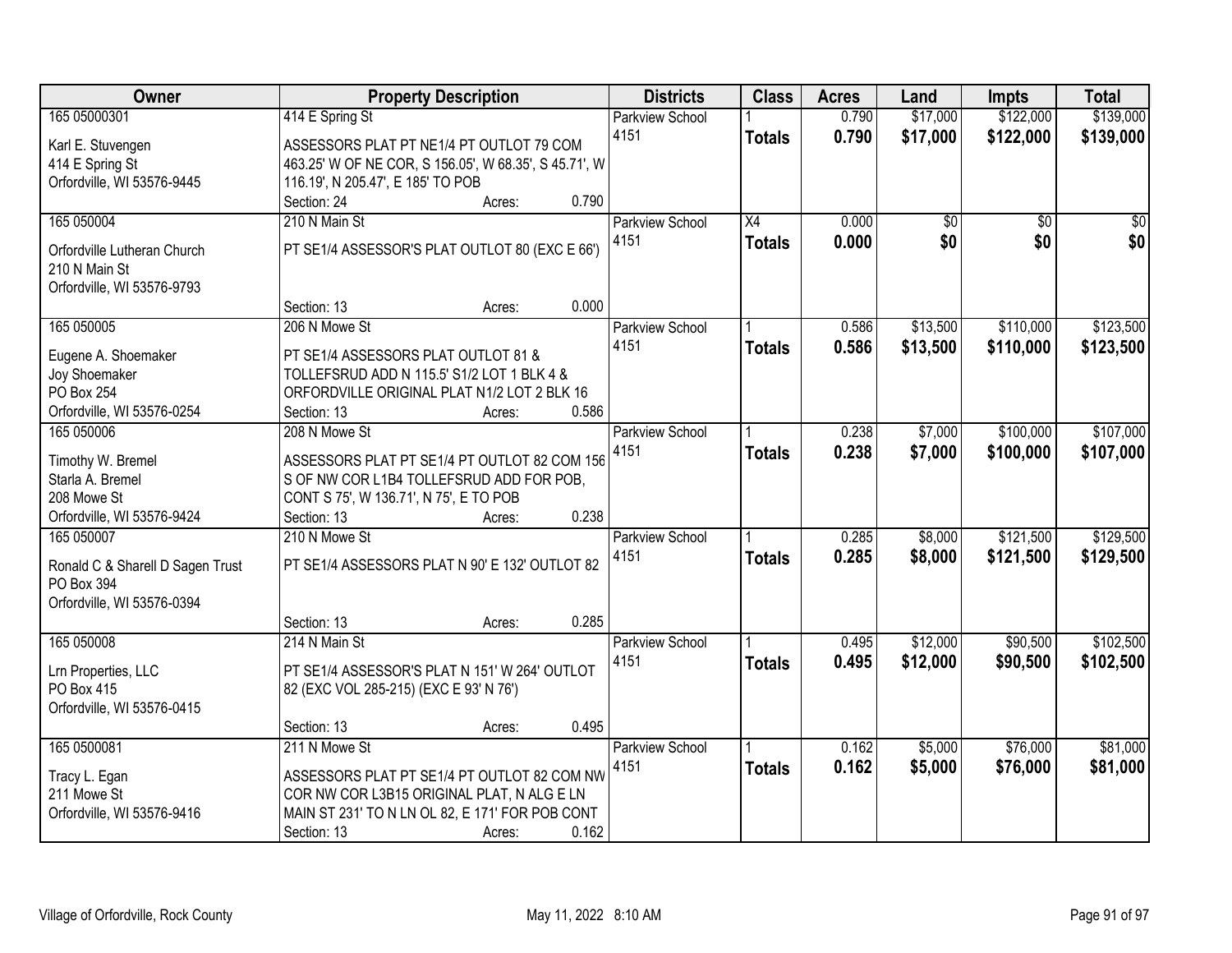| Owner | Property Description | Districts | Class | Acres | Land | Impts | Total |
|---|---|---|---|---|---|---|---|
| 165 05000301<br>Karl E. Stuvengen<br>414 E Spring St<br>Orfordville, WI 53576-9445 | 414 E Spring St<br>ASSESSORS PLAT PT NE1/4 PT OUTLOT 79 COM 463.25' W OF NE COR, S 156.05', W 68.35', S 45.71', W 116.19', N 205.47', E 185' TO POB<br>Section: 24 Acres: 0.790 | Parkview School 4151 | 1<br>**Totals** | 0.790<br>**0.790** | $17,000<br>**$17,000** | $122,000<br>**$122,000** | $139,000<br>**$139,000** |
| 165 050004<br>Orfordville Lutheran Church<br>210 N Main St<br>Orfordville, WI 53576-9793 | 210 N Main St<br>PT SE1/4 ASSESSOR'S PLAT OUTLOT 80 (EXC E 66')<br>Section: 13 Acres: 0.000 | Parkview School 4151 | X4<br>**Totals** | 0.000<br>**0.000** | $0<br>**$0** | $0<br>**$0** | $0<br>**$0** |
| 165 050005<br>Eugene A. Shoemaker<br>Joy Shoemaker<br>PO Box 254<br>Orfordville, WI 53576-0254 | 206 N Mowe St<br>PT SE1/4 ASSESSORS PLAT OUTLOT 81 & TOLLEFSRUD ADD N 115.5' S1/2 LOT 1 BLK 4 & ORFORDVILLE ORIGINAL PLAT N1/2 LOT 2 BLK 16<br>Section: 13 Acres: 0.586 | Parkview School 4151 | 1<br>**Totals** | 0.586<br>**0.586** | $13,500<br>**$13,500** | $110,000<br>**$110,000** | $123,500<br>**$123,500** |
| 165 050006<br>Timothy W. Bremel<br>Starla A. Bremel<br>208 Mowe St<br>Orfordville, WI 53576-9424 | 208 N Mowe St<br>ASSESSORS PLAT PT SE1/4 PT OUTLOT 82 COM 156 S OF NW COR L1B4 TOLLEFSRUD ADD FOR POB, CONT S 75', W 136.71', N 75', E TO POB<br>Section: 13 Acres: 0.238 | Parkview School 4151 | 1<br>**Totals** | 0.238<br>**0.238** | $7,000<br>**$7,000** | $100,000<br>**$100,000** | $107,000<br>**$107,000** |
| 165 050007<br>Ronald C & Sharell D Sagen Trust<br>PO Box 394<br>Orfordville, WI 53576-0394 | 210 N Mowe St<br>PT SE1/4 ASSESSORS PLAT N 90' E 132' OUTLOT 82<br>Section: 13 Acres: 0.285 | Parkview School 4151 | 1<br>**Totals** | 0.285<br>**0.285** | $8,000<br>**$8,000** | $121,500<br>**$121,500** | $129,500<br>**$129,500** |
| 165 050008<br>Lrn Properties, LLC<br>PO Box 415<br>Orfordville, WI 53576-0415 | 214 N Main St<br>PT SE1/4 ASSESSOR'S PLAT N 151' W 264' OUTLOT 82 (EXC VOL 285-215) (EXC E 93' N 76')<br>Section: 13 Acres: 0.495 | Parkview School 4151 | 1<br>**Totals** | 0.495<br>**0.495** | $12,000<br>**$12,000** | $90,500<br>**$90,500** | $102,500<br>**$102,500** |
| 165 0500081<br>Tracy L. Egan<br>211 Mowe St<br>Orfordville, WI 53576-9416 | 211 N Mowe St<br>ASSESSORS PLAT PT SE1/4 PT OUTLOT 82 COM NW COR NW COR L3B15 ORIGINAL PLAT, N ALG E LN MAIN ST 231' TO N LN OL 82, E 171' FOR POB CONT<br>Section: 13 Acres: 0.162 | Parkview School 4151 | 1<br>**Totals** | 0.162<br>**0.162** | $5,000<br>**$5,000** | $76,000<br>**$76,000** | $81,000<br>**$81,000** |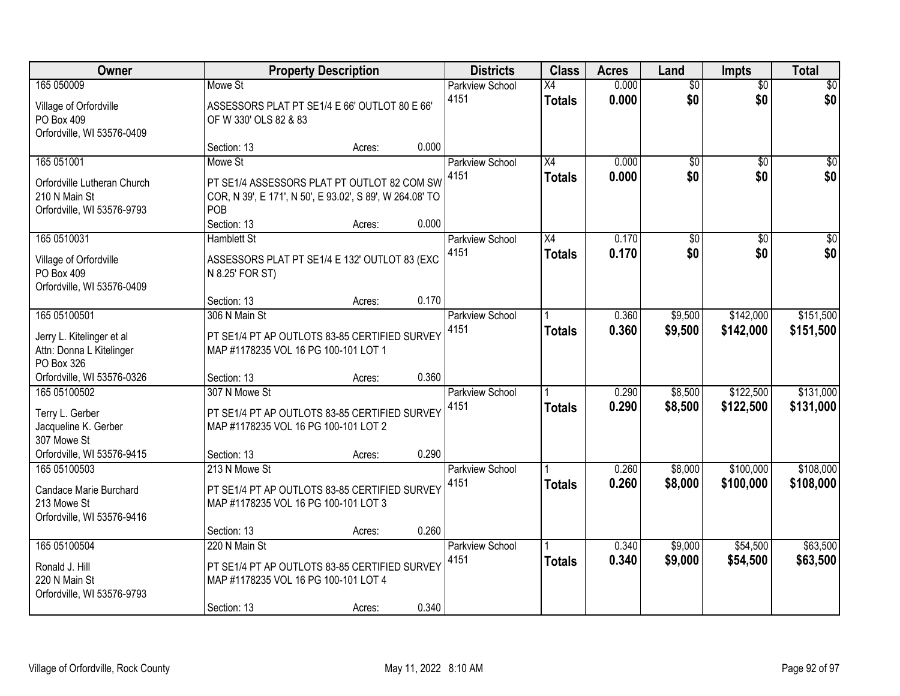| Owner | Property Description | | | Districts | Class | Acres | Land | Impts | Total |
|---|---|---|---|---|---|---|---|---|---|
| 165 050009 | Mowe St | | | Parkview School | X4 | 0.000 | $0 | $0 | $0 |
| Village of Orfordville<br>PO Box 409<br>Orfordville, WI 53576-0409 | ASSESSORS PLAT PT SE1/4 E 66' OUTLOT 80 E 66' OF W 330' OLS 82 & 83 | | | 4151 | **Totals** | **0.000** | **$0** | **$0** | **$0** |
| | Section: 13 | Acres: | 0.000 | | | | | | |
| 165 051001 | Mowe St | | | Parkview School | X4 | 0.000 | $0 | $0 | $0 |
| Orfordville Lutheran Church<br>210 N Main St<br>Orfordville, WI 53576-9793 | PT SE1/4 ASSESSORS PLAT PT OUTLOT 82 COM SW COR, N 39', E 171', N 50', E 93.02', S 89', W 264.08' TO POB | | | 4151 | **Totals** | **0.000** | **$0** | **$0** | **$0** |
| | Section: 13 | Acres: | 0.000 | | | | | | |
| 165 0510031 | Hamblett St | | | Parkview School | X4 | 0.170 | $0 | $0 | $0 |
| Village of Orfordville<br>PO Box 409<br>Orfordville, WI 53576-0409 | ASSESSORS PLAT PT SE1/4 E 132' OUTLOT 83 (EXC N 8.25' FOR ST) | | | 4151 | **Totals** | **0.170** | **$0** | **$0** | **$0** |
| | Section: 13 | Acres: | 0.170 | | | | | | |
| 165 05100501 | 306 N Main St | | | Parkview School | 1 | 0.360 | $9,500 | $142,000 | $151,500 |
| Jerry L. Kitelinger et al<br>Attn: Donna L Kitelinger<br>PO Box 326<br>Orfordville, WI 53576-0326 | PT SE1/4 PT AP OUTLOTS 83-85 CERTIFIED SURVEY MAP #1178235 VOL 16 PG 100-101 LOT 1 | | | 4151 | **Totals** | **0.360** | **$9,500** | **$142,000** | **$151,500** |
| | Section: 13 | Acres: | 0.360 | | | | | | |
| 165 05100502 | 307 N Mowe St | | | Parkview School | 1 | 0.290 | $8,500 | $122,500 | $131,000 |
| Terry L. Gerber<br>Jacqueline K. Gerber<br>307 Mowe St<br>Orfordville, WI 53576-9415 | PT SE1/4 PT AP OUTLOTS 83-85 CERTIFIED SURVEY MAP #1178235 VOL 16 PG 100-101 LOT 2 | | | 4151 | **Totals** | **0.290** | **$8,500** | **$122,500** | **$131,000** |
| | Section: 13 | Acres: | 0.290 | | | | | | |
| 165 05100503 | 213 N Mowe St | | | Parkview School | 1 | 0.260 | $8,000 | $100,000 | $108,000 |
| Candace Marie Burchard<br>213 Mowe St<br>Orfordville, WI 53576-9416 | PT SE1/4 PT AP OUTLOTS 83-85 CERTIFIED SURVEY MAP #1178235 VOL 16 PG 100-101 LOT 3 | | | 4151 | **Totals** | **0.260** | **$8,000** | **$100,000** | **$108,000** |
| | Section: 13 | Acres: | 0.260 | | | | | | |
| 165 05100504 | 220 N Main St | | | Parkview School | 1 | 0.340 | $9,000 | $54,500 | $63,500 |
| Ronald J. Hill<br>220 N Main St<br>Orfordville, WI 53576-9793 | PT SE1/4 PT AP OUTLOTS 83-85 CERTIFIED SURVEY MAP #1178235 VOL 16 PG 100-101 LOT 4 | | | 4151 | **Totals** | **0.340** | **$9,000** | **$54,500** | **$63,500** |
| | Section: 13 | Acres: | 0.340 | | | | | | |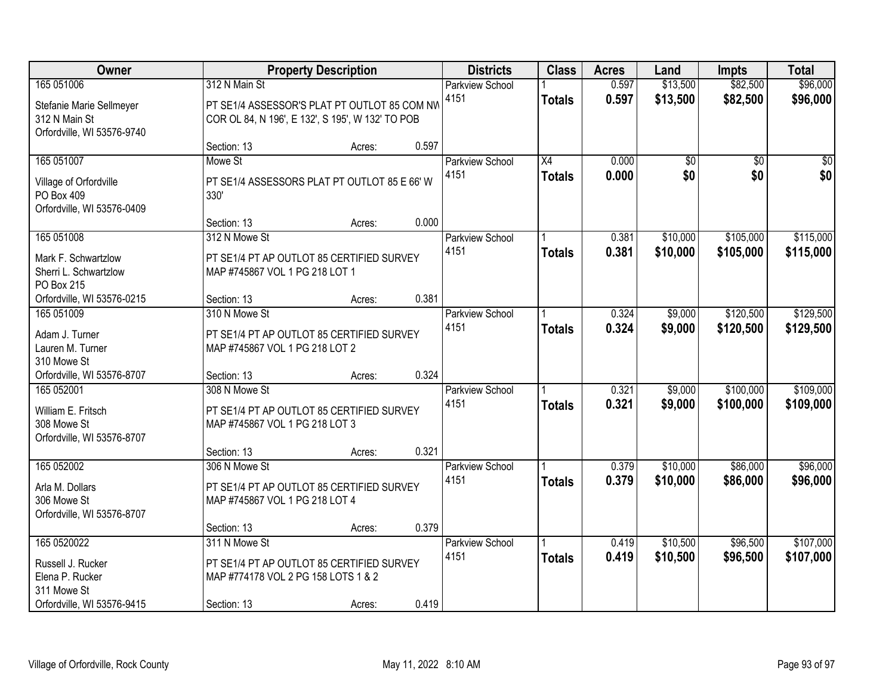| Owner | Property Description | Districts | Class | Acres | Land | Impts | Total |
|---|---|---|---|---|---|---|---|
| 165 051006<br>Stefanie Marie Sellmeyer<br>312 N Main St<br>Orfordville, WI 53576-9740 | 312 N Main St<br>PT SE1/4 ASSESSOR'S PLAT PT OUTLOT 85 COM NW COR OL 84, N 196', E 132', S 195', W 132' TO POB<br>Section: 13 Acres: 0.597 | Parkview School 4151 | 1<br>**Totals** | 0.597<br>**0.597** | $13,500<br>**$13,500** | $82,500<br>**$82,500** | $96,000<br>**$96,000** |
| 165 051007<br>Village of Orfordville<br>PO Box 409<br>Orfordville, WI 53576-0409 | Mowe St<br>PT SE1/4 ASSESSORS PLAT PT OUTLOT 85 E 66' W 330'<br>Section: 13 Acres: 0.000 | Parkview School 4151 | X4<br>**Totals** | 0.000<br>**0.000** | $0<br>**$0** | $0<br>**$0** | $0<br>**$0** |
| 165 051008<br>Mark F. Schwartzlow<br>Sherri L. Schwartzlow<br>PO Box 215<br>Orfordville, WI 53576-0215 | 312 N Mowe St<br>PT SE1/4 PT AP OUTLOT 85 CERTIFIED SURVEY MAP #745867 VOL 1 PG 218 LOT 1<br>Section: 13 Acres: 0.381 | Parkview School 4151 | 1<br>**Totals** | 0.381<br>**0.381** | $10,000<br>**$10,000** | $105,000<br>**$105,000** | $115,000<br>**$115,000** |
| 165 051009<br>Adam J. Turner<br>Lauren M. Turner<br>310 Mowe St<br>Orfordville, WI 53576-8707 | 310 N Mowe St<br>PT SE1/4 PT AP OUTLOT 85 CERTIFIED SURVEY MAP #745867 VOL 1 PG 218 LOT 2<br>Section: 13 Acres: 0.324 | Parkview School 4151 | 1<br>**Totals** | 0.324<br>**0.324** | $9,000<br>**$9,000** | $120,500<br>**$120,500** | $129,500<br>**$129,500** |
| 165 052001<br>William E. Fritsch<br>308 Mowe St<br>Orfordville, WI 53576-8707 | 308 N Mowe St<br>PT SE1/4 PT AP OUTLOT 85 CERTIFIED SURVEY MAP #745867 VOL 1 PG 218 LOT 3<br>Section: 13 Acres: 0.321 | Parkview School 4151 | 1<br>**Totals** | 0.321<br>**0.321** | $9,000<br>**$9,000** | $100,000<br>**$100,000** | $109,000<br>**$109,000** |
| 165 052002<br>Arla M. Dollars<br>306 Mowe St<br>Orfordville, WI 53576-8707 | 306 N Mowe St<br>PT SE1/4 PT AP OUTLOT 85 CERTIFIED SURVEY MAP #745867 VOL 1 PG 218 LOT 4<br>Section: 13 Acres: 0.379 | Parkview School 4151 | 1<br>**Totals** | 0.379<br>**0.379** | $10,000<br>**$10,000** | $86,000<br>**$86,000** | $96,000<br>**$96,000** |
| 165 0520022<br>Russell J. Rucker<br>Elena P. Rucker<br>311 Mowe St<br>Orfordville, WI 53576-9415 | 311 N Mowe St<br>PT SE1/4 PT AP OUTLOT 85 CERTIFIED SURVEY MAP #774178 VOL 2 PG 158 LOTS 1 & 2<br>Section: 13 Acres: 0.419 | Parkview School 4151 | 1<br>**Totals** | 0.419<br>**0.419** | $10,500<br>**$10,500** | $96,500<br>**$96,500** | $107,000<br>**$107,000** |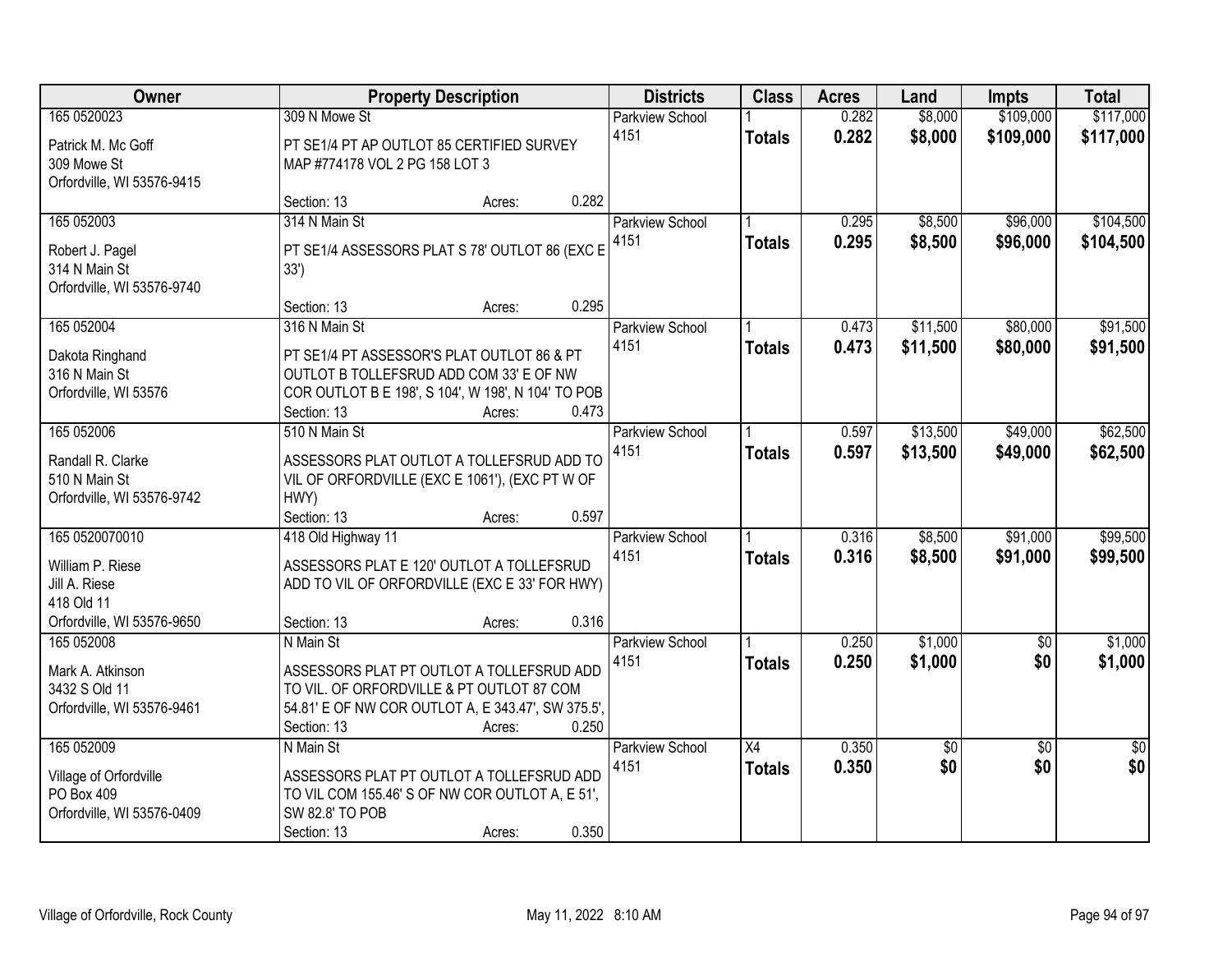| Owner | Property Description | Districts | Class | Acres | Land | Impts | Total |
|---|---|---|---|---|---|---|---|
| 165 0520023<br>Patrick M. Mc Goff<br>309 Mowe St<br>Orfordville, WI 53576-9415 | 309 N Mowe St<br>PT SE1/4 PT AP OUTLOT 85 CERTIFIED SURVEY MAP #774178 VOL 2 PG 158 LOT 3<br>Section: 13 Acres: 0.282 | Parkview School 4151 | 1<br>**Totals** | 0.282<br>**0.282** | $8,000<br>**$8,000** | $109,000<br>**$109,000** | $117,000<br>**$117,000** |
| 165 052003<br>Robert J. Pagel<br>314 N Main St<br>Orfordville, WI 53576-9740 | 314 N Main St<br>PT SE1/4 ASSESSORS PLAT S 78' OUTLOT 86 (EXC E 33')<br>Section: 13 Acres: 0.295 | Parkview School 4151 | 1<br>**Totals** | 0.295<br>**0.295** | $8,500<br>**$8,500** | $96,000<br>**$96,000** | $104,500<br>**$104,500** |
| 165 052004<br>Dakota Ringhand<br>316 N Main St<br>Orfordville, WI 53576 | 316 N Main St<br>PT SE1/4 PT ASSESSOR'S PLAT OUTLOT 86 & PT OUTLOT B TOLLEFSRUD ADD COM 33' E OF NW COR OUTLOT B E 198', S 104', W 198', N 104' TO POB<br>Section: 13 Acres: 0.473 | Parkview School 4151 | 1<br>**Totals** | 0.473<br>**0.473** | $11,500<br>**$11,500** | $80,000<br>**$80,000** | $91,500<br>**$91,500** |
| 165 052006<br>Randall R. Clarke<br>510 N Main St<br>Orfordville, WI 53576-9742 | 510 N Main St<br>ASSESSORS PLAT OUTLOT A TOLLEFSRUD ADD TO VIL OF ORFORDVILLE (EXC E 1061'), (EXC PT W OF HWY)<br>Section: 13 Acres: 0.597 | Parkview School 4151 | 1<br>**Totals** | 0.597<br>**0.597** | $13,500<br>**$13,500** | $49,000<br>**$49,000** | $62,500<br>**$62,500** |
| 165 0520070010<br>William P. Riese<br>Jill A. Riese<br>418 Old 11<br>Orfordville, WI 53576-9650 | 418 Old Highway 11<br>ASSESSORS PLAT E 120' OUTLOT A TOLLEFSRUD ADD TO VIL OF ORFORDVILLE (EXC E 33' FOR HWY)<br>Section: 13 Acres: 0.316 | Parkview School 4151 | 1<br>**Totals** | 0.316<br>**0.316** | $8,500<br>**$8,500** | $91,000<br>**$91,000** | $99,500<br>**$99,500** |
| 165 052008<br>Mark A. Atkinson<br>3432 S Old 11<br>Orfordville, WI 53576-9461 | N Main St<br>ASSESSORS PLAT PT OUTLOT A TOLLEFSRUD ADD TO VIL. OF ORFORDVILLE & PT OUTLOT 87 COM 54.81' E OF NW COR OUTLOT A, E 343.47', SW 375.5',<br>Section: 13 Acres: 0.250 | Parkview School 4151 | 1<br>**Totals** | 0.250<br>**0.250** | $1,000<br>**$1,000** | $0<br>**$0** | $1,000<br>**$1,000** |
| 165 052009<br>Village of Orfordville<br>PO Box 409<br>Orfordville, WI 53576-0409 | N Main St<br>ASSESSORS PLAT PT OUTLOT A TOLLEFSRUD ADD TO VIL COM 155.46' S OF NW COR OUTLOT A, E 51', SW 82.8' TO POB<br>Section: 13 Acres: 0.350 | Parkview School 4151 | X4<br>**Totals** | 0.350<br>**0.350** | $0<br>**$0** | $0<br>**$0** | $0<br>**$0** |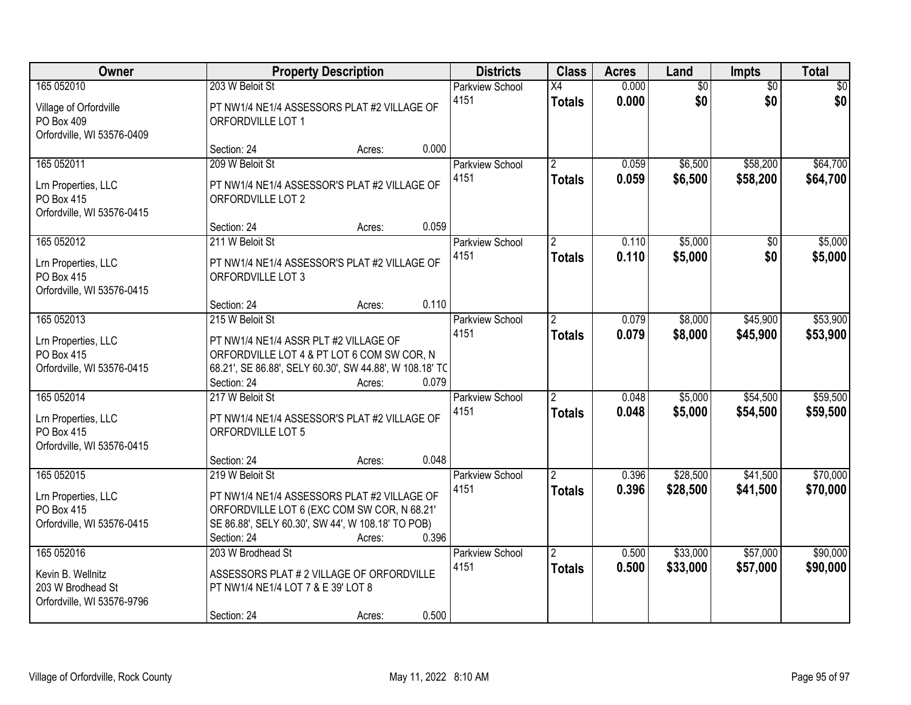| Owner | Property Description | Districts | Class | Acres | Land | Impts | Total |
|---|---|---|---|---|---|---|---|
| 165 052010<br>Village of Orfordville<br>PO Box 409<br>Orfordville, WI 53576-0409 | 203 W Beloit St<br>PT NW1/4 NE1/4 ASSESSORS PLAT #2 VILLAGE OF ORFORDVILLE LOT 1<br>Section: 24 Acres: 0.000 | Parkview School 4151 | X4<br>**Totals** | 0.000<br>**0.000** | $0<br>**$0** | $0<br>**$0** | $0<br>**$0** |
| 165 052011<br>Lrn Properties, LLC<br>PO Box 415<br>Orfordville, WI 53576-0415 | 209 W Beloit St<br>PT NW1/4 NE1/4 ASSESSOR'S PLAT #2 VILLAGE OF ORFORDVILLE LOT 2<br>Section: 24 Acres: 0.059 | Parkview School 4151 | 2<br>**Totals** | 0.059<br>**0.059** | $6,500<br>**$6,500** | $58,200<br>**$58,200** | $64,700<br>**$64,700** |
| 165 052012<br>Lrn Properties, LLC<br>PO Box 415<br>Orfordville, WI 53576-0415 | 211 W Beloit St<br>PT NW1/4 NE1/4 ASSESSOR'S PLAT #2 VILLAGE OF ORFORDVILLE LOT 3<br>Section: 24 Acres: 0.110 | Parkview School 4151 | 2<br>**Totals** | 0.110<br>**0.110** | $5,000<br>**$5,000** | $0<br>**$0** | $5,000<br>**$5,000** |
| 165 052013<br>Lrn Properties, LLC<br>PO Box 415<br>Orfordville, WI 53576-0415 | 215 W Beloit St<br>PT NW1/4 NE1/4 ASSR PLT #2 VILLAGE OF ORFORDVILLE LOT 4 & PT LOT 6 COM SW COR, N 68.21', SE 86.88', SELY 60.30', SW 44.88', W 108.18' TC<br>Section: 24 Acres: 0.079 | Parkview School 4151 | 2<br>**Totals** | 0.079<br>**0.079** | $8,000<br>**$8,000** | $45,900<br>**$45,900** | $53,900<br>**$53,900** |
| 165 052014<br>Lrn Properties, LLC<br>PO Box 415<br>Orfordville, WI 53576-0415 | 217 W Beloit St<br>PT NW1/4 NE1/4 ASSESSOR'S PLAT #2 VILLAGE OF ORFORDVILLE LOT 5<br>Section: 24 Acres: 0.048 | Parkview School 4151 | 2<br>**Totals** | 0.048<br>**0.048** | $5,000<br>**$5,000** | $54,500<br>**$54,500** | $59,500<br>**$59,500** |
| 165 052015<br>Lrn Properties, LLC<br>PO Box 415<br>Orfordville, WI 53576-0415 | 219 W Beloit St<br>PT NW1/4 NE1/4 ASSESSORS PLAT #2 VILLAGE OF ORFORDVILLE LOT 6 (EXC COM SW COR, N 68.21' SE 86.88', SELY 60.30', SW 44', W 108.18' TO POB)<br>Section: 24 Acres: 0.396 | Parkview School 4151 | 2<br>**Totals** | 0.396<br>**0.396** | $28,500<br>**$28,500** | $41,500<br>**$41,500** | $70,000<br>**$70,000** |
| 165 052016<br>Kevin B. Wellnitz<br>203 W Brodhead St<br>Orfordville, WI 53576-9796 | 203 W Brodhead St<br>ASSESSORS PLAT # 2 VILLAGE OF ORFORDVILLE PT NW1/4 NE1/4 LOT 7 & E 39' LOT 8<br>Section: 24 Acres: 0.500 | Parkview School 4151 | 2<br>**Totals** | 0.500<br>**0.500** | $33,000<br>**$33,000** | $57,000<br>**$57,000** | $90,000<br>**$90,000** |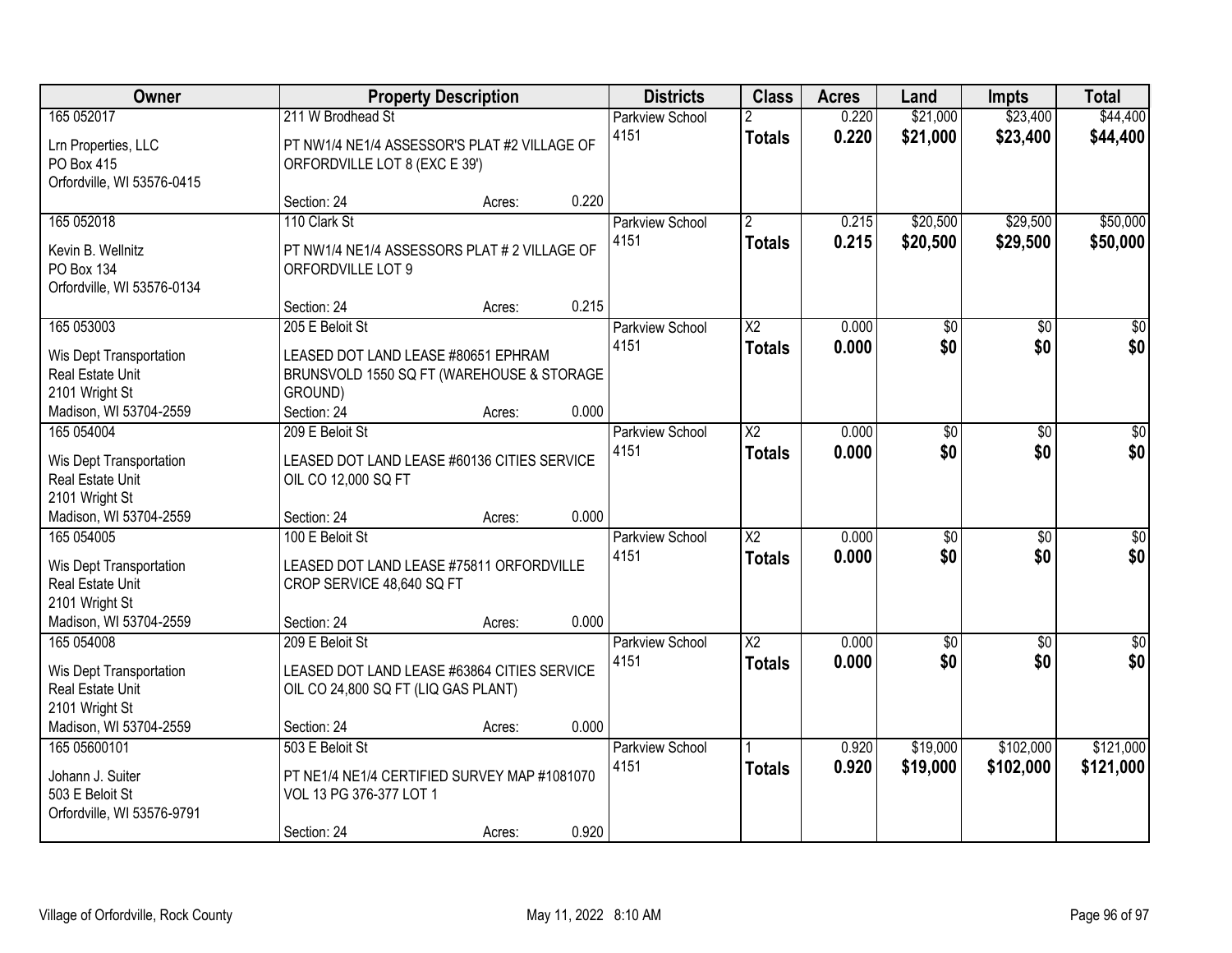| Owner | Property Description | | | Districts | Class | Acres | Land | Impts | Total |
|---|---|---|---|---|---|---|---|---|---|
| 165 052017<br>Lrn Properties, LLC<br>PO Box 415<br>Orfordville, WI 53576-0415 | 211 W Brodhead St<br>PT NW1/4 NE1/4 ASSESSOR'S PLAT #2 VILLAGE OF ORFORDVILLE LOT 8 (EXC E 39')<br>Section: 24 | Acres: | 0.220 | Parkview School 4151 | 2<br>**Totals** | 0.220<br>**0.220** | $21,000<br>**$21,000** | $23,400<br>**$23,400** | $44,400<br>**$44,400** |
| 165 052018<br>Kevin B. Wellnitz<br>PO Box 134<br>Orfordville, WI 53576-0134 | 110 Clark St<br>PT NW1/4 NE1/4 ASSESSORS PLAT # 2 VILLAGE OF ORFORDVILLE LOT 9<br>Section: 24 | Acres: | 0.215 | Parkview School 4151 | 2<br>**Totals** | 0.215<br>**0.215** | $20,500<br>**$20,500** | $29,500<br>**$29,500** | $50,000<br>**$50,000** |
| 165 053003<br>Wis Dept Transportation<br>Real Estate Unit<br>2101 Wright St<br>Madison, WI 53704-2559 | 205 E Beloit St<br>LEASED DOT LAND LEASE #80651 EPHRAM BRUNSVOLD 1550 SQ FT (WAREHOUSE & STORAGE GROUND)<br>Section: 24 | Acres: | 0.000 | Parkview School 4151 | X2<br>**Totals** | 0.000<br>**0.000** | $0<br>**$0** | $0<br>**$0** | $0<br>**$0** |
| 165 054004<br>Wis Dept Transportation<br>Real Estate Unit<br>2101 Wright St<br>Madison, WI 53704-2559 | 209 E Beloit St<br>LEASED DOT LAND LEASE #60136 CITIES SERVICE OIL CO 12,000 SQ FT<br>Section: 24 | Acres: | 0.000 | Parkview School 4151 | X2<br>**Totals** | 0.000<br>**0.000** | $0<br>**$0** | $0<br>**$0** | $0<br>**$0** |
| 165 054005<br>Wis Dept Transportation<br>Real Estate Unit<br>2101 Wright St<br>Madison, WI 53704-2559 | 100 E Beloit St<br>LEASED DOT LAND LEASE #75811 ORFORDVILLE CROP SERVICE 48,640 SQ FT<br>Section: 24 | Acres: | 0.000 | Parkview School 4151 | X2<br>**Totals** | 0.000<br>**0.000** | $0<br>**$0** | $0<br>**$0** | $0<br>**$0** |
| 165 054008<br>Wis Dept Transportation<br>Real Estate Unit<br>2101 Wright St<br>Madison, WI 53704-2559 | 209 E Beloit St<br>LEASED DOT LAND LEASE #63864 CITIES SERVICE OIL CO 24,800 SQ FT (LIQ GAS PLANT)<br>Section: 24 | Acres: | 0.000 | Parkview School 4151 | X2<br>**Totals** | 0.000<br>**0.000** | $0<br>**$0** | $0<br>**$0** | $0<br>**$0** |
| 165 05600101<br>Johann J. Suiter<br>503 E Beloit St<br>Orfordville, WI 53576-9791 | 503 E Beloit St<br>PT NE1/4 NE1/4 CERTIFIED SURVEY MAP #1081070 VOL 13 PG 376-377 LOT 1<br>Section: 24 | Acres: | 0.920 | Parkview School 4151 | 1<br>**Totals** | 0.920<br>**0.920** | $19,000<br>**$19,000** | $102,000<br>**$102,000** | $121,000<br>**$121,000** |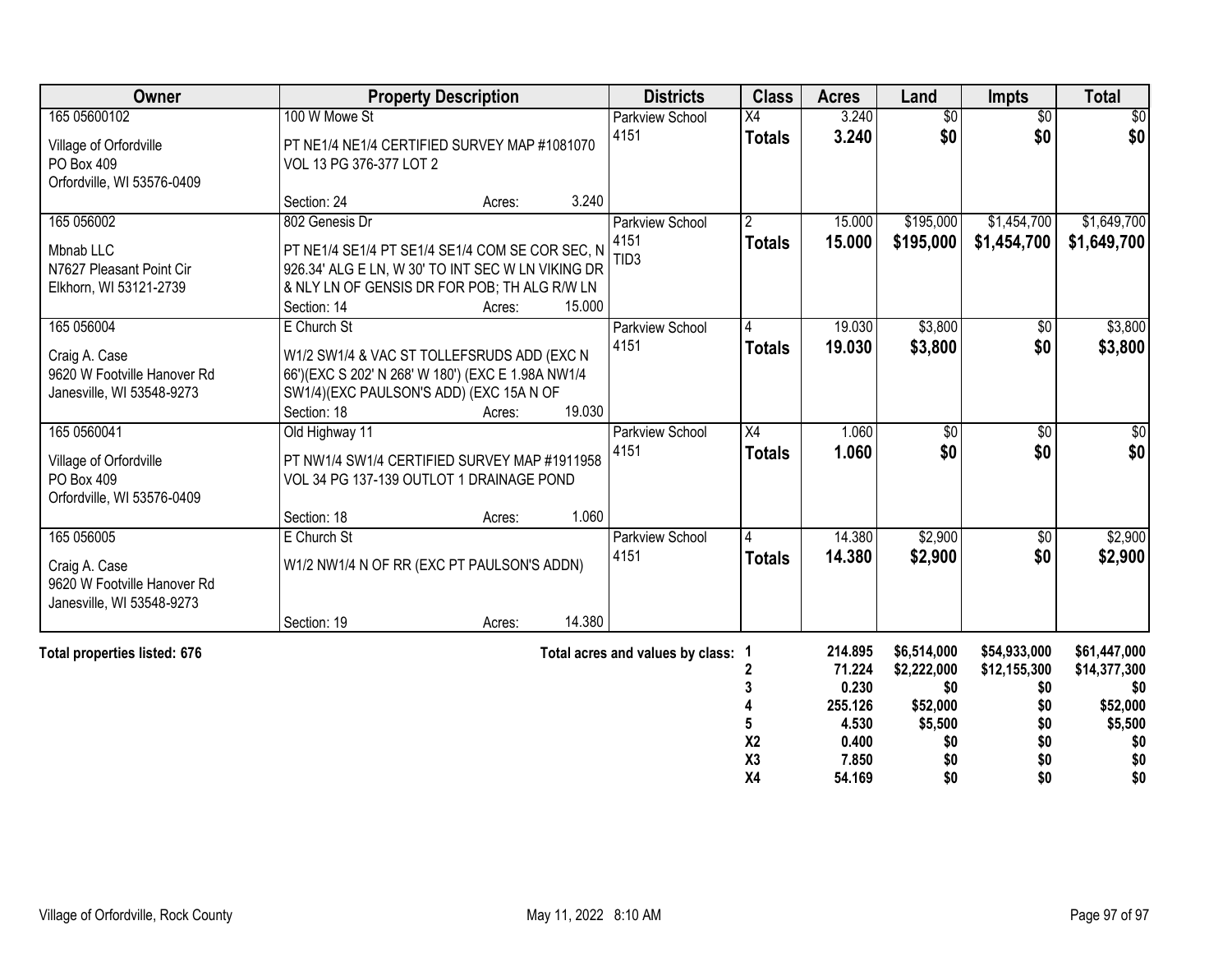| Owner | Property Description | Districts | Class | Acres | Land | Impts | Total |
|---|---|---|---|---|---|---|---|
| 165 05600102<br>Village of Orfordville<br>PO Box 409<br>Orfordville, WI 53576-0409 | 100 W Mowe St<br>PT NE1/4 NE1/4 CERTIFIED SURVEY MAP #1081070 VOL 13 PG 376-377 LOT 2<br>Section: 24 Acres: 3.240 | Parkview School 4151 | X4<br>**Totals** | 3.240<br>**3.240** | $0<br>**$0** | $0<br>**$0** | $0<br>**$0** |
| 165 056002<br>Mbnab LLC<br>N7627 Pleasant Point Cir<br>Elkhorn, WI 53121-2739 | 802 Genesis Dr<br>PT NE1/4 SE1/4 PT SE1/4 SE1/4 COM SE COR SEC, N 926.34' ALG E LN, W 30' TO INT SEC W LN VIKING DR & NLY LN OF GENSIS DR FOR POB; TH ALG R/W LN<br>Section: 14 Acres: 15.000 | Parkview School 4151<br>TID3 | 2<br>**Totals** | 15.000<br>**15.000** | $195,000<br>**$195,000** | $1,454,700<br>**$1,454,700** | $1,649,700<br>**$1,649,700** |
| 165 056004<br>Craig A. Case<br>9620 W Footville Hanover Rd<br>Janesville, WI 53548-9273 | E Church St<br>W1/2 SW1/4 & VAC ST TOLLEFSRUDS ADD (EXC N 66')(EXC S 202' N 268' W 180') (EXC E 1.98A NW1/4 SW1/4)(EXC PAULSON'S ADD) (EXC 15A N OF<br>Section: 18 Acres: 19.030 | Parkview School 4151 | 4<br>**Totals** | 19.030<br>**19.030** | $3,800<br>**$3,800** | $0<br>**$0** | $3,800<br>**$3,800** |
| 165 0560041<br>Village of Orfordville<br>PO Box 409<br>Orfordville, WI 53576-0409 | Old Highway 11<br>PT NW1/4 SW1/4 CERTIFIED SURVEY MAP #1911958 VOL 34 PG 137-139 OUTLOT 1 DRAINAGE POND<br>Section: 18 Acres: 1.060 | Parkview School 4151 | X4<br>**Totals** | 1.060<br>**1.060** | $0<br>**$0** | $0<br>**$0** | $0<br>**$0** |
| 165 056005<br>Craig A. Case<br>9620 W Footville Hanover Rd<br>Janesville, WI 53548-9273 | E Church St<br>W1/2 NW1/4 N OF RR (EXC PT PAULSON'S ADDN)<br>Section: 19 Acres: 14.380 | Parkview School 4151 | 4<br>**Totals** | 14.380<br>**14.380** | $2,900<br>**$2,900** | $0<br>**$0** | $2,900<br>**$2,900** |

**Total properties listed: 676**

**Total acres and values by class:**

| Class | Acres | Land | Impts | Total |
|---|---|---|---|---|
| 1 | 214.895 | $6,514,000 | $54,933,000 | $61,447,000 |
| 2 | 71.224 | $2,222,000 | $12,155,300 | $14,377,300 |
| 3 | 0.230 | $0 | $0 | $0 |
| 4 | 255.126 | $52,000 | $0 | $52,000 |
| 5 | 4.530 | $5,500 | $0 | $5,500 |
| X2 | 0.400 | $0 | $0 | $0 |
| X3 | 7.850 | $0 | $0 | $0 |
| X4 | 54.169 | $0 | $0 | $0 |